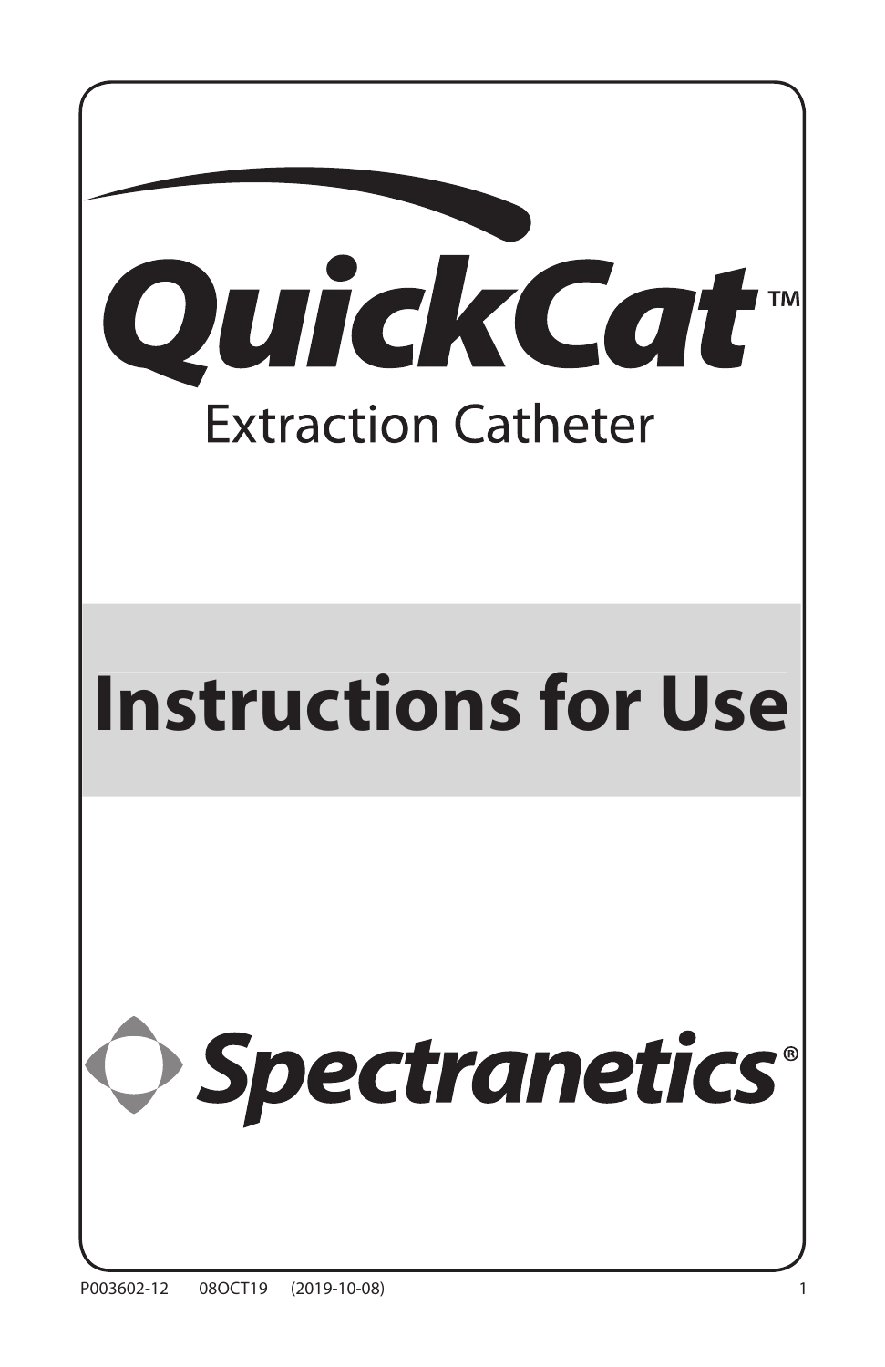# QuickCat™

## Extraction Catheter

# Instructions for Use

Spectranetics®

P003602-12 08OCT19 (2019-10-08)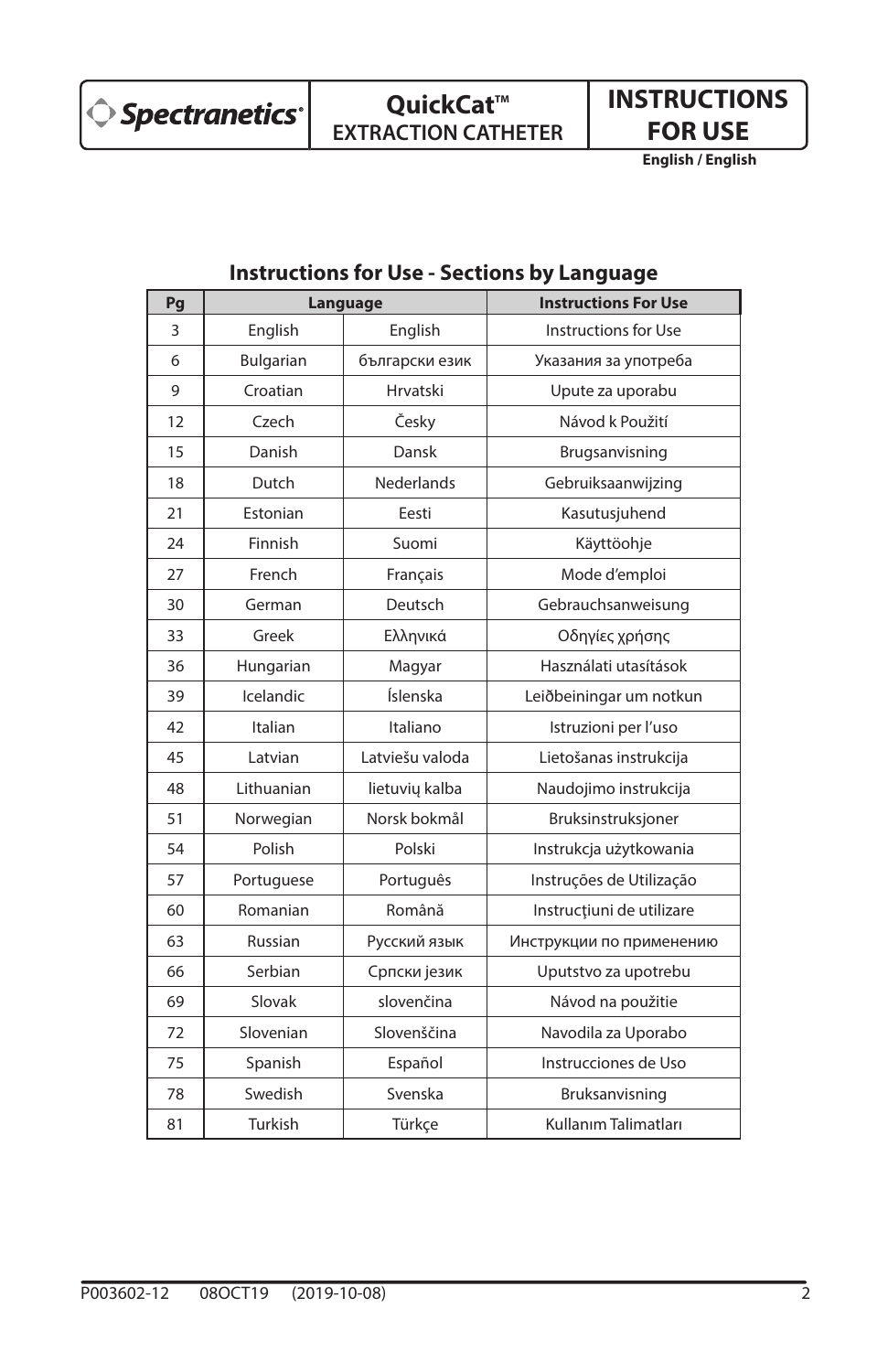Spectranetics

**QuickCat™**
**EXTRACTION CATHETER**

**INSTRUCTIONS FOR USE**
**English / English**

## Instructions for Use - Sections by Language

| Pg | Language | | Instructions For Use |
|---|---|---|---|
| 3 | English | English | Instructions for Use |
| 6 | Bulgarian | български език | Указания за употреба |
| 9 | Croatian | Hrvatski | Upute za uporabu |
| 12 | Czech | Česky | Návod k Použití |
| 15 | Danish | Dansk | Brugsanvisning |
| 18 | Dutch | Nederlands | Gebruiksaanwijzing |
| 21 | Estonian | Eesti | Kasutusjuhend |
| 24 | Finnish | Suomi | Käyttöohje |
| 27 | French | Français | Mode d'emploi |
| 30 | German | Deutsch | Gebrauchsanweisung |
| 33 | Greek | Ελληνικά | Οδηγίες χρήσης |
| 36 | Hungarian | Magyar | Használati utasítások |
| 39 | Icelandic | Íslenska | Leiðbeiningar um notkun |
| 42 | Italian | Italiano | Istruzioni per l'uso |
| 45 | Latvian | Latviešu valoda | Lietošanas instrukcija |
| 48 | Lithuanian | lietuvių kalba | Naudojimo instrukcija |
| 51 | Norwegian | Norsk bokmål | Bruksinstruksjoner |
| 54 | Polish | Polski | Instrukcja użytkowania |
| 57 | Portuguese | Português | Instruções de Utilização |
| 60 | Romanian | Română | Instrucţiuni de utilizare |
| 63 | Russian | Русский язык | Инструкции по применению |
| 66 | Serbian | Српски језик | Uputstvo za upotrebu |
| 69 | Slovak | slovenčina | Návod na použitie |
| 72 | Slovenian | Slovenščina | Navodila za Uporabo |
| 75 | Spanish | Español | Instrucciones de Uso |
| 78 | Swedish | Svenska | Bruksanvisning |
| 81 | Turkish | Türkçe | Kullanım Talimatları |

P003602-12 08OCT19 (2019-10-08)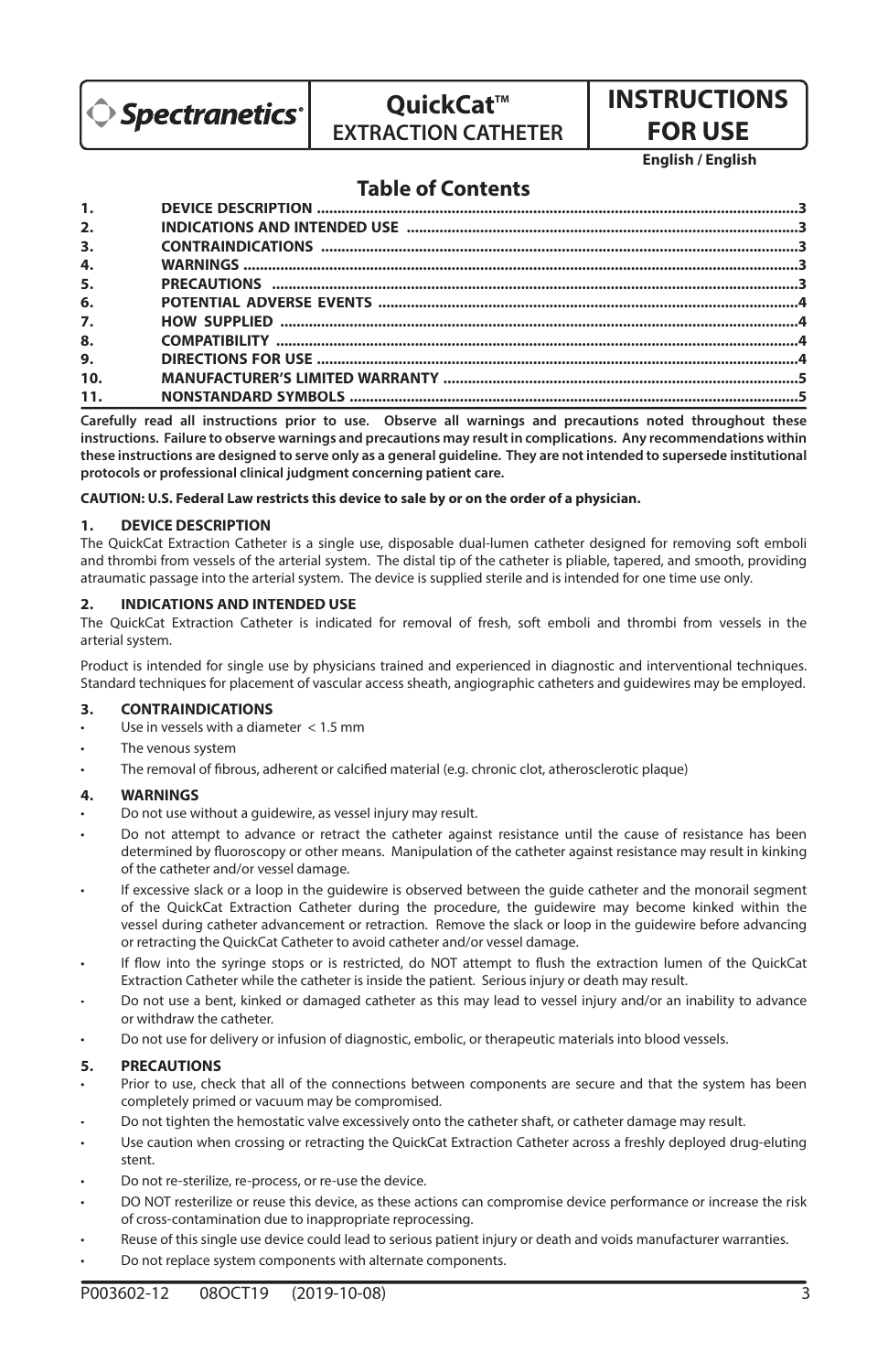# QuickCat™ EXTRACTION CATHETER

# INSTRUCTIONS FOR USE

**English / English**

## Table of Contents

| | | |
|---|---|---|
| **1.** | **DEVICE DESCRIPTION** | **3** |
| **2.** | **INDICATIONS AND INTENDED USE** | **3** |
| **3.** | **CONTRAINDICATIONS** | **3** |
| **4.** | **WARNINGS** | **3** |
| **5.** | **PRECAUTIONS** | **3** |
| **6.** | **POTENTIAL ADVERSE EVENTS** | **4** |
| **7.** | **HOW SUPPLIED** | **4** |
| **8.** | **COMPATIBILITY** | **4** |
| **9.** | **DIRECTIONS FOR USE** | **4** |
| **10.** | **MANUFACTURER'S LIMITED WARRANTY** | **5** |
| **11.** | **NONSTANDARD SYMBOLS** | **5** |

**Carefully read all instructions prior to use. Observe all warnings and precautions noted throughout these instructions. Failure to observe warnings and precautions may result in complications. Any recommendations within these instructions are designed to serve only as a general guideline. They are not intended to supersede institutional protocols or professional clinical judgment concerning patient care.**

**CAUTION: U.S. Federal Law restricts this device to sale by or on the order of a physician.**

### 1. DEVICE DESCRIPTION

The QuickCat Extraction Catheter is a single use, disposable dual-lumen catheter designed for removing soft emboli and thrombi from vessels of the arterial system. The distal tip of the catheter is pliable, tapered, and smooth, providing atraumatic passage into the arterial system. The device is supplied sterile and is intended for one time use only.

### 2. INDICATIONS AND INTENDED USE

The QuickCat Extraction Catheter is indicated for removal of fresh, soft emboli and thrombi from vessels in the arterial system.

Product is intended for single use by physicians trained and experienced in diagnostic and interventional techniques. Standard techniques for placement of vascular access sheath, angiographic catheters and guidewires may be employed.

### 3. CONTRAINDICATIONS

- Use in vessels with a diameter < 1.5 mm
- The venous system
- The removal of fibrous, adherent or calcified material (e.g. chronic clot, atherosclerotic plaque)

### 4. WARNINGS

- Do not use without a guidewire, as vessel injury may result.
- Do not attempt to advance or retract the catheter against resistance until the cause of resistance has been determined by fluoroscopy or other means. Manipulation of the catheter against resistance may result in kinking of the catheter and/or vessel damage.
- If excessive slack or a loop in the guidewire is observed between the guide catheter and the monorail segment of the QuickCat Extraction Catheter during the procedure, the guidewire may become kinked within the vessel during catheter advancement or retraction. Remove the slack or loop in the guidewire before advancing or retracting the QuickCat Catheter to avoid catheter and/or vessel damage.
- If flow into the syringe stops or is restricted, do NOT attempt to flush the extraction lumen of the QuickCat Extraction Catheter while the catheter is inside the patient. Serious injury or death may result.
- Do not use a bent, kinked or damaged catheter as this may lead to vessel injury and/or an inability to advance or withdraw the catheter.
- Do not use for delivery or infusion of diagnostic, embolic, or therapeutic materials into blood vessels.

### 5. PRECAUTIONS

- Prior to use, check that all of the connections between components are secure and that the system has been completely primed or vacuum may be compromised.
- Do not tighten the hemostatic valve excessively onto the catheter shaft, or catheter damage may result.
- Use caution when crossing or retracting the QuickCat Extraction Catheter across a freshly deployed drug-eluting stent.
- Do not re-sterilize, re-process, or re-use the device.
- DO NOT resterilize or reuse this device, as these actions can compromise device performance or increase the risk of cross-contamination due to inappropriate reprocessing.
- Reuse of this single use device could lead to serious patient injury or death and voids manufacturer warranties.
- Do not replace system components with alternate components.

P003602-12 08OCT19 (2019-10-08)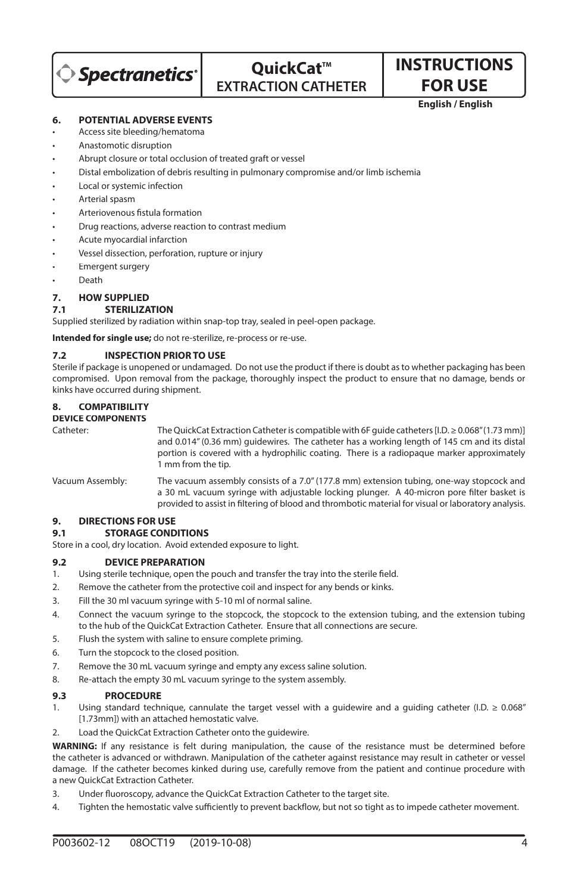## 6. POTENTIAL ADVERSE EVENTS

- Access site bleeding/hematoma
- Anastomotic disruption
- Abrupt closure or total occlusion of treated graft or vessel
- Distal embolization of debris resulting in pulmonary compromise and/or limb ischemia
- Local or systemic infection
- Arterial spasm
- Arteriovenous fistula formation
- Drug reactions, adverse reaction to contrast medium
- Acute myocardial infarction
- Vessel dissection, perforation, rupture or injury
- Emergent surgery
- Death

## 7. HOW SUPPLIED

### 7.1 STERILIZATION

Supplied sterilized by radiation within snap-top tray, sealed in peel-open package.

**Intended for single use;** do not re-sterilize, re-process or re-use.

### 7.2 INSPECTION PRIOR TO USE

Sterile if package is unopened or undamaged. Do not use the product if there is doubt as to whether packaging has been compromised. Upon removal from the package, thoroughly inspect the product to ensure that no damage, bends or kinks have occurred during shipment.

## 8. COMPATIBILITY

**DEVICE COMPONENTS**

Catheter: The QuickCat Extraction Catheter is compatible with 6F guide catheters [I.D. ≥ 0.068" (1.73 mm)] and 0.014" (0.36 mm) guidewires. The catheter has a working length of 145 cm and its distal portion is covered with a hydrophilic coating. There is a radiopaque marker approximately 1 mm from the tip.

Vacuum Assembly: The vacuum assembly consists of a 7.0" (177.8 mm) extension tubing, one-way stopcock and a 30 mL vacuum syringe with adjustable locking plunger. A 40-micron pore filter basket is provided to assist in filtering of blood and thrombotic material for visual or laboratory analysis.

## 9. DIRECTIONS FOR USE

### 9.1 STORAGE CONDITIONS

Store in a cool, dry location. Avoid extended exposure to light.

### 9.2 DEVICE PREPARATION

1. Using sterile technique, open the pouch and transfer the tray into the sterile field.
2. Remove the catheter from the protective coil and inspect for any bends or kinks.
3. Fill the 30 ml vacuum syringe with 5-10 ml of normal saline.
4. Connect the vacuum syringe to the stopcock, the stopcock to the extension tubing, and the extension tubing to the hub of the QuickCat Extraction Catheter. Ensure that all connections are secure.
5. Flush the system with saline to ensure complete priming.
6. Turn the stopcock to the closed position.
7. Remove the 30 mL vacuum syringe and empty any excess saline solution.
8. Re-attach the empty 30 mL vacuum syringe to the system assembly.

### 9.3 PROCEDURE

1. Using standard technique, cannulate the target vessel with a guidewire and a guiding catheter (I.D. ≥ 0.068" [1.73mm]) with an attached hemostatic valve.
2. Load the QuickCat Extraction Catheter onto the guidewire.

**WARNING:** If any resistance is felt during manipulation, the cause of the resistance must be determined before the catheter is advanced or withdrawn. Manipulation of the catheter against resistance may result in catheter or vessel damage. If the catheter becomes kinked during use, carefully remove from the patient and continue procedure with a new QuickCat Extraction Catheter.

3. Under fluoroscopy, advance the QuickCat Extraction Catheter to the target site.
4. Tighten the hemostatic valve sufficiently to prevent backflow, but not so tight as to impede catheter movement.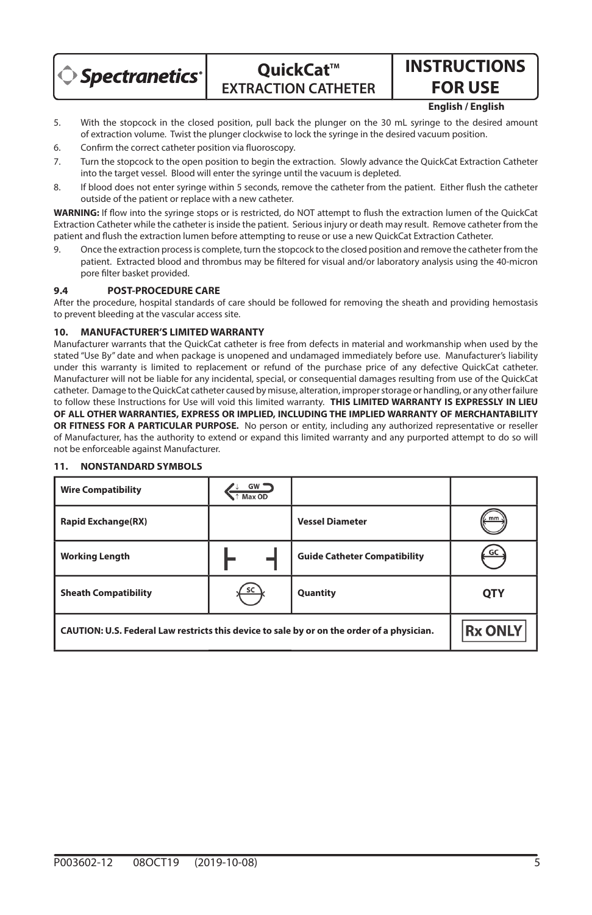5. With the stopcock in the closed position, pull back the plunger on the 30 mL syringe to the desired amount of extraction volume. Twist the plunger clockwise to lock the syringe in the desired vacuum position.
6. Confirm the correct catheter position via fluoroscopy.
7. Turn the stopcock to the open position to begin the extraction. Slowly advance the QuickCat Extraction Catheter into the target vessel. Blood will enter the syringe until the vacuum is depleted.
8. If blood does not enter syringe within 5 seconds, remove the catheter from the patient. Either flush the catheter outside of the patient or replace with a new catheter.

**WARNING:** If flow into the syringe stops or is restricted, do NOT attempt to flush the extraction lumen of the QuickCat Extraction Catheter while the catheter is inside the patient. Serious injury or death may result. Remove catheter from the patient and flush the extraction lumen before attempting to reuse or use a new QuickCat Extraction Catheter.

9. Once the extraction process is complete, turn the stopcock to the closed position and remove the catheter from the patient. Extracted blood and thrombus may be filtered for visual and/or laboratory analysis using the 40-micron pore filter basket provided.

### 9.4 POST-PROCEDURE CARE

After the procedure, hospital standards of care should be followed for removing the sheath and providing hemostasis to prevent bleeding at the vascular access site.

## 10. MANUFACTURER'S LIMITED WARRANTY

Manufacturer warrants that the QuickCat catheter is free from defects in material and workmanship when used by the stated "Use By" date and when package is unopened and undamaged immediately before use. Manufacturer's liability under this warranty is limited to replacement or refund of the purchase price of any defective QuickCat catheter. Manufacturer will not be liable for any incidental, special, or consequential damages resulting from use of the QuickCat catheter. Damage to the QuickCat catheter caused by misuse, alteration, improper storage or handling, or any other failure to follow these Instructions for Use will void this limited warranty. **THIS LIMITED WARRANTY IS EXPRESSLY IN LIEU OF ALL OTHER WARRANTIES, EXPRESS OR IMPLIED, INCLUDING THE IMPLIED WARRANTY OF MERCHANTABILITY OR FITNESS FOR A PARTICULAR PURPOSE.** No person or entity, including any authorized representative or reseller of Manufacturer, has the authority to extend or expand this limited warranty and any purported attempt to do so will not be enforceable against Manufacturer.

## 11. NONSTANDARD SYMBOLS

| | | | |
|---|---|---|---|
| **Wire Compatibility** | GW Max OD | | |
| **Rapid Exchange(RX)** | | **Vessel Diameter** | mm |
| **Working Length** | | **Guide Catheter Compatibility** | GC |
| **Sheath Compatibility** | SC | **Quantity** | **QTY** |
| **CAUTION: U.S. Federal Law restricts this device to sale by or on the order of a physician.** | | | **Rx ONLY** |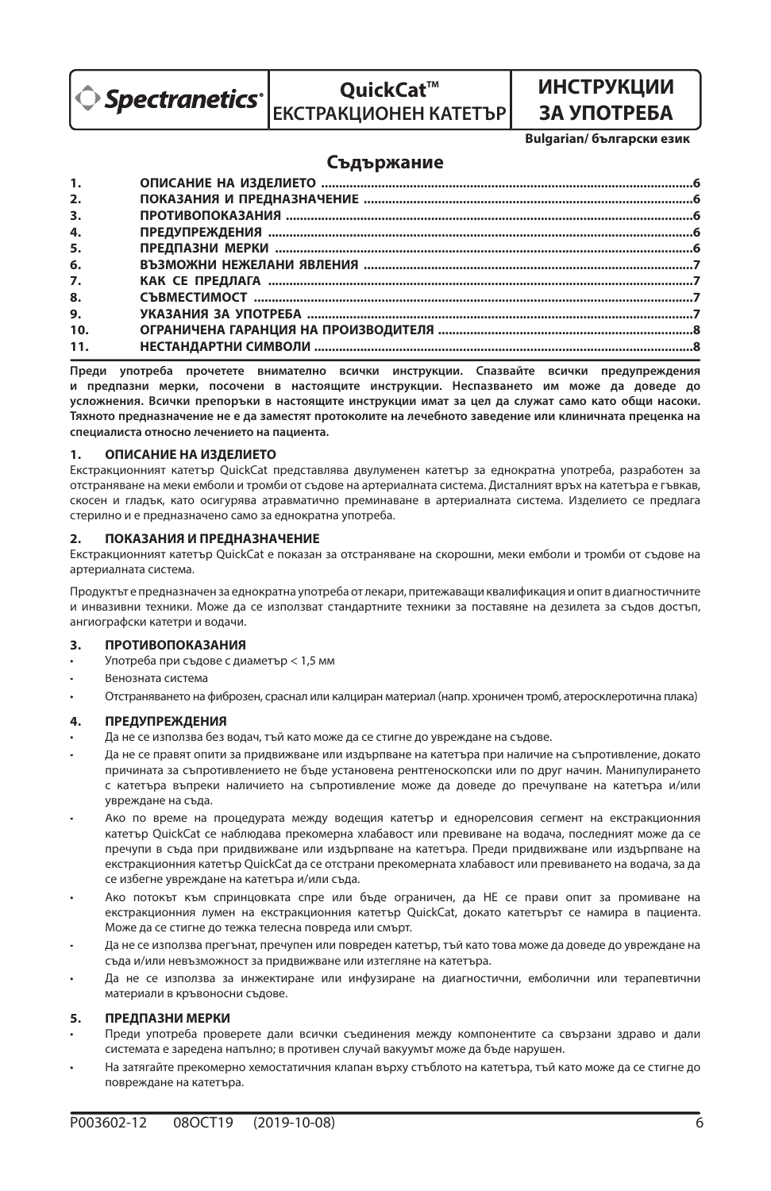Spectranetics

**QuickCat™**
**ЕКСТРАКЦИОНЕН КАТЕТЪР**

# ИНСТРУКЦИИ ЗА УПОТРЕБА

**Bulgarian/ български език**

## Съдържание

| | | |
|---|---|---|
| 1. | ОПИСАНИЕ НА ИЗДЕЛИЕТО | 6 |
| 2. | ПОКАЗАНИЯ И ПРЕДНАЗНАЧЕНИЕ | 6 |
| 3. | ПРОТИВОПОКАЗАНИЯ | 6 |
| 4. | ПРЕДУПРЕЖДЕНИЯ | 6 |
| 5. | ПРЕДПАЗНИ МЕРКИ | 6 |
| 6. | ВЪЗМОЖНИ НЕЖЕЛАНИ ЯВЛЕНИЯ | 7 |
| 7. | КАК СЕ ПРЕДЛАГА | 7 |
| 8. | СЪВМЕСТИМОСТ | 7 |
| 9. | УКАЗАНИЯ ЗА УПОТРЕБА | 7 |
| 10. | ОГРАНИЧЕНА ГАРАНЦИЯ НА ПРОИЗВОДИТЕЛЯ | 8 |
| 11. | НЕСТАНДАРТНИ СИМВОЛИ | 8 |

**Преди употреба прочетете внимателно всички инструкции. Спазвайте всички предупреждения и предпазни мерки, посочени в настоящите инструкции. Неспазването им може да доведе до усложнения. Всички препоръки в настоящите инструкции имат за цел да служат само като общи насоки. Тяхното предназначение не е да заместят протоколите на лечебното заведение или клиничната преценка на специалиста относно лечението на пациента.**

### 1. ОПИСАНИЕ НА ИЗДЕЛИЕТО

Екстракционният катетър QuickCat представлява двулуменен катетър за еднократна употреба, разработен за отстраняване на меки емболи и тромби от съдове на артериалната система. Дисталният връх на катетъра е гъвкав, скосен и гладък, като осигурява атравматично преминаване в артериалната система. Изделието се предлага стерилно и е предназначено само за еднократна употреба.

### 2. ПОКАЗАНИЯ И ПРЕДНАЗНАЧЕНИЕ

Екстракционният катетър QuickCat е показан за отстраняване на скорошни, меки емболи и тромби от съдове на артериалната система.

Продуктът е предназначен за еднократна употреба от лекари, притежаващи квалификация и опит в диагностичните и инвазивни техники. Може да се използват стандартните техники за поставяне на дезилета за съдов достъп, ангиографски катетри и водачи.

### 3. ПРОТИВОПОКАЗАНИЯ

- Употреба при съдове с диаметър < 1,5 мм
- Венозната система
- Отстраняването на фиброзен, сраснал или калциран материал (напр. хроничен тромб, атеросклеротична плака)

### 4. ПРЕДУПРЕЖДЕНИЯ

- Да не се използва без водач, тъй като може да се стигне до увреждане на съдове.
- Да не се правят опити за придвижване или издърпване на катетъра при наличие на съпротивление, докато причината за съпротивлението не бъде установена рентгеноскопски или по друг начин. Манипулирането с катетъра въпреки наличието на съпротивление може да доведе до пречупване на катетъра и/или увреждане на съда.
- Ако по време на процедурата между водещия катетър и еднорелсовия сегмент на екстракционния катетър QuickCat се наблюдава прекомерна хлабавост или превиване на водача, последният може да се пречупи в съда при придвижване или издърпване на катетъра. Преди придвижване или издърпване на екстракционния катетър QuickCat да се отстрани прекомерната хлабавост или превиването на водача, за да се избегне увреждане на катетъра и/или съда.
- Ако потокът към спринцовката спре или бъде ограничен, да НЕ се прави опит за промиване на екстракционния лумен на екстракционния катетър QuickCat, докато катетърът се намира в пациента. Може да се стигне до тежка телесна повреда или смърт.
- Да не се използва прегънат, пречупен или повреден катетър, тъй като това може да доведе до увреждане на съда и/или невъзможност за придвижване или изтегляне на катетъра.
- Да не се използва за инжектиране или инфузиране на диагностични, емболични или терапевтични материали в кръвоносни съдове.

### 5. ПРЕДПАЗНИ МЕРКИ

- Преди употреба проверете дали всички съединения между компонентите са свързани здраво и дали системата е заредена напълно; в противен случай вакуумът може да бъде нарушен.
- На затягайте прекомерно хемостатичния клапан върху стъблото на катетъра, тъй като може да се стигне до повреждане на катетъра.

P003602-12 08OCT19 (2019-10-08)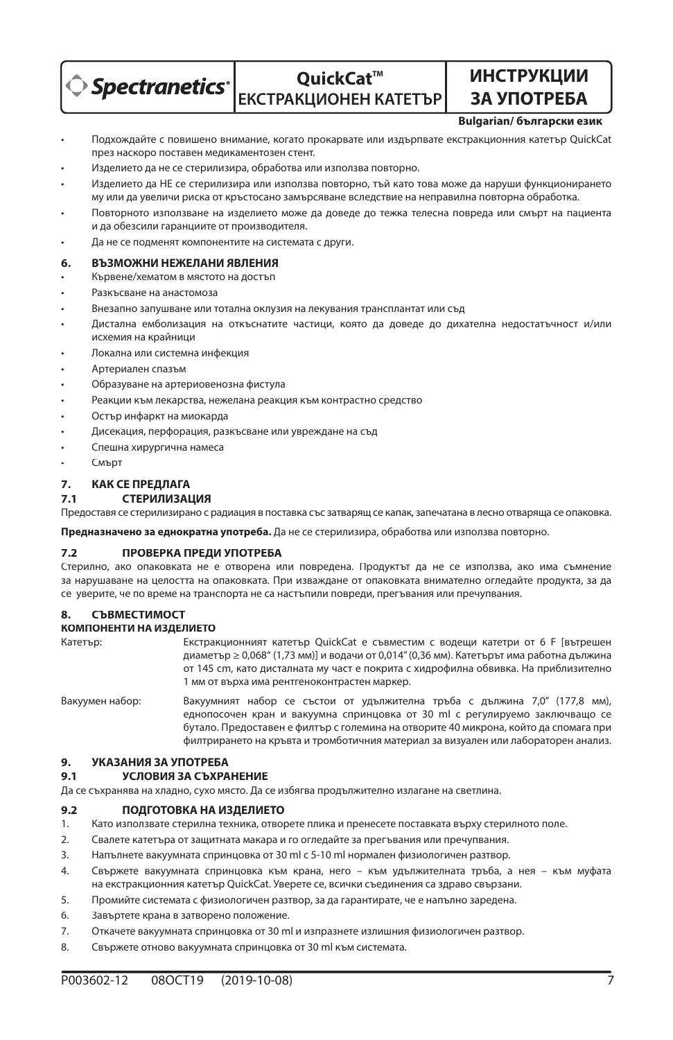- Подхождайте с повишено внимание, когато прокарвате или издърпвате екстракционния катетър QuickCat през наскоро поставен медикаментозен стент.
- Изделието да не се стерилизира, обработва или използва повторно.
- Изделието да НЕ се стерилизира или използва повторно, тъй като това може да наруши функционирането му или да увеличи риска от кръстосано замърсяване вследствие на неправилна повторна обработка.
- Повторното използване на изделието може да доведе до тежка телесна повреда или смърт на пациента и да обезсили гаранциите от производителя.
- Да не се подменят компонентите на системата с други.

## 6. ВЪЗМОЖНИ НЕЖЕЛАНИ ЯВЛЕНИЯ

- Кървене/хематом в мястото на достъп
- Разкъсване на анастомоза
- Внезапно запушване или тотална оклузия на лекувания трансплантат или съд
- Дистална емболизация на откъснатите частици, която да доведе до дихателна недостатъчност и/или исхемия на крайници
- Локална или системна инфекция
- Артериален спазъм
- Образуване на артериовенозна фистула
- Реакции към лекарства, нежелана реакция към контрастно средство
- Остър инфаркт на миокарда
- Дисекация, перфорация, разкъсване или увреждане на съд
- Спешна хирургична намеса
- Смърт

## 7. КАК СЕ ПРЕДЛАГА

### 7.1 СТЕРИЛИЗАЦИЯ

Предоставя се стерилизирано с радиация в поставка със затварящ се капак, запечатана в лесно отваряща се опаковка.

**Предназначено за еднократна употреба.** Да не се стерилизира, обработва или използва повторно.

### 7.2 ПРОВЕРКА ПРЕДИ УПОТРЕБА

Стерилно, ако опаковката не е отворена или повредена. Продуктът да не се използва, ако има съмнение за нарушаване на целостта на опаковката. При изваждане от опаковката внимателно огледайте продукта, за да се уверите, че по време на транспорта не са настъпили повреди, прегъвания или пречупвания.

## 8. СЪВМЕСТИМОСТ

**КОМПОНЕНТИ НА ИЗДЕЛИЕТО**

| | |
|---|---|
| Катетър: | Екстракционният катетър QuickCat е съвместим с водещи катетри от 6 F [вътрешен диаметър ≥ 0,068" (1,73 мм)] и водачи от 0,014" (0,36 мм). Катетърът има работна дължина от 145 cm, като дисталната му част е покрита с хидрофилна обвивка. На приблизително 1 мм от върха има рентгеноконтрастен маркер. |
| Вакуумен набор: | Вакуумният набор се състои от удължителна тръба с дължина 7,0" (177,8 мм), еднопосочен кран и вакуумна спринцовка от 30 ml с регулируемо заключващо се бутало. Предоставен е филтър с големина на отворите 40 микрона, който да спомага при филтрирането на кръвта и тромботичния материал за визуален или лабораторен анализ. |

## 9. УКАЗАНИЯ ЗА УПОТРЕБА

### 9.1 УСЛОВИЯ ЗА СЪХРАНЕНИЕ

Да се съхранява на хладно, сухо място. Да се избягва продължително излагане на светлина.

### 9.2 ПОДГОТОВКА НА ИЗДЕЛИЕТО

1. Като използвате стерилна техника, отворете плика и пренесете поставката върху стерилното поле.
2. Свалете катетъра от защитната макара и го огледайте за прегъвания или пречупвания.
3. Напълнете вакуумната спринцовка от 30 ml с 5-10 ml нормален физиологичен разтвор.
4. Свържете вакуумната спринцовка към крана, него – към удължителната тръба, а нея – към муфата на екстракционния катетър QuickCat. Уверете се, всички съединения са здраво свързани.
5. Промийте системата с физиологичен разтвор, за да гарантирате, че е напълно заредена.
6. Завъртете крана в затворено положение.
7. Откачете вакуумната спринцовка от 30 ml и изпразнете излишния физиологичен разтвор.
8. Свържете отново вакуумната спринцовка от 30 ml към системата.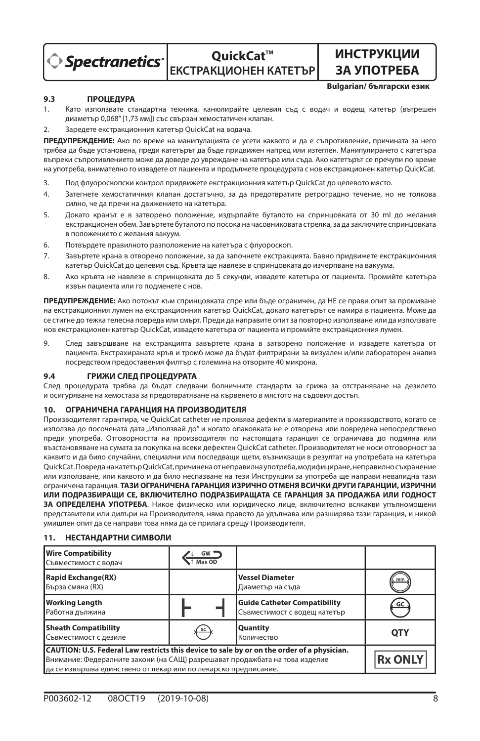### 9.3 ПРОЦЕДУРА

1. Като използвате стандартна техника, канюлирайте целевия съд с водач и водещ катетър (вътрешен диаметър 0,068" [1,73 мм]) със свързан хемостатичен клапан.
2. Заредете екстракционния катетър QuickCat на водача.

**ПРЕДУПРЕЖДЕНИЕ:** Ако по време на манипулацията се усети каквото и да е съпротивление, причината за него трябва да бъде установена, преди катетърът да бъде придвижен напред или изтеглен. Манипулирането с катетъра въпреки съпротивлението може да доведе до увреждане на катетъра или съда. Ако катетърът се пречупи по време на употреба, внимателно го извадете от пациента и продължете процедурата с нов екстракционен катетър QuickCat.

3. Под флуороскопски контрол придвижете екстракционния катетър QuickCat до целевото място.
4. Затегнете хемостатичния клапан достатъчно, за да предотвратите ретроградно течение, но не толкова силно, че да пречи на движението на катетъра.
5. Докато кранът е в затворено положение, издърпайте буталото на спринцовката от 30 ml до желания екстракционен обем. Завъртете буталото по посока на часовниковата стрелка, за да заключите спринцовката в положението с желания вакуум.
6. Потвърдете правилното разположение на катетъра с флуороскоп.
7. Завъртете крана в отворено положение, за да започнете екстракцията. Бавно придвижете екстракционния катетър QuickCat до целевия съд. Кръвта ще навлезе в спринцовката до изчерпване на вакуума.
8. Ако кръвта не навлезе в спринцовката до 5 секунди, извадете катетъра от пациента. Промийте катетъра извън пациента или го подменете с нов.

**ПРЕДУПРЕЖДЕНИЕ:** Ако потокът към спринцовката спре или бъде ограничен, да НЕ се прави опит за промиване на екстракционния лумен на екстракционния катетър QuickCat, докато катетърът се намира в пациента. Може да се стигне до тежка телесна повреда или смърт. Преди да направите опит за повторно използване или да използвате нов екстракционен катетър QuickCat, извадете катетъра от пациента и промийте екстракционния лумен.

9. След завършване на екстракцията завъртете крана в затворено положение и извадете катетъра от пациента. Екстрахираната кръв и тромб може да бъдат филтрирани за визуален и/или лабораторен анализ посредством предоставения филтър с големина на отворите 40 микрона.

### 9.4 ГРИЖИ СЛЕД ПРОЦЕДУРАТА

След процедурата трябва да бъдат следвани болничните стандарти за грижа за отстраняване на дезилето и осигуряване на хемостаза за предотвратяване на кървенето в мястото на съдовия достъп.

## 10. ОГРАНИЧЕНА ГАРАНЦИЯ НА ПРОИЗВОДИТЕЛЯ

Производителят гарантира, че QuickCat catheter не проявява дефекти в материалите и производството, когато се използва до посочената дата „Използвай до" и когато опаковката не е отворена или повредена непосредствено преди употреба. Отговорността на производителя по настоящата гаранция се ограничава до подмяна или възстановяване на сумата за покупка на всеки дефектен QuickCat catheter. Производителят не носи отговорност за каквито и да било случайни, специални или последващи щети, възникващи в резултат на употребата на катетъра QuickCat. Повреда на катетър QuickCat, причинена от неправилна употреба, модифициране, неправилно съхранение или използване, или каквото и да било неспазване на тези Инструкции за употреба ще направи невалидна тази ограничена гаранция. **ТАЗИ ОГРАНИЧЕНА ГАРАНЦИЯ ИЗРИЧНО ОТМЕНЯ ВСИЧКИ ДРУГИ ГАРАНЦИИ, ИЗРИЧНИ ИЛИ ПОДРАЗБИРАЩИ СЕ, ВКЛЮЧИТЕЛНО ПОДРАЗБИРАЩАТА СЕ ГАРАНЦИЯ ЗА ПРОДАЖБА ИЛИ ГОДНОСТ ЗА ОПРЕДЕЛЕНА УПОТРЕБА**. Никое физическо или юридическо лице, включително всякакви упълномощени представители или дилъри на Производителя, няма правото да удължава или разширява тази гаранция, и никой умишлен опит да се направи това няма да се прилага срещу Производителя.

## 11. НЕСТАНДАРТНИ СИМВОЛИ

| | | | |
|---|---|---|---|
| **Wire Compatibility** Съвместимост с водач | GW / Max OD | | |
| **Rapid Exchange(RX)** Бърза смяна (RX) | | **Vessel Diameter** Диаметър на съда | mm |
| **Working Length** Работна дължина | ⊢ ⊣ | **Guide Catheter Compatibility** Съвместимост с водещ катетър | GC |
| **Sheath Compatibility** Съвместимост с дезиле | SC | **Quantity** Количество | QTY |
| **CAUTION: U.S. Federal Law restricts this device to sale by or on the order of a physician.** Внимание: Федералните закони (на САЩ) разрешават продажбата на това изделие да се извършва единствено от лекар или по лекарско предписание. | | | **Rx ONLY** |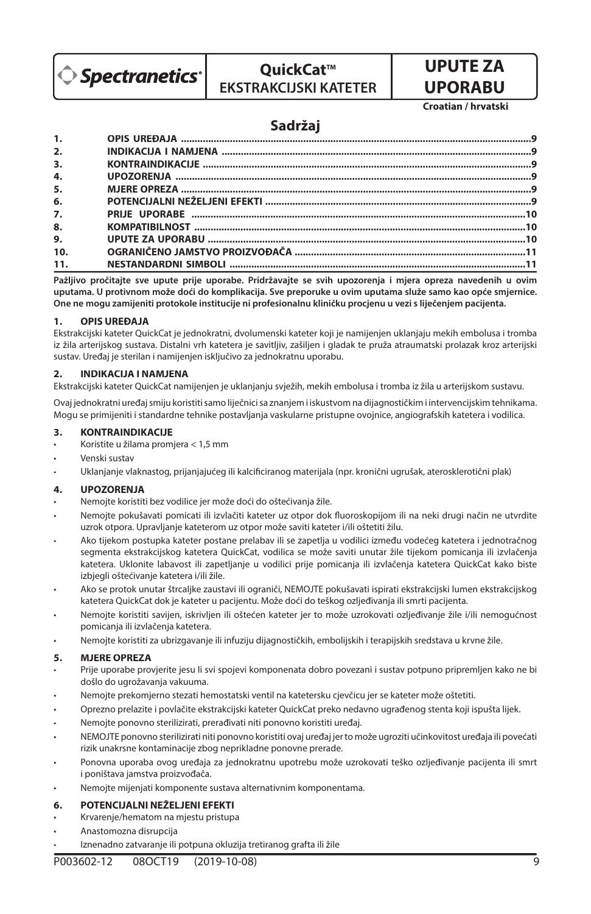**Spectranetics**

**QuickCat™**
**EKSTRAKCIJSKI KATETER**

# UPUTE ZA UPORABU

**Croatian / hrvatski**

## Sadržaj

| | | |
|---|---|---|
| **1.** | **OPIS UREĐAJA** | **9** |
| **2.** | **INDIKACIJA I NAMJENA** | **9** |
| **3.** | **KONTRAINDIKACIJE** | **9** |
| **4.** | **UPOZORENJA** | **9** |
| **5.** | **MJERE OPREZA** | **9** |
| **6.** | **POTENCIJALNI NEŽELJENI EFEKTI** | **9** |
| **7.** | **PRIJE UPORABE** | **10** |
| **8.** | **KOMPATIBILNOST** | **10** |
| **9.** | **UPUTE ZA UPORABU** | **10** |
| **10.** | **OGRANIČENO JAMSTVO PROIZVOĐAČA** | **11** |
| **11.** | **NESTANDARDNI SIMBOLI** | **11** |

**Pažljivo pročitajte sve upute prije uporabe. Pridržavajte se svih upozorenja i mjera opreza navedenih u ovim uputama. U protivnom može doći do komplikacija. Sve preporuke u ovim uputama služe samo kao opće smjernice. One ne mogu zamijeniti protokole institucije ni profesionalnu kliničku procjenu u vezi s liječenjem pacijenta.**

### 1. OPIS UREĐAJA

Ekstrakcijski kateter QuickCat je jednokratni, dvolumenski kateter koji je namijenjen uklanjaju mekih embolusa i tromba iz žila arterijskog sustava. Distalni vrh katetera je savitljiv, zašiljen i gladak te pruža atraumatski prolazak kroz arterijski sustav. Uređaj je sterilan i namijenjen isključivo za jednokratnu uporabu.

### 2. INDIKACIJA I NAMJENA

Ekstrakcijski kateter QuickCat namijenjen je uklanjanju svježih, mekih embolusa i tromba iz žila u arterijskom sustavu.

Ovaj jednokratni uređaj smiju koristiti samo liječnici sa znanjem i iskustvom na dijagnostičkim i intervencijskim tehnikama. Mogu se primijeniti i standardne tehnike postavljanja vaskularne pristupne ovojnice, angiografskih katetera i vodilica.

### 3. KONTRAINDIKACIJE

- Koristite u žilama promjera < 1,5 mm
- Venski sustav
- Uklanjanje vlaknastog, prijanjajućeg ili kalcificiranog materijala (npr. kronični ugrušak, aterosklerotični plak)

### 4. UPOZORENJA

- Nemojte koristiti bez vodilice jer može doći do oštećivanja žile.
- Nemojte pokušavati pomicati ili izvlačiti kateter uz otpor dok fluoroskopijom ili na neki drugi način ne utvrdite uzrok otpora. Upravljanje kateterom uz otpor može saviti kateter i/ili oštetiti žilu.
- Ako tijekom postupka kateter postane prelabav ili se zapetlja u vodilici između vodećeg katetera i jednotračnog segmenta ekstrakcijskog katetera QuickCat, vodilica se može saviti unutar žile tijekom pomicanja ili izvlačenja katetera. Uklonite labavost ili zapetljanje u vodilici prije pomicanja ili izvlačenja katetera QuickCat kako biste izbjegli oštećivanje katetera i/ili žile.
- Ako se protok unutar štrcaljke zaustavi ili ograniči, NEMOJTE pokušavati ispirati ekstrakcijski lumen ekstrakcijskog katetera QuickCat dok je kateter u pacijentu. Može doći do teškog ozljeđivanja ili smrti pacijenta.
- Nemojte koristiti savijen, iskrivljen ili oštećen kateter jer to može uzrokovati ozljeđivanje žile i/ili nemogućnost pomicanja ili izvlačenja katetera.
- Nemojte koristiti za ubrizgavanje ili infuziju dijagnostičkih, embolijskih i terapijskih sredstava u krvne žile.

### 5. MJERE OPREZA

- Prije uporabe provjerite jesu li svi spojevi komponenata dobro povezani i sustav potpuno pripremljen kako ne bi došlo do ugrožavanja vakuuma.
- Nemojte prekomjerno stezati hemostatski ventil na katetersku cjevčicu jer se kateter može oštetiti.
- Oprezno prelazite i povlačite ekstrakcijski kateter QuickCat preko nedavno ugrađenog stenta koji ispušta lijek.
- Nemojte ponovno sterilizirati, prerađivati niti ponovno koristiti uređaj.
- NEMOJTE ponovno sterilizirati niti ponovno koristiti ovaj uređaj jer to može ugroziti učinkovitost uređaja ili povećati rizik unakrsne kontaminacije zbog neprikladne ponovne prerade.
- Ponovna uporaba ovog uređaja za jednokratnu upotrebu može uzrokovati teško ozljeđivanje pacijenta ili smrt i poništava jamstva proizvođača.
- Nemojte mijenjati komponente sustava alternativnim komponentama.

### 6. POTENCIJALNI NEŽELJENI EFEKTI

- Krvarenje/hematom na mjestu pristupa
- Anastomozna disrupcija
- Iznenadno zatvaranje ili potpuna okluzija tretiranog grafta ili žile

P003602-12 08OCT19 (2019-10-08)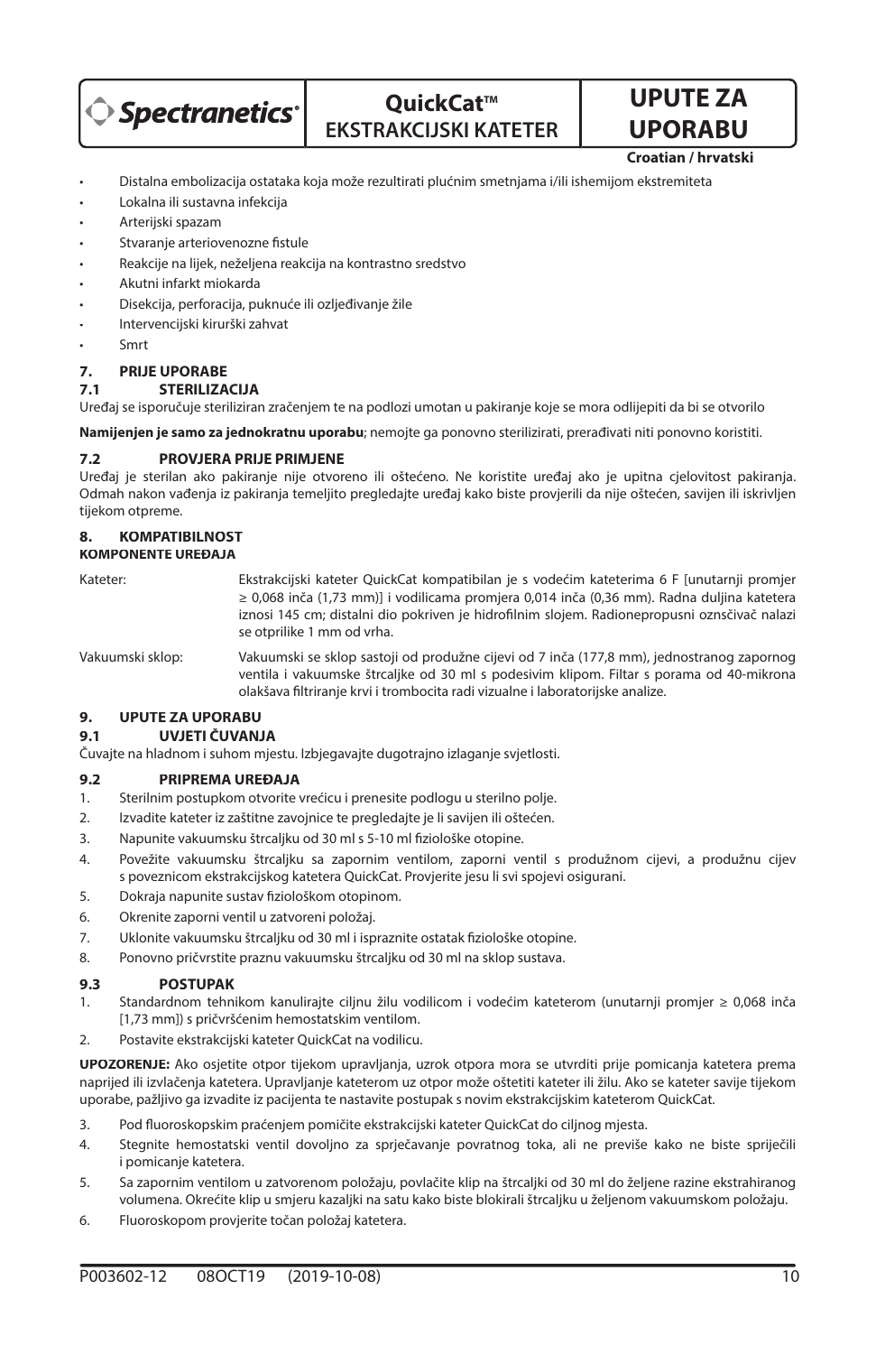- Distalna embolizacija ostataka koja može rezultirati plućnim smetnjama i/ili ishemijom ekstremiteta
- Lokalna ili sustavna infekcija
- Arterijski spazam
- Stvaranje arteriovenozne fistule
- Reakcije na lijek, neželjena reakcija na kontrastno sredstvo
- Akutni infarkt miokarda
- Disekcija, perforacija, puknuće ili ozljeđivanje žile
- Intervencijski kirurški zahvat
- Smrt

## 7. PRIJE UPORABE

### 7.1 STERILIZACIJA

Uređaj se isporučuje steriliziran zračenjem te na podlozi umotan u pakiranje koje se mora odlijepiti da bi se otvorilo

**Namijenjen je samo za jednokratnu uporabu**; nemojte ga ponovno sterilizirati, prerađivati niti ponovno koristiti.

### 7.2 PROVJERA PRIJE PRIMJENE

Uređaj je sterilan ako pakiranje nije otvoreno ili oštećeno. Ne koristite uređaj ako je upitna cjelovitost pakiranja. Odmah nakon vađenja iz pakiranja temeljito pregledajte uređaj kako biste provjerili da nije oštećen, savijen ili iskrivljen tijekom otpreme.

## 8. KOMPATIBILNOST

**KOMPONENTE UREĐAJA**

| | |
|---|---|
| Kateter: | Ekstrakcijski kateter QuickCat kompatibilan je s vodećim kateterima 6 F [unutarnji promjer ≥ 0,068 inča (1,73 mm)] i vodilicama promjera 0,014 inča (0,36 mm). Radna duljina katetera iznosi 145 cm; distalni dio pokriven je hidrofilnim slojem. Radionepropusni oznsčivač nalazi se otprilike 1 mm od vrha. |
| Vakuumski sklop: | Vakuumski se sklop sastoji od produžne cijevi od 7 inča (177,8 mm), jednostranog zapornog ventila i vakuumske štrcaljke od 30 ml s podesivim klipom. Filtar s porama od 40-mikrona olakšava filtriranje krvi i trombocita radi vizualne i laboratorijske analize. |

## 9. UPUTE ZA UPORABU

### 9.1 UVJETI ČUVANJA

Čuvajte na hladnom i suhom mjestu. Izbjegavajte dugotrajno izlaganje svjetlosti.

### 9.2 PRIPREMA UREĐAJA

1. Sterilnim postupkom otvorite vrećicu i prenesite podlogu u sterilno polje.
2. Izvadite kateter iz zaštitne zavojnice te pregledajte je li savijen ili oštećen.
3. Napunite vakuumsku štrcaljku od 30 ml s 5-10 ml fiziološke otopine.
4. Povežite vakuumsku štrcaljku sa zapornim ventilom, zaporni ventil s produžnom cijevi, a produžnu cijev s poveznicom ekstrakcijskog katetera QuickCat. Provjerite jesu li svi spojevi osigurani.
5. Dokraja napunite sustav fiziološkom otopinom.
6. Okrenite zaporni ventil u zatvoreni položaj.
7. Uklonite vakuumsku štrcaljku od 30 ml i ispraznite ostatak fiziološke otopine.
8. Ponovno pričvrstite praznu vakuumsku štrcaljku od 30 ml na sklop sustava.

### 9.3 POSTUPAK

1. Standardnom tehnikom kanulirajte ciljnu žilu vodilicom i vodećim kateterom (unutarnji promjer ≥ 0,068 inča [1,73 mm]) s pričvršćenim hemostatskim ventilom.
2. Postavite ekstrakcijski kateter QuickCat na vodilicu.

**UPOZORENJE:** Ako osjetite otpor tijekom upravljanja, uzrok otpora mora se utvrditi prije pomicanja katetera prema naprijed ili izvlačenja katetera. Upravljanje kateterom uz otpor može oštetiti kateter ili žilu. Ako se kateter savije tijekom uporabe, pažljivo ga izvadite iz pacijenta te nastavite postupak s novim ekstrakcijskim kateterom QuickCat.

3. Pod fluoroskopskim praćenjem pomičite ekstrakcijski kateter QuickCat do ciljnog mjesta.
4. Stegnite hemostatski ventil dovoljno za sprječavanje povratnog toka, ali ne previše kako ne biste spriječili i pomicanje katetera.
5. Sa zapornim ventilom u zatvorenom položaju, povlačite klip na štrcaljki od 30 ml do željene razine ekstrahiranog volumena. Okrećite klip u smjeru kazaljki na satu kako biste blokirali štrcaljku u željenom vakuumskom položaju.
6. Fluoroskopom provjerite točan položaj katetera.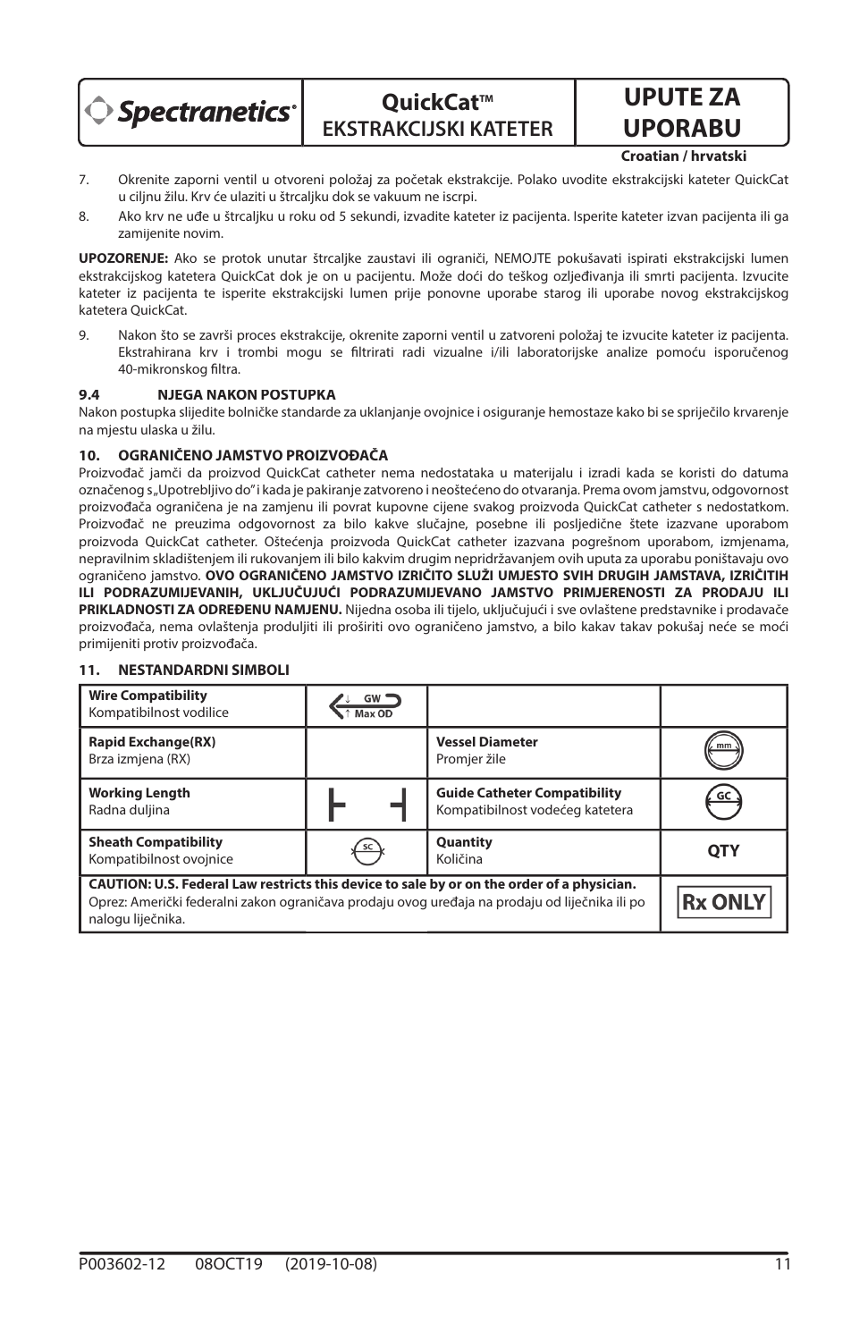7. Okrenite zaporni ventil u otvoreni položaj za početak ekstrakcije. Polako uvodite ekstrakcijski kateter QuickCat u ciljnu žilu. Krv će ulaziti u štrcaljku dok se vakuum ne iscrpi.
8. Ako krv ne uđe u štrcaljku u roku od 5 sekundi, izvadite kateter iz pacijenta. Isperite kateter izvan pacijenta ili ga zamijenite novim.

**UPOZORENJE:** Ako se protok unutar štrcaljke zaustavi ili ograniči, NEMOJTE pokušavati ispirati ekstrakcijski lumen ekstrakcijskog katetera QuickCat dok je on u pacijentu. Može doći do teškog ozljeđivanja ili smrti pacijenta. Izvucite kateter iz pacijenta te isperite ekstrakcijski lumen prije ponovne uporabe starog ili uporabe novog ekstrakcijskog katetera QuickCat.

9. Nakon što se završi proces ekstrakcije, okrenite zaporni ventil u zatvoreni položaj te izvucite kateter iz pacijenta. Ekstrahirana krv i trombi mogu se filtrirati radi vizualne i/ili laboratorijske analize pomoću isporučenog 40-mikronskog filtra.

### 9.4 NJEGA NAKON POSTUPKA

Nakon postupka slijedite bolničke standarde za uklanjanje ovojnice i osiguranje hemostaze kako bi se spriječilo krvarenje na mjestu ulaska u žilu.

## 10. OGRANIČENO JAMSTVO PROIZVOĐAČA

Proizvođač jamči da proizvod QuickCat catheter nema nedostataka u materijalu i izradi kada se koristi do datuma označenog s„Upotrebljivo do" i kada je pakiranje zatvoreno i neoštećeno do otvaranja. Prema ovom jamstvu, odgovornost proizvođača ograničena je na zamjenu ili povrat kupovne cijene svakog proizvoda QuickCat catheter s nedostatkom. Proizvođač ne preuzima odgovornost za bilo kakve slučajne, posebne ili posljedične štete izazvane uporabom proizvoda QuickCat catheter. Oštećenja proizvoda QuickCat catheter izazvana pogrešnom uporabom, izmjenama, nepravilnim skladištenjem ili rukovanjem ili bilo kakvim drugim nepridržavanjem ovih uputa za uporabu poništavaju ovo ograničeno jamstvo. **OVO OGRANIČENO JAMSTVO IZRIČITO SLUŽI UMJESTO SVIH DRUGIH JAMSTAVA, IZRIČITIH ILI PODRAZUMIJEVANIH, UKLJUČUJUĆI PODRAZUMIJEVANO JAMSTVO PRIMJERENOSTI ZA PRODAJU ILI PRIKLADNOSTI ZA ODREĐENU NAMJENU.** Nijedna osoba ili tijelo, uključujući i sve ovlaštene predstavnike i prodavače proizvođača, nema ovlaštenja produljiti ili proširiti ovo ograničeno jamstvo, a bilo kakav takav pokušaj neće se moći primijeniti protiv proizvođača.

## 11. NESTANDARDNI SIMBOLI

| | | | |
|---|---|---|---|
| **Wire Compatibility**<br>Kompatibilnost vodilice | GW Max OD | | |
| **Rapid Exchange(RX)**<br>Brza izmjena (RX) | | **Vessel Diameter**<br>Promjer žile | mm |
| **Working Length**<br>Radna duljina | | **Guide Catheter Compatibility**<br>Kompatibilnost vodećeg katetera | GC |
| **Sheath Compatibility**<br>Kompatibilnost ovojnice | SC | **Quantity**<br>Količina | **QTY** |
| **CAUTION: U.S. Federal Law restricts this device to sale by or on the order of a physician.**<br>Oprez: Američki federalni zakon ograničava prodaju ovog uređaja na prodaju od liječnika ili po nalogu liječnika. | | | **Rx ONLY** |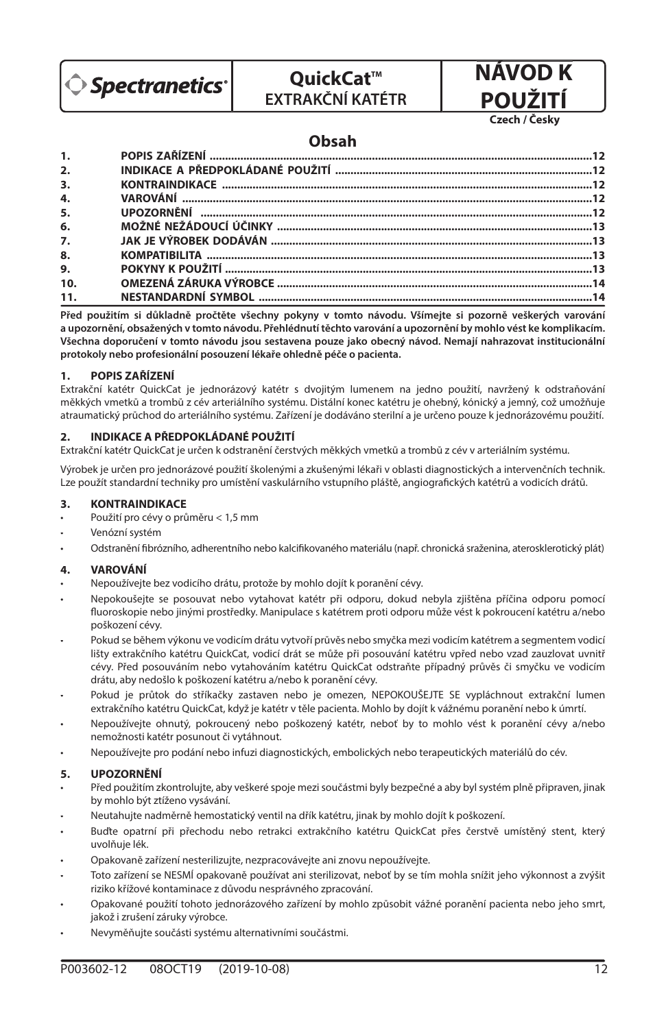Spectranetics®

# QuickCat™ EXTRAKČNÍ KATÉTR

# NÁVOD K POUŽITÍ

Czech / Česky

## Obsah

| | | |
|---|---|---|
| 1. | POPIS ZAŘÍZENÍ | 12 |
| 2. | INDIKACE A PŘEDPOKLÁDANÉ POUŽITÍ | 12 |
| 3. | KONTRAINDIKACE | 12 |
| 4. | VAROVÁNÍ | 12 |
| 5. | UPOZORNĚNÍ | 12 |
| 6. | MOŽNÉ NEŽÁDOUCÍ ÚČINKY | 13 |
| 7. | JAK JE VÝROBEK DODÁVÁN | 13 |
| 8. | KOMPATIBILITA | 13 |
| 9. | POKYNY K POUŽITÍ | 13 |
| 10. | OMEZENÁ ZÁRUKA VÝROBCE | 14 |
| 11. | NESTANDARDNÍ SYMBOL | 14 |

**Před použitím si důkladně pročtěte všechny pokyny v tomto návodu. Všímejte si pozorně veškerých varování a upozornění, obsažených v tomto návodu. Přehlédnutí těchto varování a upozornění by mohlo vést ke komplikacím. Všechna doporučení v tomto návodu jsou sestavena pouze jako obecný návod. Nemají nahrazovat institucionální protokoly nebo profesionální posouzení lékaře ohledně péče o pacienta.**

### 1. POPIS ZAŘÍZENÍ

Extrakční katétr QuickCat je jednorázový katétr s dvojitým lumenem na jedno použití, navržený k odstraňování měkkých vmetků a trombů z cév arteriálního systému. Distální konec katétru je ohebný, kónický a jemný, což umožňuje atraumatický průchod do arteriálního systému. Zařízení je dodáváno sterilní a je určeno pouze k jednorázovému použití.

### 2. INDIKACE A PŘEDPOKLÁDANÉ POUŽITÍ

Extrakční katétr QuickCat je určen k odstranění čerstvých měkkých vmetků a trombů z cév v arteriálním systému.

Výrobek je určen pro jednorázové použití školenými a zkušenými lékaři v oblasti diagnostických a intervenčních technik. Lze použít standardní techniky pro umístění vaskulárního vstupního pláště, angiografických katétrů a vodicích drátů.

### 3. KONTRAINDIKACE

- Použití pro cévy o průměru < 1,5 mm
- Venózní systém
- Odstranění fibrózního, adherentního nebo kalcifikovaného materiálu (např. chronická sraženina, aterosklerotický plát)

### 4. VAROVÁNÍ

- Nepoužívejte bez vodicího drátu, protože by mohlo dojít k poranění cévy.
- Nepokoušejte se posouvat nebo vytahovat katétr při odporu, dokud nebyla zjištěna příčina odporu pomocí fluoroskopie nebo jinými prostředky. Manipulace s katétrem proti odporu může vést k pokroucení katétru a/nebo poškození cévy.
- Pokud se během výkonu ve vodicím drátu vytvoří průvěs nebo smyčka mezi vodicím katétrem a segmentem vodicí lišty extrakčního katétru QuickCat, vodicí drát se může při posouvání katétru vpřed nebo vzad zauzlovat uvnitř cévy. Před posouváním nebo vytahováním katétru QuickCat odstraňte případný průvěs či smyčku ve vodicím drátu, aby nedošlo k poškození katétru a/nebo k poranění cévy.
- Pokud je průtok do stříkačky zastaven nebo je omezen, NEPOKOUŠEJTE SE vypláchnout extrakční lumen extrakčního katétru QuickCat, když je katétr v těle pacienta. Mohlo by dojít k vážnému poranění nebo k úmrtí.
- Nepoužívejte ohnutý, pokroucený nebo poškozený katétr, neboť by to mohlo vést k poranění cévy a/nebo nemožnosti katétr posunout či vytáhnout.
- Nepoužívejte pro podání nebo infuzi diagnostických, embolických nebo terapeutických materiálů do cév.

### 5. UPOZORNĚNÍ

- Před použitím zkontrolujte, aby veškeré spoje mezi součástmi byly bezpečné a aby byl systém plně připraven, jinak by mohlo být ztíženo vysávání.
- Neutahujte nadměrně hemostatický ventil na dřík katétru, jinak by mohlo dojít k poškození.
- Buďte opatrní při přechodu nebo retrakci extrakčního katétru QuickCat přes čerstvě umístěný stent, který uvolňuje lék.
- Opakovaně zařízení nesterilizujte, nezpracovávejte ani znovu nepoužívejte.
- Toto zařízení se NESMÍ opakovaně používat ani sterilizovat, neboť by se tím mohla snížit jeho výkonnost a zvýšit riziko křížové kontaminace z důvodu nesprávného zpracování.
- Opakované použití tohoto jednorázového zařízení by mohlo způsobit vážné poranění pacienta nebo jeho smrt, jakož i zrušení záruky výrobce.
- Nevyměňujte součásti systému alternativními součástmi.

P003602-12 08OCT19 (2019-10-08)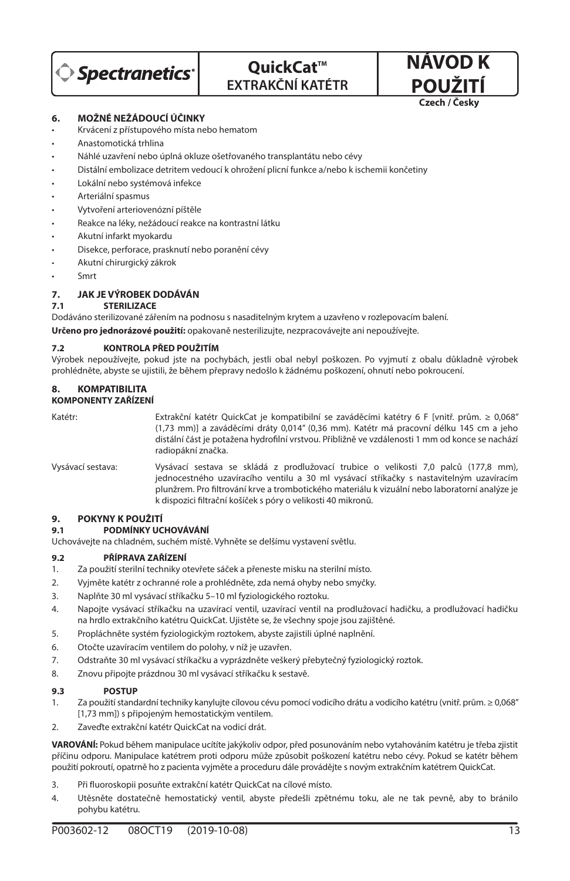## 6. MOŽNÉ NEŽÁDOUCÍ ÚČINKY

- Krvácení z přístupového místa nebo hematom
- Anastomotická trhlina
- Náhlé uzavření nebo úplná okluze ošetřovaného transplantátu nebo cévy
- Distální embolizace detritem vedoucí k ohrožení plicní funkce a/nebo k ischemii končetiny
- Lokální nebo systémová infekce
- Arteriální spasmus
- Vytvoření arteriovenózní píštěle
- Reakce na léky, nežádoucí reakce na kontrastní látku
- Akutní infarkt myokardu
- Disekce, perforace, prasknutí nebo poranění cévy
- Akutní chirurgický zákrok
- Smrt

## 7. JAK JE VÝROBEK DODÁVÁN

### 7.1 STERILIZACE

Dodáváno sterilizované zářením na podnosu s nasaditelným krytem a uzavřeno v rozlepovacím balení.

**Určeno pro jednorázové použití:** opakovaně nesterilizujte, nezpracovávejte ani nepoužívejte.

### 7.2 KONTROLA PŘED POUŽITÍM

Výrobek nepoužívejte, pokud jste na pochybách, jestli obal nebyl poškozen. Po vyjmutí z obalu důkladně výrobek prohlédněte, abyste se ujistili, že během přepravy nedošlo k žádnému poškození, ohnutí nebo pokroucení.

## 8. KOMPATIBILITA

**KOMPONENTY ZAŘÍZENÍ**

Katétr: Extrakční katétr QuickCat je kompatibilní se zaváděcími katétry 6 F [vnitř. prům. ≥ 0,068" (1,73 mm)] a zaváděcími dráty 0,014" (0,36 mm). Katétr má pracovní délku 145 cm a jeho distální část je potažena hydrofilní vrstvou. Přibližně ve vzdálenosti 1 mm od konce se nachází radiopákní značka.

Vysávací sestava: Vysávací sestava se skládá z prodlužovací trubice o velikosti 7,0 palců (177,8 mm), jednocestného uzavíracího ventilu a 30 ml vysávací stříkačky s nastavitelným uzavíracím plunžrem. Pro filtrování krve a trombotického materiálu k vizuální nebo laboratorní analýze je k dispozici filtrační košíček s póry o velikosti 40 mikronů.

## 9. POKYNY K POUŽITÍ

### 9.1 PODMÍNKY UCHOVÁVÁNÍ

Uchovávejte na chladném, suchém místě. Vyhněte se delšímu vystavení světlu.

### 9.2 PŘÍPRAVA ZAŘÍZENÍ

1. Za použití sterilní techniky otevřete sáček a přeneste misku na sterilní místo.
2. Vyjměte katétr z ochranné role a prohlédněte, zda nemá ohyby nebo smyčky.
3. Naplňte 30 ml vysávací stříkačku 5–10 ml fyziologického roztoku.
4. Napojte vysávací stříkačku na uzavírací ventil, uzavírací ventil na prodlužovací hadičku, a prodlužovací hadičku na hrdlo extrakčního katétru QuickCat. Ujistěte se, že všechny spoje jsou zajištěné.
5. Propláchněte systém fyziologickým roztokem, abyste zajistili úplné naplnění.
6. Otočte uzavíracím ventilem do polohy, v níž je uzavřen.
7. Odstraňte 30 ml vysávací stříkačku a vyprázdněte veškerý přebytečný fyziologický roztok.
8. Znovu připojte prázdnou 30 ml vysávací stříkačku k sestavě.

### 9.3 POSTUP

1. Za použití standardní techniky kanylujte cílovou cévu pomocí vodicího drátu a vodicího katétru (vnitř. prům. ≥ 0,068" [1,73 mm]) s připojeným hemostatickým ventilem.
2. Zaveďte extrakční katétr QuickCat na vodicí drát.

**VAROVÁNÍ:** Pokud během manipulace ucítíte jakýkoliv odpor, před posunováním nebo vytahováním katétru je třeba zjistit příčinu odporu. Manipulace katétrem proti odporu může způsobit poškození katétru nebo cévy. Pokud se katétr během použití pokroutí, opatrně ho z pacienta vyjměte a proceduru dále provádějte s novým extrakčním katétrem QuickCat.

3. Při fluoroskopii posuňte extrakční katétr QuickCat na cílové místo.
4. Utěsněte dostatečně hemostatický ventil, abyste předešli zpětnému toku, ale ne tak pevně, aby to bránilo pohybu katétru.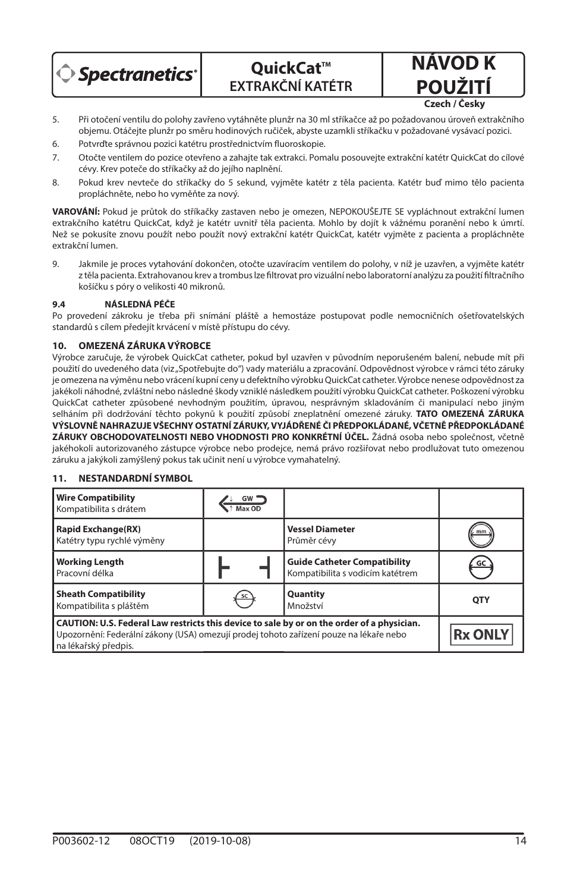5. Při otočení ventilu do polohy zavřeno vytáhněte plunžr na 30 ml stříkačce až po požadovanou úroveň extrakčního objemu. Otáčejte plunžr po směru hodinových ručiček, abyste uzamkli stříkačku v požadované vysávací pozici.
6. Potvrďte správnou pozici katétru prostřednictvím fluoroskopie.
7. Otočte ventilem do pozice otevřeno a zahajte tak extrakci. Pomalu posouvejte extrakční katétr QuickCat do cílové cévy. Krev poteče do stříkačky až do jejího naplnění.
8. Pokud krev nevteče do stříkačky do 5 sekund, vyjměte katétr z těla pacienta. Katétr buď mimo tělo pacienta propláchněte, nebo ho vyměňte za nový.

**VAROVÁNÍ:** Pokud je průtok do stříkačky zastaven nebo je omezen, NEPOKOUŠEJTE SE vypláchnout extrakční lumen extrakčního katétru QuickCat, když je katétr uvnitř těla pacienta. Mohlo by dojít k vážnému poranění nebo k úmrtí. Než se pokusíte znovu použít nebo použít nový extrakční katétr QuickCat, katétr vyjměte z pacienta a propláchněte extrakční lumen.

9. Jakmile je proces vytahování dokončen, otočte uzavíracím ventilem do polohy, v níž je uzavřen, a vyjměte katétr z těla pacienta. Extrahovanou krev a trombus lze filtrovat pro vizuální nebo laboratorní analýzu za použití filtračního košíčku s póry o velikosti 40 mikronů.

### 9.4 NÁSLEDNÁ PÉČE

Po provedení zákroku je třeba při snímání pláště a hemostáze postupovat podle nemocničních ošetřovatelských standardů s cílem předejít krvácení v místě přístupu do cévy.

## 10. OMEZENÁ ZÁRUKA VÝROBCE

Výrobce zaručuje, že výrobek QuickCat catheter, pokud byl uzavřen v původním neporušeném balení, nebude mít při použití do uvedeného data (viz „Spotřebujte do") vady materiálu a zpracování. Odpovědnost výrobce v rámci této záruky je omezena na výměnu nebo vrácení kupní ceny u defektního výrobku QuickCat catheter. Výrobce nenese odpovědnost za jakékoli náhodné, zvláštní nebo následné škody vzniklé následkem použití výrobku QuickCat catheter. Poškození výrobku QuickCat catheter způsobené nevhodným použitím, úpravou, nesprávným skladováním či manipulací nebo jiným selháním při dodržování těchto pokynů k použití způsobí zneplatnění omezené záruky. **TATO OMEZENÁ ZÁRUKA VÝSLOVNĚ NAHRAZUJE VŠECHNY OSTATNÍ ZÁRUKY, VYJÁDŘENÉ ČI PŘEDPOKLÁDANÉ, VČETNĚ PŘEDPOKLÁDANÉ ZÁRUKY OBCHODOVATELNOSTI NEBO VHODNOSTI PRO KONKRÉTNÍ ÚČEL.** Žádná osoba nebo společnost, včetně jakéhokoli autorizovaného zástupce výrobce nebo prodejce, nemá právo rozšiřovat nebo prodlužovat tuto omezenou záruku a jakýkoli zamýšlený pokus tak učinit není u výrobce vymahatelný.

## 11. NESTANDARDNÍ SYMBOL

| | | | |
|---|---|---|---|
| **Wire Compatibility**<br>Kompatibilita s drátem | GW ↓ ↑ Max OD | | |
| **Rapid Exchange(RX)**<br>Katétry typu rychlé výměny | | **Vessel Diameter**<br>Průměr cévy | mm |
| **Working Length**<br>Pracovní délka | ├ ┤ | **Guide Catheter Compatibility**<br>Kompatibilita s vodicím katétrem | GC |
| **Sheath Compatibility**<br>Kompatibilita s pláštěm | SC | **Quantity**<br>Množství | QTY |
| **CAUTION: U.S. Federal Law restricts this device to sale by or on the order of a physician.**<br>Upozornění: Federální zákony (USA) omezují prodej tohoto zařízení pouze na lékaře nebo na lékařský předpis. | | | **Rx ONLY** |

P003602-12 08OCT19 (2019-10-08)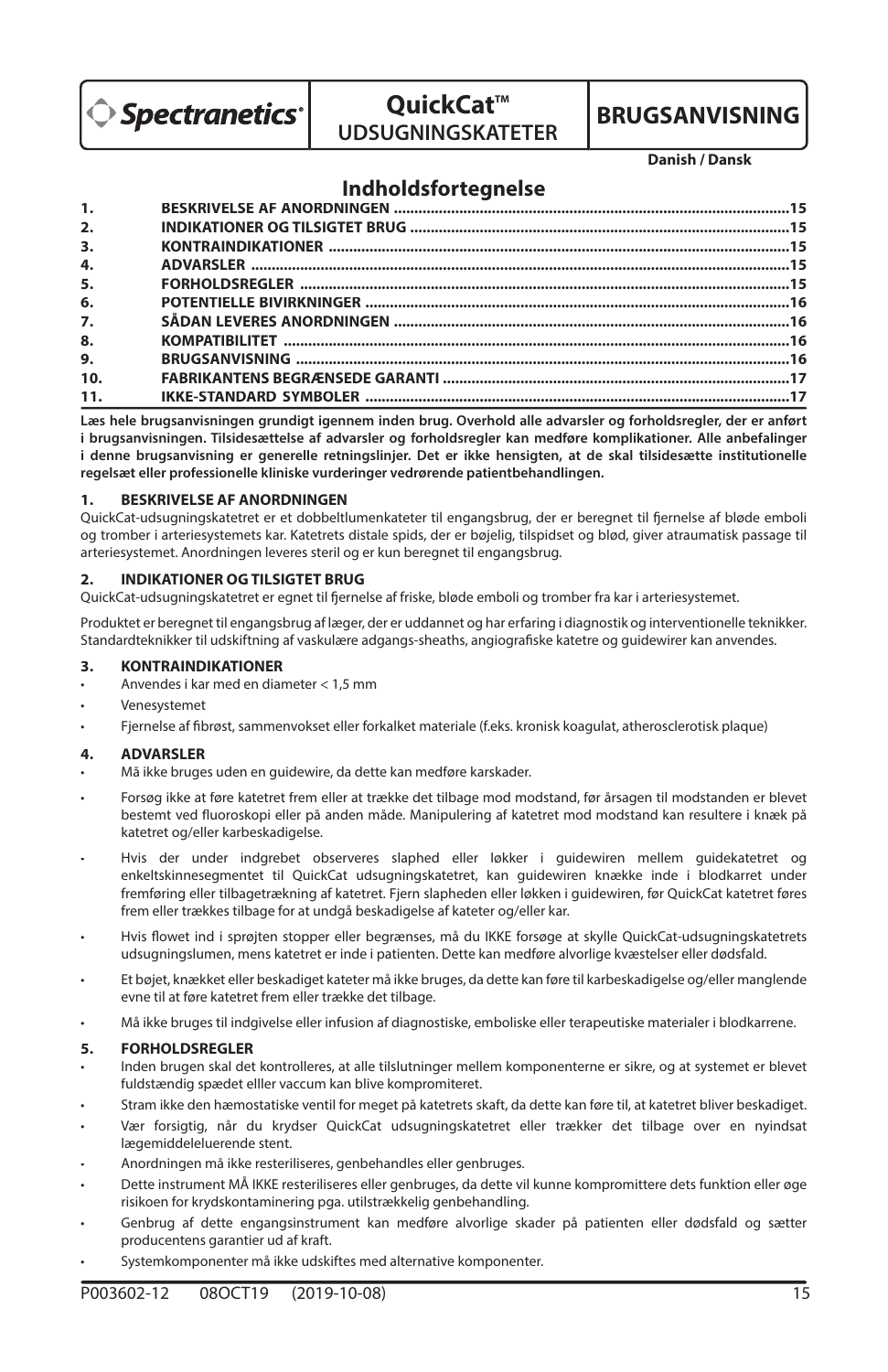Spectranetics®

# QuickCat™ UDSUGNINGSKATETER

# BRUGSANVISNING

**Danish / Dansk**

## Indholdsfortegnelse

| | | |
|---|---|---|
| **1.** | **BESKRIVELSE AF ANORDNINGEN** | **15** |
| **2.** | **INDIKATIONER OG TILSIGTET BRUG** | **15** |
| **3.** | **KONTRAINDIKATIONER** | **15** |
| **4.** | **ADVARSLER** | **15** |
| **5.** | **FORHOLDSREGLER** | **15** |
| **6.** | **POTENTIELLE BIVIRKNINGER** | **16** |
| **7.** | **SÅDAN LEVERES ANORDNINGEN** | **16** |
| **8.** | **KOMPATIBILITET** | **16** |
| **9.** | **BRUGSANVISNING** | **16** |
| **10.** | **FABRIKANTENS BEGRÆNSEDE GARANTI** | **17** |
| **11.** | **IKKE-STANDARD SYMBOLER** | **17** |

**Læs hele brugsanvisningen grundigt igennem inden brug. Overhold alle advarsler og forholdsregler, der er anført i brugsanvisningen. Tilsidesættelse af advarsler og forholdsregler kan medføre komplikationer. Alle anbefalinger i denne brugsanvisning er generelle retningslinjer. Det er ikke hensigten, at de skal tilsidesætte institutionelle regelsæt eller professionelle kliniske vurderinger vedrørende patientbehandlingen.**

### 1. BESKRIVELSE AF ANORDNINGEN

QuickCat-udsugningskatetret er et dobbeltlumenkateter til engangsbrug, der er beregnet til fjernelse af bløde emboli og tromber i arteriesystemets kar. Katetrets distale spids, der er bøjelig, tilspidset og blød, giver atraumatisk passage til arteriesystemet. Anordningen leveres steril og er kun beregnet til engangsbrug.

### 2. INDIKATIONER OG TILSIGTET BRUG

QuickCat-udsugningskatetret er egnet til fjernelse af friske, bløde emboli og tromber fra kar i arteriesystemet.

Produktet er beregnet til engangsbrug af læger, der er uddannet og har erfaring i diagnostik og interventionelle teknikker. Standardteknikker til udskiftning af vaskulære adgangs-sheaths, angiografiske katetre og guidewirer kan anvendes.

### 3. KONTRAINDIKATIONER

- Anvendes i kar med en diameter < 1,5 mm
- Venesystemet
- Fjernelse af fibrøst, sammenvokset eller forkalket materiale (f.eks. kronisk koagulat, atherosclerotisk plaque)

### 4. ADVARSLER

- Må ikke bruges uden en guidewire, da dette kan medføre karskader.
- Forsøg ikke at føre katetret frem eller at trække det tilbage mod modstand, før årsagen til modstanden er blevet bestemt ved fluoroskopi eller på anden måde. Manipulering af katetret mod modstand kan resultere i knæk på katetret og/eller karbeskadigelse.
- Hvis der under indgrebet observeres slaphed eller løkker i guidewiren mellem guidekatetret og enkeltskinnesegmentet til QuickCat udsugningskatetret, kan guidewiren knække inde i blodkarret under fremføring eller tilbagetrækning af katetret. Fjern slapheden eller løkken i guidewiren, før QuickCat katetret føres frem eller trækkes tilbage for at undgå beskadigelse af kateter og/eller kar.
- Hvis flowet ind i sprøjten stopper eller begrænses, må du IKKE forsøge at skylle QuickCat-udsugningskatetrets udsugningslumen, mens katetret er inde i patienten. Dette kan medføre alvorlige kvæstelser eller dødsfald.
- Et bøjet, knækket eller beskadiget kateter må ikke bruges, da dette kan føre til karbeskadigelse og/eller manglende evne til at føre katetret frem eller trække det tilbage.
- Må ikke bruges til indgivelse eller infusion af diagnostiske, emboliske eller terapeutiske materialer i blodkarrene.

### 5. FORHOLDSREGLER

- Inden brugen skal det kontrolleres, at alle tilslutninger mellem komponenterne er sikre, og at systemet er blevet fuldstændig spædet elller vaccum kan blive kompromiteret.
- Stram ikke den hæmostatiske ventil for meget på katetrets skaft, da dette kan føre til, at katetret bliver beskadiget.
- Vær forsigtig, når du krydser QuickCat udsugningskatetret eller trækker det tilbage over en nyindsat lægemiddeleluerende stent.
- Anordningen må ikke resteriliseres, genbehandles eller genbruges.
- Dette instrument MÅ IKKE resteriliseres eller genbruges, da dette vil kunne kompromittere dets funktion eller øge risikoen for krydskontaminering pga. utilstrækkelig genbehandling.
- Genbrug af dette engangsinstrument kan medføre alvorlige skader på patienten eller dødsfald og sætter producentens garantier ud af kraft.
- Systemkomponenter må ikke udskiftes med alternative komponenter.

P003602-12 08OCT19 (2019-10-08)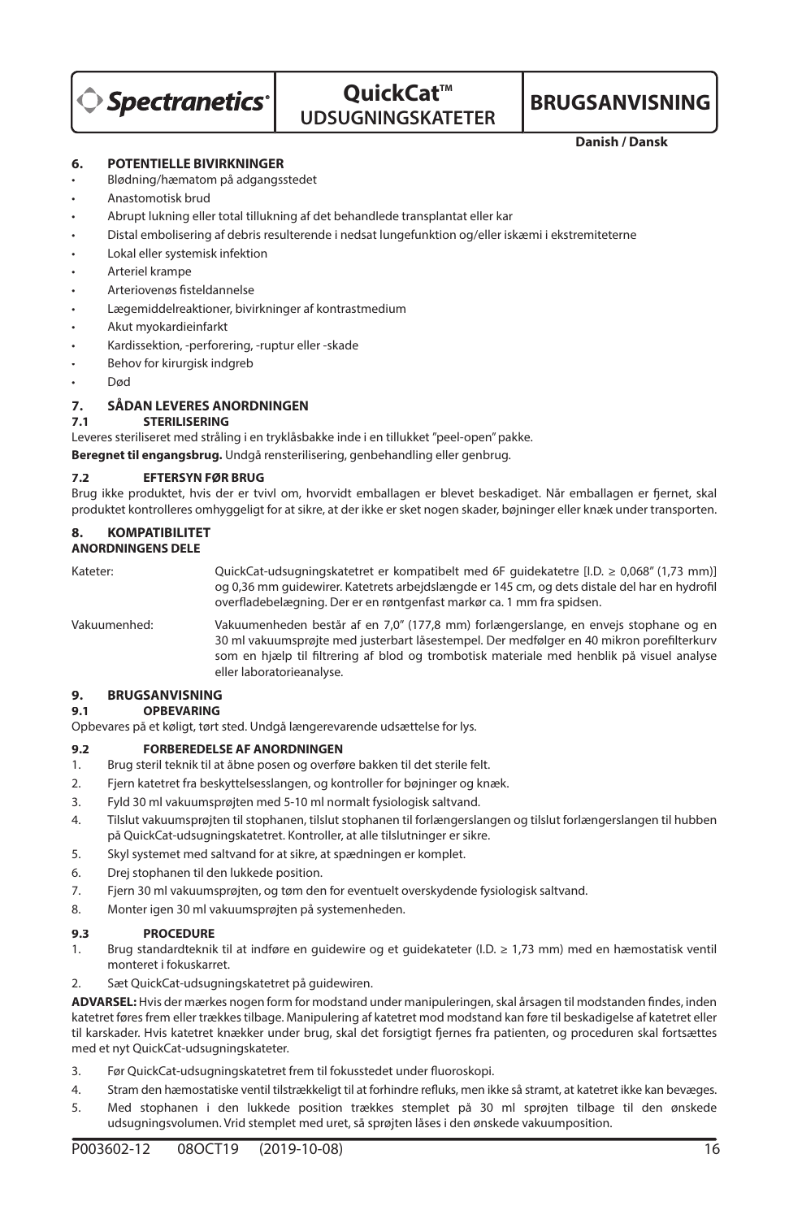## 6. POTENTIELLE BIVIRKNINGER

- Blødning/hæmatom på adgangsstedet
- Anastomotisk brud
- Abrupt lukning eller total tillukning af det behandlede transplantat eller kar
- Distal embolisering af debris resulterende i nedsat lungefunktion og/eller iskæmi i ekstremiteterne
- Lokal eller systemisk infektion
- Arteriel krampe
- Arteriovenøs fisteldannelse
- Lægemiddelreaktioner, bivirkninger af kontrastmedium
- Akut myokardieinfarkt
- Kardissektion, -perforering, -ruptur eller -skade
- Behov for kirurgisk indgreb
- Død

## 7. SÅDAN LEVERES ANORDNINGEN

### 7.1 STERILISERING

Leveres steriliseret med stråling i en tryklåsbakke inde i en tillukket "peel-open" pakke.

**Beregnet til engangsbrug.** Undgå rensterilisering, genbehandling eller genbrug.

### 7.2 EFTERSYN FØR BRUG

Brug ikke produktet, hvis der er tvivl om, hvorvidt emballagen er blevet beskadiget. Når emballagen er fjernet, skal produktet kontrolleres omhyggeligt for at sikre, at der ikke er sket nogen skader, bøjninger eller knæk under transporten.

## 8. KOMPATIBILITET

**ANORDNINGENS DELE**

Kateter: QuickCat-udsugningskatetret er kompatibelt med 6F guidekatetre [I.D. ≥ 0,068" (1,73 mm)] og 0,36 mm guidewirer. Katetrets arbejdslængde er 145 cm, og dets distale del har en hydrofil overfladebelægning. Der er en røntgenfast markør ca. 1 mm fra spidsen.

Vakuumenhed: Vakuumenheden består af en 7,0" (177,8 mm) forlængerslange, en envejs stophane og en 30 ml vakuumsprøjte med justerbart låsestempel. Der medfølger en 40 mikron porefilterkurv som en hjælp til filtrering af blod og trombotisk materiale med henblik på visuel analyse eller laboratorieanalyse.

## 9. BRUGSANVISNING

### 9.1 OPBEVARING

Opbevares på et køligt, tørt sted. Undgå længerevarende udsættelse for lys.

### 9.2 FORBEREDELSE AF ANORDNINGEN

1. Brug steril teknik til at åbne posen og overføre bakken til det sterile felt.
2. Fjern katetret fra beskyttelsesslangen, og kontroller for bøjninger og knæk.
3. Fyld 30 ml vakuumsprøjten med 5-10 ml normalt fysiologisk saltvand.
4. Tilslut vakuumsprøjten til stophanen, tilslut stophanen til forlængerslangen og tilslut forlængerslangen til hubben på QuickCat-udsugningskatetret. Kontroller, at alle tilslutninger er sikre.
5. Skyl systemet med saltvand for at sikre, at spædningen er komplet.
6. Drej stophanen til den lukkede position.
7. Fjern 30 ml vakuumsprøjten, og tøm den for eventuelt overskydende fysiologisk saltvand.
8. Monter igen 30 ml vakuumsprøjten på systemenheden.

### 9.3 PROCEDURE

1. Brug standardteknik til at indføre en guidewire og et guidekateter (I.D. ≥ 1,73 mm) med en hæmostatisk ventil monteret i fokuskarret.
2. Sæt QuickCat-udsugningskatetret på guidewiren.

**ADVARSEL:** Hvis der mærkes nogen form for modstand under manipuleringen, skal årsagen til modstanden findes, inden katetret føres frem eller trækkes tilbage. Manipulering af katetret mod modstand kan føre til beskadigelse af katetret eller til karskader. Hvis katetret knækker under brug, skal det forsigtigt fjernes fra patienten, og proceduren skal fortsættes med et nyt QuickCat-udsugningskateter.

3. Før QuickCat-udsugningskatetret frem til fokusstedet under fluoroskopi.
4. Stram den hæmostatiske ventil tilstrækkeligt til at forhindre refluks, men ikke så stramt, at katetret ikke kan bevæges.
5. Med stophanen i den lukkede position trækkes stemplet på 30 ml sprøjten tilbage til den ønskede udsugningsvolumen. Vrid stemplet med uret, så sprøjten låses i den ønskede vakuumposition.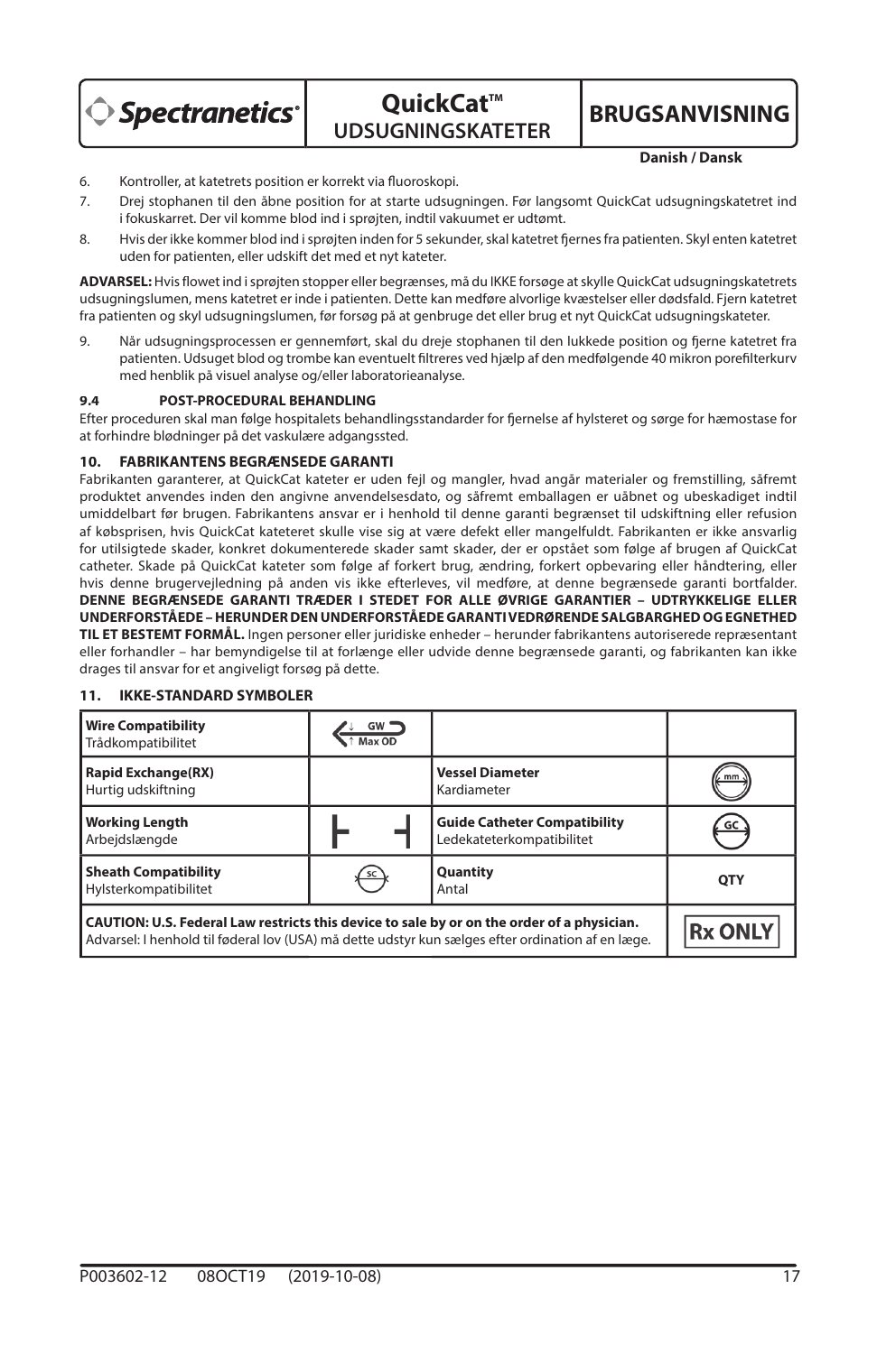6. Kontroller, at katetrets position er korrekt via fluoroskopi.
7. Drej stophanen til den åbne position for at starte udsugningen. Før langsomt QuickCat udsugningskatetret ind i fokuskarret. Der vil komme blod ind i sprøjten, indtil vakuumet er udtømt.
8. Hvis der ikke kommer blod ind i sprøjten inden for 5 sekunder, skal katetret fjernes fra patienten. Skyl enten katetret uden for patienten, eller udskift det med et nyt kateter.

**ADVARSEL:** Hvis flowet ind i sprøjten stopper eller begrænses, må du IKKE forsøge at skylle QuickCat udsugningskatetrets udsugningslumen, mens katetret er inde i patienten. Dette kan medføre alvorlige kvæstelser eller dødsfald. Fjern katetret fra patienten og skyl udsugningslumen, før forsøg på at genbruge det eller brug et nyt QuickCat udsugningskateter.

9. Når udsugningsprocessen er gennemført, skal du dreje stophanen til den lukkede position og fjerne katetret fra patienten. Udsuget blod og trombe kan eventuelt filtreres ved hjælp af den medfølgende 40 mikron porefilterkurv med henblik på visuel analyse og/eller laboratorieanalyse.

### 9.4 POST-PROCEDURAL BEHANDLING

Efter proceduren skal man følge hospitalets behandlingsstandarder for fjernelse af hylsteret og sørge for hæmostase for at forhindre blødninger på det vaskulære adgangssted.

## 10. FABRIKANTENS BEGRÆNSEDE GARANTI

Fabrikanten garanterer, at QuickCat kateter er uden fejl og mangler, hvad angår materialer og fremstilling, såfremt produktet anvendes inden den angivne anvendelsesdato, og såfremt emballagen er uåbnet og ubeskadiget indtil umiddelbart før brugen. Fabrikantens ansvar er i henhold til denne garanti begrænset til udskiftning eller refusion af købsprisen, hvis QuickCat kateteret skulle vise sig at være defekt eller mangelfuldt. Fabrikanten er ikke ansvarlig for utilsigtede skader, konkret dokumenterede skader samt skader, der er opstået som følge af brugen af QuickCat catheter. Skade på QuickCat kateter som følge af forkert brug, ændring, forkert opbevaring eller håndtering, eller hvis denne brugervejledning på anden vis ikke efterleves, vil medføre, at denne begrænsede garanti bortfalder. **DENNE BEGRÆNSEDE GARANTI TRÆDER I STEDET FOR ALLE ØVRIGE GARANTIER – UDTRYKKELIGE ELLER UNDERFORSTÅEDE – HERUNDER DEN UNDERFORSTÅEDE GARANTI VEDRØRENDE SALGBARHED OG EGNETHED TIL ET BESTEMT FORMÅL.** Ingen personer eller juridiske enheder – herunder fabrikantens autoriserede repræsentant eller forhandler – har bemyndigelse til at forlænge eller udvide denne begrænsede garanti, og fabrikanten kan ikke drages til ansvar for et angiveligt forsøg på dette.

## 11. IKKE-STANDARD SYMBOLER

| | | | |
|---|---|---|---|
| **Wire Compatibility** Trådkompatibilitet | GW / Max OD | | |
| **Rapid Exchange(RX)** Hurtig udskiftning | | **Vessel Diameter** Kardiameter | mm |
| **Working Length** Arbejdslængde | ⊢ ⊣ | **Guide Catheter Compatibility** Ledekateterkompatibilitet | GC |
| **Sheath Compatibility** Hylsterkompatibilitet | SC | **Quantity** Antal | QTY |
| **CAUTION: U.S. Federal Law restricts this device to sale by or on the order of a physician.** Advarsel: I henhold til føderal lov (USA) må dette udstyr kun sælges efter ordination af en læge. | | | Rx ONLY |

P003602-12 08OCT19 (2019-10-08)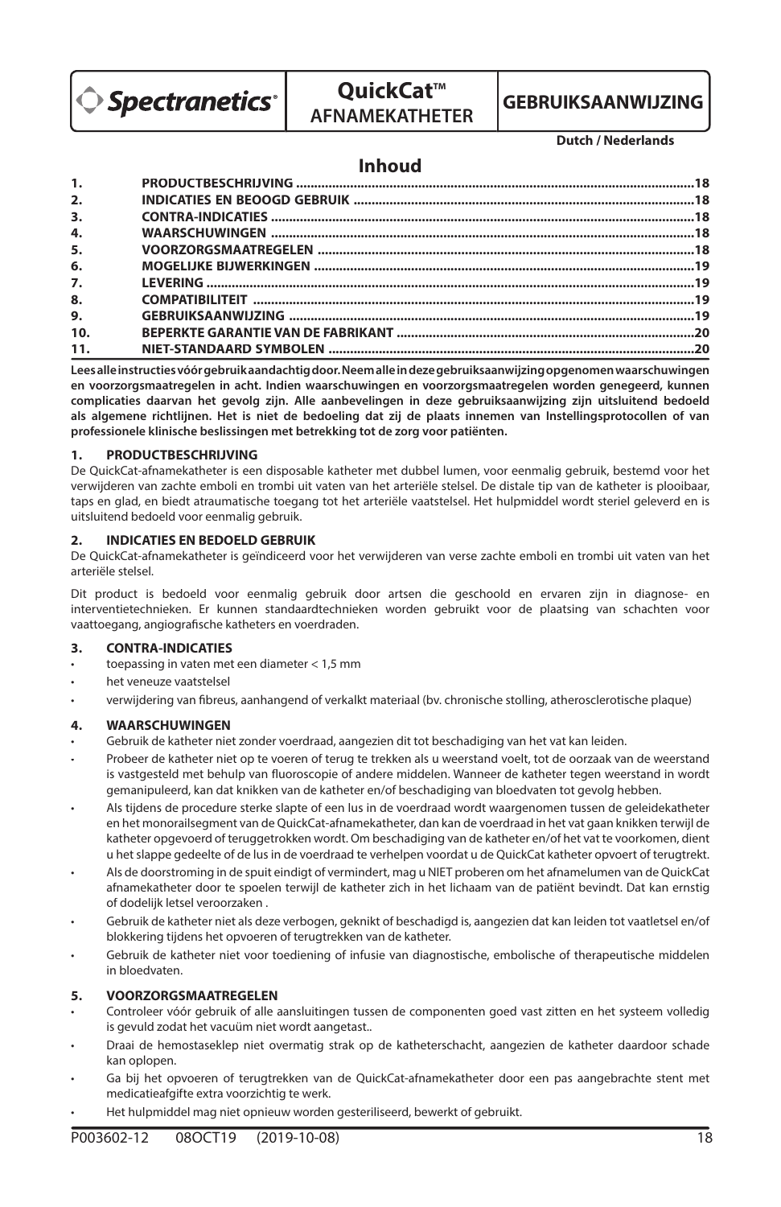**Spectranetics®**

# QuickCat™ AFNAMEKATHETER

## GEBRUIKSAANWIJZING

**Dutch / Nederlands**

## Inhoud

| | | |
|---|---|---|
| **1.** | **PRODUCTBESCHRIJVING** | **18** |
| **2.** | **INDICATIES EN BEOOGD GEBRUIK** | **18** |
| **3.** | **CONTRA-INDICATIES** | **18** |
| **4.** | **WAARSCHUWINGEN** | **18** |
| **5.** | **VOORZORGSMAATREGELEN** | **18** |
| **6.** | **MOGELIJKE BIJWERKINGEN** | **19** |
| **7.** | **LEVERING** | **19** |
| **8.** | **COMPATIBILITEIT** | **19** |
| **9.** | **GEBRUIKSAANWIJZING** | **19** |
| **10.** | **BEPERKTE GARANTIE VAN DE FABRIKANT** | **20** |
| **11.** | **NIET-STANDAARD SYMBOLEN** | **20** |

**Lees alle instructies vóór gebruik aandachtig door. Neem alle in deze gebruiksaanwijzing opgenomen waarschuwingen en voorzorgsmaatregelen in acht. Indien waarschuwingen en voorzorgsmaatregelen worden genegeerd, kunnen complicaties daarvan het gevolg zijn. Alle aanbevelingen in deze gebruiksaanwijzing zijn uitsluitend bedoeld als algemene richtlijnen. Het is niet de bedoeling dat zij de plaats innemen van Instellingsprotocollen of van professionele klinische beslissingen met betrekking tot de zorg voor patiënten.**

### 1. PRODUCTBESCHRIJVING

De QuickCat-afnamekatheter is een disposable katheter met dubbel lumen, voor eenmalig gebruik, bestemd voor het verwijderen van zachte emboli en trombi uit vaten van het arteriële stelsel. De distale tip van de katheter is plooibaar, taps en glad, en biedt atraumatische toegang tot het arteriële vaatstelsel. Het hulpmiddel wordt steriel geleverd en is uitsluitend bedoeld voor eenmalig gebruik.

### 2. INDICATIES EN BEDOELD GEBRUIK

De QuickCat-afnamekatheter is geïndiceerd voor het verwijderen van verse zachte emboli en trombi uit vaten van het arteriële stelsel.

Dit product is bedoeld voor eenmalig gebruik door artsen die geschoold en ervaren zijn in diagnose- en interventietechnieken. Er kunnen standaardtechnieken worden gebruikt voor de plaatsing van schachten voor vaattoegang, angiografische katheters en voerdraden.

### 3. CONTRA-INDICATIES

- toepassing in vaten met een diameter < 1,5 mm
- het veneuze vaatstelsel
- verwijdering van fibreus, aanhangend of verkalkt materiaal (bv. chronische stolling, atherosclerotische plaque)

### 4. WAARSCHUWINGEN

- Gebruik de katheter niet zonder voerdraad, aangezien dit tot beschadiging van het vat kan leiden.
- Probeer de katheter niet op te voeren of terug te trekken als u weerstand voelt, tot de oorzaak van de weerstand is vastgesteld met behulp van fluoroscopie of andere middelen. Wanneer de katheter tegen weerstand in wordt gemanipuleerd, kan dat knikken van de katheter en/of beschadiging van bloedvaten tot gevolg hebben.
- Als tijdens de procedure sterke slapte of een lus in de voerdraad wordt waargenomen tussen de geleidekatheter en het monorailsegment van de QuickCat-afnamekatheter, dan kan de voerdraad in het vat gaan knikken terwijl de katheter opgevoerd of teruggetrokken wordt. Om beschadiging van de katheter en/of het vat te voorkomen, dient u het slappe gedeelte of de lus in de voerdraad te verhelpen voordat u de QuickCat katheter opvoert of terugtrekt.
- Als de doorstroming in de spuit eindigt of vermindert, mag u NIET proberen om het afnamelumen van de QuickCat afnamekatheter door te spoelen terwijl de katheter zich in het lichaam van de patiënt bevindt. Dat kan ernstig of dodelijk letsel veroorzaken .
- Gebruik de katheter niet als deze verbogen, geknikt of beschadigd is, aangezien dat kan leiden tot vaatletsel en/of blokkering tijdens het opvoeren of terugtrekken van de katheter.
- Gebruik de katheter niet voor toediening of infusie van diagnostische, embolische of therapeutische middelen in bloedvaten.

### 5. VOORZORGSMAATREGELEN

- Controleer vóór gebruik of alle aansluitingen tussen de componenten goed vast zitten en het systeem volledig is gevuld zodat het vacuüm niet wordt aangetast..
- Draai de hemostaseklep niet overmatig strak op de katheterschacht, aangezien de katheter daardoor schade kan oplopen.
- Ga bij het opvoeren of terugtrekken van de QuickCat-afnamekatheter door een pas aangebrachte stent met medicatieafgifte extra voorzichtig te werk.
- Het hulpmiddel mag niet opnieuw worden gesteriliseerd, bewerkt of gebruikt.

P003602-12 08OCT19 (2019-10-08)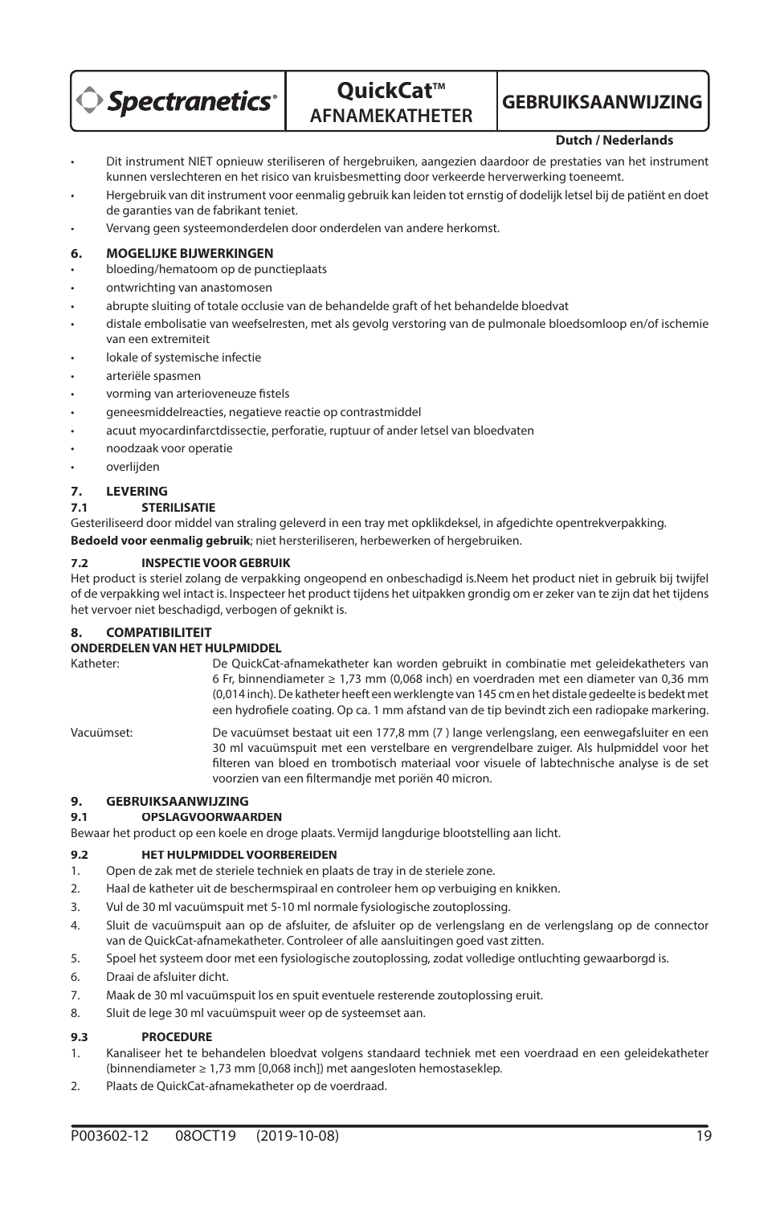- Dit instrument NIET opnieuw steriliseren of hergebruiken, aangezien daardoor de prestaties van het instrument kunnen verslechteren en het risico van kruisbesmetting door verkeerde herverwerking toeneemt.
- Hergebruik van dit instrument voor eenmalig gebruik kan leiden tot ernstig of dodelijk letsel bij de patiënt en doet de garanties van de fabrikant teniet.
- Vervang geen systeemonderdelen door onderdelen van andere herkomst.

## 6. MOGELIJKE BIJWERKINGEN

- bloeding/hematoom op de punctieplaats
- ontwrichting van anastomosen
- abrupte sluiting of totale occlusie van de behandelde graft of het behandelde bloedvat
- distale embolisatie van weefselresten, met als gevolg verstoring van de pulmonale bloedsomloop en/of ischemie van een extremiteit
- lokale of systemische infectie
- arteriële spasmen
- vorming van arterioveneuze fistels
- geneesmiddelreacties, negatieve reactie op contrastmiddel
- acuut myocardinfarctdissectie, perforatie, ruptuur of ander letsel van bloedvaten
- noodzaak voor operatie
- overlijden

## 7. LEVERING

### 7.1 STERILISATIE

Gesteriliseerd door middel van straling geleverd in een tray met opklikdeksel, in afgedichte opentrekverpakking.

**Bedoeld voor eenmalig gebruik**; niet hersteriliseren, herbewerken of hergebruiken.

### 7.2 INSPECTIE VOOR GEBRUIK

Het product is steriel zolang de verpakking ongeopend en onbeschadigd is.Neem het product niet in gebruik bij twijfel of de verpakking wel intact is. Inspecteer het product tijdens het uitpakken grondig om er zeker van te zijn dat het tijdens het vervoer niet beschadigd, verbogen of geknikt is.

## 8. COMPATIBILITEIT

**ONDERDELEN VAN HET HULPMIDDEL**

Katheter: De QuickCat-afnamekatheter kan worden gebruikt in combinatie met geleidekatheters van 6 Fr, binnendiameter ≥ 1,73 mm (0,068 inch) en voerdraden met een diameter van 0,36 mm (0,014 inch). De katheter heeft een werklengte van 145 cm en het distale gedeelte is bedekt met een hydrofiele coating. Op ca. 1 mm afstand van de tip bevindt zich een radiopake markering.

Vacuümset: De vacuümset bestaat uit een 177,8 mm (7 ) lange verlengslang, een eenwegafsluiter en een 30 ml vacuümspuit met een verstelbare en vergrendelbare zuiger. Als hulpmiddel voor het filteren van bloed en trombotisch materiaal voor visuele of labtechnische analyse is de set voorzien van een filtermandje met poriën 40 micron.

## 9. GEBRUIKSAANWIJZING

### 9.1 OPSLAGVOORWAARDEN

Bewaar het product op een koele en droge plaats. Vermijd langdurige blootstelling aan licht.

### 9.2 HET HULPMIDDEL VOORBEREIDEN

1. Open de zak met de steriele techniek en plaats de tray in de steriele zone.
2. Haal de katheter uit de beschermspiraal en controleer hem op verbuiging en knikken.
3. Vul de 30 ml vacuümspuit met 5-10 ml normale fysiologische zoutoplossing.
4. Sluit de vacuümspuit aan op de afsluiter, de afsluiter op de verlengslang en de verlengslang op de connector van de QuickCat-afnamekatheter. Controleer of alle aansluitingen goed vast zitten.
5. Spoel het systeem door met een fysiologische zoutoplossing, zodat volledige ontluchting gewaarborgd is.
6. Draai de afsluiter dicht.
7. Maak de 30 ml vacuümspuit los en spuit eventuele resterende zoutoplossing eruit.
8. Sluit de lege 30 ml vacuümspuit weer op de systeemset aan.

### 9.3 PROCEDURE

1. Kanaliseer het te behandelen bloedvat volgens standaard techniek met een voerdraad en een geleidekatheter (binnendiameter ≥ 1,73 mm [0,068 inch]) met aangesloten hemostaseklep.
2. Plaats de QuickCat-afnamekatheter op de voerdraad.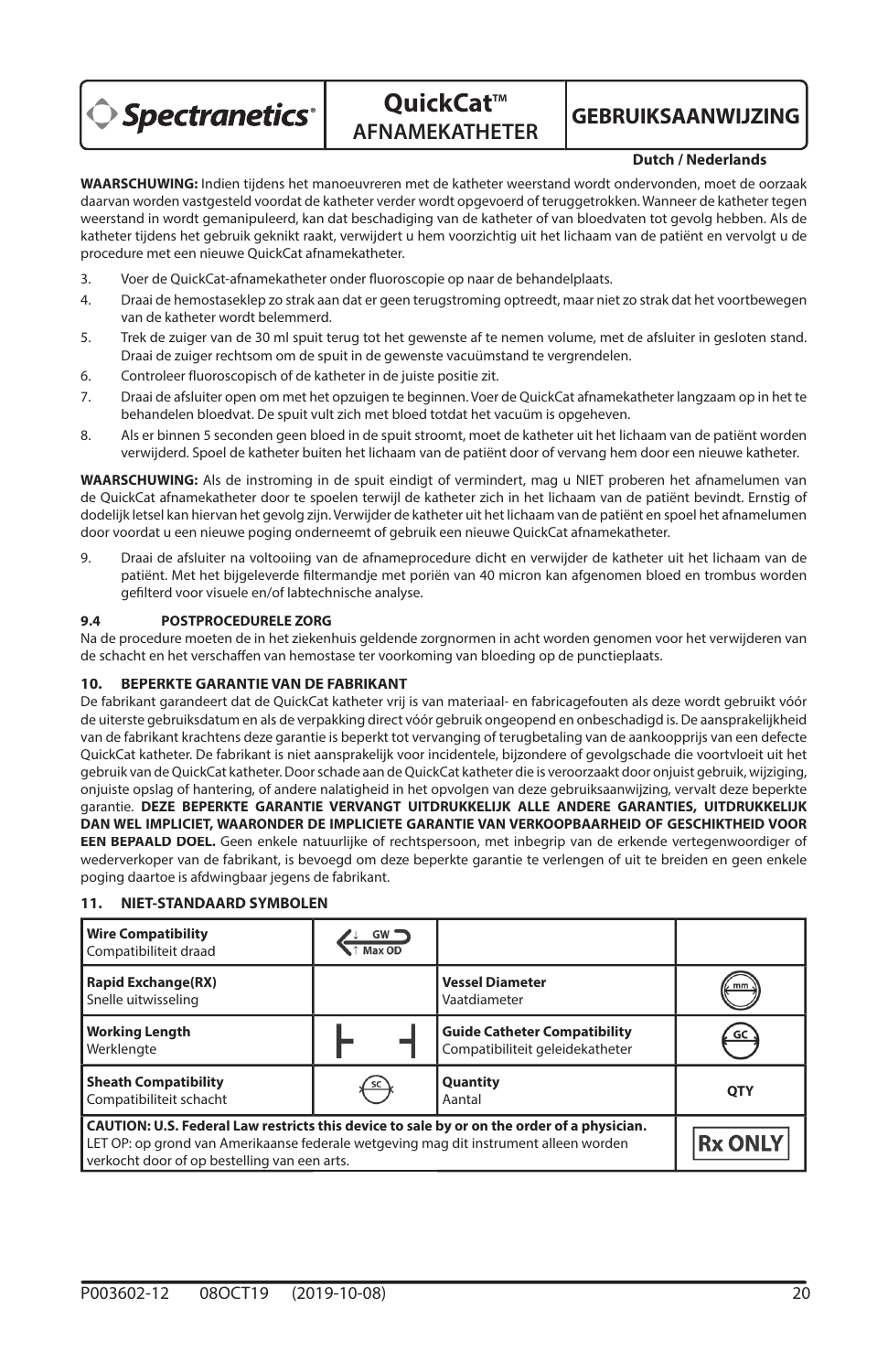**WAARSCHUWING:** Indien tijdens het manoeuvreren met de katheter weerstand wordt ondervonden, moet de oorzaak daarvan worden vastgesteld voordat de katheter verder wordt opgevoerd of teruggetrokken. Wanneer de katheter tegen weerstand in wordt gemanipuleerd, kan dat beschadiging van de katheter of van bloedvaten tot gevolg hebben. Als de katheter tijdens het gebruik geknikt raakt, verwijdert u hem voorzichtig uit het lichaam van de patiënt en vervolgt u de procedure met een nieuwe QuickCat afnamekatheter.

3. Voer de QuickCat-afnamekatheter onder fluoroscopie op naar de behandelplaats.
4. Draai de hemostaseklep zo strak aan dat er geen terugstroming optreedt, maar niet zo strak dat het voortbewegen van de katheter wordt belemmerd.
5. Trek de zuiger van de 30 ml spuit terug tot het gewenste af te nemen volume, met de afsluiter in gesloten stand. Draai de zuiger rechtsom om de spuit in de gewenste vacuümstand te vergrendelen.
6. Controleer fluoroscopisch of de katheter in de juiste positie zit.
7. Draai de afsluiter open om met het opzuigen te beginnen. Voer de QuickCat afnamekatheter langzaam op in het te behandelen bloedvat. De spuit vult zich met het bloed totdat het vacuüm is opgeheven.
8. Als er binnen 5 seconden geen bloed in de spuit stroomt, moet de katheter uit het lichaam van de patiënt worden verwijderd. Spoel de katheter buiten het lichaam van de patiënt door of vervang hem door een nieuwe katheter.

**WAARSCHUWING:** Als de instroming in de spuit eindigt of vermindert, mag u NIET proberen het afnamelumen van de QuickCat afnamekatheter door te spoelen terwijl de katheter zich in het lichaam van de patiënt bevindt. Ernstig of dodelijk letsel kan hiervan het gevolg zijn. Verwijder de katheter uit het lichaam van de patiënt en spoel het afnamelumen door voordat u een nieuwe poging onderneemt of gebruik een nieuwe QuickCat afnamekatheter.

9. Draai de afsluiter na voltooiing van de afnameprocedure dicht en verwijder de katheter uit het lichaam van de patiënt. Met het bijgeleverde filtermandje met poriën van 40 micron kan afgenomen bloed en trombus worden gefilterd voor visuele en/of labtechnische analyse.

### 9.4 POSTPROCEDURELE ZORG

Na de procedure moeten de in het ziekenhuis geldende zorgnormen in acht worden genomen voor het verwijderen van de schacht en het verschaffen van hemostase ter voorkoming van bloeding op de punctieplaats.

## 10. BEPERKTE GARANTIE VAN DE FABRIKANT

De fabrikant garandeert dat de QuickCat katheter vrij is van materiaal- en fabricagefouten als deze wordt gebruikt vóór de uiterste gebruiksdatum en als de verpakking direct vóór gebruik ongeopend en onbeschadigd is. De aansprakelijkheid van de fabrikant krachtens deze garantie is beperkt tot vervanging of terugbetaling van de aankoopprijs van een defecte QuickCat katheter. De fabrikant is niet aansprakelijk voor incidentele, bijzondere of gevolgschade die voortvloeit uit het gebruik van de QuickCat katheter. Door schade aan de QuickCat katheter die is veroorzaakt door onjuist gebruik, wijziging, onjuiste opslag of hantering, of andere nalatigheid in het opvolgen van deze gebruiksaanwijzing, vervalt deze beperkte garantie. **DEZE BEPERKTE GARANTIE VERVANGT UITDRUKKELIJK ALLE ANDERE GARANTIES, UITDRUKKELIJK DAN WEL IMPLICIET, WAARONDER DE IMPLICIETE GARANTIE VAN VERKOOPBAARHEID OF GESCHIKTHEID VOOR EEN BEPAALD DOEL.** Geen enkele natuurlijke of rechtspersoon, met inbegrip van de erkende vertegenwoordiger of wederverkoper van de fabrikant, is bevoegd om deze beperkte garantie te verlengen of uit te breiden en geen enkele poging daartoe is afdwingbaar jegens de fabrikant.

## 11. NIET-STANDAARD SYMBOLEN

| | | | |
|---|---|---|---|
| **Wire Compatibility**<br>Compatibiliteit draad | GW ↓ ↑ Max OD | | |
| **Rapid Exchange(RX)**<br>Snelle uitwisseling | | **Vessel Diameter**<br>Vaatdiameter | mm |
| **Working Length**<br>Werklengte | ├ ┤ | **Guide Catheter Compatibility**<br>Compatibiliteit geleidekatheter | GC |
| **Sheath Compatibility**<br>Compatibiliteit schacht | SC | **Quantity**<br>Aantal | QTY |
| **CAUTION: U.S. Federal Law restricts this device to sale by or on the order of a physician.**<br>LET OP: op grond van Amerikaanse federale wetgeving mag dit instrument alleen worden verkocht door of op bestelling van een arts. | | | Rx ONLY |

P003602-12 08OCT19 (2019-10-08)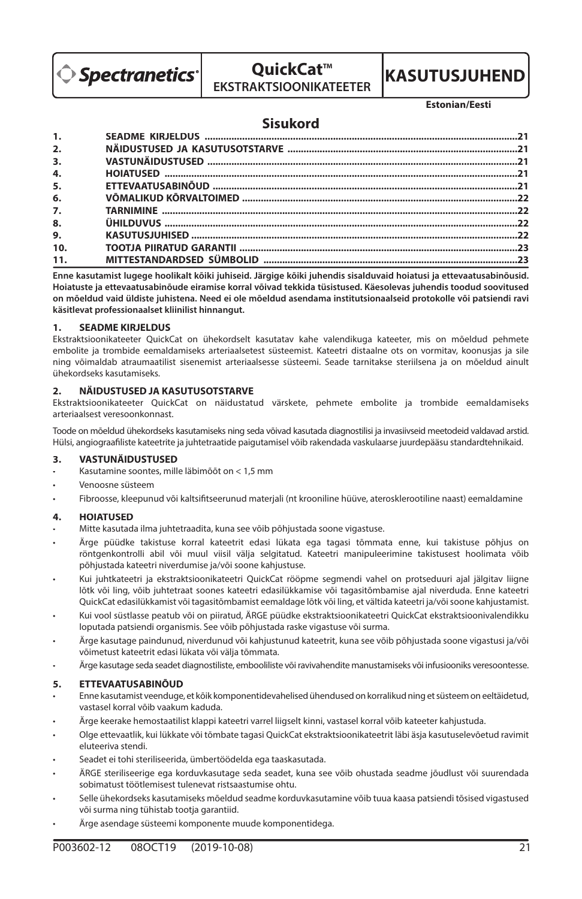Spectranetics®

# QuickCat™ EKSTRAKTSIOONIKATEETER

# KASUTUSJUHEND

**Estonian/Eesti**

## Sisukord

| | | |
|---|---|---|
| 1. | SEADME KIRJELDUS | 21 |
| 2. | NÄIDUSTUSED JA KASUTUSOTSTARVE | 21 |
| 3. | VASTUNÄIDUSTUSED | 21 |
| 4. | HOIATUSED | 21 |
| 5. | ETTEVAATUSABINÕUD | 21 |
| 6. | VÕIMALIKUD KÕRVALTOIMED | 22 |
| 7. | TARNIMINE | 22 |
| 8. | ÜHILDUVUS | 22 |
| 9. | KASUTUSJUHISED | 22 |
| 10. | TOOTJA PIIRATUD GARANTII | 23 |
| 11. | MITTESTANDARDSED SÜMBOLID | 23 |

**Enne kasutamist lugege hoolikalt kõiki juhiseid. Järgige kõiki juhendis sisalduvaid hoiatusi ja ettevaatusabinõusid. Hoiatuste ja ettevaatusabinõude eiramise korral võivad tekkida tüsistused. Käesolevas juhendis toodud soovitused on mõeldud vaid üldiste juhistena. Need ei ole mõeldud asendama institutsionaalseid protokolle või patsiendi ravi käsitlevat professionaalset kliinilist hinnangut.**

### 1. SEADME KIRJELDUS

Ekstraktsioonikateeter QuickCat on ühekordselt kasutatav kahe valendikuga kateeter, mis on mõeldud pehmete embolite ja trombide eemaldamiseks arteriaalsetest süsteemist. Kateetri distaalne ots on vormitav, koonusjas ja sile ning võimaldab atraumaatilist sisenemist arteriaalsesse süsteemi. Seade tarnitakse steriilsena ja on mõeldud ainult ühekordseks kasutamiseks.

### 2. NÄIDUSTUSED JA KASUTUSOTSTARVE

Ekstraktsioonikateeter QuickCat on näidustatud värskete, pehmete embolite ja trombide eemaldamiseks arteriaalsest veresoonkonnast.

Toode on mõeldud ühekordseks kasutamiseks ning seda võivad kasutada diagnostilisi ja invasiivseid meetodeid valdavad arstid. Hülsi, angiograafiliste kateetrite ja juhtetraatide paigutamisel võib rakendada vaskulaarse juurdepääsu standardtehnikaid.

### 3. VASTUNÄIDUSTUSED

- Kasutamine soontes, mille läbimõõt on < 1,5 mm
- Venoosne süsteem
- Fibroosse, kleepunud või kaltsifitseerunud materjali (nt krooniline hüüve, aterosklerootiline naast) eemaldamine

### 4. HOIATUSED

- Mitte kasutada ilma juhtetraadita, kuna see võib põhjustada soone vigastuse.
- Ärge püüdke takistuse korral kateetrit edasi lükata ega tagasi tõmmata enne, kui takistuse põhjus on röntgenkontrolli abil või muul viisil välja selgitatud. Kateetri manipuleerimine takistusest hoolimata võib põhjustada kateetri niverdumise ja/või soone kahjustuse.
- Kui juhtkateetri ja ekstraktsioonikateetri QuickCat rööpme segmendi vahel on protseduuri ajal jälgitav liigne lõtk või ling, võib juhtetraat soones kateetri edasilükkamise või tagasitõmbamise ajal niverduda. Enne kateetri QuickCat edasilükkamist või tagasitõmbamist eemaldage lõtk või ling, et vältida kateetri ja/või soone kahjustamist.
- Kui vool süstlasse peatub või on piiratud, ÄRGE püüdke ekstraktsioonikateetri QuickCat ekstraktsioonivalendikku loputada patsiendi organismis. See võib põhjustada raske vigastuse või surma.
- Ärge kasutage paindunud, niverdunud või kahjustunud kateetrit, kuna see võib põhjustada soone vigastusi ja/või võimetust kateetrit edasi lükata või välja tõmmata.
- Ärge kasutage seda seadet diagnostiliste, emboolilise või ravivahendite manustamiseks või infusiooniks veresoontesse.

### 5. ETTEVAATUSABINÕUD

- Enne kasutamist veenduge, et kõik komponentidevahelised ühendused on korralikud ning et süsteem on eeltäidetud, vastasel korral võib vaakum kaduda.
- Ärge keerake hemostaatilist klappi kateetri varrel liigselt kinni, vastasel korral võib kateeter kahjustuda.
- Olge ettevaatlik, kui lükkate või tõmbate tagasi QuickCat ekstraktsioonikateetrit läbi äsja kasutuselevõetud ravimit eluteeriva stendi.
- Seadet ei tohi steriliseerida, ümbertöödelda ega taaskasutada.
- ÄRGE steriliseerige ega korduvkasutage seda seadet, kuna see võib ohustada seadme jõudlust või suurendada sobimatust töötlemisest tulenevat ristsaastumise ohtu.
- Selle ühekordseks kasutamiseks mõeldud seadme korduvkasutamine võib tuua kaasa patsiendi tõsised vigastused või surma ning tühistab tootja garantiid.
- Ärge asendage süsteemi komponente muude komponentidega.

P003602-12 08OCT19 (2019-10-08)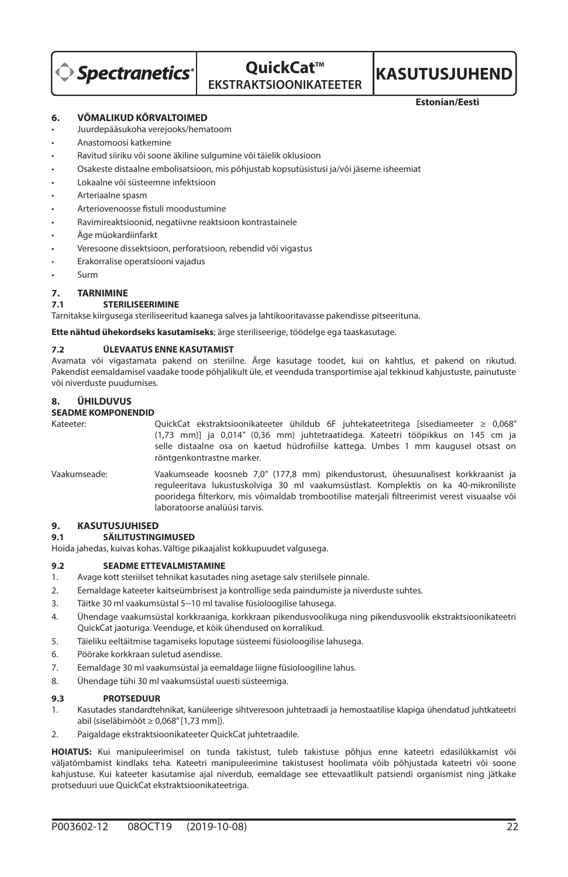## 6. VÕIMALIKUD KÕRVALTOIMED

- Juurdepääsukoha verejooks/hematoom
- Anastomoosi katkemine
- Ravitud siiriku või soone äkiline sulgumine või täielik oklusioon
- Osakeste distaalne embolisatsioon, mis põhjustab kopsutüsistusi ja/või jäseme isheemiat
- Lokaalne või süsteemne infektsioon
- Arteriaalne spasm
- Arteriovenoosse fistuli moodustumine
- Ravimireaktsioonid, negatiivne reaktsioon kontrastainele
- Äge müokardiinfarkt
- Veresoone dissektsioon, perforatsioon, rebendid või vigastus
- Erakorralise operatsiooni vajadus
- Surm

## 7. TARNIMINE

### 7.1 STERILISEERIMINE

Tarnitakse kiirgusega steriliseeritud kaanega salves ja lahtikooritavasse pakendisse pitseerituna.

**Ette nähtud ühekordseks kasutamiseks**; ärge steriliseerige, töödelge ega taaskasutage.

### 7.2 ÜLEVAATUS ENNE KASUTAMIST

Avamata või vigastamata pakend on steriilne. Ärge kasutage toodet, kui on kahtlus, et pakend on rikutud. Pakendist eemaldamisel vaadake toode põhjalikult üle, et veenduda transportimise ajal tekkinud kahjustuste, painutuste või niverduste puudumises.

## 8. ÜHILDUVUS

**SEADME KOMPONENDID**

| | |
|---|---|
| Kateeter: | QuickCat ekstraktsioonikateeter ühildub 6F juhtekateetritega [sisediameeter ≥ 0,068" (1,73 mm)] ja 0,014" (0,36 mm) juhtetraatidega. Kateetri tööpikkus on 145 cm ja selle distaalne osa on kaetud hüdrofiilse kattega. Umbes 1 mm kaugusel otsast on röntgenkontrastne marker. |
| Vaakumseade: | Vaakumseade koosneb 7,0" (177,8 mm) pikendustorust, ühesuunalisest korkkraanist ja reguleeritava lukustuskolviga 30 ml vaakumsüstlast. Komplektis on ka 40-mikroniliste pooridega filterkorv, mis võimaldab trombootilise materjali filtreerimist verest visuaalse või laboratoorse analüüsi tarvis. |

## 9. KASUTUSJUHISED

### 9.1 SÄILITUSTINGIMUSED

Hoida jahedas, kuivas kohas. Vältige pikaajalist kokkupuudet valgusega.

### 9.2 SEADME ETTEVALMISTAMINE

1. Avage kott steriilset tehnikat kasutades ning asetage salv steriilsele pinnale.
2. Eemaldage kateeter kaitseümbrisest ja kontrollige seda paindumiste ja niverduste suhtes.
3. Täitke 30 ml vaakumsüstal 5−10 ml tavalise füsioloogilise lahusega.
4. Ühendage vaakumsüstal korkkraaniga, korkkraan pikendusvoolikuga ning pikendusvoolik ekstraktsioonikateetri QuickCat jaoturiga. Veenduge, et kõik ühendused on korralikud.
5. Täieliku eeltäitmise tagamiseks loputage süsteemi füsioloogilise lahusega.
6. Pöörake korkkraan suletud asendisse.
7. Eemaldage 30 ml vaakumsüstal ja eemaldage liigne füsioloogiline lahus.
8. Ühendage tühi 30 ml vaakumsüstal uuesti süsteemiga.

### 9.3 PROTSEDUUR

1. Kasutades standardtehnikat, kanüleerige sihtveresoon juhtetraadi ja hemostaatilise klapiga ühendatud juhtkateetri abil (siseläbimõõt ≥ 0,068" [1,73 mm]).
2. Paigaldage ekstraktsioonikateeter QuickCat juhtetraadile.

**HOIATUS:** Kui manipuleerimisel on tunda takistust, tuleb takistuse põhjus enne kateetri edasilükkamist või väljatõmbamist kindlaks teha. Kateetri manipuleerimine takistusest hoolimata võib põhjustada kateetri või soone kahjustuse. Kui kateeter kasutamise ajal niverdub, eemaldage see ettevaatlikult patsiendi organismist ning jätkake protseduuri uue QuickCat ekstraktsioonikateetriga.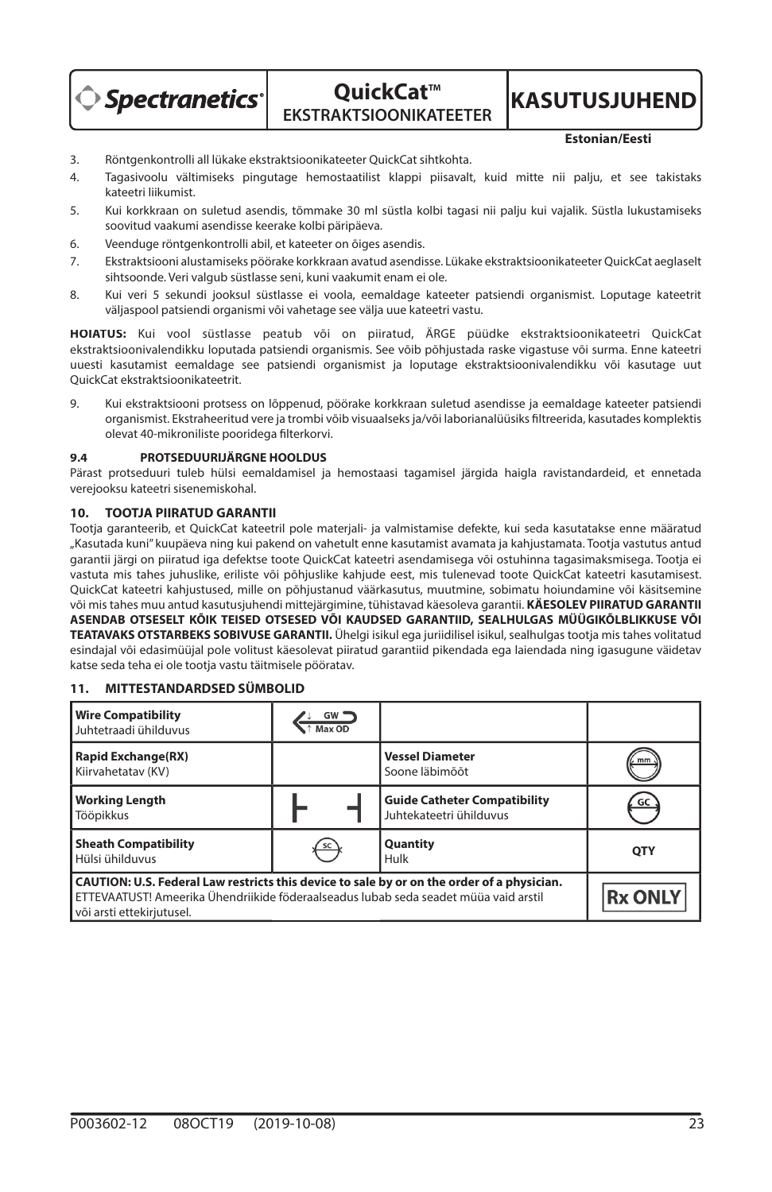3. Röntgenkontrolli all lükake ekstraktsioonikateeter QuickCat sihtkohta.
4. Tagasivoolu vältimiseks pingutage hemostaatilist klappi piisavalt, kuid mitte nii palju, et see takistaks kateetri liikumist.
5. Kui korkkraan on suletud asendis, tõmmake 30 ml süstla kolbi tagasi nii palju kui vajalik. Süstla lukustamiseks soovitud vaakumi asendisse keerake kolbi päripäeva.
6. Veenduge röntgenkontrolli abil, et kateeter on õiges asendis.
7. Ekstraktsiooni alustamiseks pöörake korkkraan avatud asendisse. Lükake ekstraktsioonikateeter QuickCat aeglaselt sihtsoonde. Veri valgub süstlasse seni, kuni vaakumit enam ei ole.
8. Kui veri 5 sekundi jooksul süstlasse ei voola, eemaldage kateeter patsiendi organismist. Loputage kateetrit väljaspool patsiendi organismi või vahetage see välja uue kateetri vastu.

**HOIATUS:** Kui vool süstlasse peatub või on piiratud, ÄRGE püüdke ekstraktsioonikateetri QuickCat ekstraktsioonivalendikku loputada patsiendi organismis. See võib põhjustada raske vigastuse või surma. Enne kateetri uuesti kasutamist eemaldage see patsiendi organismist ja loputage ekstraktsioonivalendikku või kasutage uut QuickCat ekstraktsioonikateetrit.

9. Kui ekstraktsiooni protsess on lõppenud, pöörake korkkraan suletud asendisse ja eemaldage kateeter patsiendi organismist. Ekstraheeritud vere ja trombi võib visuaalseks ja/või laborianalüüsiks filtreerida, kasutades komplektis olevat 40-mikroniliste pooridega filterkorvi.

### 9.4 PROTSEDUURIJÄRGNE HOOLDUS

Pärast protseduuri tuleb hülsi eemaldamisel ja hemostaasi tagamisel järgida haigla ravistandardeid, et ennetada verejooksu kateetri sisenemiskohal.

## 10. TOOTJA PIIRATUD GARANTII

Tootja garanteerib, et QuickCat kateetril pole materjali- ja valmistamise defekte, kui seda kasutatakse enne määratud „Kasutada kuni" kuupäeva ning kui pakend on vahetult enne kasutamist avamata ja kahjustamata. Tootja vastutus antud garantii järgi on piiratud iga defektse toote QuickCat kateetri asendamisega või ostuhinna tagasimaksmisega. Tootja ei vastuta mis tahes juhuslike, eriliste või põhjuslike kahjude eest, mis tulenevad toote QuickCat kateetri kasutamisest. QuickCat kateetri kahjustused, mille on põhjustanud väärkasutus, muutmine, sobimatu hoiundamine või käsitsemine või mis tahes muu antud kasutusjuhendi mittejärgimine, tühistavad käesoleva garantii. **KÄESOLEV PIIRATUD GARANTII ASENDAB OTSESELT KÕIK TEISED OTSESED VÕI KAUDSED GARANTIID, SEALHULGAS MÜÜGIKÕLBLIKKUSE VÕI TEATAVAKS OTSTARBEKS SOBIVUSE GARANTII.** Ühelgi isikul ega juriidilisel isikul, sealhulgas tootja mis tahes volitatud esindajal või edasimüüjal pole volitust käesolevat piiratud garantiid pikendada ega laiendada ning igasugune väidetav katse seda teha ei ole tootja vastu täitmisele pööratav.

## 11. MITTESTANDARDSED SÜMBOLID

| | | | |
|---|---|---|---|
| **Wire Compatibility** Juhtetraadi ühilduvus | GW Max OD | | |
| **Rapid Exchange(RX)** Kiirvahetatav (KV) | | **Vessel Diameter** Soone läbimõõt | mm |
| **Working Length** Tööpikkus | ├ ┤ | **Guide Catheter Compatibility** Juhtekateetri ühilduvus | GC |
| **Sheath Compatibility** Hülsi ühilduvus | SC | **Quantity** Hulk | QTY |
| **CAUTION: U.S. Federal Law restricts this device to sale by or on the order of a physician.** ETTEVAATUST! Ameerika Ühendriikide föderaalseadus lubab seda seadet müüa vaid arstil või arsti ettekirjutusel. | | | **Rx ONLY** |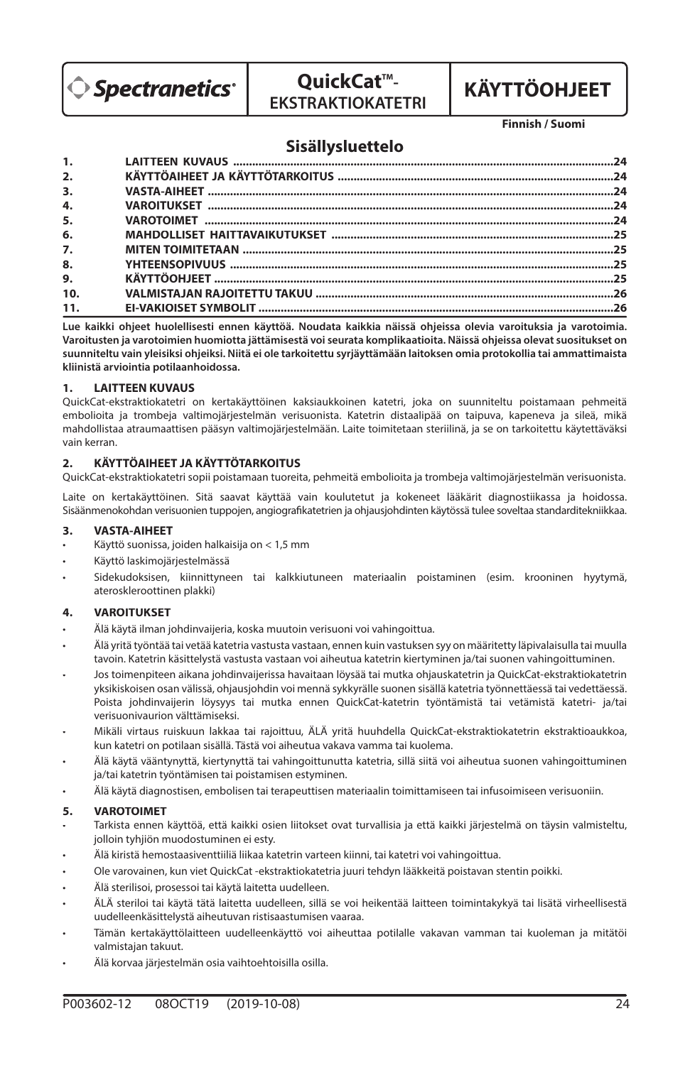**Spectranetics®** | **QuickCat™-EKSTRAKTIOKATETRI** | **KÄYTTÖOHJEET**

**Finnish / Suomi**

## Sisällysluettelo

| | | |
|---|---|---|
| 1. | LAITTEEN KUVAUS | 24 |
| 2. | KÄYTTÖAIHEET JA KÄYTTÖTARKOITUS | 24 |
| 3. | VASTA-AIHEET | 24 |
| 4. | VAROITUKSET | 24 |
| 5. | VAROTOIMET | 24 |
| 6. | MAHDOLLISET HAITTAVAIKUTUKSET | 25 |
| 7. | MITEN TOIMITETAAN | 25 |
| 8. | YHTEENSOPIVUUS | 25 |
| 9. | KÄYTTÖOHJEET | 25 |
| 10. | VALMISTAJAN RAJOITETTU TAKUU | 26 |
| 11. | EI-VAKIOISET SYMBOLIT | 26 |

**Lue kaikki ohjeet huolellisesti ennen käyttöä. Noudata kaikkia näissä ohjeissa olevia varoituksia ja varotoimia. Varoitusten ja varotoimien huomiotta jättämisestä voi seurata komplikaatioita. Näissä ohjeissa olevat suositukset on suunniteltu vain yleisiksi ohjeiksi. Niitä ei ole tarkoitettu syrjäyttämään laitoksen omia protokollia tai ammatti­maista kliinistä arviointia potilaanhoidossa.**

### 1. LAITTEEN KUVAUS

QuickCat-ekstraktiokatetri on kertakäyttöinen kaksiaukkoinen katetri, joka on suunniteltu poistamaan pehmeitä embolioita ja trombeja valtimojärjestelmän verisuonista. Katetrin distaalipää on taipuva, kapeneva ja sileä, mikä mahdollistaa atraumaattisen pääsyn valtimojärjestelmään. Laite toimitetaan steriilinä, ja se on tarkoitettu käytettäväksi vain kerran.

### 2. KÄYTTÖAIHEET JA KÄYTTÖTARKOITUS

QuickCat-ekstraktiokatetri sopii poistamaan tuoreita, pehmeitä embolioita ja trombeja valtimojärjestelmän verisuonista.

Laite on kertakäyttöinen. Sitä saavat käyttää vain koulutetut ja kokeneet lääkärit diagnostiikassa ja hoidossa. Sisäänmenokohdan verisuonien tuppojen, angiografiakatetrien ja ohjausjohdinten käytössä tulee soveltaa standarditekniikkaa.

### 3. VASTA-AIHEET

- Käyttö suonissa, joiden halkaisija on < 1,5 mm
- Käyttö laskimojärjestelmässä
- Sidekudoksisen, kiinnittyneen tai kalkkiutuneen materiaalin poistaminen (esim. krooninen hyytymä, ateroskleroottinen plakki)

### 4. VAROITUKSET

- Älä käytä ilman johdinvaijeria, koska muutoin verisuoni voi vahingoittua.
- Älä yritä työntää tai vetää katetria vastusta vastaan, ennen kuin vastuksen syy on määritetty läpivalaisulla tai muulla tavoin. Katetrin käsittelystä vastusta vastaan voi aiheutua katetrin kiertyminen ja/tai suonen vahingoittuminen.
- Jos toimenpiteen aikana johdinvaijerissa havaitaan löysää tai mutka ohjauskatetrin ja QuickCat-ekstraktiokatetrin yksikiskoisen osan välissä, ohjausjohdin voi mennä sykkyrälle suonen sisällä katetria työnnettäessä tai vedettäessä. Poista johdinvaijerin löysyys tai mutka ennen QuickCat-katetrin työntämistä tai vetämistä katetri- ja/tai verisuonivaurion välttämiseksi.
- Mikäli virtaus ruiskuun lakkaa tai rajoittuu, ÄLÄ yritä huuhdella QuickCat-ekstraktiokatetrin ekstraktioaukkoa, kun katetri on potilaan sisällä. Tästä voi aiheutua vakava vamma tai kuolema.
- Älä käytä vääntynyttä, kiertynyttä tai vahingoittunutta katetria, sillä siitä voi aiheutua suonen vahingoittuminen ja/tai katetrin työntämisen tai poistamisen estyminen.
- Älä käytä diagnostisen, embolisen tai terapeuttisen materiaalin toimittamiseen tai infusoimiseen verisuoniin.

### 5. VAROTOIMET

- Tarkista ennen käyttöä, että kaikki osien liitokset ovat turvallisia ja että kaikki järjestelmä on täysin valmisteltu, jolloin tyhjiön muodostuminen ei esty.
- Älä kiristä hemostaasiventtiiliä liikaa katetrin varteen kiinni, tai katetri voi vahingoittua.
- Ole varovainen, kun viet QuickCat -ekstraktiokatetria juuri tehdyn lääkkeitä poistavan stentin poikki.
- Älä sterilisoi, prosessoi tai käytä laitetta uudelleen.
- ÄLÄ steriloi tai käytä tätä laitetta uudelleen, sillä se voi heikentää laitteen toimintakykyä tai lisätä virheellisestä uudelleenkäsittelystä aiheutuvan ristisaastumisen vaaraa.
- Tämän kertakäyttölaitteen uudelleenkäyttö voi aiheuttaa potilalle vakavan vamman tai kuoleman ja mitätöi valmistajan takuut.
- Älä korvaa järjestelmän osia vaihtoehtoisilla osilla.

P003602-12 08OCT19 (2019-10-08)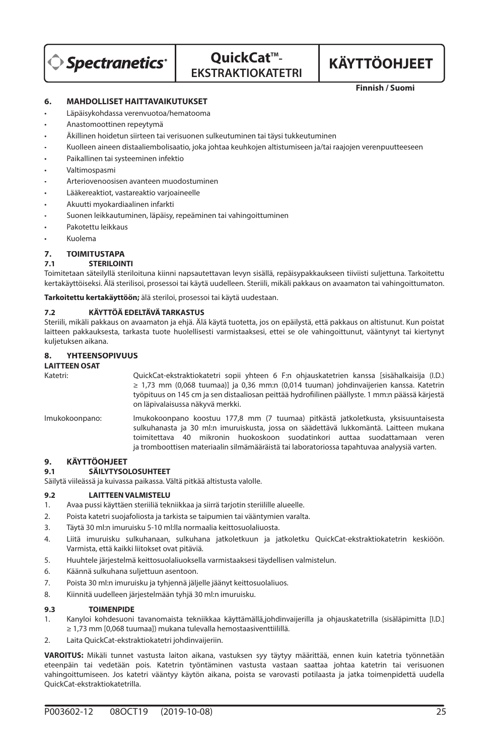## 6. MAHDOLLISET HAITTAVAIKUTUKSET

- Läpäisykohdassa verenvuotoa/hematooma
- Anastomoottinen repeytymä
- Äkillinen hoidetun siirteen tai verisuonen sulkeutuminen tai täysi tukkeutuminen
- Kuolleen aineen distaaliembolisaatio, joka johtaa keuhkojen altistumiseen ja/tai raajojen verenpuutteeseen
- Paikallinen tai systeeminen infektio
- Valtimospasmi
- Arteriovenoosisen avanteen muodostuminen
- Lääkereaktiot, vastareaktio varjoaineelle
- Akuutti myokardiaalinen infarkti
- Suonen leikkautuminen, läpäisy, repeäminen tai vahingoittuminen
- Pakotettu leikkaus
- Kuolema

## 7. TOIMITUSTAPA

### 7.1 STERILOINTI

Toimitetaan säteilyllä steriloituna kiinni napsautettavan levyn sisällä, repäisypakkaukseen tiiviisti suljettuna. Tarkoitettu kertakäyttöiseksi. Älä sterilisoi, prosessoi tai käytä uudelleen. Steriili, mikäli pakkaus on avaamaton tai vahingoittumaton.

**Tarkoitettu kertakäyttöön;** älä steriloi, prosessoi tai käytä uudestaan.

### 7.2 KÄYTTÖÄ EDELTÄVÄ TARKASTUS

Steriili, mikäli pakkaus on avaamaton ja ehjä. Älä käytä tuotetta, jos on epäilystä, että pakkaus on altistunut. Kun poistat laitteen pakkauksesta, tarkasta tuote huolellisesti varmistaaksesi, ettei se ole vahingoittunut, vääntynyt tai kiertynyt kuljetuksen aikana.

## 8. YHTEENSOPIVUUS

**LAITTEEN OSAT**

| | |
|---|---|
| Katetri: | QuickCat-ekstraktiokatetri sopii yhteen 6 F:n ohjauskatetrien kanssa [sisähalkaisija (I.D.) ≥ 1,73 mm (0,068 tuumaa)] ja 0,36 mm:n (0,014 tuuman) johdinvaijerien kanssa. Katetrin työpituus on 145 cm ja sen distaaliosan peittää hydrofiilinen päällyste. 1 mm:n päässä kärjestä on läpivalaisussa näkyvä merkki. |
| Imukokoonpano: | Imukokoonpano koostuu 177,8 mm (7 tuumaa) pitkästä jatkoletkusta, yksisuuntaisesta sulkuhanasta ja 30 ml:n imuruiskusta, jossa on säädettävä lukkomäntä. Laitteen mukana toimitettava 40 mikronin huokoskoon suodatinkori auttaa suodattamaan veren ja tromboottisen materiaalin silmämääräistä tai laboratoriossa tapahtuvaa analyysiä varten. |

## 9. KÄYTTÖOHJEET

### 9.1 SÄILYTYSOLOSUHTEET

Säilytä viileässä ja kuivassa paikassa. Vältä pitkää altistusta valolle.

### 9.2 LAITTEEN VALMISTELU

1. Avaa pussi käyttäen steriiliä tekniikkaa ja siirrä tarjotin steriilille alueelle.
2. Poista katetri suojafoliosta ja tarkista se taipumien tai vääntymien varalta.
3. Täytä 30 ml:n imuruisku 5-10 ml:lla normaalia keittosuolaliuosta.
4. Liitä imuruisku sulkuhanaan, sulkuhana jatkoletkuun ja jatkoletku QuickCat-ekstraktiokatetrin keskiöön. Varmista, että kaikki liitokset ovat pitäviä.
5. Huuhtele järjestelmä keittosuolaliuoksella varmistaaksesi täydellisen valmistelun.
6. Käännä sulkuhana suljettuun asentoon.
7. Poista 30 ml:n imuruisku ja tyhjennä jäljelle jäänyt keittosuolaliuos.
8. Kiinnitä uudelleen järjestelmään tyhjä 30 ml:n imuruisku.

### 9.3 TOIMENPIDE

1. Kanyloi kohdesuoni tavanomaista tekniikkaa käyttämällä,johdinvaijerilla ja ohjauskatetrilla (sisäläpimitta [I.D.] ≥ 1,73 mm [0,068 tuumaa]) mukana tulevalla hemostaasiventtiilillä.
2. Laita QuickCat-ekstraktiokatetri johdinvaijeriin.

**VAROITUS:** Mikäli tunnet vastusta laiton aikana, vastuksen syy täytyy määrittää, ennen kuin katetria työnnetään eteenpäin tai vedetään pois. Katetrin työntäminen vastusta vastaan saattaa johtaa katetrin tai verisuonen vahingoittumiseen. Jos katetri vääntyy käytön aikana, poista se varovasti potilaasta ja jatka toimenpidettä uudella QuickCat-ekstraktiokatetrilla.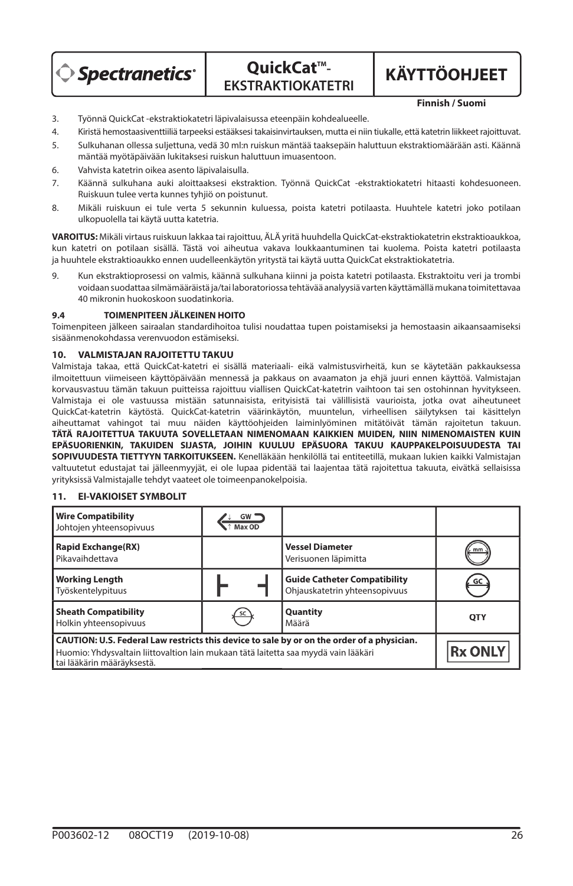3. Työnnä QuickCat -ekstraktiokatetri läpivalaisussa eteenpäin kohdealueelle.
4. Kiristä hemostaasiventtiiliä tarpeeksi estääksesi takaisinvirtauksen, mutta ei niin tiukalle, että katetrin liikkeet rajoittuvat.
5. Sulkuhanan ollessa suljettuna, vedä 30 ml:n ruiskun mäntää taaksepäin haluttuun ekstraktiomäärään asti. Käännä mäntää myötäpäivään lukitaksesi ruiskun haluttuun imuasentoon.
6. Vahvista katetrin oikea asento läpivalaisulla.
7. Käännä sulkuhana auki aloittaaksesi ekstraktion. Työnnä QuickCat -ekstraktiokatetri hitaasti kohdesuoneen. Ruiskuun tulee verta kunnes tyhjiö on poistunut.
8. Mikäli ruiskuun ei tule verta 5 sekunnin kuluessa, poista katetri potilaasta. Huuhtele katetri joko potilaan ulkopuolella tai käytä uutta katetria.

**VAROITUS:** Mikäli virtaus ruiskuun lakkaa tai rajoittuu, ÄLÄ yritä huuhdella QuickCat-ekstraktiokatetrin ekstraktioaukkoa, kun katetri on potilaan sisällä. Tästä voi aiheutua vakava loukkaantuminen tai kuolema. Poista katetri potilaasta ja huuhtele ekstraktioaukko ennen uudelleenkäytön yritystä tai käytä uutta QuickCat ekstraktiokatetria.

9. Kun ekstraktioprosessi on valmis, käännä sulkuhana kiinni ja poista katetri potilaasta. Ekstraktoitu veri ja trombi voidaan suodattaa silmämääräistä ja/tai laboratoriossa tehtävää analyysiä varten käyttämällä mukana toimitettavaa 40 mikronin huokoskoon suodatinkoria.

### 9.4 TOIMENPITEEN JÄLKEINEN HOITO

Toimenpiteen jälkeen sairaalan standardihoitoa tulisi noudattaa tupen poistamiseksi ja hemostaasin aikaansaamiseksi sisäänmenokohdassa verenvuodon estämiseksi.

## 10. VALMISTAJAN RAJOITETTU TAKUU

Valmistaja takaa, että QuickCat-katetri ei sisällä materiaali- eikä valmistusvirheitä, kun se käytetään pakkauksessa ilmoitettuun viimeiseen käyttöpäivään mennessä ja pakkaus on avaamaton ja ehjä juuri ennen käyttöä. Valmistajan korvausvastuu tämän takuun puitteissa rajoittuu viallisen QuickCat-katetrin vaihtoon tai sen ostohinnan hyvitykseen. Valmistaja ei ole vastuussa mistään satunnaisista, erityisistä tai välillisistä vaurioista, jotka ovat aiheutuneet QuickCat-katetrin käytöstä. QuickCat-katetrin väärinkäytön, muuntelun, virheellisen säilytyksen tai käsittelyn aiheuttamat vahingot tai muu näiden käyttöohjeiden laiminlyöminen mitätöivät tämän rajoitetun takuun. **TÄTÄ RAJOITETTUA TAKUUTA SOVELLETAAN NIMENOMAAN KAIKKIEN MUIDEN, NIIN NIMENOMAISTEN KUIN EPÄSUORIENKIN, TAKUIDEN SIJASTA, JOIHIN KUULUU EPÄSUORA TAKUU KAUPPAKELPOISUUDESTA TAI SOPIVUUDESTA TIETTYYN TARKOITUKSEEN.** Kenelläkään henkilöllä tai entiteetillä, mukaan lukien kaikki Valmistajan valtuutetut edustajat tai jälleenmyyjät, ei ole lupaa pidentää tai laajentaa tätä rajoitettua takuuta, eivätkä sellaisissa yrityksissä Valmistajalle tehdyt vaateet ole toimeenpanokelpoisia.

## 11. EI-VAKIOISET SYMBOLIT

| | | | |
|---|---|---|---|
| **Wire Compatibility** Johtojen yhteensopivuus | GW Max OD | | |
| **Rapid Exchange(RX)** Pikavaihdettava | | **Vessel Diameter** Verisuonen läpimitta | mm |
| **Working Length** Työskentelypituus | ├ ┤ | **Guide Catheter Compatibility** Ohjauskatetrin yhteensopivuus | GC |
| **Sheath Compatibility** Holkin yhteensopivuus | SC | **Quantity** Määrä | QTY |
| **CAUTION: U.S. Federal Law restricts this device to sale by or on the order of a physician.** Huomio: Yhdysvaltain liittovaltion lain mukaan tätä laitetta saa myydä vain lääkäri tai lääkärin määräyksestä. | | | **Rx ONLY** |

P003602-12 08OCT19 (2019-10-08)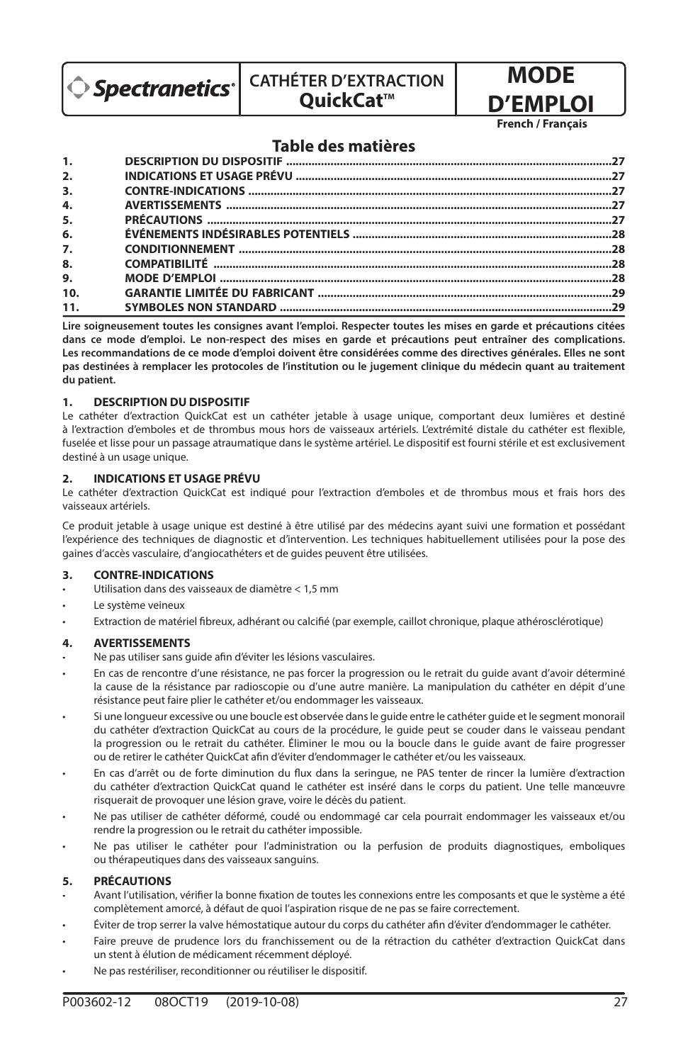Spectranetics

**CATHÉTER D'EXTRACTION QuickCat™**

# MODE D'EMPLOI

**French / Français**

## Table des matières

| | | |
|---|---|---|
| **1.** | **DESCRIPTION DU DISPOSITIF** | **27** |
| **2.** | **INDICATIONS ET USAGE PRÉVU** | **27** |
| **3.** | **CONTRE-INDICATIONS** | **27** |
| **4.** | **AVERTISSEMENTS** | **27** |
| **5.** | **PRÉCAUTIONS** | **27** |
| **6.** | **ÉVÉNEMENTS INDÉSIRABLES POTENTIELS** | **28** |
| **7.** | **CONDITIONNEMENT** | **28** |
| **8.** | **COMPATIBILITÉ** | **28** |
| **9.** | **MODE D'EMPLOI** | **28** |
| **10.** | **GARANTIE LIMITÉE DU FABRICANT** | **29** |
| **11.** | **SYMBOLES NON STANDARD** | **29** |

**Lire soigneusement toutes les consignes avant l'emploi. Respecter toutes les mises en garde et précautions citées dans ce mode d'emploi. Le non-respect des mises en garde et précautions peut entraîner des complications. Les recommandations de ce mode d'emploi doivent être considérées comme des directives générales. Elles ne sont pas destinées à remplacer les protocoles de l'institution ou le jugement clinique du médecin quant au traitement du patient.**

### 1. DESCRIPTION DU DISPOSITIF

Le cathéter d'extraction QuickCat est un cathéter jetable à usage unique, comportant deux lumières et destiné à l'extraction d'emboles et de thrombus mous hors de vaisseaux artériels. L'extrémité distale du cathéter est flexible, fuselée et lisse pour un passage atraumatique dans le système artériel. Le dispositif est fourni stérile et est exclusivement destiné à un usage unique.

### 2. INDICATIONS ET USAGE PRÉVU

Le cathéter d'extraction QuickCat est indiqué pour l'extraction d'emboles et de thrombus mous et frais hors des vaisseaux artériels.

Ce produit jetable à usage unique est destiné à être utilisé par des médecins ayant suivi une formation et possédant l'expérience des techniques de diagnostic et d'intervention. Les techniques habituellement utilisées pour la pose des gaines d'accès vasculaire, d'angiocathéters et de guides peuvent être utilisées.

### 3. CONTRE-INDICATIONS

- Utilisation dans des vaisseaux de diamètre < 1,5 mm
- Le système veineux
- Extraction de matériel fibreux, adhérant ou calcifié (par exemple, caillot chronique, plaque athérosclérotique)

### 4. AVERTISSEMENTS

- Ne pas utiliser sans guide afin d'éviter les lésions vasculaires.
- En cas de rencontre d'une résistance, ne pas forcer la progression ou le retrait du guide avant d'avoir déterminé la cause de la résistance par radioscopie ou d'une autre manière. La manipulation du cathéter en dépit d'une résistance peut faire plier le cathéter et/ou endommager les vaisseaux.
- Si une longueur excessive ou une boucle est observée dans le guide entre le cathéter guide et le segment monorail du cathéter d'extraction QuickCat au cours de la procédure, le guide peut se couder dans le vaisseau pendant la progression ou le retrait du cathéter. Éliminer le mou ou la boucle dans le guide avant de faire progresser ou de retirer le cathéter QuickCat afin d'éviter d'endommager le cathéter et/ou les vaisseaux.
- En cas d'arrêt ou de forte diminution du flux dans la seringue, ne PAS tenter de rincer la lumière d'extraction du cathéter d'extraction QuickCat quand le cathéter est inséré dans le corps du patient. Une telle manœuvre risquerait de provoquer une lésion grave, voire le décès du patient.
- Ne pas utiliser de cathéter déformé, coudé ou endommagé car cela pourrait endommager les vaisseaux et/ou rendre la progression ou le retrait du cathéter impossible.
- Ne pas utiliser le cathéter pour l'administration ou la perfusion de produits diagnostiques, emboliques ou thérapeutiques dans des vaisseaux sanguins.

### 5. PRÉCAUTIONS

- Avant l'utilisation, vérifier la bonne fixation de toutes les connexions entre les composants et que le système a été complètement amorcé, à défaut de quoi l'aspiration risque de ne pas se faire correctement.
- Éviter de trop serrer la valve hémostatique autour du corps du cathéter afin d'éviter d'endommager le cathéter.
- Faire preuve de prudence lors du franchissement ou de la rétraction du cathéter d'extraction QuickCat dans un stent à élution de médicament récemment déployé.
- Ne pas restériliser, reconditionner ou réutiliser le dispositif.

P003602-12 08OCT19 (2019-10-08)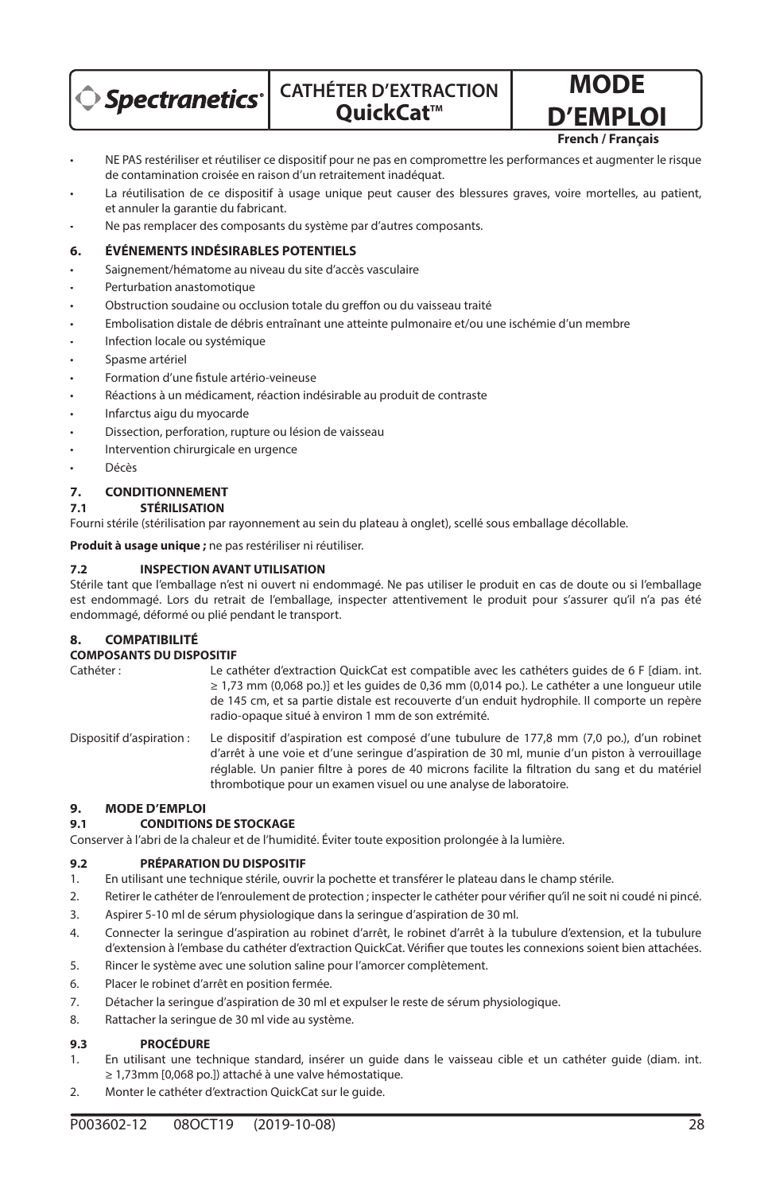- NE PAS restériliser et réutiliser ce dispositif pour ne pas en compromettre les performances et augmenter le risque de contamination croisée en raison d'un retraitement inadéquat.
- La réutilisation de ce dispositif à usage unique peut causer des blessures graves, voire mortelles, au patient, et annuler la garantie du fabricant.
- Ne pas remplacer des composants du système par d'autres composants.

## 6. ÉVÉNEMENTS INDÉSIRABLES POTENTIELS

- Saignement/hématome au niveau du site d'accès vasculaire
- Perturbation anastomotique
- Obstruction soudaine ou occlusion totale du greffon ou du vaisseau traité
- Embolisation distale de débris entraînant une atteinte pulmonaire et/ou une ischémie d'un membre
- Infection locale ou systémique
- Spasme artériel
- Formation d'une fistule artério-veineuse
- Réactions à un médicament, réaction indésirable au produit de contraste
- Infarctus aigu du myocarde
- Dissection, perforation, rupture ou lésion de vaisseau
- Intervention chirurgicale en urgence
- Décès

## 7. CONDITIONNEMENT

### 7.1 STÉRILISATION

Fourni stérile (stérilisation par rayonnement au sein du plateau à onglet), scellé sous emballage décollable.

**Produit à usage unique ;** ne pas restériliser ni réutiliser.

### 7.2 INSPECTION AVANT UTILISATION

Stérile tant que l'emballage n'est ni ouvert ni endommagé. Ne pas utiliser le produit en cas de doute ou si l'emballage est endommagé. Lors du retrait de l'emballage, inspecter attentivement le produit pour s'assurer qu'il n'a pas été endommagé, déformé ou plié pendant le transport.

## 8. COMPATIBILITÉ

**COMPOSANTS DU DISPOSITIF**

Cathéter : Le cathéter d'extraction QuickCat est compatible avec les cathéters guides de 6 F [diam. int. ≥ 1,73 mm (0,068 po.)] et les guides de 0,36 mm (0,014 po.). Le cathéter a une longueur utile de 145 cm, et sa partie distale est recouverte d'un enduit hydrophile. Il comporte un repère radio-opaque situé à environ 1 mm de son extrémité.

Dispositif d'aspiration : Le dispositif d'aspiration est composé d'une tubulure de 177,8 mm (7,0 po.), d'un robinet d'arrêt à une voie et d'une seringue d'aspiration de 30 ml, munie d'un piston à verrouillage réglable. Un panier filtre à pores de 40 microns facilite la filtration du sang et du matériel thrombotique pour un examen visuel ou une analyse de laboratoire.

## 9. MODE D'EMPLOI

### 9.1 CONDITIONS DE STOCKAGE

Conserver à l'abri de la chaleur et de l'humidité. Éviter toute exposition prolongée à la lumière.

### 9.2 PRÉPARATION DU DISPOSITIF

1. En utilisant une technique stérile, ouvrir la pochette et transférer le plateau dans le champ stérile.
2. Retirer le cathéter de l'enroulement de protection ; inspecter le cathéter pour vérifier qu'il ne soit ni coudé ni pincé.
3. Aspirer 5-10 ml de sérum physiologique dans la seringue d'aspiration de 30 ml.
4. Connecter la seringue d'aspiration au robinet d'arrêt, le robinet d'arrêt à la tubulure d'extension, et la tubulure d'extension à l'embase du cathéter d'extraction QuickCat. Vérifier que toutes les connexions soient bien attachées.
5. Rincer le système avec une solution saline pour l'amorcer complètement.
6. Placer le robinet d'arrêt en position fermée.
7. Détacher la seringue d'aspiration de 30 ml et expulser le reste de sérum physiologique.
8. Rattacher la seringue de 30 ml vide au système.

### 9.3 PROCÉDURE

1. En utilisant une technique standard, insérer un guide dans le vaisseau cible et un cathéter guide (diam. int. ≥ 1,73mm [0,068 po.]) attaché à une valve hémostatique.
2. Monter le cathéter d'extraction QuickCat sur le guide.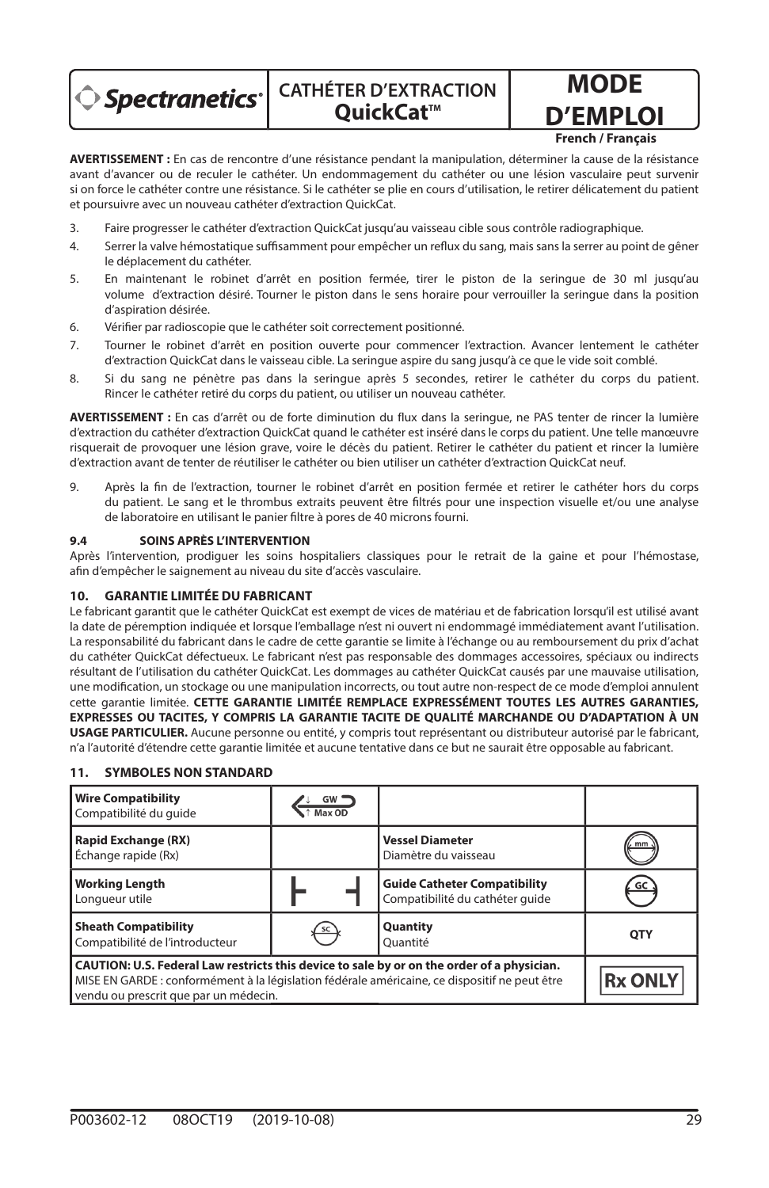**AVERTISSEMENT :** En cas de rencontre d'une résistance pendant la manipulation, déterminer la cause de la résistance avant d'avancer ou de reculer le cathéter. Un endommagement du cathéter ou une lésion vasculaire peut survenir si on force le cathéter contre une résistance. Si le cathéter se plie en cours d'utilisation, le retirer délicatement du patient et poursuivre avec un nouveau cathéter d'extraction QuickCat.

3. Faire progresser le cathéter d'extraction QuickCat jusqu'au vaisseau cible sous contrôle radiographique.
4. Serrer la valve hémostatique suffisamment pour empêcher un reflux du sang, mais sans la serrer au point de gêner le déplacement du cathéter.
5. En maintenant le robinet d'arrêt en position fermée, tirer le piston de la seringue de 30 ml jusqu'au volume d'extraction désiré. Tourner le piston dans le sens horaire pour verrouiller la seringue dans la position d'aspiration désirée.
6. Vérifier par radioscopie que le cathéter soit correctement positionné.
7. Tourner le robinet d'arrêt en position ouverte pour commencer l'extraction. Avancer lentement le cathéter d'extraction QuickCat dans le vaisseau cible. La seringue aspire du sang jusqu'à ce que le vide soit comblé.
8. Si du sang ne pénètre pas dans la seringue après 5 secondes, retirer le cathéter du corps du patient. Rincer le cathéter retiré du corps du patient, ou utiliser un nouveau cathéter.

**AVERTISSEMENT :** En cas d'arrêt ou de forte diminution du flux dans la seringue, ne PAS tenter de rincer la lumière d'extraction du cathéter d'extraction QuickCat quand le cathéter est inséré dans le corps du patient. Une telle manœuvre risquerait de provoquer une lésion grave, voire le décès du patient. Retirer le cathéter du patient et rincer la lumière d'extraction avant de tenter de réutiliser le cathéter ou bien utiliser un cathéter d'extraction QuickCat neuf.

9. Après la fin de l'extraction, tourner le robinet d'arrêt en position fermée et retirer le cathéter hors du corps du patient. Le sang et le thrombus extraits peuvent être filtrés pour une inspection visuelle et/ou une analyse de laboratoire en utilisant le panier filtre à pores de 40 microns fourni.

### 9.4 SOINS APRÈS L'INTERVENTION

Après l'intervention, prodiguer les soins hospitaliers classiques pour le retrait de la gaine et pour l'hémostase, afin d'empêcher le saignement au niveau du site d'accès vasculaire.

## 10. GARANTIE LIMITÉE DU FABRICANT

Le fabricant garantit que le cathéter QuickCat est exempt de vices de matériau et de fabrication lorsqu'il est utilisé avant la date de péremption indiquée et lorsque l'emballage n'est ni ouvert ni endommagé immédiatement avant l'utilisation. La responsabilité du fabricant dans le cadre de cette garantie se limite à l'échange ou au remboursement du prix d'achat du cathéter QuickCat défectueux. Le fabricant n'est pas responsable des dommages accessoires, spéciaux ou indirects résultant de l'utilisation du cathéter QuickCat. Les dommages au cathéter QuickCat causés par une mauvaise utilisation, une modification, un stockage ou une manipulation incorrects, ou tout autre non-respect de ce mode d'emploi annulent cette garantie limitée. **CETTE GARANTIE LIMITÉE REMPLACE EXPRESSÉMENT TOUTES LES AUTRES GARANTIES, EXPRESSES OU TACITES, Y COMPRIS LA GARANTIE TACITE DE QUALITÉ MARCHANDE OU D'ADAPTATION À UN USAGE PARTICULIER.** Aucune personne ou entité, y compris tout représentant ou distributeur autorisé par le fabricant, n'a l'autorité d'étendre cette garantie limitée et aucune tentative dans ce but ne saurait être opposable au fabricant.

## 11. SYMBOLES NON STANDARD

| | | | |
|---|---|---|---|
| **Wire Compatibility** Compatibilité du guide | GW / Max OD | | |
| **Rapid Exchange (RX)** Échange rapide (Rx) | | **Vessel Diameter** Diamètre du vaisseau | mm |
| **Working Length** Longueur utile | ⊢ ⊣ | **Guide Catheter Compatibility** Compatibilité du cathéter guide | GC |
| **Sheath Compatibility** Compatibilité de l'introducteur | SC | **Quantity** Quantité | QTY |
| **CAUTION: U.S. Federal Law restricts this device to sale by or on the order of a physician.** MISE EN GARDE : conformément à la législation fédérale américaine, ce dispositif ne peut être vendu ou prescrit que par un médecin. | | | Rx ONLY |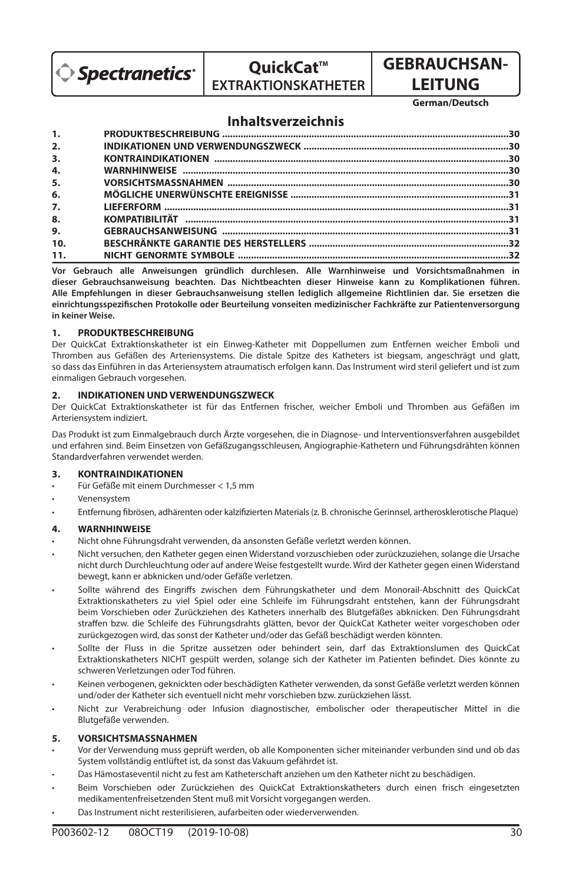**Spectranetics**

# QuickCat™ EXTRAKTIONSKATHETER

# GEBRAUCHSANLEITUNG

**German/Deutsch**

## Inhaltsverzeichnis

| | | |
|---|---|---|
| 1. | PRODUKTBESCHREIBUNG | 30 |
| 2. | INDIKATIONEN UND VERWENDUNGSZWECK | 30 |
| 3. | KONTRAINDIKATIONEN | 30 |
| 4. | WARNHINWEISE | 30 |
| 5. | VORSICHTSMASSNAHMEN | 30 |
| 6. | MÖGLICHE UNERWÜNSCHTE EREIGNISSE | 31 |
| 7. | LIEFERFORM | 31 |
| 8. | KOMPATIBILITÄT | 31 |
| 9. | GEBRAUCHSANWEISUNG | 31 |
| 10. | BESCHRÄNKTE GARANTIE DES HERSTELLERS | 32 |
| 11. | NICHT GENORMTE SYMBOLE | 32 |

**Vor Gebrauch alle Anweisungen gründlich durchlesen. Alle Warnhinweise und Vorsichtsmaßnahmen in dieser Gebrauchsanweisung beachten. Das Nichtbeachten dieser Hinweise kann zu Komplikationen führen. Alle Empfehlungen in dieser Gebrauchsanweisung stellen lediglich allgemeine Richtlinien dar. Sie ersetzen die einrichtungsspezifischen Protokolle oder Beurteilung vonseiten medizinischer Fachkräfte zur Patientenversorgung in keiner Weise.**

### 1. PRODUKTBESCHREIBUNG

Der QuickCat Extraktionskatheter ist ein Einweg-Katheter mit Doppellumen zum Entfernen weicher Emboli und Thromben aus Gefäßen des Arteriensystems. Die distale Spitze des Katheters ist biegsam, angeschrägt und glatt, so dass das Einführen in das Arteriensystem atraumatisch erfolgen kann. Das Instrument wird steril geliefert und ist zum einmaligen Gebrauch vorgesehen.

### 2. INDIKATIONEN UND VERWENDUNGSZWECK

Der QuickCat Extraktionskatheter ist für das Entfernen frischer, weicher Emboli und Thromben aus Gefäßen im Arteriensystem indiziert.

Das Produkt ist zum Einmalgebrauch durch Ärzte vorgesehen, die in Diagnose- und Interventionsverfahren ausgebildet und erfahren sind. Beim Einsetzen von Gefäßzugangsschleusen, Angiographie-Kathetern und Führungsdrähten können Standardverfahren verwendet werden.

### 3. KONTRAINDIKATIONEN

- Für Gefäße mit einem Durchmesser < 1,5 mm
- Venensystem
- Entfernung fibrösen, adhärenten oder kalzifizierten Materials (z. B. chronische Gerinnsel, artherosklerotische Plaque)

### 4. WARNHINWEISE

- Nicht ohne Führungsdraht verwenden, da ansonsten Gefäße verletzt werden können.
- Nicht versuchen, den Katheter gegen einen Widerstand vorzuschieben oder zurückzuziehen, solange die Ursache nicht durch Durchleuchtung oder auf andere Weise festgestellt wurde. Wird der Katheter gegen einen Widerstand bewegt, kann er abknicken und/oder Gefäße verletzen.
- Sollte während des Eingriffs zwischen dem Führungskatheter und dem Monorail-Abschnitt des QuickCat Extraktionskatheters zu viel Spiel oder eine Schleife im Führungsdraht entstehen, kann der Führungsdraht beim Vorschieben oder Zurückziehen des Katheters innerhalb des Blutgefäßes abknicken. Den Führungsdraht straffen bzw. die Schleife des Führungsdrahts glätten, bevor der QuickCat Katheter weiter vorgeschoben oder zurückgezogen wird, das sonst der Katheter und/oder das Gefäß beschädigt werden könnten.
- Sollte der Fluss in die Spritze aussetzen oder behindert sein, darf das Extraktionslumen des QuickCat Extraktionskatheters NICHT gespült werden, solange sich der Katheter im Patienten befindet. Dies könnte zu schweren Verletzungen oder Tod führen.
- Keinen verbogenen, geknickten oder beschädigten Katheter verwenden, da sonst Gefäße verletzt werden können und/oder der Katheter sich eventuell nicht mehr vorschieben bzw. zurückziehen lässt.
- Nicht zur Verabreichung oder Infusion diagnostischer, embolischer oder therapeutischer Mittel in die Blutgefäße verwenden.

### 5. VORSICHTSMASSNAHMEN

- Vor der Verwendung muss geprüft werden, ob alle Komponenten sicher miteinander verbunden sind und ob das System vollständig entlüftet ist, da sonst das Vakuum gefährdet ist.
- Das Hämostaseventil nicht zu fest am Katheterschaft anziehen um den Katheter nicht zu beschädigen.
- Beim Vorschieben oder Zurückziehen des QuickCat Extraktionskatheters durch einen frisch eingesetzten medikamentenfreisetzenden Stent muß mit Vorsicht vorgegangen werden.
- Das Instrument nicht resterilisieren, aufarbeiten oder wiederverwenden.

P003602-12 08OCT19 (2019-10-08)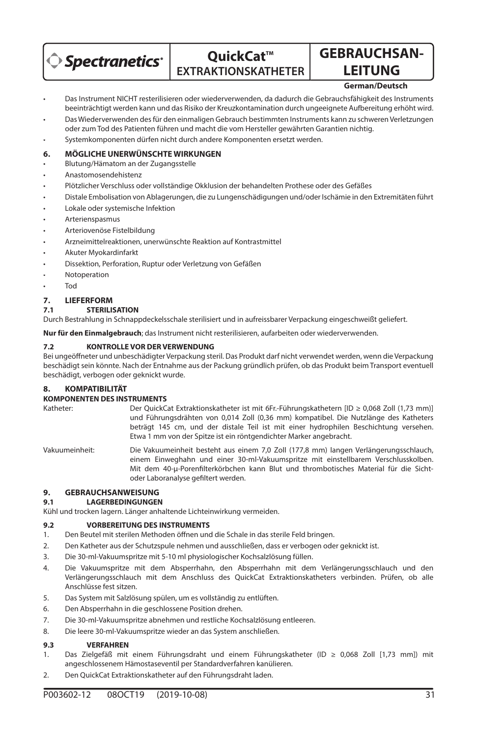- Das Instrument NICHT resterilisieren oder wiederverwenden, da dadurch die Gebrauchsfähigkeit des Instruments beeinträchtigt werden kann und das Risiko der Kreuzkontamination durch ungeeignete Aufbereitung erhöht wird.
- Das Wiederverwenden des für den einmaligen Gebrauch bestimmten Instruments kann zu schweren Verletzungen oder zum Tod des Patienten führen und macht die vom Hersteller gewährten Garantien nichtig.
- Systemkomponenten dürfen nicht durch andere Komponenten ersetzt werden.

## 6. MÖGLICHE UNERWÜNSCHTE WIRKUNGEN

- Blutung/Hämatom an der Zugangsstelle
- Anastomosendehistenz
- Plötzlicher Verschluss oder vollständige Okklusion der behandelten Prothese oder des Gefäßes
- Distale Embolisation von Ablagerungen, die zu Lungenschädigungen und/oder Ischämie in den Extremitäten führt
- Lokale oder systemische Infektion
- Arterienspasmus
- Arteriovenöse Fistelbildung
- Arzneimittelreaktionen, unerwünschte Reaktion auf Kontrastmittel
- Akuter Myokardinfarkt
- Dissektion, Perforation, Ruptur oder Verletzung von Gefäßen
- Notoperation
- Tod

## 7. LIEFERFORM

### 7.1 STERILISATION

Durch Bestrahlung in Schnappdeckelsschale sterilisiert und in aufreissbarer Verpackung eingeschweißt geliefert.

**Nur für den Einmalgebrauch**; das Instrument nicht resterilisieren, aufarbeiten oder wiederverwenden.

### 7.2 KONTROLLE VOR DER VERWENDUNG

Bei ungeöffneter und unbeschädigter Verpackung steril. Das Produkt darf nicht verwendet werden, wenn die Verpackung beschädigt sein könnte. Nach der Entnahme aus der Packung gründlich prüfen, ob das Produkt beim Transport eventuell beschädigt, verbogen oder geknickt wurde.

## 8. KOMPATIBILITÄT

**KOMPONENTEN DES INSTRUMENTS**

Katheter: Der QuickCat Extraktionskatheter ist mit 6Fr.-Führungskathetern [ID ≥ 0,068 Zoll (1,73 mm)] und Führungsdrähten von 0,014 Zoll (0,36 mm) kompatibel. Die Nutzlänge des Katheters beträgt 145 cm, und der distale Teil ist mit einer hydrophilen Beschichtung versehen. Etwa 1 mm von der Spitze ist ein röntgendichter Marker angebracht.

Vakuumeinheit: Die Vakuumeinheit besteht aus einem 7,0 Zoll (177,8 mm) langen Verlängerungsschlauch, einem Einweghahn und einer 30-ml-Vakuumspritze mit einstellbarem Verschlusskolben. Mit dem 40-µ-Porenfilterkörbchen kann Blut und thrombotisches Material für die Sicht- oder Laboranalyse gefiltert werden.

## 9. GEBRAUCHSANWEISUNG

### 9.1 LAGERBEDINGUNGEN

Kühl und trocken lagern. Länger anhaltende Lichteinwirkung vermeiden.

### 9.2 VORBEREITUNG DES INSTRUMENTS

1. Den Beutel mit sterilen Methoden öffnen und die Schale in das sterile Feld bringen.
2. Den Katheter aus der Schutzspule nehmen und ausschließen, dass er verbogen oder geknickt ist.
3. Die 30-ml-Vakuumspritze mit 5-10 ml physiologischer Kochsalzlösung füllen.
4. Die Vakuumspritze mit dem Absperrhahn, den Absperrhahn mit dem Verlängerungsschlauch und den Verlängerungsschlauch mit dem Anschluss des QuickCat Extraktionskatheters verbinden. Prüfen, ob alle Anschlüsse fest sitzen.
5. Das System mit Salzlösung spülen, um es vollständig zu entlüften.
6. Den Absperrhahn in die geschlossene Position drehen.
7. Die 30-ml-Vakuumspritze abnehmen und restliche Kochsalzlösung entleeren.
8. Die leere 30-ml-Vakuumspritze wieder an das System anschließen.

### 9.3 VERFAHREN

1. Das Zielgefäß mit einem Führungsdraht und einem Führungskatheter (ID ≥ 0,068 Zoll [1,73 mm]) mit angeschlossenem Hämostaseventil per Standardverfahren kanülieren.
2. Den QuickCat Extraktionskatheter auf den Führungsdraht laden.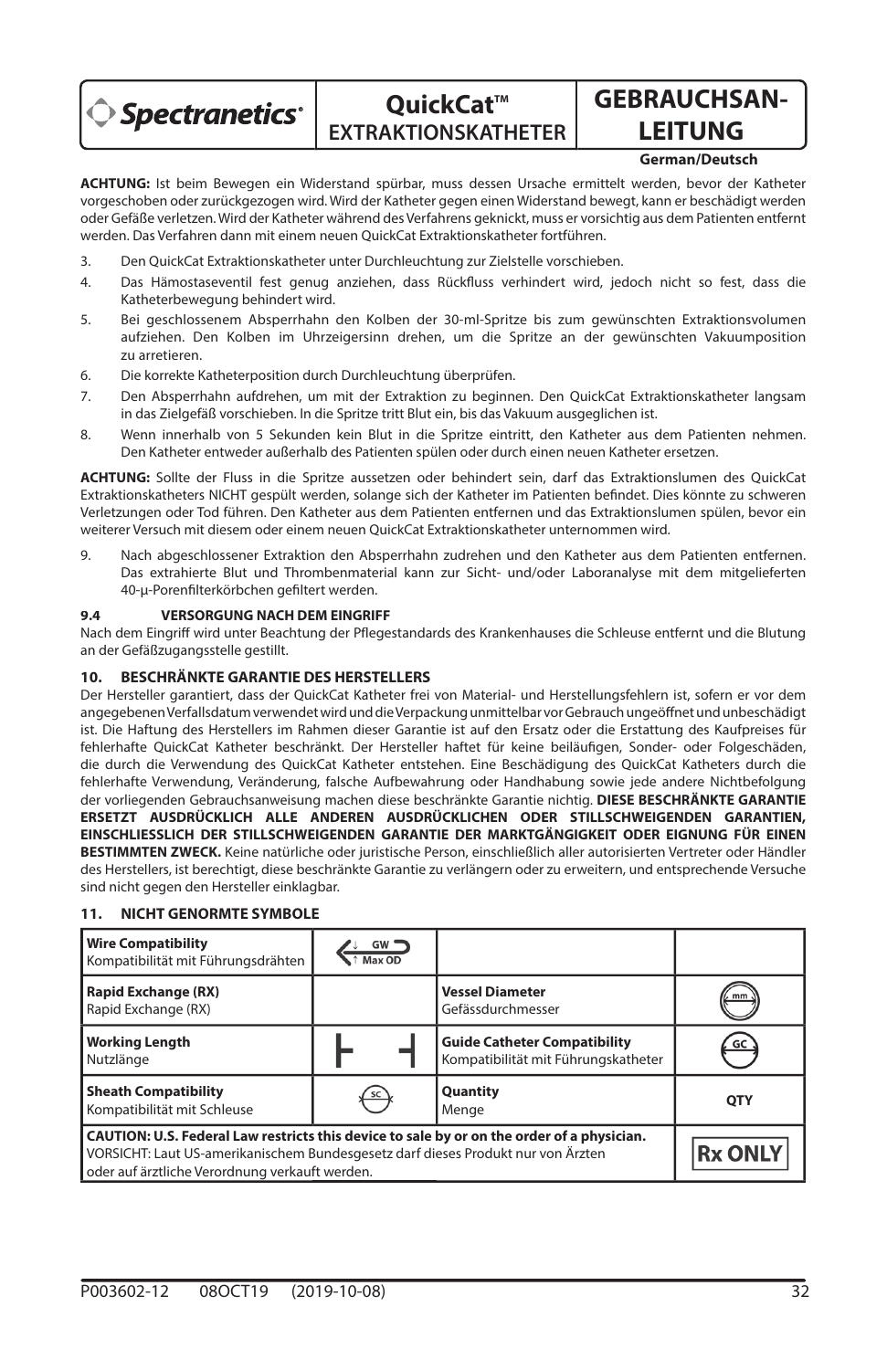**ACHTUNG:** Ist beim Bewegen ein Widerstand spürbar, muss dessen Ursache ermittelt werden, bevor der Katheter vorgeschoben oder zurückgezogen wird. Wird der Katheter gegen einen Widerstand bewegt, kann er beschädigt werden oder Gefäße verletzen. Wird der Katheter während des Verfahrens geknickt, muss er vorsichtig aus dem Patienten entfernt werden. Das Verfahren dann mit einem neuen QuickCat Extraktionskatheter fortführen.

3. Den QuickCat Extraktionskatheter unter Durchleuchtung zur Zielstelle vorschieben.
4. Das Hämostaseventil fest genug anziehen, dass Rückfluss verhindert wird, jedoch nicht so fest, dass die Katheterbewegung behindert wird.
5. Bei geschlossenem Absperrhahn den Kolben der 30-ml-Spritze bis zum gewünschten Extraktionsvolumen aufziehen. Den Kolben im Uhrzeigersinn drehen, um die Spritze an der gewünschten Vakuumposition zu arretieren.
6. Die korrekte Katheterposition durch Durchleuchtung überprüfen.
7. Den Absperrhahn aufdrehen, um mit der Extraktion zu beginnen. Den QuickCat Extraktionskatheter langsam in das Zielgefäß vorschieben. In die Spritze tritt Blut ein, bis das Vakuum ausgeglichen ist.
8. Wenn innerhalb von 5 Sekunden kein Blut in die Spritze eintritt, den Katheter aus dem Patienten nehmen. Den Katheter entweder außerhalb des Patienten spülen oder durch einen neuen Katheter ersetzen.

**ACHTUNG:** Sollte der Fluss in die Spritze aussetzen oder behindert sein, darf das Extraktionslumen des QuickCat Extraktionskatheters NICHT gespült werden, solange sich der Katheter im Patienten befindet. Dies könnte zu schweren Verletzungen oder Tod führen. Den Katheter aus dem Patienten entfernen und das Extraktionslumen spülen, bevor ein weiterer Versuch mit diesem oder einem neuen QuickCat Extraktionskatheter unternommen wird.

9. Nach abgeschlossener Extraktion den Absperrhahn zudrehen und den Katheter aus dem Patienten entfernen. Das extrahierte Blut und Thrombenmaterial kann zur Sicht- und/oder Laboranalyse mit dem mitgelieferten 40-µ-Porenfilterkörbchen gefiltert werden.

### 9.4 VERSORGUNG NACH DEM EINGRIFF

Nach dem Eingriff wird unter Beachtung der Pflegestandards des Krankenhauses die Schleuse entfernt und die Blutung an der Gefäßzugangsstelle gestillt.

## 10. BESCHRÄNKTE GARANTIE DES HERSTELLERS

Der Hersteller garantiert, dass der QuickCat Katheter frei von Material- und Herstellungsfehlern ist, sofern er vor dem angegebenen Verfallsdatum verwendet wird und die Verpackung unmittelbar vor Gebrauch ungeöffnet und unbeschädigt ist. Die Haftung des Herstellers im Rahmen dieser Garantie ist auf den Ersatz oder die Erstattung des Kaufpreises für fehlerhafte QuickCat Katheter beschränkt. Der Hersteller haftet für keine beiläufigen, Sonder- oder Folgeschäden, die durch die Verwendung des QuickCat Katheter entstehen. Eine Beschädigung des QuickCat Katheters durch die fehlerhafte Verwendung, Veränderung, falsche Aufbewahrung oder Handhabung sowie jede andere Nichtbefolgung der vorliegenden Gebrauchsanweisung machen diese beschränkte Garantie nichtig. **DIESE BESCHRÄNKTE GARANTIE ERSETZT AUSDRÜCKLICH ALLE ANDEREN AUSDRÜCKLICHEN ODER STILLSCHWEIGENDEN GARANTIEN, EINSCHLIESSLICH DER STILLSCHWEIGENDEN GARANTIE DER MARKTGÄNGIGKEIT ODER EIGNUNG FÜR EINEN BESTIMMTEN ZWECK.** Keine natürliche oder juristische Person, einschließlich aller autorisierten Vertreter oder Händler des Herstellers, ist berechtigt, diese beschränkte Garantie zu verlängern oder zu erweitern, und entsprechende Versuche sind nicht gegen den Hersteller einklagbar.

## 11. NICHT GENORMTE SYMBOLE

| Symbol | | Symbol | |
|---|---|---|---|
| **Wire Compatibility**<br>Kompatibilität mit Führungsdrähten | GW Max OD | | |
| **Rapid Exchange (RX)**<br>Rapid Exchange (RX) | | **Vessel Diameter**<br>Gefässdurchmesser | mm |
| **Working Length**<br>Nutzlänge | ├ ┤ | **Guide Catheter Compatibility**<br>Kompatibilität mit Führungskatheter | GC |
| **Sheath Compatibility**<br>Kompatibilität mit Schleuse | SC | **Quantity**<br>Menge | QTY |
| **CAUTION: U.S. Federal Law restricts this device to sale by or on the order of a physician.**<br>VORSICHT: Laut US-amerikanischem Bundesgesetz darf dieses Produkt nur von Ärzten oder auf ärztliche Verordnung verkauft werden. | | | Rx ONLY |

P003602-12 08OCT19 (2019-10-08)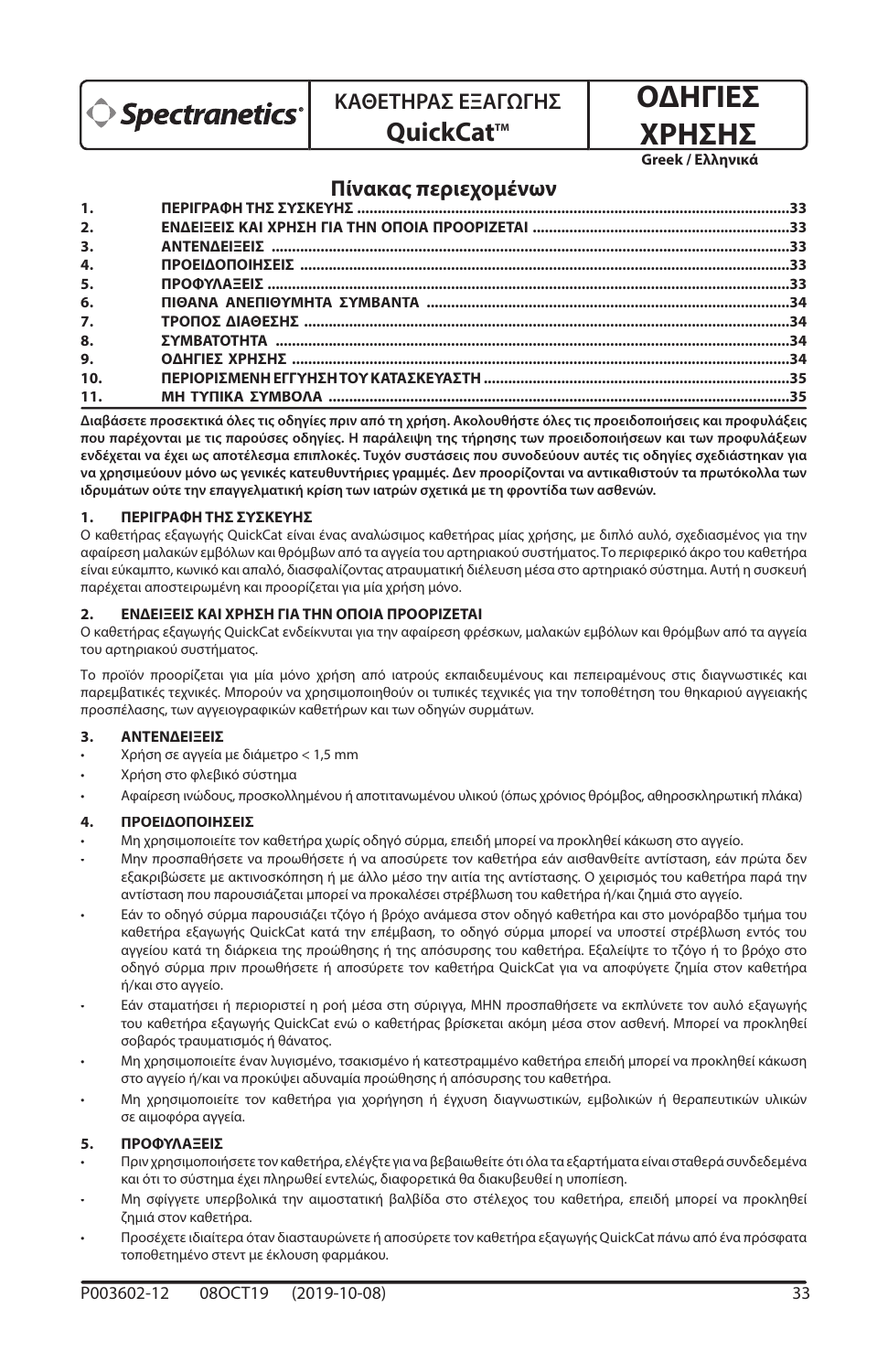Spectranetics

**ΚΑΘΕΤΗΡΑΣ ΕΞΑΓΩΓΗΣ QuickCat™**

# ΟΔΗΓΙΕΣ ΧΡΗΣΗΣ

**Greek / Ελληνικά**

## Πίνακας περιεχομένων

| | | |
|---|---|---|
| 1. | ΠΕΡΙΓΡΑΦΗ ΤΗΣ ΣΥΣΚΕΥΗΣ | 33 |
| 2. | ΕΝΔΕΙΞΕΙΣ ΚΑΙ ΧΡΗΣΗ ΓΙΑ ΤΗΝ ΟΠΟΙΑ ΠΡΟΟΡΙΖΕΤΑΙ | 33 |
| 3. | ΑΝΤΕΝΔΕΙΞΕΙΣ | 33 |
| 4. | ΠΡΟΕΙΔΟΠΟΙΗΣΕΙΣ | 33 |
| 5. | ΠΡΟΦΥΛΑΞΕΙΣ | 33 |
| 6. | ΠΙΘΑΝΑ ΑΝΕΠΙΘΥΜΗΤΑ ΣΥΜΒΑΝΤΑ | 34 |
| 7. | ΤΡΟΠΟΣ ΔΙΑΘΕΣΗΣ | 34 |
| 8. | ΣΥΜΒΑΤΟΤΗΤΑ | 34 |
| 9. | ΟΔΗΓΙΕΣ ΧΡΗΣΗΣ | 34 |
| 10. | ΠΕΡΙΟΡΙΣΜΕΝΗ ΕΓΓΥΗΣΗ ΤΟΥ ΚΑΤΑΣΚΕΥΑΣΤΗ | 35 |
| 11. | ΜΗ ΤΥΠΙΚΑ ΣΥΜΒΟΛΑ | 35 |

**Διαβάσετε προσεκτικά όλες τις οδηγίες πριν από τη χρήση. Ακολουθήστε όλες τις προειδοποιήσεις και προφυλάξεις που παρέχονται με τις παρούσες οδηγίες. Η παράλειψη της τήρησης των προειδοποιήσεων και των προφυλάξεων ενδέχεται να έχει ως αποτέλεσμα επιπλοκές. Τυχόν συστάσεις που συνοδεύουν αυτές τις οδηγίες σχεδιάστηκαν για να χρησιμεύουν μόνο ως γενικές κατευθυντήριες γραμμές. Δεν προορίζονται να αντικαθιστούν τα πρωτόκολλα των ιδρυμάτων ούτε την επαγγελματική κρίση των ιατρών σχετικά με τη φροντίδα των ασθενών.**

### 1. ΠΕΡΙΓΡΑΦΗ ΤΗΣ ΣΥΣΚΕΥΗΣ

Ο καθετήρας εξαγωγής QuickCat είναι ένας αναλώσιμος καθετήρας μίας χρήσης, με διπλό αυλό, σχεδιασμένος για την αφαίρεση μαλακών εμβόλων και θρόμβων από τα αγγεία του αρτηριακού συστήματος. Το περιφερικό άκρο του καθετήρα είναι εύκαμπτο, κωνικό και απαλό, διασφαλίζοντας ατραυματική διέλευση μέσα στο αρτηριακό σύστημα. Αυτή η συσκευή παρέχεται αποστειρωμένη και προορίζεται για μία χρήση μόνο.

### 2. ΕΝΔΕΙΞΕΙΣ ΚΑΙ ΧΡΗΣΗ ΓΙΑ ΤΗΝ ΟΠΟΙΑ ΠΡΟΟΡΙΖΕΤΑΙ

Ο καθετήρας εξαγωγής QuickCat ενδείκνυται για την αφαίρεση φρέσκων, μαλακών εμβόλων και θρόμβων από τα αγγεία του αρτηριακού συστήματος.

Το προϊόν προορίζεται για μία μόνο χρήση από ιατρούς εκπαιδευμένους και πεπειραμένους στις διαγνωστικές και παρεμβατικές τεχνικές. Μπορούν να χρησιμοποιηθούν οι τυπικές τεχνικές για την τοποθέτηση του θηκαριού αγγειακής προσπέλασης, των αγγειογραφικών καθετήρων και των οδηγών συρμάτων.

### 3. ΑΝΤΕΝΔΕΙΞΕΙΣ

- Χρήση σε αγγεία με διάμετρο < 1,5 mm
- Χρήση στο φλεβικό σύστημα
- Αφαίρεση ινώδους, προσκολλημένου ή αποτιτανωμένου υλικού (όπως χρόνιος θρόμβος, αθηροσκληρωτική πλάκα)

### 4. ΠΡΟΕΙΔΟΠΟΙΗΣΕΙΣ

- Μη χρησιμοποιείτε τον καθετήρα χωρίς οδηγό σύρμα, επειδή μπορεί να προκληθεί κάκωση στο αγγείο.
- Μην προσπαθήσετε να προωθήσετε ή να αποσύρετε τον καθετήρα εάν αισθανθείτε αντίσταση, εάν πρώτα δεν εξακριβώσετε με ακτινοσκόπηση ή με άλλο μέσο την αιτία της αντίστασης. Ο χειρισμός του καθετήρα παρά την αντίσταση που παρουσιάζεται μπορεί να προκαλέσει στρέβλωση του καθετήρα ή/και ζημιά στο αγγείο.
- Εάν το οδηγό σύρμα παρουσιάζει τζόγο ή βρόχο ανάμεσα στον οδηγό καθετήρα και στο μονόραβδο τμήμα του καθετήρα εξαγωγής QuickCat κατά την επέμβαση, το οδηγό σύρμα μπορεί να υποστεί στρέβλωση εντός του αγγείου κατά τη διάρκεια της προώθησης ή της απόσυρσης του καθετήρα. Εξαλείψτε το τζόγο ή το βρόχο στο οδηγό σύρμα πριν προωθήσετε ή αποσύρετε τον καθετήρα QuickCat για να αποφύγετε ζημία στον καθετήρα ή/και στο αγγείο.
- Εάν σταματήσει ή περιοριστεί η ροή μέσα στη σύριγγα, ΜΗΝ προσπαθήσετε να εκπλύνετε τον αυλό εξαγωγής του καθετήρα εξαγωγής QuickCat ενώ ο καθετήρας βρίσκεται ακόμη μέσα στον ασθενή. Μπορεί να προκληθεί σοβαρός τραυματισμός ή θάνατος.
- Μη χρησιμοποιείτε έναν λυγισμένο, τσακισμένο ή κατεστραμμένο καθετήρα επειδή μπορεί να προκληθεί κάκωση στο αγγείο ή/και να προκύψει αδυναμία προώθησης ή απόσυρσης του καθετήρα.
- Μη χρησιμοποιείτε τον καθετήρα για χορήγηση ή έγχυση διαγνωστικών, εμβολικών ή θεραπευτικών υλικών σε αιμοφόρα αγγεία.

### 5. ΠΡΟΦΥΛΑΞΕΙΣ

- Πριν χρησιμοποιήσετε τον καθετήρα, ελέγξτε για να βεβαιωθείτε ότι όλα τα εξαρτήματα είναι σταθερά συνδεδεμένα και ότι το σύστημα έχει πληρωθεί εντελώς, διαφορετικά θα διακυβευθεί η υποπίεση.
- Μη σφίγγετε υπερβολικά την αιμοστατική βαλβίδα στο στέλεχος του καθετήρα, επειδή μπορεί να προκληθεί ζημιά στον καθετήρα.
- Προσέχετε ιδιαίτερα όταν διασταυρώνετε ή αποσύρετε τον καθετήρα εξαγωγής QuickCat πάνω από ένα πρόσφατα τοποθετημένο στεντ με έκλουση φαρμάκου.

P003602-12 08OCT19 (2019-10-08)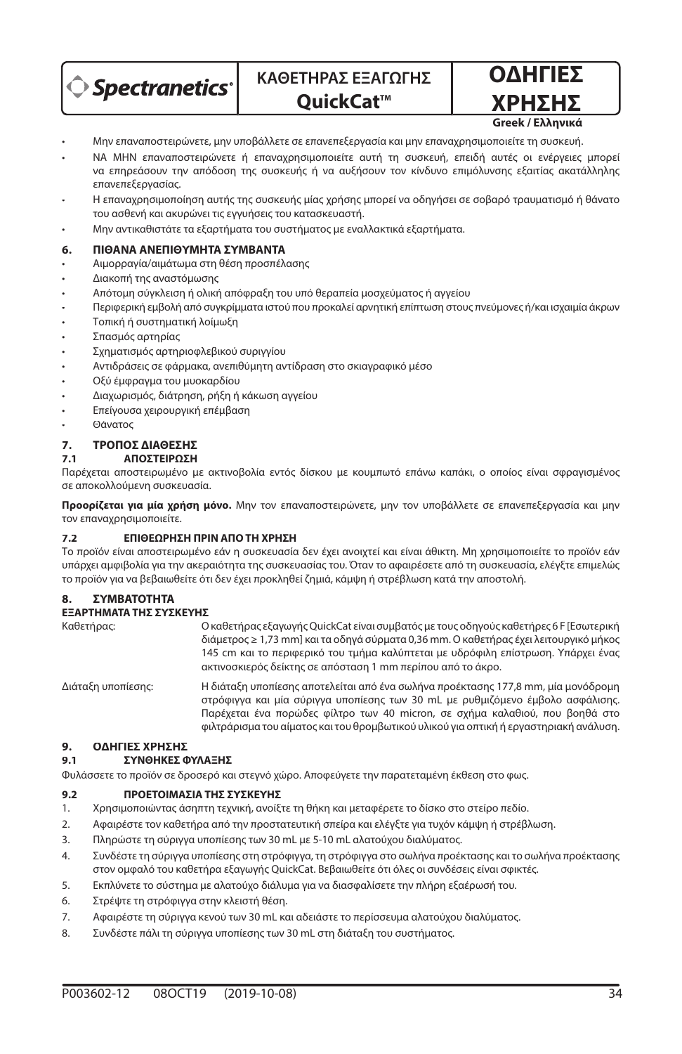- Μην επαναποστειρώνετε, μην υποβάλλετε σε επανεπεξεργασία και μην επαναχρησιμοποιείτε τη συσκευή.
- ΝΑ ΜΗΝ επαναποστειρώνετε ή επαναχρησιμοποιείτε αυτή τη συσκευή, επειδή αυτές οι ενέργειες μπορεί να επηρεάσουν την απόδοση της συσκευής ή να αυξήσουν τον κίνδυνο επιμόλυνσης εξαιτίας ακατάλληλης επανεπεξεργασίας.
- Η επαναχρησιμοποίηση αυτής της συσκευής μίας χρήσης μπορεί να οδηγήσει σε σοβαρό τραυματισμό ή θάνατο του ασθενή και ακυρώνει τις εγγυήσεις του κατασκευαστή.
- Μην αντικαθιστάτε τα εξαρτήματα του συστήματος με εναλλακτικά εξαρτήματα.

## 6. ΠΙΘΑΝΑ ΑΝΕΠΙΘΥΜΗΤΑ ΣΥΜΒΑΝΤΑ

- Αιμορραγία/αιμάτωμα στη θέση προσπέλασης
- Διακοπή της αναστόμωσης
- Απότομη σύγκλειση ή ολική απόφραξη του υπό θεραπεία μοσχεύματος ή αγγείου
- Περιφερική εμβολή από συγκρίμματα ιστού που προκαλεί αρνητική επίπτωση στους πνεύμονες ή/και ισχαιμία άκρων
- Τοπική ή συστηματική λοίμωξη
- Σπασμός αρτηρίας
- Σχηματισμός αρτηριοφλεβικού συριγγίου
- Αντιδράσεις σε φάρμακα, ανεπιθύμητη αντίδραση στο σκιαγραφικό μέσο
- Οξύ έμφραγμα του μυοκαρδίου
- Διαχωρισμός, διάτρηση, ρήξη ή κάκωση αγγείου
- Επείγουσα χειρουργική επέμβαση
- Θάνατος

## 7. ΤΡΟΠΟΣ ΔΙΑΘΕΣΗΣ

### 7.1 ΑΠΟΣΤΕΙΡΩΣΗ

Παρέχεται αποστειρωμένο με ακτινοβολία εντός δίσκου με κουμπωτό επάνω καπάκι, ο οποίος είναι σφραγισμένος σε αποκολλούμενη συσκευασία.

**Προορίζεται για μία χρήση μόνο.** Μην τον επαναποστειρώνετε, μην τον υποβάλλετε σε επανεπεξεργασία και μην τον επαναχρησιμοποιείτε.

### 7.2 ΕΠΙΘΕΩΡΗΣΗ ΠΡΙΝ ΑΠΟ ΤΗ ΧΡΗΣΗ

Το προϊόν είναι αποστειρωμένο εάν η συσκευασία δεν έχει ανοιχτεί και είναι άθικτη. Μη χρησιμοποιείτε το προϊόν εάν υπάρχει αμφιβολία για την ακεραιότητα της συσκευασίας του. Όταν το αφαιρέσετε από τη συσκευασία, ελέγξτε επιμελώς το προϊόν για να βεβαιωθείτε ότι δεν έχει προκληθεί ζημιά, κάμψη ή στρέβλωση κατά την αποστολή.

## 8. ΣΥΜΒΑΤΟΤΗΤΑ

**ΕΞΑΡΤΗΜΑΤΑ ΤΗΣ ΣΥΣΚΕΥΗΣ**

| | |
|---|---|
| Καθετήρας: | Ο καθετήρας εξαγωγής QuickCat είναι συμβατός με τους οδηγούς καθετήρες 6 F [Εσωτερική διάμετρος ≥ 1,73 mm] και τα οδηγά σύρματα 0,36 mm. Ο καθετήρας έχει λειτουργικό μήκος 145 cm και το περιφερικό του τμήμα καλύπτεται με υδρόφιλη επίστρωση. Υπάρχει ένας ακτινοσκιερός δείκτης σε απόσταση 1 mm περίπου από το άκρο. |
| Διάταξη υποπίεσης: | Η διάταξη υποπίεσης αποτελείται από ένα σωλήνα προέκτασης 177,8 mm, μία μονόδρομη στρόφιγγα και μία σύριγγα υποπίεσης των 30 mL με ρυθμιζόμενο έμβολο ασφάλισης. Παρέχεται ένα πορώδες φίλτρο των 40 micron, σε σχήμα καλαθιού, που βοηθά στο φιλτράρισμα του αίματος και του θρομβωτικού υλικού για οπτική ή εργαστηριακή ανάλυση. |

## 9. ΟΔΗΓΙΕΣ ΧΡΗΣΗΣ

### 9.1 ΣΥΝΘΗΚΕΣ ΦΥΛΑΞΗΣ

Φυλάσσετε το προϊόν σε δροσερό και στεγνό χώρο. Αποφεύγετε την παρατεταμένη έκθεση στο φως.

### 9.2 ΠΡΟΕΤΟΙΜΑΣΙΑ ΤΗΣ ΣΥΣΚΕΥΗΣ

1. Χρησιμοποιώντας άσηπτη τεχνική, ανοίξτε τη θήκη και μεταφέρετε το δίσκο στο στείρο πεδίο.
2. Αφαιρέστε τον καθετήρα από την προστατευτική σπείρα και ελέγξτε για τυχόν κάμψη ή στρέβλωση.
3. Πληρώστε τη σύριγγα υποπίεσης των 30 mL με 5-10 mL αλατούχου διαλύματος.
4. Συνδέστε τη σύριγγα υποπίεσης στη στρόφιγγα, τη στρόφιγγα στο σωλήνα προέκτασης και το σωλήνα προέκτασης στον ομφαλό του καθετήρα εξαγωγής QuickCat. Βεβαιωθείτε ότι όλες οι συνδέσεις είναι σφικτές.
5. Εκπλύνετε το σύστημα με αλατούχο διάλυμα για να διασφαλίσετε την πλήρη εξαέρωσή του.
6. Στρέψτε τη στρόφιγγα στην κλειστή θέση.
7. Αφαιρέστε τη σύριγγα κενού των 30 mL και αδειάστε το περίσσευμα αλατούχου διαλύματος.
8. Συνδέστε πάλι τη σύριγγα υποπίεσης των 30 mL στη διάταξη του συστήματος.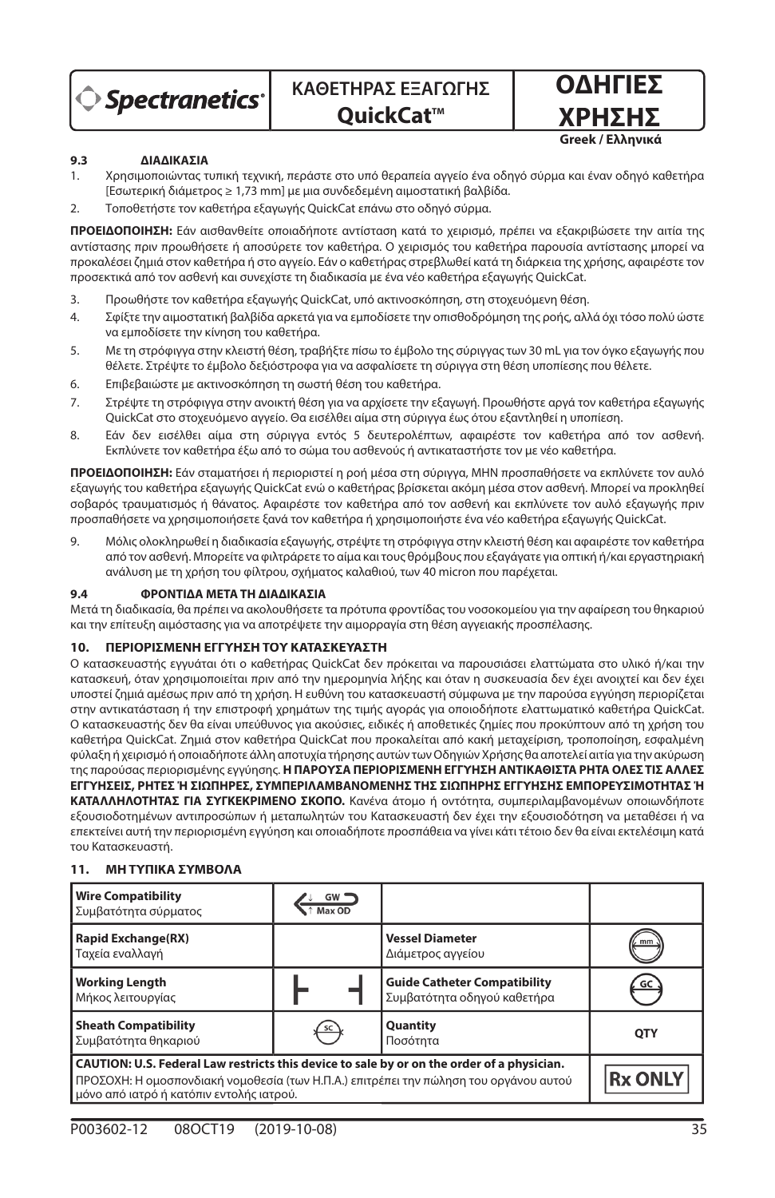### 9.3 ΔΙΑΔΙΚΑΣΙΑ

1. Χρησιμοποιώντας τυπική τεχνική, περάστε στο υπό θεραπεία αγγείο ένα οδηγό σύρμα και έναν οδηγό καθετήρα [Εσωτερική διάμετρος ≥ 1,73 mm] με μια συνδεδεμένη αιμοστατική βαλβίδα.
2. Τοποθετήστε τον καθετήρα εξαγωγής QuickCat επάνω στο οδηγό σύρμα.

**ΠΡΟΕΙΔΟΠΟΙΗΣΗ:** Εάν αισθανθείτε οποιαδήποτε αντίσταση κατά το χειρισμό, πρέπει να εξακριβώσετε την αιτία της αντίστασης πριν προωθήσετε ή αποσύρετε τον καθετήρα. Ο χειρισμός του καθετήρα παρουσία αντίστασης μπορεί να προκαλέσει ζημιά στον καθετήρα ή στο αγγείο. Εάν ο καθετήρας στρεβλωθεί κατά τη διάρκεια της χρήσης, αφαιρέστε τον προσεκτικά από τον ασθενή και συνεχίστε τη διαδικασία με ένα νέο καθετήρα εξαγωγής QuickCat.

3. Προωθήστε τον καθετήρα εξαγωγής QuickCat, υπό ακτινοσκόπηση, στη στοχευόμενη θέση.
4. Σφίξτε την αιμοστατική βαλβίδα αρκετά για να εμποδίσετε την οπισθοδρόμηση της ροής, αλλά όχι τόσο πολύ ώστε να εμποδίσετε την κίνηση του καθετήρα.
5. Με τη στρόφιγγα στην κλειστή θέση, τραβήξτε πίσω το έμβολο της σύριγγας των 30 mL για τον όγκο εξαγωγής που θέλετε. Στρέψτε το έμβολο δεξιόστροφα για να ασφαλίσετε τη σύριγγα στη θέση υποπίεσης που θέλετε.
6. Επιβεβαιώστε με ακτινοσκόπηση τη σωστή θέση του καθετήρα.
7. Στρέψτε τη στρόφιγγα στην ανοικτή θέση για να αρχίσετε την εξαγωγή. Προωθήστε αργά τον καθετήρα εξαγωγής QuickCat στο στοχευόμενο αγγείο. Θα εισέλθει αίμα στη σύριγγα έως ότου εξαντληθεί η υποπίεση.
8. Εάν δεν εισέλθει αίμα στη σύριγγα εντός 5 δευτερολέπτων, αφαιρέστε τον καθετήρα από τον ασθενή. Εκπλύνετε τον καθετήρα έξω από το σώμα του ασθενούς ή αντικαταστήστε τον με νέο καθετήρα.

**ΠΡΟΕΙΔΟΠΟΙΗΣΗ:** Εάν σταματήσει ή περιοριστεί η ροή μέσα στη σύριγγα, ΜΗΝ προσπαθήσετε να εκπλύνετε τον αυλό εξαγωγής του καθετήρα εξαγωγής QuickCat ενώ ο καθετήρας βρίσκεται ακόμη μέσα στον ασθενή. Μπορεί να προκληθεί σοβαρός τραυματισμός ή θάνατος. Αφαιρέστε τον καθετήρα από τον ασθενή και εκπλύνετε τον αυλό εξαγωγής πριν προσπαθήσετε να χρησιμοποιήσετε ξανά τον καθετήρα ή χρησιμοποιήστε ένα νέο καθετήρα εξαγωγής QuickCat.

9. Μόλις ολοκληρωθεί η διαδικασία εξαγωγής, στρέψτε τη στρόφιγγα στην κλειστή θέση και αφαιρέστε τον καθετήρα από τον ασθενή. Μπορείτε να φιλτράρετε το αίμα και τους θρόμβους που εξαγάγατε για οπτική ή/και εργαστηριακή ανάλυση με τη χρήση του φίλτρου, σχήματος καλαθιού, των 40 micron που παρέχεται.

### 9.4 ΦΡΟΝΤΙΔΑ ΜΕΤΑ ΤΗ ΔΙΑΔΙΚΑΣΙΑ

Μετά τη διαδικασία, θα πρέπει να ακολουθήσετε τα πρότυπα φροντίδας του νοσοκομείου για την αφαίρεση του θηκαριού και την επίτευξη αιμόστασης για να αποτρέψετε την αιμορραγία στη θέση αγγειακής προσπέλασης.

## 10. ΠΕΡΙΟΡΙΣΜΕΝΗ ΕΓΓΥΗΣΗ ΤΟΥ ΚΑΤΑΣΚΕΥΑΣΤΗ

Ο κατασκευαστής εγγυάται ότι ο καθετήρας QuickCat δεν πρόκειται να παρουσιάσει ελαττώματα στο υλικό ή/και την κατασκευή, όταν χρησιμοποιείται πριν από την ημερομηνία λήξης και όταν η συσκευασία δεν έχει ανοιχτεί και δεν έχει υποστεί ζημιά αμέσως πριν από τη χρήση. Η ευθύνη του κατασκευαστή σύμφωνα με την παρούσα εγγύηση περιορίζεται στην αντικατάσταση ή την επιστροφή χρημάτων της τιμής αγοράς για οποιοδήποτε ελαττωματικό καθετήρα QuickCat. Ο κατασκευαστής δεν θα είναι υπεύθυνος για ακούσιες, ειδικές ή αποθετικές ζημίες που προκύπτουν από τη χρήση του καθετήρα QuickCat. Ζημιά στον καθετήρα QuickCat που προκαλείται από κακή μεταχείριση, τροποποίηση, εσφαλμένη φύλαξη ή χειρισμό ή οποιαδήποτε άλλη αποτυχία τήρησης αυτών των Οδηγιών Χρήσης θα αποτελεί αιτία για την ακύρωση της παρούσας περιορισμένης εγγύησης. **Η ΠΑΡΟΥΣΑ ΠΕΡΙΟΡΙΣΜΕΝΗ ΕΓΓΥΗΣΗ ΑΝΤΙΚΑΘΙΣΤΑ ΡΗΤΑ ΟΛΕΣ ΤΙΣ ΑΛΛΕΣ ΕΓΓΥΗΣΕΙΣ, ΡΗΤΕΣ Ή ΣΙΩΠΗΡΕΣ, ΣΥΜΠΕΡΙΛΑΜΒΑΝΟΜΕΝΗΣ ΤΗΣ ΣΙΩΠΗΡΗΣ ΕΓΓΥΗΣΗΣ ΕΜΠΟΡΕΥΣΙΜΟΤΗΤΑΣ Ή ΚΑΤΑΛΛΗΛΟΤΗΤΑΣ ΓΙΑ ΣΥΓΚΕΚΡΙΜΕΝΟ ΣΚΟΠΟ.** Κανένα άτομο ή οντότητα, συμπεριλαμβανομένων οποιωνδήποτε εξουσιοδοτημένων αντιπροσώπων ή μεταπωλητών του Κατασκευαστή δεν έχει την εξουσιοδότηση να μεταθέσει ή να επεκτείνει αυτή την περιορισμένη εγγύηση και οποιαδήποτε προσπάθεια να γίνει κάτι τέτοιο δεν θα είναι εκτελέσιμη κατά του Κατασκευαστή.

## 11. ΜΗ ΤΥΠΙΚΑ ΣΥΜΒΟΛΑ

| | | | |
|---|---|---|---|
| **Wire Compatibility** Συμβατότητα σύρματος | GW / Max OD | | |
| **Rapid Exchange(RX)** Ταχεία εναλλαγή | | **Vessel Diameter** Διάμετρος αγγείου | mm |
| **Working Length** Μήκος λειτουργίας | ⊢ ⊣ | **Guide Catheter Compatibility** Συμβατότητα οδηγού καθετήρα | GC |
| **Sheath Compatibility** Συμβατότητα θηκαριού | SC | **Quantity** Ποσότητα | **QTY** |
| **CAUTION: U.S. Federal Law restricts this device to sale by or on the order of a physician.** ΠΡΟΣΟΧΗ: Η ομοσπονδιακή νομοθεσία (των Η.Π.Α.) επιτρέπει την πώληση του οργάνου αυτού μόνο από ιατρό ή κατόπιν εντολής ιατρού. | | | **Rx ONLY** |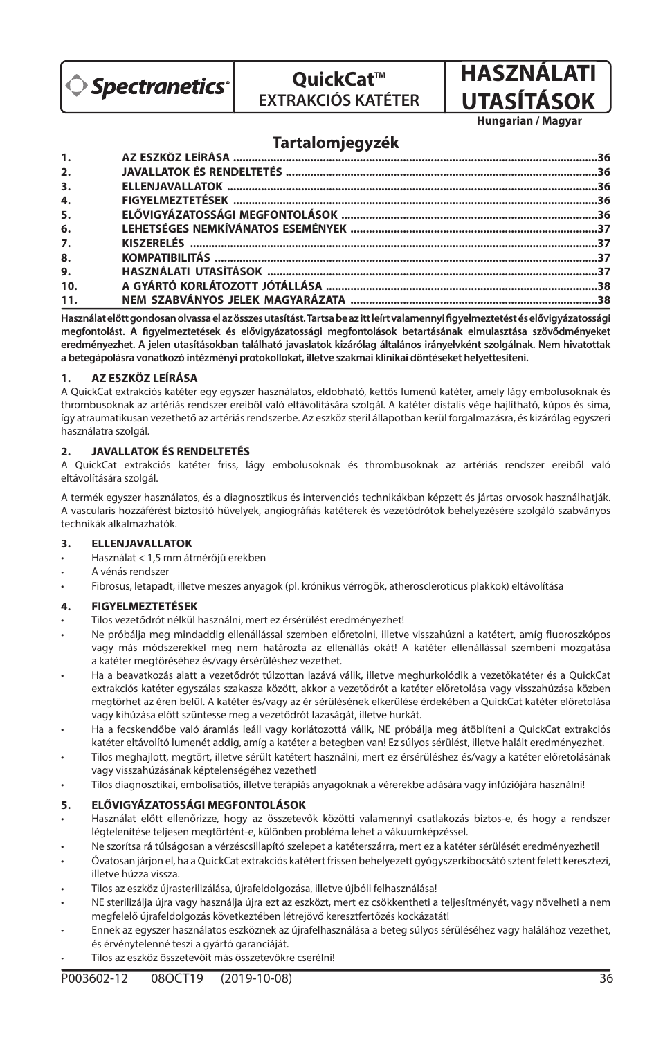Spectranetics

# QuickCat™ EXTRAKCIÓS KATÉTER

# HASZNÁLATI UTASÍTÁSOK

Hungarian / Magyar

## Tartalomjegyzék

| | | |
|---|---|---|
| 1. | AZ ESZKÖZ LEÍRÁSA | 36 |
| 2. | JAVALLATOK ÉS RENDELTETÉS | 36 |
| 3. | ELLENJAVALLATOK | 36 |
| 4. | FIGYELMEZTETÉSEK | 36 |
| 5. | ELŐVIGYÁZATOSSÁGI MEGFONTOLÁSOK | 36 |
| 6. | LEHETSÉGES NEMKÍVÁNATOS ESEMÉNYEK | 37 |
| 7. | KISZERELÉS | 37 |
| 8. | KOMPATIBILITÁS | 37 |
| 9. | HASZNÁLATI UTASÍTÁSOK | 37 |
| 10. | A GYÁRTÓ KORLÁTOZOTT JÓTÁLLÁSA | 38 |
| 11. | NEM SZABVÁNYOS JELEK MAGYARÁZATA | 38 |

**Használat előtt gondosan olvassa el az összes utasítást. Tartsa be az itt leírt valamennyi figyelmeztetést és elővigyázatossági megfontolást. A figyelmeztetések és elővigyázatossági megfontolások betartásának elmulasztása szövődményeket eredményezhet. A jelen utasításokban található javaslatok kizárólag általános irányelvként szolgálnak. Nem hivatottak a betegápolásra vonatkozó intézményi protokollokat, illetve szakmai klinikai döntéseket helyettesíteni.**

### 1. AZ ESZKÖZ LEÍRÁSA

A QuickCat extrakciós katéter egy egyszer használatos, eldobható, kettős lumenű katéter, amely lágy embolusoknak és thrombusoknak az artériás rendszer ereiből való eltávolítására szolgál. A katéter distalis vége hajlítható, kúpos és sima, így atraumatikusan vezethető az artériás rendszerbe. Az eszköz steril állapotban kerül forgalmazásra, és kizárólag egyszeri használatra szolgál.

### 2. JAVALLATOK ÉS RENDELTETÉS

A QuickCat extrakciós katéter friss, lágy embolusoknak és thrombusoknak az artériás rendszer ereiből való eltávolítására szolgál.

A termék egyszer használatos, és a diagnosztikus és intervenciós technikákban képzett és jártas orvosok használhatják. A vascularis hozzáférést biztosító hüvelyek, angiográfiás katéterek és vezetődrótok behelyezésére szolgáló szabványos technikák alkalmazhatók.

### 3. ELLENJAVALLATOK

- Használat < 1,5 mm átmérőjű erekben
- A vénás rendszer
- Fibrosus, letapadt, illetve meszes anyagok (pl. krónikus vérrögök, atheroscleroticus plakkok) eltávolítása

### 4. FIGYELMEZTETÉSEK

- Tilos vezetődrót nélkül használni, mert ez érsérülést eredményezhet!
- Ne próbálja meg mindaddig ellenállással szemben előretolni, illetve visszahúzni a katétert, amíg fluoroszkópos vagy más módszerekkel meg nem határozta az ellenállás okát! A katéter ellenállással szembeni mozgatása a katéter megtöréséhez és/vagy érsérüléshez vezethet.
- Ha a beavatkozás alatt a vezetődrót túlzottan lazává válik, illetve meghurkolódik a vezetőkatéter és a QuickCat extrakciós katéter egyszálas szakasza között, akkor a vezetődrót a katéter előretolása vagy visszahúzása közben megtörhet az éren belül. A katéter és/vagy az ér sérülésének elkerülése érdekében a QuickCat katéter előretolása vagy kihúzása előtt szüntesse meg a vezetődrót lazaságát, illetve hurkát.
- Ha a fecskendőbe való áramlás leáll vagy korlátozottá válik, NE próbálja meg átöblíteni a QuickCat extrakciós katéter eltávolító lumenét addig, amíg a katéter a betegben van! Ez súlyos sérülést, illetve halált eredményezhet.
- Tilos meghajlott, megtört, illetve sérült katétert használni, mert ez érsérüléshez és/vagy a katéter előretolásának vagy visszahúzásának képtelenségéhez vezethet!
- Tilos diagnosztikai, embolisatiós, illetve terápiás anyagoknak a vérerekbe adására vagy infúziójára használni!

### 5. ELŐVIGYÁZATOSSÁGI MEGFONTOLÁSOK

- Használat előtt ellenőrizze, hogy az összetevők közötti valamennyi csatlakozás biztos-e, és hogy a rendszer légtelenítése teljesen megtörtént-e, különben probléma lehet a vákuumképzéssel.
- Ne szorítsa rá túlságosan a vérzéscsillapító szelepet a katéterszárra, mert ez a katéter sérülését eredményezheti!
- Óvatosan járjon el, ha a QuickCat extrakciós katétert frissen behelyezett gyógyszerkibocsátó sztent felett keresztezi, illetve húzza vissza.
- Tilos az eszköz újrasterilizálása, újrafeldolgozása, illetve újbóli felhasználása!
- NE sterilizálja újra vagy használja újra ezt az eszközt, mert ez csökkentheti a teljesítményét, vagy növelheti a nem megfelelő újrafeldolgozás következtében létrejövő keresztfertőzés kockázatát!
- Ennek az egyszer használatos eszköznek az újrafelhasználása a beteg súlyos sérüléséhez vagy halálához vezethet, és érvénytelenné teszi a gyártó garanciáját.
- Tilos az eszköz összetevőit más összetevőkre cserélni!

P003602-12 08OCT19 (2019-10-08)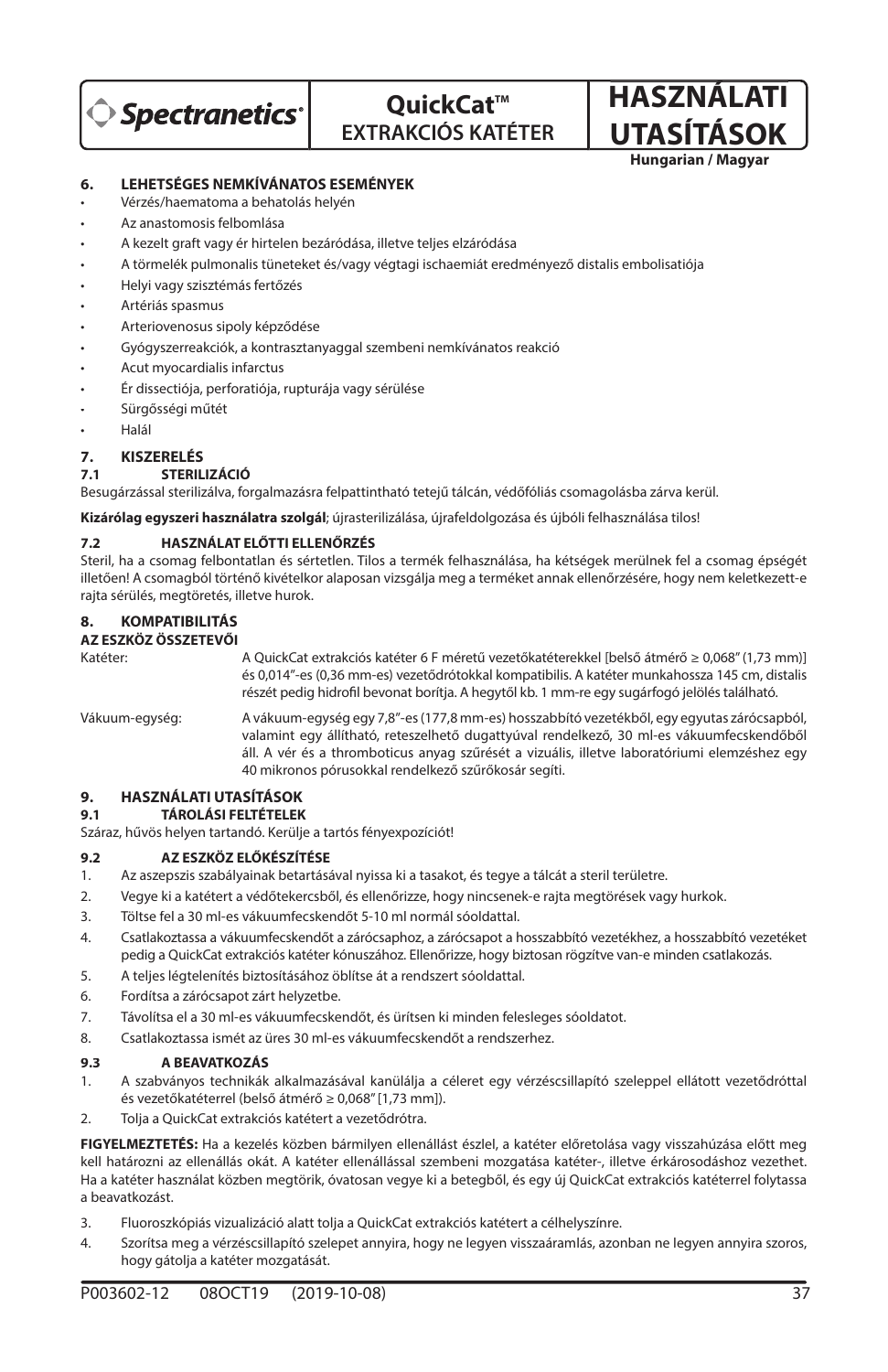# 6. LEHETSÉGES NEMKÍVÁNATOS ESEMÉNYEK

- Vérzés/haematoma a behatolás helyén
- Az anastomosis felbomlása
- A kezelt graft vagy ér hirtelen bezáródása, illetve teljes elzáródása
- A törmelék pulmonalis tüneteket és/vagy végtagi ischaemiát eredményező distalis embolisatiója
- Helyi vagy szisztémás fertőzés
- Artériás spasmus
- Arteriovenosus sipoly képződése
- Gyógyszerreakciók, a kontrasztanyaggal szembeni nemkívánatos reakció
- Acut myocardialis infarctus
- Ér dissectiója, perforatiója, rupturája vagy sérülése
- Sürgősségi műtét
- Halál

# 7. KISZERELÉS

## 7.1 STERILIZÁCIÓ

Besugárzással sterilizálva, forgalmazásra felpattintható tetejű tálcán, védőfóliás csomagolásba zárva kerül.

**Kizárólag egyszeri használatra szolgál**; újrasterilizálása, újrafeldolgozása és újbóli felhasználása tilos!

## 7.2 HASZNÁLAT ELŐTTI ELLENŐRZÉS

Steril, ha a csomag felbontatlan és sértetlen. Tilos a termék felhasználása, ha kétségek merülnek fel a csomag épségét illetően! A csomagból történő kivételkor alaposan vizsgálja meg a terméket annak ellenőrzésére, hogy nem keletkezett-e rajta sérülés, megtöretés, illetve hurok.

# 8. KOMPATIBILITÁS

**AZ ESZKÖZ ÖSSZETEVŐI**

Katéter: A QuickCat extrakciós katéter 6 F méretű vezetőkatéterekkel [belső átmérő ≥ 0,068” (1,73 mm)] és 0,014”-es (0,36 mm-es) vezetődrótokkal kompatibilis. A katéter munkahossza 145 cm, distalis részét pedig hidrofil bevonat borítja. A hegytől kb. 1 mm-re egy sugárfogó jelölés található.

Vákuum-egység: A vákuum-egység egy 7,8”-es (177,8 mm-es) hosszabbító vezetékből, egy egyutas zárócsapból, valamint egy állítható, reteszelhető dugattyúval rendelkező, 30 ml-es vákuumfecskendőből áll. A vér és a thromboticus anyag szűrését a vizuális, illetve laboratóriumi elemzéshez egy 40 mikronos pórusokkal rendelkező szűrőkosár segíti.

# 9. HASZNÁLATI UTASÍTÁSOK

## 9.1 TÁROLÁSI FELTÉTELEK

Száraz, hűvös helyen tartandó. Kerülje a tartós fényexpozíciót!

## 9.2 AZ ESZKÖZ ELŐKÉSZÍTÉSE

1. Az aszepszis szabályainak betartásával nyissa ki a tasakot, és tegye a tálcát a steril területre.
2. Vegye ki a katétert a védőtekercsből, és ellenőrizze, hogy nincsenek-e rajta megtörések vagy hurkok.
3. Töltse fel a 30 ml-es vákuumfecskendőt 5-10 ml normál sóoldattal.
4. Csatlakoztassa a vákuumfecskendőt a zárócsaphoz, a zárócsapot a hosszabbító vezetékhez, a hosszabbító vezetéket pedig a QuickCat extrakciós katéter kónuszához. Ellenőrizze, hogy biztosan rögzítve van-e minden csatlakozás.
5. A teljes légtelenítés biztosításához öblítse át a rendszert sóoldattal.
6. Fordítsa a zárócsapot zárt helyzetbe.
7. Távolítsa el a 30 ml-es vákuumfecskendőt, és ürítsen ki minden felesleges sóoldatot.
8. Csatlakoztassa ismét az üres 30 ml-es vákuumfecskendőt a rendszerhez.

## 9.3 A BEAVATKOZÁS

1. A szabványos technikák alkalmazásával kanülálja a céleret egy vérzéscsillapító szeleppel ellátott vezetődróttal és vezetőkatéterrel (belső átmérő ≥ 0,068” [1,73 mm]).
2. Tolja a QuickCat extrakciós katétert a vezetődrótra.

**FIGYELMEZTETÉS:** Ha a kezelés közben bármilyen ellenállást észlel, a katéter előretolása vagy visszahúzása előtt meg kell határozni az ellenállás okát. A katéter ellenállással szembeni mozgatása katéter-, illetve érkárosodáshoz vezethet. Ha a katéter használat közben megtörik, óvatosan vegye ki a betegből, és egy új QuickCat extrakciós katéterrel folytassa a beavatkozást.

3. Fluoroszkópiás vizualizáció alatt tolja a QuickCat extrakciós katétert a célhelyszínre.
4. Szorítsa meg a vérzéscsillapító szelepet annyira, hogy ne legyen visszaáramlás, azonban ne legyen annyira szoros, hogy gátolja a katéter mozgatását.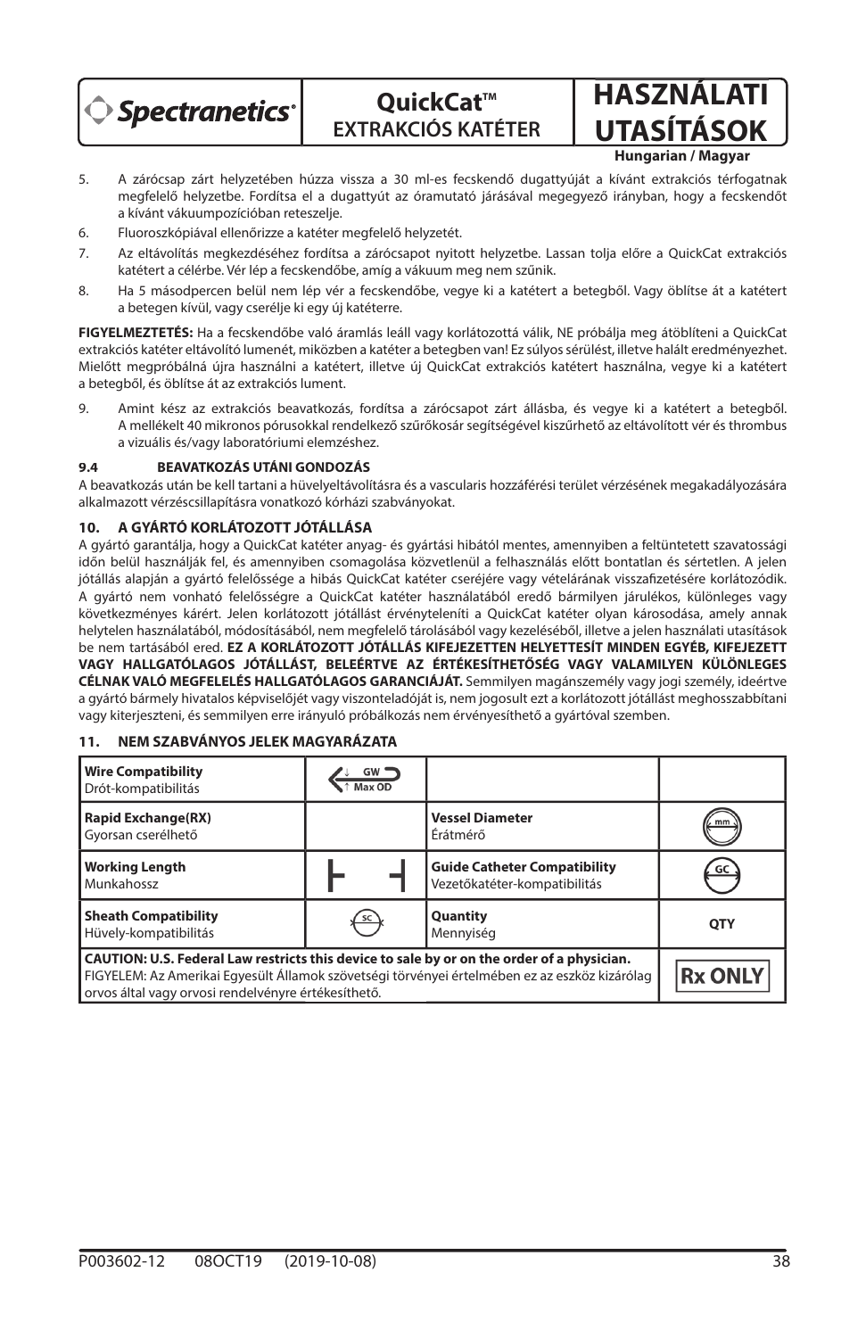5. A zárócsap zárt helyzetében húzza vissza a 30 ml-es fecskendő dugattyúját a kívánt extrakciós térfogatnak megfelelő helyzetbe. Fordítsa el a dugattyút az óramutató járásával megegyező irányban, hogy a fecskendőt a kívánt vákuumpozícióban reteszelje.
6. Fluoroszkópiával ellenőrizze a katéter megfelelő helyzetét.
7. Az eltávolítás megkezdéséhez fordítsa a zárócsapot nyitott helyzetbe. Lassan tolja előre a QuickCat extrakciós katétert a célérbe. Vér lép a fecskendőbe, amíg a vákuum meg nem szűnik.
8. Ha 5 másodpercen belül nem lép vér a fecskendőbe, vegye ki a katétert a betegből. Vagy öblítse át a katétert a betegen kívül, vagy cserélje ki egy új katéterre.

**FIGYELMEZTETÉS:** Ha a fecskendőbe való áramlás leáll vagy korlátozottá válik, NE próbálja meg átöblíteni a QuickCat extrakciós katéter eltávolító lumenét, miközben a katéter a betegben van! Ez súlyos sérülést, illetve halált eredményezhet. Mielőtt megpróbálná újra használni a katétert, illetve új QuickCat extrakciós katétert használna, vegye ki a katétert a betegből, és öblítse át az extrakciós lument.

9. Amint kész az extrakciós beavatkozás, fordítsa a zárócsapot zárt állásba, és vegye ki a katétert a betegből. A mellékelt 40 mikronos pórusokkal rendelkező szűrőkosár segítségével kiszűrhető az eltávolított vér és thrombus a vizuális és/vagy laboratóriumi elemzéshez.

### 9.4 BEAVATKOZÁS UTÁNI GONDOZÁS

A beavatkozás után be kell tartani a hüvelyeltávolításra és a vascularis hozzáférési terület vérzésének megakadályozására alkalmazott vérzéscsillapításra vonatkozó kórházi szabványokat.

## 10. A GYÁRTÓ KORLÁTOZOTT JÓTÁLLÁSA

A gyártó garantálja, hogy a QuickCat katéter anyag- és gyártási hibától mentes, amennyiben a feltüntetett szavatossági időn belül használják fel, és amennyiben csomagolása közvetlenül a felhasználás előtt bontatlan és sértetlen. A jelen jótállás alapján a gyártó felelőssége a hibás QuickCat katéter cseréjére vagy vételárának visszafizetésére korlátozódik. A gyártó nem vonható felelősségre a QuickCat katéter használatából eredő bármilyen járulékos, különleges vagy következményes kárért. Jelen korlátozott jótállást érvényteleníti a QuickCat katéter olyan károsodása, amely annak helytelen használatából, módosításából, nem megfelelő tárolásából vagy kezeléséből, illetve a jelen használati utasítások be nem tartásából ered. **EZ A KORLÁTOZOTT JÓTÁLLÁS KIFEJEZETTEN HELYETTESÍT MINDEN EGYÉB, KIFEJEZETT VAGY HALLGATÓLAGOS JÓTÁLLÁST, BELEÉRTVE AZ ÉRTÉKESÍTHETŐSÉG VAGY VALAMILYEN KÜLÖNLEGES CÉLNAK VALÓ MEGFELELÉS HALLGATÓLAGOS GARANCIÁJÁT.** Semmilyen magánszemély vagy jogi személy, ideértve a gyártó bármely hivatalos képviselőjét vagy viszonteladóját is, nem jogosult ezt a korlátozott jótállást meghosszabbítani vagy kiterjeszteni, és semmilyen erre irányuló próbálkozás nem érvényesíthető a gyártóval szemben.

## 11. NEM SZABVÁNYOS JELEK MAGYARÁZATA

| | | | |
|---|---|---|---|
| **Wire Compatibility** Drót-kompatibilitás | GW Max OD | | |
| **Rapid Exchange(RX)** Gyorsan cserélhető | | **Vessel Diameter** Érátmérő | mm |
| **Working Length** Munkahossz | ├ ┤ | **Guide Catheter Compatibility** Vezetőkatéter-kompatibilitás | GC |
| **Sheath Compatibility** Hüvely-kompatibilitás | SC | **Quantity** Mennyiség | **QTY** |
| **CAUTION: U.S. Federal Law restricts this device to sale by or on the order of a physician.** FIGYELEM: Az Amerikai Egyesült Államok szövetségi törvényei értelmében ez az eszköz kizárólag orvos által vagy orvosi rendelvényre értékesíthető. | | | **Rx ONLY** |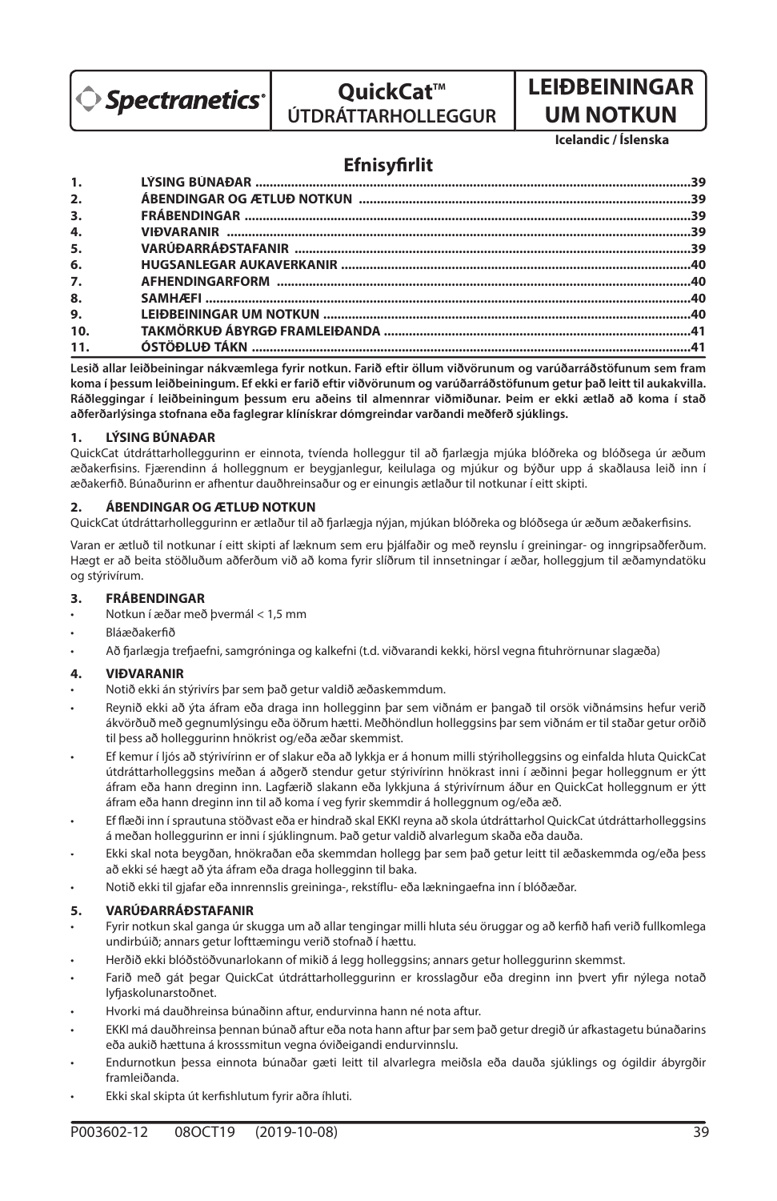Spectranetics

# QuickCat™ ÚTDRÁTTARHOLLEGGUR

# LEIÐBEININGAR UM NOTKUN

**Icelandic / Íslenska**

## Efnisyfirlit

| | | |
|---|---|---|
| 1. | LÝSING BÚNAÐAR | 39 |
| 2. | ÁBENDINGAR OG ÆTLUÐ NOTKUN | 39 |
| 3. | FRÁBENDINGAR | 39 |
| 4. | VIÐVARANIR | 39 |
| 5. | VARÚÐARRÁÐSTAFANIR | 39 |
| 6. | HUGSANLEGAR AUKAVERKANIR | 40 |
| 7. | AFHENDINGARFORM | 40 |
| 8. | SAMHÆFI | 40 |
| 9. | LEIÐBEININGAR UM NOTKUN | 40 |
| 10. | TAKMÖRKUÐ ÁBYRGÐ FRAMLEIÐANDA | 41 |
| 11. | ÓSTÖÐLUÐ TÁKN | 41 |

**Lesið allar leiðbeiningar nákvæmlega fyrir notkun. Farið eftir öllum viðvörunum og varúðarráðstöfunum sem fram koma í þessum leiðbeiningum. Ef ekki er farið eftir viðvörunum og varúðarráðstöfunum getur það leitt til aukakvilla. Ráðleggingar í leiðbeiningum þessum eru aðeins til almennrar viðmiðunar. Þeim er ekki ætlað að koma í stað aðferðarlýsinga stofnana eða faglegrar klínískrar dómgreindar varðandi meðferð sjúklings.**

### 1. LÝSING BÚNAÐAR

QuickCat útdráttarholleggurinn er einnota, tvíenda holleggur til að fjarlægja mjúka blóðreka og blóðsega úr æðum æðakerfisins. Fjærendinn á holleggnum er beygjanlegur, keilulaga og mjúkur og býður upp á skaðlausa leið inn í æðakerfið. Búnaðurinn er afhentur dauðhreinsaður og er einungis ætlaður til notkunar í eitt skipti.

### 2. ÁBENDINGAR OG ÆTLUÐ NOTKUN

QuickCat útdráttarholleggurinn er ætlaður til að fjarlægja nýjan, mjúkan blóðreka og blóðsega úr æðum æðakerfisins.

Varan er ætluð til notkunar í eitt skipti af læknum sem eru þjálfaðir og með reynslu í greiningar- og inngripsaðferðum. Hægt er að beita stöðluðum aðferðum við að koma fyrir slíðrum til innsetningar í æðar, holleggjum til æðamyndatöku og stýrivírum.

### 3. FRÁBENDINGAR

- Notkun í æðar með þvermál < 1,5 mm
- Bláæðakerfið
- Að fjarlægja trefjaefni, samgróninga og kalkefni (t.d. viðvarandi kekki, hörsl vegna fituhrörnunar slagæða)

### 4. VIÐVARANIR

- Notið ekki án stýrivírs þar sem það getur valdið æðaskemmdum.
- Reynið ekki að ýta áfram eða draga inn holleginn þar sem viðnám er þangað til orsök viðnámsins hefur verið ákvörðuð með gegnumlýsingu eða öðrum hætti. Meðhöndlun holleggsins þar sem viðnám er til staðar getur orðið til þess að holleggurinn hnökrist og/eða æðar skemmist.
- Ef kemur í ljós að stýrivírinn er of slakur eða að lykkja er á honum milli stýriholleggsins og einfalda hluta QuickCat útdráttarholleggsins meðan á aðgerð stendur getur stýrivírinn hnökrast inni í æðinni þegar holleggnum er ýtt áfram eða hann dreginn inn. Lagfærið slakann eða lykkjuna á stýrivírnum áður en QuickCat holleggnum er ýtt áfram eða hann dreginn inn til að koma í veg fyrir skemmdir á holleggnum og/eða æð.
- Ef flæði inn í sprautuna stöðvast eða er hindrað skal EKKI reyna að skola útdráttarhol QuickCat útdráttarholleggsins á meðan holleggurinn er inni í sjúklingnum. Það getur valdið alvarlegum skaða eða dauða.
- Ekki skal nota beygðan, hnökraðan eða skemmdan hollegg þar sem það getur leitt til æðaskemmda og/eða þess að ekki sé hægt að ýta áfram eða draga holegginn til baka.
- Notið ekki til gjafar eða innrennslis greininga-, rekstíflu- eða lækningaefna inn í blóðæðar.

### 5. VARÚÐARRÁÐSTAFANIR

- Fyrir notkun skal ganga úr skugga um að allar tengingar milli hluta séu öruggar og að kerfið hafi verið fullkomlega undirbúið; annars getur lofttæmingu verið stofnað í hættu.
- Herðið ekki blóðstöðvunarlokann of mikið á legg holleggsins; annars getur holleggurinn skemmst.
- Farið með gát þegar QuickCat útdráttarholleggurinn er krosslagður eða dreginn inn þvert yfir nýlega notað lyfjaskolunarstoðnet.
- Hvorki má dauðhreinsa búnaðinn aftur, endurvinna hann né nota aftur.
- EKKI má dauðhreinsa þennan búnað aftur eða nota hann aftur þar sem það getur dregið úr afkastagetu búnaðarins eða aukið hættuna á krosssmitun vegna óviðeigandi endurvinnslu.
- Endurnotkun þessa einnota búnaðar gæti leitt til alvarlegra meiðsla eða dauða sjúklings og ógildir ábyrgðir framleiðanda.
- Ekki skal skipta út kerfishlutum fyrir aðra íhluti.

P003602-12 08OCT19 (2019-10-08)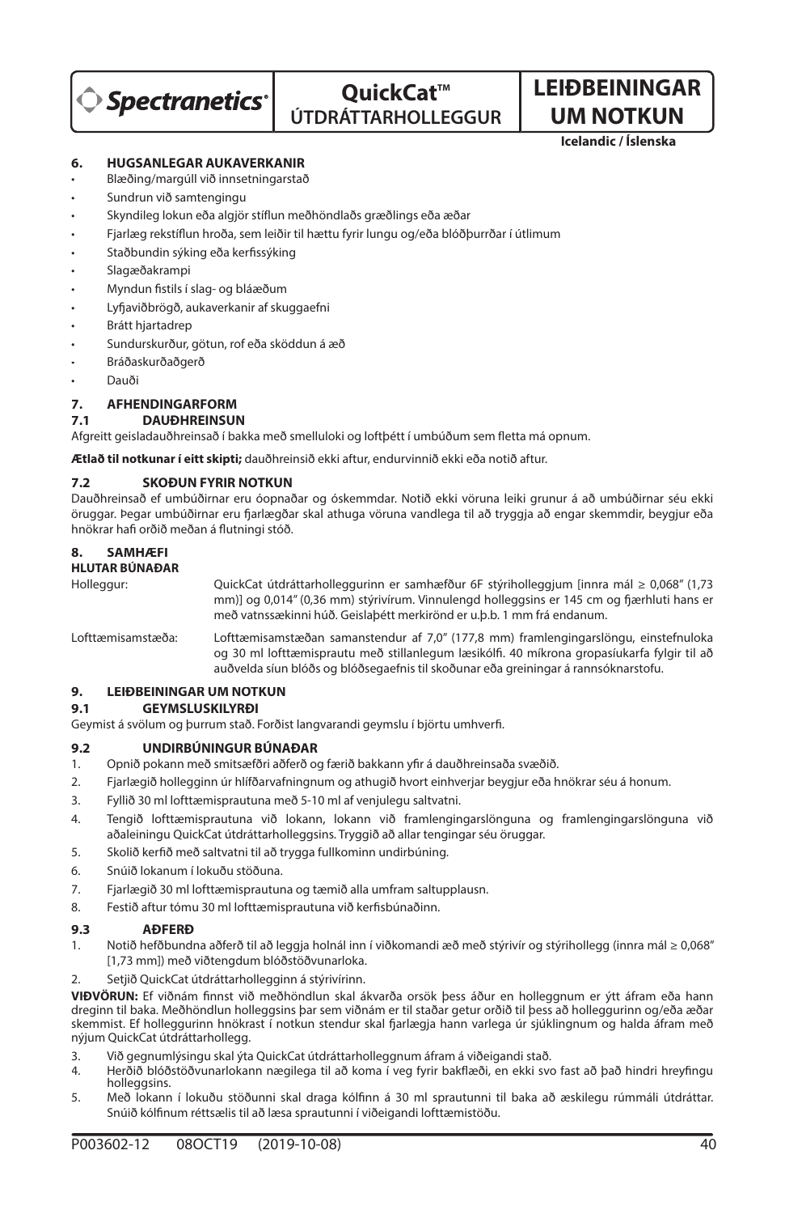# QuickCat™ ÚTDRÁTTARHOLLEGGUR

# LEIÐBEININGAR UM NOTKUN

Icelandic / Íslenska

## 6. HUGSANLEGAR AUKAVERKANIR

- Blæðing/margúll við innsetningarstað
- Sundrun við samtengingu
- Skyndileg lokun eða algjör stíflun meðhöndlaðs græðlings eða æðar
- Fjarlæg rekstíflun hroða, sem leiðir til hættu fyrir lungu og/eða blóðþurrðar í útlimum
- Staðbundin sýking eða kerfissýking
- Slagæðakrampi
- Myndun fistils í slag- og bláæðum
- Lyfjaviðbrögð, aukaverkanir af skuggaefni
- Brátt hjartadrep
- Sundurskurður, götun, rof eða sköddun á æð
- Bráðaskurðaðgerð
- Dauði

## 7. AFHENDINGARFORM

### 7.1 DAUÐHREINSUN

Afgreitt geisladauðhreinsað í bakka með smelluloki og loftþétt í umbúðum sem fletta má opnum.

**Ætlað til notkunar í eitt skipti;** dauðhreinsið ekki aftur, endurvinnið ekki eða notið aftur.

### 7.2 SKOÐUN FYRIR NOTKUN

Dauðhreinsað ef umbúðirnar eru óopnaðar og óskemmdar. Notið ekki vöruna leiki grunur á að umbúðirnar séu ekki öruggar. Þegar umbúðirnar eru fjarlægðar skal athuga vöruna vandlega til að tryggja að engar skemmdir, beygjur eða hnökrar hafi orðið meðan á flutningi stóð.

## 8. SAMHÆFI

**HLUTAR BÚNAÐAR**

| | |
|---|---|
| Holleggur: | QuickCat útdráttarholleggurinn er samhæfður 6F stýriholleggjum [innra mál ≥ 0,068" (1,73 mm)] og 0,014" (0,36 mm) stýrivírum. Vinnulengd holleggsins er 145 cm og fjærhluti hans er með vatnssækinni húð. Geislaþétt merkirönd er u.þ.b. 1 mm frá endanum. |
| Lofttæmisamstæða: | Lofttæmisamstæðan samanstendur af 7,0" (177,8 mm) framlengingarslöngu, einstefnuloka og 30 ml lofttæmisprautu með stillanlegum læsikólfi. 40 míkrona gropasíukarfa fylgir til að auðvelda síun blóðs og blóðsegaefnis til skoðunar eða greiningar á rannsóknarstofu. |

## 9. LEIÐBEININGAR UM NOTKUN

### 9.1 GEYMSLUSKILYRÐI

Geymist á svölum og þurrum stað. Forðist langvarandi geymslu í björtu umhverfi.

### 9.2 UNDIRBÚNINGUR BÚNAÐAR

1. Opnið pokann með smitsæfðri aðferð og færið bakkann yfir á dauðhreinsaða svæðið.
2. Fjarlægið hollegginn úr hlífðarvafningnum og athugið hvort einhverjar beygjur eða hnökrar séu á honum.
3. Fyllið 30 ml lofttæmisprautuna með 5-10 ml af venjulegu saltvatni.
4. Tengið lofttæmisprautuna við lokann, lokann við framlengingarslönguna og framlengingarslönguna við aðaleiningu QuickCat útdráttarholleggsins. Tryggið að allar tengingar séu öruggar.
5. Skolið kerfið með saltvatni til að trygga fullkominn undirbúning.
6. Snúið lokanum í lokuðu stöðuna.
7. Fjarlægið 30 ml lofttæmisprautuna og tæmið alla umfram saltupplausn.
8. Festið aftur tómu 30 ml lofttæmisprautuna við kerfisbúnaðinn.

### 9.3 AÐFERÐ

1. Notið hefðbundna aðferð til að leggja holnál inn í viðkomandi æð með stýrivír og stýrihollegg (innra mál ≥ 0,068" [1,73 mm]) með viðtengdum blóðstöðvunarloka.
2. Setjið QuickCat útdráttarhollegginn á stýrivírinn.

**VIÐVÖRUN:** Ef viðnám finnst við meðhöndlun skal ákvarða orsök þess áður en holleggnum er ýtt áfram eða hann dreginn til baka. Meðhöndlun holleggsins þar sem viðnám er til staðar getur orðið til þess að holleggurinn og/eða æðar skemmist. Ef holleggurinn hnökrast í notkun stendur skal fjarlægja hann varlega úr sjúklingnum og halda áfram með nýjum QuickCat útdráttarhollegg.

3. Við gegnumlýsingu skal ýta QuickCat útdráttarholleggnum áfram á viðeigandi stað.
4. Herðið blóðstöðvunarlokann nægilega til að koma í veg fyrir bakflæði, en ekki svo fast að það hindri hreyfingu holleggsins.
5. Með lokann í lokuðu stöðunni skal draga kólfinn á 30 ml sprautunni til baka að æskilegu rúmmáli útdráttar. Snúið kólfinum réttsælis til að læsa sprautunni í viðeigandi lofttæmistöðu.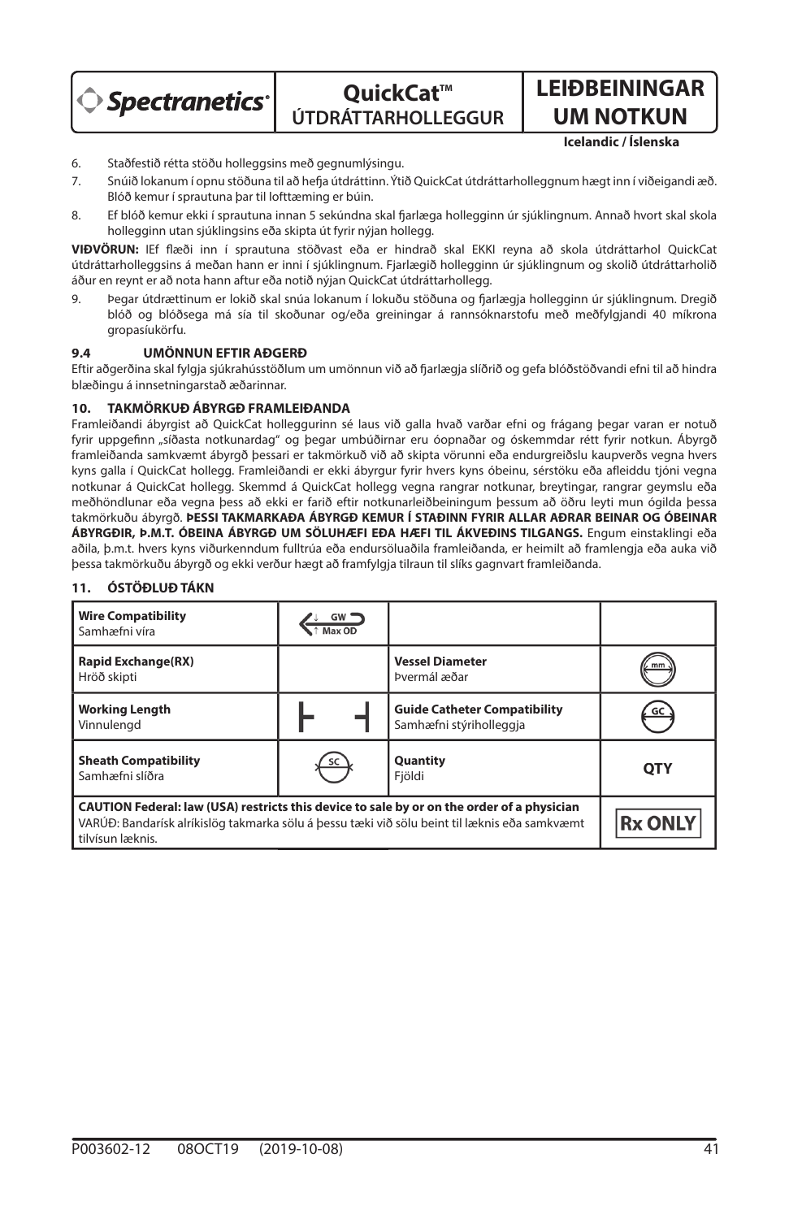6. Staðfestið rétta stöðu holleggsins með gegnumlýsingu.
7. Snúið lokanum í opnu stöðuna til að hefja útdráttinn. Ýtið QuickCat útdráttarholleggnum hægt inn í viðeigandi æð. Blóð kemur í sprautuna þar til lofttæming er búin.
8. Ef blóð kemur ekki í sprautuna innan 5 sekúndna skal fjarlæga hollegginn úr sjúklingnum. Annað hvort skal skola hollegginn utan sjúklingsins eða skipta út fyrir nýjan hollegg.

**VIÐVÖRUN:** IEf flæði inn í sprautuna stöðvast eða er hindrað skal EKKI reyna að skola útdráttarhol QuickCat útdráttarholleggsins á meðan hann er inni í sjúklingnum. Fjarlægið hollegginn úr sjúklingnum og skolið útdráttarholið áður en reynt er að nota hann aftur eða notið nýjan QuickCat útdráttarhollegg.

9. Þegar útdrættinum er lokið skal snúa lokanum í lokuðu stöðuna og fjarlægja hollegginn úr sjúklingnum. Dregið blóð og blóðsega má sía til skoðunar og/eða greiningar á rannsóknarstofu með meðfylgjandi 40 míkrona gropasíukörfu.

### 9.4 UMÖNNUN EFTIR AÐGERÐ

Eftir aðgerðina skal fylgja sjúkrahússtöðlum um umönnun við að fjarlægja slíðrið og gefa blóðstöðvandi efni til að hindra blæðingu á innsetningarstað æðarinnar.

### 10. TAKMÖRKUÐ ÁBYRGÐ FRAMLEIÐANDA

Framleiðandi ábyrgist að QuickCat holleggurinn sé laus við galla hvað varðar efni og frágang þegar varan er notuð fyrir uppgefinn „síðasta notkunardag" og þegar umbúðirnar eru óopnaðar og óskemmdar rétt fyrir notkun. Ábyrgð framleiðanda samkvæmt ábyrgð þessari er takmörkuð við að skipta vörunni eða endurgreiðslu kaupverðs vegna hvers kyns galla í QuickCat hollegg. Framleiðandi er ekki ábyrgur fyrir hvers kyns óbeinu, sérstöku eða afleiddu tjóni vegna notkunar á QuickCat hollegg. Skemmd á QuickCat hollegg vegna rangrar notkunar, breytingar, rangrar geymslu eða meðhöndlunar eða vegna þess að ekki er farið eftir notkunarleiðbeiningum þessum að öðru leyti mun ógilda þessa takmörkuðu ábyrgð. **ÞESSI TAKMARKAÐA ÁBYRGÐ KEMUR Í STAÐINN FYRIR ALLAR AÐRAR BEINAR OG ÓBEINAR ÁBYRGÐIR, Þ.M.T. ÓBEINA ÁBYRGÐ UM SÖLUHÆFI EÐA HÆFI TIL ÁKVEÐINS TILGANGS.** Engum einstaklingi eða aðila, þ.m.t. hvers kyns viðurkenndum fulltrúa eða endursöluaðila framleiðanda, er heimilt að framlengja eða auka við þessa takmörkuðu ábyrgð og ekki verður hægt að framfylgja tilraun til slíks gagnvart framleiðanda.

### 11. ÓSTÖÐLUÐ TÁKN

| | | | |
|---|---|---|---|
| **Wire Compatibility**<br>Samhæfni víra | GW / Max OD | | |
| **Rapid Exchange(RX)**<br>Hröð skipti | | **Vessel Diameter**<br>Þvermál æðar | mm |
| **Working Length**<br>Vinnulengd | ├ ┤ | **Guide Catheter Compatibility**<br>Samhæfni stýriholleggja | GC |
| **Sheath Compatibility**<br>Samhæfni slíðra | SC | **Quantity**<br>Fjöldi | **QTY** |
| **CAUTION Federal: law (USA) restricts this device to sale by or on the order of a physician**<br>VARÚÐ: Bandarísk alríkislög takmarka sölu á þessu tæki við sölu beint til læknis eða samkvæmt tilvísun læknis. | | | **Rx ONLY** |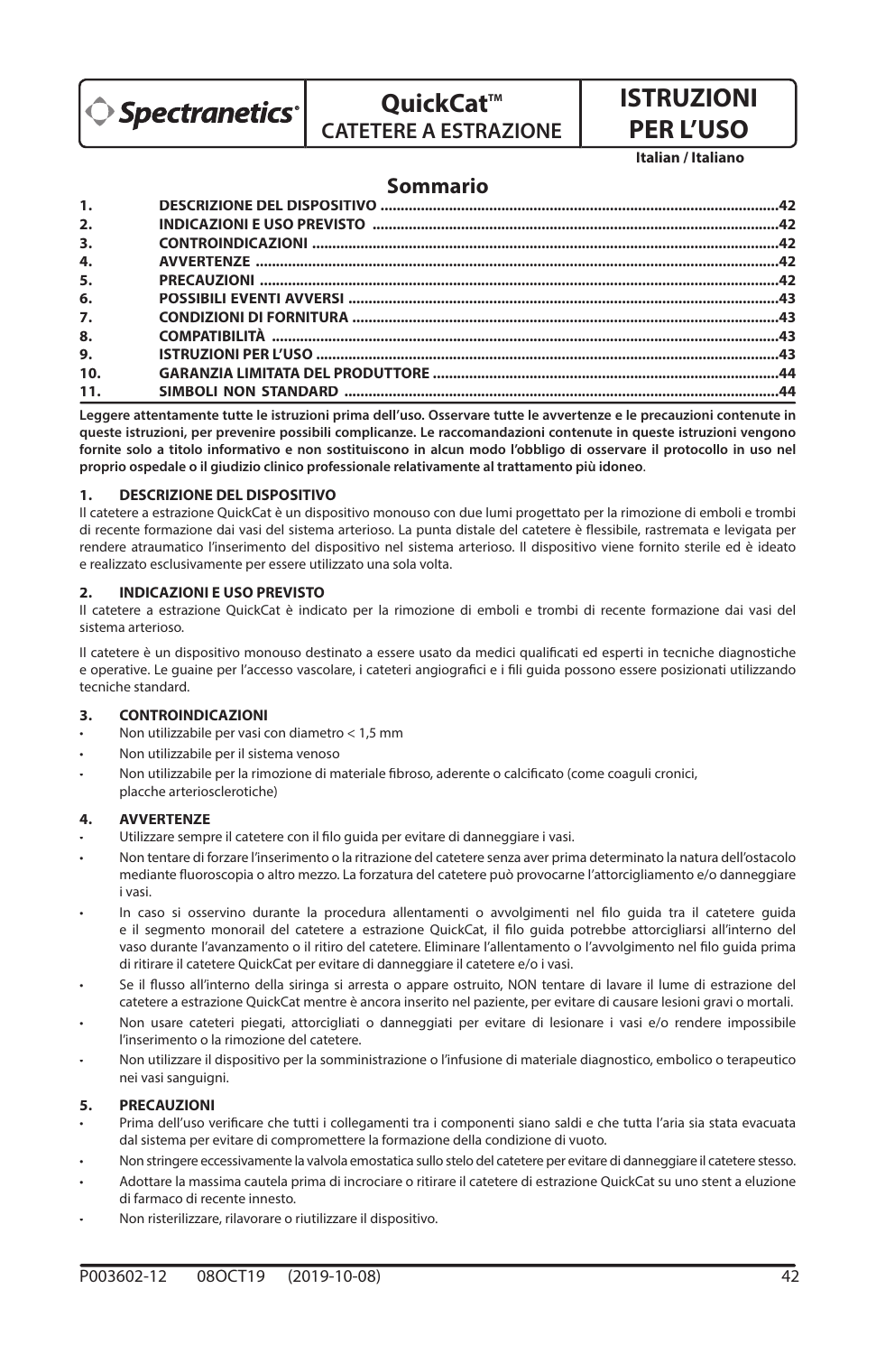Spectranetics

# QuickCat™ CATETERE A ESTRAZIONE

# ISTRUZIONI PER L'USO

**Italian / Italiano**

## Sommario

| | | |
|---|---|---|
| 1. | DESCRIZIONE DEL DISPOSITIVO | 42 |
| 2. | INDICAZIONI E USO PREVISTO | 42 |
| 3. | CONTROINDICAZIONI | 42 |
| 4. | AVVERTENZE | 42 |
| 5. | PRECAUZIONI | 42 |
| 6. | POSSIBILI EVENTI AVVERSI | 43 |
| 7. | CONDIZIONI DI FORNITURA | 43 |
| 8. | COMPATIBILITÀ | 43 |
| 9. | ISTRUZIONI PER L'USO | 43 |
| 10. | GARANZIA LIMITATA DEL PRODUTTORE | 44 |
| 11. | SIMBOLI NON STANDARD | 44 |

**Leggere attentamente tutte le istruzioni prima dell'uso. Osservare tutte le avvertenze e le precauzioni contenute in queste istruzioni, per prevenire possibili complicanze. Le raccomandazioni contenute in queste istruzioni vengono fornite solo a titolo informativo e non sostituiscono in alcun modo l'obbligo di osservare il protocollo in uso nel proprio ospedale o il giudizio clinico professionale relativamente al trattamento più idoneo**.

### 1. DESCRIZIONE DEL DISPOSITIVO

Il catetere a estrazione QuickCat è un dispositivo monouso con due lumi progettato per la rimozione di emboli e trombi di recente formazione dai vasi del sistema arterioso. La punta distale del catetere è flessibile, rastremata e levigata per rendere atraumatico l'inserimento del dispositivo nel sistema arterioso. Il dispositivo viene fornito sterile ed è ideato e realizzato esclusivamente per essere utilizzato una sola volta.

### 2. INDICAZIONI E USO PREVISTO

Il catetere a estrazione QuickCat è indicato per la rimozione di emboli e trombi di recente formazione dai vasi del sistema arterioso.

Il catetere è un dispositivo monouso destinato a essere usato da medici qualificati ed esperti in tecniche diagnostiche e operative. Le guaine per l'accesso vascolare, i cateteri angiografici e i fili guida possono essere posizionati utilizzando tecniche standard.

### 3. CONTROINDICAZIONI

- Non utilizzabile per vasi con diametro < 1,5 mm
- Non utilizzabile per il sistema venoso
- Non utilizzabile per la rimozione di materiale fibroso, aderente o calcificato (come coaguli cronici, placche arteriosclerotiche)

### 4. AVVERTENZE

- Utilizzare sempre il catetere con il filo guida per evitare di danneggiare i vasi.
- Non tentare di forzare l'inserimento o la ritrazione del catetere senza aver prima determinato la natura dell'ostacolo mediante fluoroscopia o altro mezzo. La forzatura del catetere può provocarne l'attorcigliamento e/o danneggiare i vasi.
- In caso si osservino durante la procedura allentamenti o avvolgimenti nel filo guida tra il catetere guida e il segmento monorail del catetere a estrazione QuickCat, il filo guida potrebbe attorcigliarsi all'interno del vaso durante l'avanzamento o il ritiro del catetere. Eliminare l'allentamento o l'avvolgimento nel filo guida prima di ritirare il catetere QuickCat per evitare di danneggiare il catetere e/o i vasi.
- Se il flusso all'interno della siringa si arresta o appare ostruito, NON tentare di lavare il lume di estrazione del catetere a estrazione QuickCat mentre è ancora inserito nel paziente, per evitare di causare lesioni gravi o mortali.
- Non usare cateteri piegati, attorcigliati o danneggiati per evitare di lesionare i vasi e/o rendere impossibile l'inserimento o la rimozione del catetere.
- Non utilizzare il dispositivo per la somministrazione o l'infusione di materiale diagnostico, embolico o terapeutico nei vasi sanguigni.

### 5. PRECAUZIONI

- Prima dell'uso verificare che tutti i collegamenti tra i componenti siano saldi e che tutta l'aria sia stata evacuata dal sistema per evitare di compromettere la formazione della condizione di vuoto.
- Non stringere eccessivamente la valvola emostatica sullo stelo del catetere per evitare di danneggiare il catetere stesso.
- Adottare la massima cautela prima di incrociare o ritirare il catetere di estrazione QuickCat su uno stent a eluzione di farmaco di recente innesto.
- Non risterilizzare, rilavorare o riutilizzare il dispositivo.

P003602-12 08OCT19 (2019-10-08)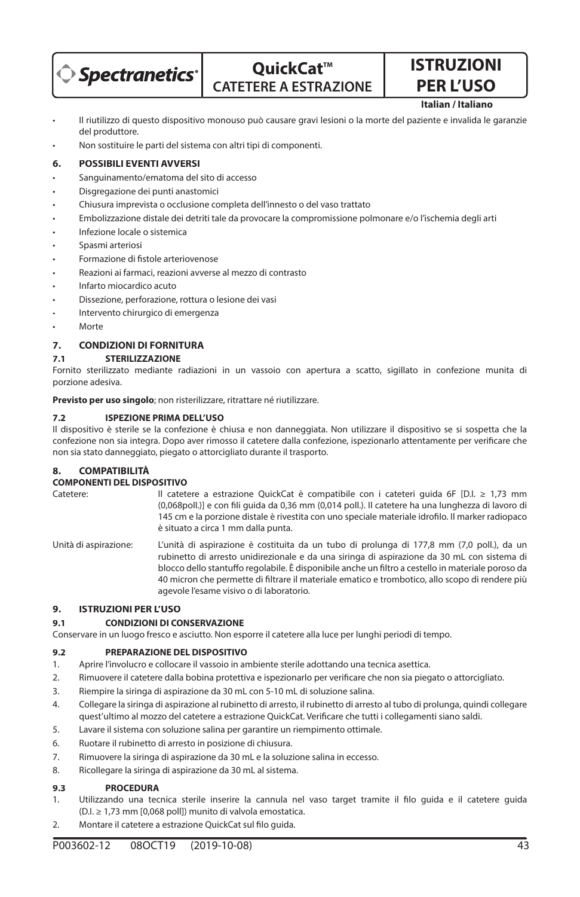- Il riutilizzo di questo dispositivo monouso può causare gravi lesioni o la morte del paziente e invalida le garanzie del produttore.
- Non sostituire le parti del sistema con altri tipi di componenti.

## 6. POSSIBILI EVENTI AVVERSI

- Sanguinamento/ematoma del sito di accesso
- Disgregazione dei punti anastomici
- Chiusura imprevista o occlusione completa dell'innesto o del vaso trattato
- Embolizzazione distale dei detriti tale da provocare la compromissione polmonare e/o l'ischemia degli arti
- Infezione locale o sistemica
- Spasmi arteriosi
- Formazione di fistole arteriovenose
- Reazioni ai farmaci, reazioni avverse al mezzo di contrasto
- Infarto miocardico acuto
- Dissezione, perforazione, rottura o lesione dei vasi
- Intervento chirurgico di emergenza
- Morte

## 7. CONDIZIONI DI FORNITURA

### 7.1 STERILIZZAZIONE

Fornito sterilizzato mediante radiazioni in un vassoio con apertura a scatto, sigillato in confezione munita di porzione adesiva.

**Previsto per uso singolo**; non risterilizzare, ritrattare né riutilizzare.

### 7.2 ISPEZIONE PRIMA DELL'USO

Il dispositivo è sterile se la confezione è chiusa e non danneggiata. Non utilizzare il dispositivo se si sospetta che la confezione non sia integra. Dopo aver rimosso il catetere dalla confezione, ispezionarlo attentamente per verificare che non sia stato danneggiato, piegato o attorcigliato durante il trasporto.

## 8. COMPATIBILITÀ

**COMPONENTI DEL DISPOSITIVO**

Catetere: Il catetere a estrazione QuickCat è compatibile con i cateteri guida 6F [D.I. ≥ 1,73 mm (0,068poll.)] e con fili guida da 0,36 mm (0,014 poll.). Il catetere ha una lunghezza di lavoro di 145 cm e la porzione distale è rivestita con uno speciale materiale idrofilo. Il marker radiopaco è situato a circa 1 mm dalla punta.

Unità di aspirazione: L'unità di aspirazione è costituita da un tubo di prolunga di 177,8 mm (7,0 poll.), da un rubinetto di arresto unidirezionale e da una siringa di aspirazione da 30 mL con sistema di blocco dello stantuffo regolabile. È disponibile anche un filtro a cestello in materiale poroso da 40 micron che permette di filtrare il materiale ematico e trombotico, allo scopo di rendere più agevole l'esame visivo o di laboratorio.

## 9. ISTRUZIONI PER L'USO

### 9.1 CONDIZIONI DI CONSERVAZIONE

Conservare in un luogo fresco e asciutto. Non esporre il catetere alla luce per lunghi periodi di tempo.

### 9.2 PREPARAZIONE DEL DISPOSITIVO

1. Aprire l'involucro e collocare il vassoio in ambiente sterile adottando una tecnica asettica.
2. Rimuovere il catetere dalla bobina protettiva e ispezionarlo per verificare che non sia piegato o attorcigliato.
3. Riempire la siringa di aspirazione da 30 mL con 5-10 mL di soluzione salina.
4. Collegare la siringa di aspirazione al rubinetto di arresto, il rubinetto di arresto al tubo di prolunga, quindi collegare quest'ultimo al mozzo del catetere a estrazione QuickCat. Verificare che tutti i collegamenti siano saldi.
5. Lavare il sistema con soluzione salina per garantire un riempimento ottimale.
6. Ruotare il rubinetto di arresto in posizione di chiusura.
7. Rimuovere la siringa di aspirazione da 30 mL e la soluzione salina in eccesso.
8. Ricollegare la siringa di aspirazione da 30 mL al sistema.

### 9.3 PROCEDURA

1. Utilizzando una tecnica sterile inserire la cannula nel vaso target tramite il filo guida e il catetere guida (D.I. ≥ 1,73 mm [0,068 poll]) munito di valvola emostatica.
2. Montare il catetere a estrazione QuickCat sul filo guida.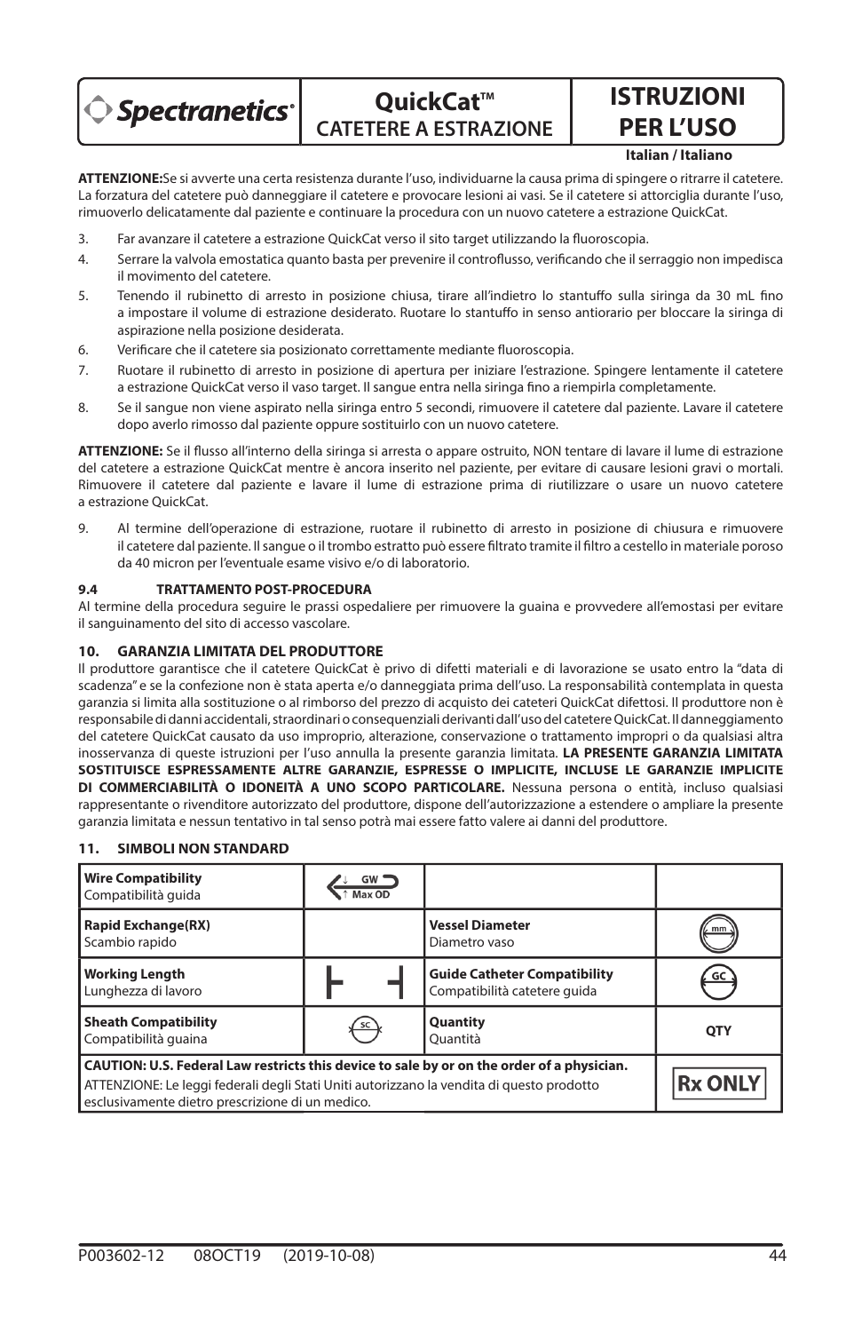**ATTENZIONE:**Se si avverte una certa resistenza durante l'uso, individuarne la causa prima di spingere o ritrarre il catetere. La forzatura del catetere può danneggiare il catetere e provocare lesioni ai vasi. Se il catetere si attorciglia durante l'uso, rimuoverlo delicatamente dal paziente e continuare la procedura con un nuovo catetere a estrazione QuickCat.

3. Far avanzare il catetere a estrazione QuickCat verso il sito target utilizzando la fluoroscopia.
4. Serrare la valvola emostatica quanto basta per prevenire il controflusso, verificando che il serraggio non impedisca il movimento del catetere.
5. Tenendo il rubinetto di arresto in posizione chiusa, tirare all'indietro lo stantuffo sulla siringa da 30 mL fino a impostare il volume di estrazione desiderato. Ruotare lo stantuffo in senso antiorario per bloccare la siringa di aspirazione nella posizione desiderata.
6. Verificare che il catetere sia posizionato correttamente mediante fluoroscopia.
7. Ruotare il rubinetto di arresto in posizione di apertura per iniziare l'estrazione. Spingere lentamente il catetere a estrazione QuickCat verso il vaso target. Il sangue entra nella siringa fino a riempirla completamente.
8. Se il sangue non viene aspirato nella siringa entro 5 secondi, rimuovere il catetere dal paziente. Lavare il catetere dopo averlo rimosso dal paziente oppure sostituirlo con un nuovo catetere.

**ATTENZIONE:** Se il flusso all'interno della siringa si arresta o appare ostruito, NON tentare di lavare il lume di estrazione del catetere a estrazione QuickCat mentre è ancora inserito nel paziente, per evitare di causare lesioni gravi o mortali. Rimuovere il catetere dal paziente e lavare il lume di estrazione prima di riutilizzare o usare un nuovo catetere a estrazione QuickCat.

9. Al termine dell'operazione di estrazione, ruotare il rubinetto di arresto in posizione di chiusura e rimuovere il catetere dal paziente. Il sangue o il trombo estratto può essere filtrato tramite il filtro a cestello in materiale poroso da 40 micron per l'eventuale esame visivo e/o di laboratorio.

#### 9.4 TRATTAMENTO POST-PROCEDURA

Al termine della procedura seguire le prassi ospedaliere per rimuovere la guaina e provvedere all'emostasi per evitare il sanguinamento del sito di accesso vascolare.

### 10. GARANZIA LIMITATA DEL PRODUTTORE

Il produttore garantisce che il catetere QuickCat è privo di difetti materiali e di lavorazione se usato entro la "data di scadenza" e se la confezione non è stata aperta e/o danneggiata prima dell'uso. La responsabilità contemplata in questa garanzia si limita alla sostituzione o al rimborso del prezzo di acquisto dei cateteri QuickCat difettosi. Il produttore non è responsabile di danni accidentali, straordinari o consequenziali derivanti dall'uso del catetere QuickCat. Il danneggiamento del catetere QuickCat causato da uso improprio, alterazione, conservazione o trattamento impropri o da qualsiasi altra inosservanza di queste istruzioni per l'uso annulla la presente garanzia limitata. **LA PRESENTE GARANZIA LIMITATA SOSTITUISCE ESPRESSAMENTE ALTRE GARANZIE, ESPRESSE O IMPLICITE, INCLUSE LE GARANZIE IMPLICITE DI COMMERCIABILITÀ O IDONEITÀ A UNO SCOPO PARTICOLARE.** Nessuna persona o entità, incluso qualsiasi rappresentante o rivenditore autorizzato del produttore, dispone dell'autorizzazione a estendere o ampliare la presente garanzia limitata e nessun tentativo in tal senso potrà mai essere fatto valere ai danni del produttore.

### 11. SIMBOLI NON STANDARD

| | | | |
|---|---|---|---|
| **Wire Compatibility**<br>Compatibilità guida | GW Max OD | | |
| **Rapid Exchange(RX)**<br>Scambio rapido | | **Vessel Diameter**<br>Diametro vaso | mm |
| **Working Length**<br>Lunghezza di lavoro | ⊢ ⊣ | **Guide Catheter Compatibility**<br>Compatibilità catetere guida | GC |
| **Sheath Compatibility**<br>Compatibilità guaina | SC | **Quantity**<br>Quantità | QTY |
| **CAUTION: U.S. Federal Law restricts this device to sale by or on the order of a physician.**<br>ATTENZIONE: Le leggi federali degli Stati Uniti autorizzano la vendita di questo prodotto esclusivamente dietro prescrizione di un medico. | | | Rx ONLY |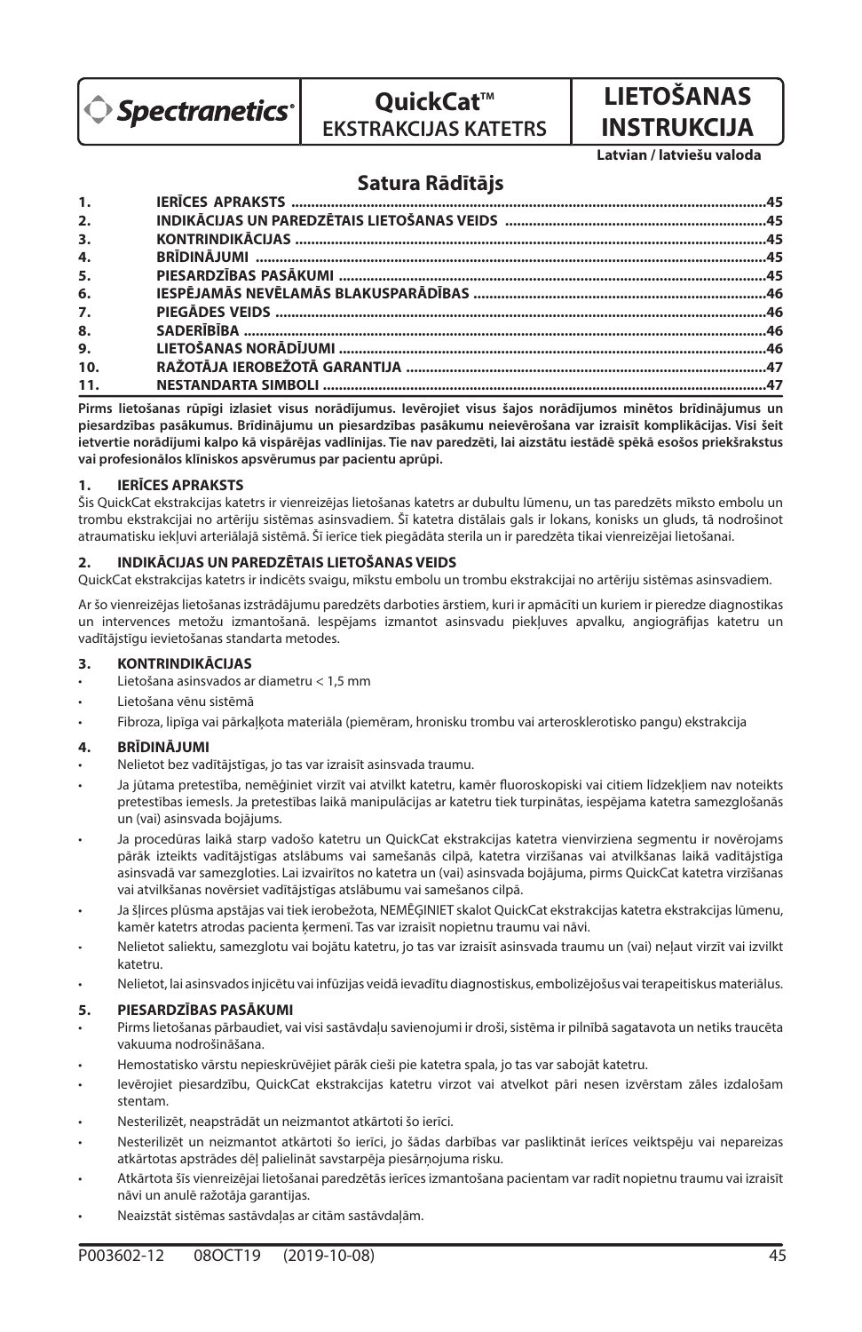Spectranetics

# QuickCat™ EKSTRAKCIJAS KATETRS

# LIETOŠANAS INSTRUKCIJA

**Latvian / latviešu valoda**

## Satura Rādītājs

| | | |
|---|---|---|
| 1. | IERĪCES APRAKSTS | 45 |
| 2. | INDIKĀCIJAS UN PAREDZĒTAIS LIETOŠANAS VEIDS | 45 |
| 3. | KONTRINDIKĀCIJAS | 45 |
| 4. | BRĪDINĀJUMI | 45 |
| 5. | PIESARDZĪBAS PASĀKUMI | 45 |
| 6. | IESPĒJAMĀS NEVĒLAMĀS BLAKUSPARĀDĪBAS | 46 |
| 7. | PIEGĀDES VEIDS | 46 |
| 8. | SADERĪBĪBA | 46 |
| 9. | LIETOŠANAS NORĀDĪJUMI | 46 |
| 10. | RAŽOTĀJA IEROBEŽOTĀ GARANTIJA | 47 |
| 11. | NESTANDARTA SIMBOLI | 47 |

**Pirms lietošanas rūpīgi izlasiet visus norādījumus. Ievērojiet visus šajos norādījumos minētos brīdinājumus un piesardzības pasākumus. Brīdinājumu un piesardzības pasākumu neievērošana var izraisīt komplikācijas. Visi šeit ietvertie norādījumi kalpo kā vispārējas vadlīnijas. Tie nav paredzēti, lai aizstātu iestādē spēkā esošos priekšrakstus vai profesionālos klīniskos apsvērumus par pacientu aprūpi.**

### 1. IERĪCES APRAKSTS

Šis QuickCat ekstrakcijas katetrs ir vienreizējās lietošanas katetrs ar dubultu lūmenu, un tas paredzēts mīksto embolu un trombu ekstrakcijai no artēriju sistēmas asinsvadiem. Šī katetra distālais gals ir lokans, konisks un gluds, tā nodrošinot atraumatisku iekļuvi arteriālajā sistēmā. Šī ierīce tiek piegādāta sterila un ir paredzēta tikai vienreizējai lietošanai.

### 2. INDIKĀCIJAS UN PAREDZĒTAIS LIETOŠANAS VEIDS

QuickCat ekstrakcijas katetrs ir indicēts svaigu, mīkstu embolu un trombu ekstrakcijai no artēriju sistēmas asinsvadiem.

Ar šo vienreizējas lietošanas izstrādājumu paredzēts darboties ārstiem, kuri ir apmācīti un kuriem ir pieredze diagnostikas un intervences metožu izmantošanā. Iespējams izmantot asinsvadu piekļuves apvalku, angiogrāfijas katetru un vadītājstīgu ievietošanas standarta metodes.

### 3. KONTRINDIKĀCIJAS

- Lietošana asinsvados ar diametru < 1,5 mm
- Lietošana vēnu sistēmā
- Fibroza, lipīga vai pārkaļķota materiāla (piemēram, hronisku trombu vai arterosklerotisko pangu) ekstrakcija

### 4. BRĪDINĀJUMI

- Nelietot bez vadītājstīgas, jo tas var izraisīt asinsvada traumu.
- Ja jūtama pretestība, nemēģiniet virzīt vai atvilkt katetru, kamēr fluoroskopiski vai citiem līdzekļiem nav noteikts pretestības iemesls. Ja pretestības laikā manipulācijas ar katetru tiek turpinātas, iespējama katetra samezglošanās un (vai) asinsvada bojājums.
- Ja procedūras laikā starp vadošo katetru un QuickCat ekstrakcijas katetra vienvirziena segmentu ir novērojams pārāk izteikts vadītājstīgas atslābums vai samešanās cilpā, katetra virzīšanas vai atvilkšanas laikā vadītājstīga asinsvadā var samezgloties. Lai izvairītos no katetra un (vai) asinsvada bojājuma, pirms QuickCat katetra virzīšanas vai atvilkšanas novērsiet vadītājstīgas atslābumu vai samešanos cilpā.
- Ja šļirces plūsma apstājas vai tiek ierobežota, NEMĒĢINIET skalot QuickCat ekstrakcijas katetra ekstrakcijas lūmenu, kamēr katetrs atrodas pacienta ķermenī. Tas var izraisīt nopietnu traumu vai nāvi.
- Nelietot saliektu, samezglotu vai bojātu katetru, jo tas var izraisīt asinsvada traumu un (vai) neļaut virzīt vai izvilkt katetru.
- Nelietot, lai asinsvados injicētu vai infūzijas veidā ievadītu diagnostiskus, embolizējošus vai terapeitiskus materiālus.

### 5. PIESARDZĪBAS PASĀKUMI

- Pirms lietošanas pārbaudiet, vai visi sastāvdaļu savienojumi ir droši, sistēma ir pilnībā sagatavota un netiks traucēta vakuuma nodrošināšana.
- Hemostatisko vārstu nepieskrūvējiet pārāk cieši pie katetra spala, jo tas var sabojāt katetru.
- Ievērojiet piesardzību, QuickCat ekstrakcijas katetru virzot vai atvelkot pāri nesen izvērstam zāles izdalošam stentam.
- Nesterilizēt, neapstrādāt un neizmantot atkārtoti šo ierīci.
- Nesterilizēt un neizmantot atkārtoti šo ierīci, jo šādas darbības var pasliktināt ierīces veiktspēju vai nepareizas atkārtotas apstrādes dēļ palielināt savstarpēja piesārņojuma risku.
- Atkārtota šīs vienreizējai lietošanai paredzētās ierīces izmantošana pacientam var radīt nopietnu traumu vai izraisīt nāvi un anulē ražotāja garantijas.
- Neaizstāt sistēmas sastāvdaļas ar citām sastāvdaļām.

P003602-12 08OCT19 (2019-10-08)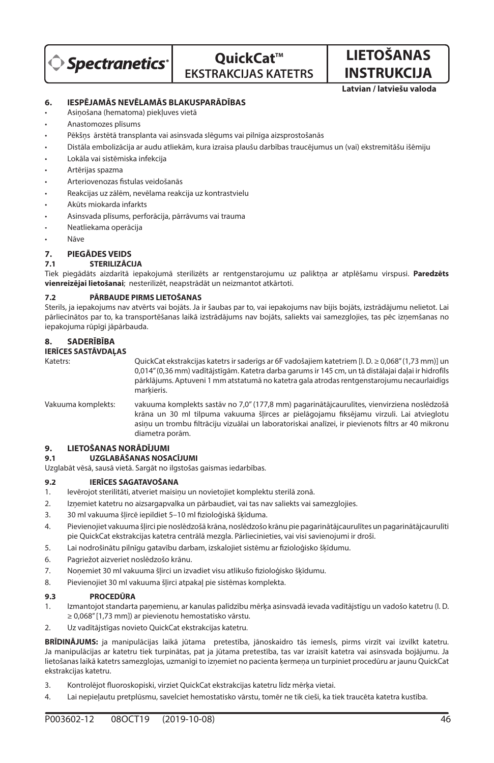# QuickCat™ EKSTRAKCIJAS KATETRS

# LIETOŠANAS INSTRUKCIJA

**Latvian / latviešu valoda**

## 6. IESPĒJAMĀS NEVĒLAMĀS BLAKUSPARĀDĪBAS

- Asiņošana (hematoma) piekļuves vietā
- Anastomozes plīsums
- Pēkšņs ārstētā transplanta vai asinsvada slēgums vai pilnīga aizsprostošanās
- Distāla embolizācija ar audu atliekām, kura izraisa plaušu darbības traucējumus un (vai) ekstremitāšu išēmiju
- Lokāla vai sistēmiska infekcija
- Artērijas spazma
- Arteriovenozas fistulas veidošanās
- Reakcijas uz zālēm, nevēlama reakcija uz kontrastvielu
- Akūts miokarda infarkts
- Asinsvada plīsums, perforācija, pārrāvums vai trauma
- Neatliekama operācija
- Nāve

## 7. PIEGĀDES VEIDS

### 7.1 STERILIZĀCIJA

Tiek piegādāts aizdarītā iepakojumā sterilizēts ar rentgenstarojumu uz paliktņa ar atplēšamu virspusi. **Paredzēts vienreizējai lietošanai**; nesterilizēt, neapstrādāt un neizmantot atkārtoti.

### 7.2 PĀRBAUDE PIRMS LIETOŠANAS

Sterils, ja iepakojums nav atvērts vai bojāts. Ja ir šaubas par to, vai iepakojums nav bijis bojāts, izstrādājumu nelietot. Lai pārliecinātos par to, ka transportēšanas laikā izstrādājums nav bojāts, saliekts vai samezglojies, tas pēc izņemšanas no iepakojuma rūpīgi jāpārbauda.

## 8. SADERĪBĪBA

**IERĪCES SASTĀVDAĻAS**

Katetrs: QuickCat ekstrakcijas katetrs ir saderīgs ar 6F vadošajiem katetriem [I. D. ≥ 0,068" (1,73 mm)] un 0,014" (0,36 mm) vadītājstīgām. Katetra darba garums ir 145 cm, un tā distālajai daļai ir hidrofils pārklājums. Aptuveni 1 mm atstatumā no katetra gala atrodas rentgenstarojumu necaurlaidīgs marķieris.

Vakuuma komplekts: vakuuma komplekts sastāv no 7,0" (177,8 mm) pagarinātājcaurulītes, vienvirziena noslēdzošā krāna un 30 ml tilpuma vakuuma šļirces ar pielāgojamu fiksējamu virzuli. Lai atvieglotu asiņu un trombu filtrāciju vizuālai un laboratoriskai analīzei, ir pievienots filtrs ar 40 mikronu diametra porām.

## 9. LIETOŠANAS NORĀDĪJUMI

### 9.1 UZGLABĀŠANAS NOSACĪJUMI

Uzglabāt vēsā, sausā vietā. Sargāt no ilgstošas gaismas iedarbības.

### 9.2 IERĪCES SAGATAVOŠANA

1. Ievērojot sterilitāti, atveriet maisiņu un novietojiet komplektu sterilā zonā.
2. Izņemiet katetru no aizsargapvalka un pārbaudiet, vai tas nav saliekts vai samezglojies.
3. 30 ml vakuuma šļircē iepildiet 5–10 ml fizioloģiskā šķīduma.
4. Pievienojiet vakuuma šļirci pie noslēdzošā krāna, noslēdzošo krānu pie pagarinātājcaurulītes un pagarinātājcaurulīti pie QuickCat ekstrakcijas katetra centrālā mezgla. Pārliecinieties, vai visi savienojumi ir droši.
5. Lai nodrošinātu pilnīgu gatavību darbam, izskalojiet sistēmu ar fizioloģisko šķīdumu.
6. Pagriežot aizveriet noslēdzošo krānu.
7. Noņemiet 30 ml vakuuma šļirci un izvadiet visu atlikušo fizioloģisko šķīdumu.
8. Pievienojiet 30 ml vakuuma šļirci atpakaļ pie sistēmas komplekta.

### 9.3 PROCEDŪRA

1. Izmantojot standarta paņēmienu, ar kanulas palīdzību mērķa asinsvadā ievada vadītājstīgu un vadošo katetru (I. D. ≥ 0,068" [1,73 mm]) ar pievienotu hemostatisko vārstu.
2. Uz vadītājstīgas novieto QuickCat ekstrakcijas katetru.

**BRĪDINĀJUMS:** ja manipulācijas laikā jūtama pretestība, jānoskaidro tās iemesls, pirms virzīt vai izvilkt katetru. Ja manipulācijas ar katetru tiek turpinātas, pat ja jūtama pretestība, tas var izraisīt katetra vai asinsvada bojājumu. Ja lietošanas laikā katetrs samezglojas, uzmanīgi to izņemiet no pacienta ķermeņa un turpiniet procedūru ar jaunu QuickCat ekstrakcijas katetru.

3. Kontrolējot fluoroskopiski, virziet QuickCat ekstrakcijas katetru līdz mērķa vietai.
4. Lai nepieļautu pretplūsmu, savelciet hemostatisko vārstu, tomēr ne tik cieši, ka tiek traucēta katetra kustība.

P003602-12 08OCT19 (2019-10-08)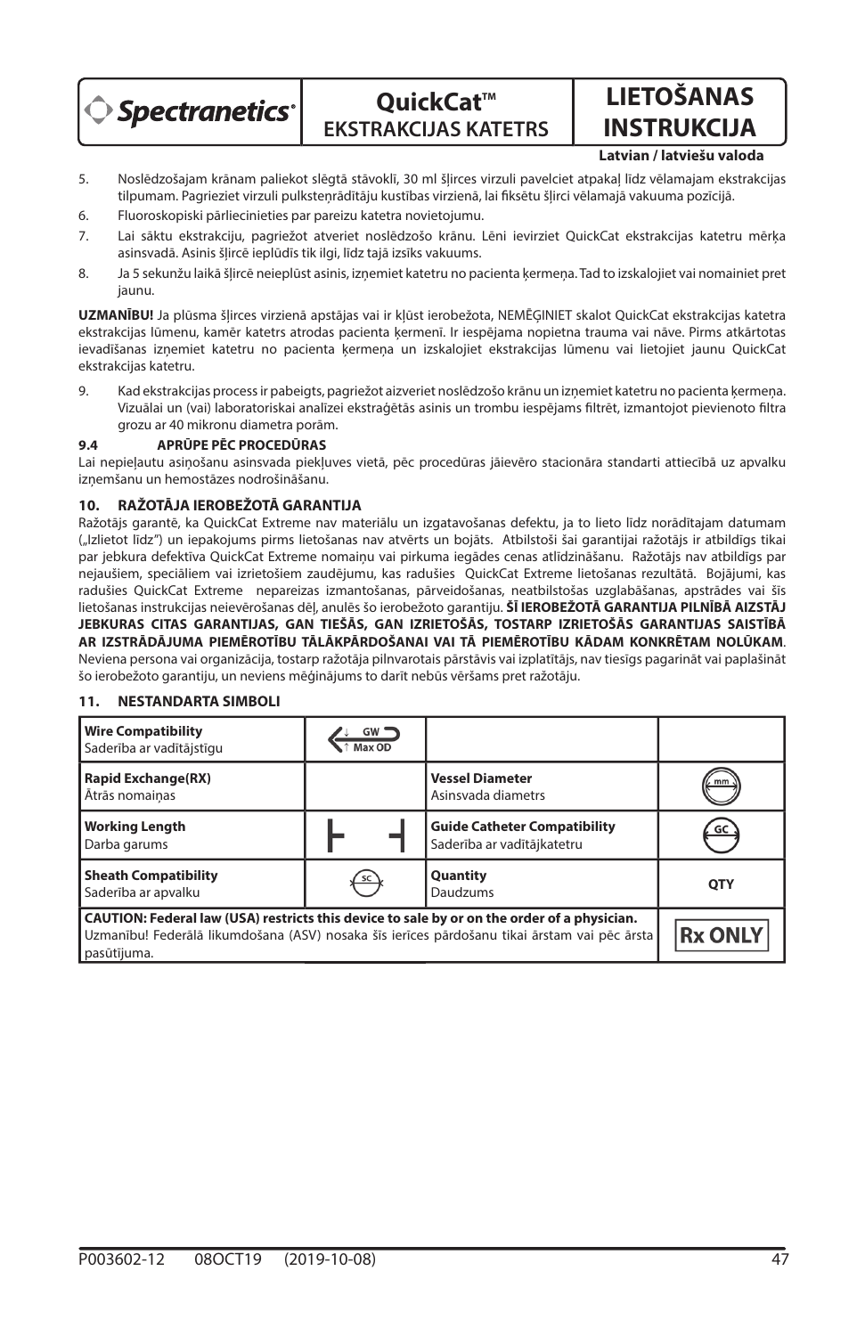5. Noslēdzošajam krānam paliekot slēgtā stāvoklī, 30 ml šļirces virzuli pavelciet atpakaļ līdz vēlamajam ekstrakcijas tilpumam. Pagrieziet virzuli pulksteņrādītāju kustības virzienā, lai fiksētu šļirci vēlamajā vakuuma pozīcijā.
6. Fluoroskopiski pārliecinieties par pareizu katetra novietojumu.
7. Lai sāktu ekstrakciju, pagriežot atveriet noslēdzošo krānu. Lēni ievirziet QuickCat ekstrakcijas katetru mērķa asinsvadā. Asinis šļircē ieplūdīs tik ilgi, līdz tajā izzīks vakuums.
8. Ja 5 sekunžu laikā šļircē neieplūst asinis, izņemiet katetru no pacienta ķermeņa. Tad to izskalojiet vai nomainiet pret jaunu.

**UZMANĪBU!** Ja plūsma šļirces virzienā apstājas vai ir kļūst ierobežota, NEMĒĢINIET skalot QuickCat ekstrakcijas katetra ekstrakcijas lūmenu, kamēr katetrs atrodas pacienta ķermenī. Ir iespējama nopietna trauma vai nāve. Pirms atkārtotas ievadīšanas izņemiet katetru no pacienta ķermeņa un izskalojiet ekstrakcijas lūmenu vai lietojiet jaunu QuickCat ekstrakcijas katetru.

9. Kad ekstrakcijas process ir pabeigts, pagriežot aizveriet noslēdzošo krānu un izņemiet katetru no pacienta ķermeņa. Vizuālai un (vai) laboratoriskai analīzei ekstraģētās asinis un trombu iespējams filtrēt, izmantojot pievienoto filtra grozu ar 40 mikronu diametra porām.

#### 9.4 APRŪPE PĒC PROCEDŪRAS

Lai nepieļautu asiņošanu asinsvada piekļuves vietā, pēc procedūras jāievēro stacionāra standarti attiecībā uz apvalku izņemšanu un hemostāzes nodrošināšanu.

### 10. RAŽOTĀJA IEROBEŽOTĀ GARANTIJA

Ražotājs garantē, ka QuickCat Extreme nav materiālu un izgatavošanas defektu, ja to lieto līdz norādītajam datumam („Izlietot līdz") un iepakojums pirms lietošanas nav atvērts un bojāts. Atbilstoši šai garantijai ražotājs ir atbildīgs tikai par jebkura defektīva QuickCat Extreme nomaiņu vai pirkuma iegādes cenas atlīdzināšanu. Ražotājs nav atbildīgs par nejaušiem, speciāliem vai izrietošiem zaudējumu, kas radušies QuickCat Extreme lietošanas rezultātā. Bojājumi, kas radušies QuickCat Extreme nepareizas izmantošanas, pārveidošanas, neatbilstošas uzglabāšanas, apstrādes vai šīs lietošanas instrukcijas neievērošanas dēļ, anulēs šo ierobežoto garantiju. **ŠĪ IEROBEŽOTĀ GARANTIJA PILNĪBĀ AIZSTĀJ JEBKURAS CITAS GARANTIJAS, GAN TIEŠĀS, GAN IZRIETOŠĀS, TOSTARP IZRIETOŠĀS GARANTIJAS SAISTĪBĀ AR IZSTRĀDĀJUMA PIEMĒROTĪBU TĀLĀKPĀRDOŠANAI VAI TĀ PIEMĒROTĪBU KĀDAM KONKRĒTAM NOLŪKAM**. Neviena persona vai organizācija, tostarp ražotāja pilnvarotais pārstāvis vai izplatītājs, nav tiesīgs pagarināt vai paplašināt šo ierobežoto garantiju, un neviens mēģinājums to darīt nebūs vēršams pret ražotāju.

### 11. NESTANDARTA SIMBOLI

| | | | |
|---|---|---|---|
| **Wire Compatibility** Saderība ar vadītājstīgu | GW Max OD | | |
| **Rapid Exchange(RX)** Ātrās nomaiņas | | **Vessel Diameter** Asinsvada diametrs | mm |
| **Working Length** Darba garums | | **Guide Catheter Compatibility** Saderība ar vadītājkatetru | GC |
| **Sheath Compatibility** Saderība ar apvalku | SC | **Quantity** Daudzums | QTY |
| **CAUTION: Federal law (USA) restricts this device to sale by or on the order of a physician.** Uzmanību! Federālā likumdošana (ASV) nosaka šīs ierīces pārdošanu tikai ārstam vai pēc ārsta pasūtījuma. | | | Rx ONLY |

P003602-12 08OCT19 (2019-10-08)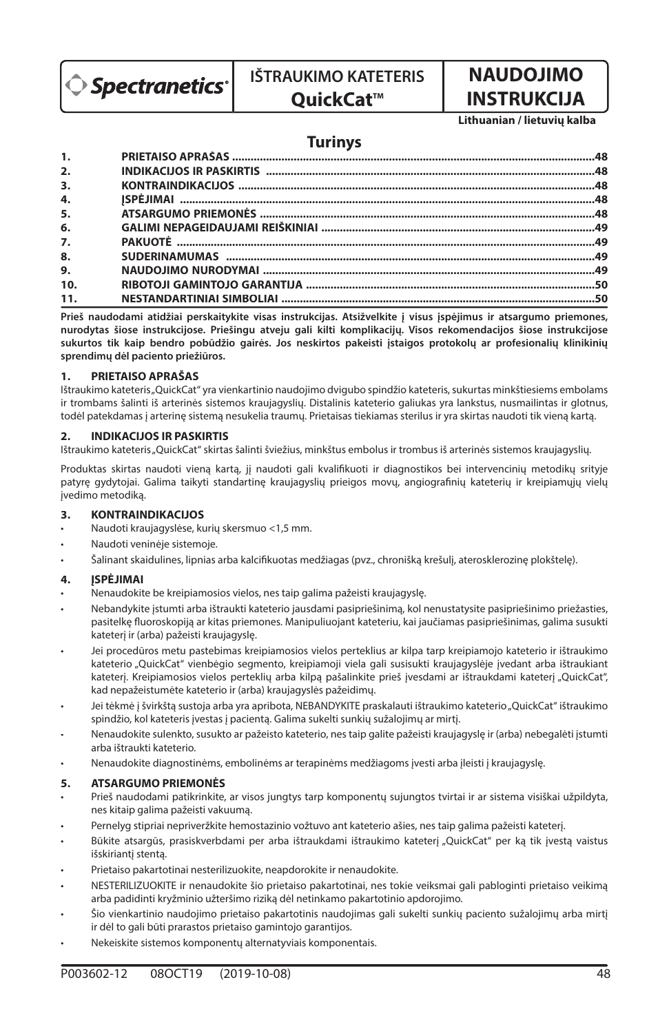Spectranetics

**IŠTRAUKIMO KATETERIS QuickCat™**

# NAUDOJIMO INSTRUKCIJA

**Lithuanian / lietuvių kalba**

## Turinys

| | | |
|---|---|---|
| **1.** | **PRIETAISO APRAŠAS** | **48** |
| **2.** | **INDIKACIJOS IR PASKIRTIS** | **48** |
| **3.** | **KONTRAINDIKACIJOS** | **48** |
| **4.** | **ĮSPĖJIMAI** | **48** |
| **5.** | **ATSARGUMO PRIEMONĖS** | **48** |
| **6.** | **GALIMI NEPAGEIDAUJAMI REIŠKINIAI** | **49** |
| **7.** | **PAKUOTĖ** | **49** |
| **8.** | **SUDERINAMUMAS** | **49** |
| **9.** | **NAUDOJIMO NURODYMAI** | **49** |
| **10.** | **RIBOTOJI GAMINTOJO GARANTIJA** | **50** |
| **11.** | **NESTANDARTINIAI SIMBOLIAI** | **50** |

**Prieš naudodami atidžiai perskaitykite visas instrukcijas. Atsižvelkite į visus įspėjimus ir atsargumo priemones, nurodytas šiose instrukcijose. Priešingu atveju gali kilti komplikacijų. Visos rekomendacijos šiose instrukcijose sukurtos tik kaip bendro pobūdžio gairės. Jos neskirtos pakeisti įstaigos protokolų ar profesionalių klinikinių sprendimų dėl paciento priežiūros.**

### 1. PRIETAISO APRAŠAS

Ištraukimo kateteris „QuickCat" yra vienkartinio naudojimo dvigubo spindžio kateteris, sukurtas minkštiesiems embolams ir trombams šalinti iš arterinės sistemos kraujagyslių. Distalinis kateterio galiukas yra lankstus, nusmailintas ir glotnus, todėl patekdamas į arterinę sistemą nesukelia traumų. Prietaisas tiekiamas sterilus ir yra skirtas naudoti tik vieną kartą.

### 2. INDIKACIJOS IR PASKIRTIS

Ištraukimo kateteris „QuickCat" skirtas šalinti šviežius, minkštus embolus ir trombus iš arterinės sistemos kraujagyslių.

Produktas skirtas naudoti vieną kartą, jį naudoti gali kvalifikuoti ir diagnostikos bei intervencinių metodikų srityje patyrę gydytojai. Galima taikyti standartinę kraujagyslių prieigos movų, angiografinių kateterių ir kreipiamųjų vielų įvedimo metodiką.

### 3. KONTRAINDIKACIJOS

- Naudoti kraujagyslėse, kurių skersmuo <1,5 mm.
- Naudoti veninėje sistemoje.
- Šalinant skaidulines, lipnias arba kalcifikuotas medžiagas (pvz., chronišką krešulį, aterosklerozinę plokštelę).

### 4. ĮSPĖJIMAI

- Nenaudokite be kreipiamosios vielos, nes taip galima pažeisti kraujagyslę.
- Nebandykite įstumti arba ištraukti kateterio jausdami pasipriešinimą, kol nenustatysite pasipriešinimo priežasties, pasitelkę fluoroskopiją ar kitas priemones. Manipuliuojant kateteriu, kai jaučiamas pasipriešinimas, galima susukti kateterį ir (arba) pažeisti kraujagyslę.
- Jei procedūros metu pastebimas kreipiamosios vielos perteklius ar kilpa tarp kreipiamojo kateterio ir ištraukimo kateterio „QuickCat" vienbėgio segmento, kreipiamoji viela gali susisukti kraujagyslėje įvedant arba ištraukiant kateterį. Kreipiamosios vielos perteklių arba kilpą pašalinkite prieš įvesdami ar ištraukdami kateterį „QuickCat", kad nepažeistumėte kateterio ir (arba) kraujagyslės pažeidimų.
- Jei tėkmė į švirkštą sustoja arba yra apribota, NEBANDYKITE praskalauti ištraukimo kateterio „QuickCat" ištraukimo spindžio, kol kateteris įvestas į pacientą. Galima sukelti sunkių sužalojimų ar mirtį.
- Nenaudokite sulenkto, susukto ar pažeisto kateterio, nes taip galite pažeisti kraujagyslę ir (arba) nebegalėti įstumti arba ištraukti kateterio.
- Nenaudokite diagnostinėms, embolinėms ar terapinėms medžiagoms įvesti arba įleisti į kraujagyslę.

### 5. ATSARGUMO PRIEMONĖS

- Prieš naudodami patikrinkite, ar visos jungtys tarp komponentų sujungtos tvirtai ir ar sistema visiškai užpildyta, nes kitaip galima pažeisti vakuumą.
- Pernelyg stipriai nepriveržkite hemostazinio vožtuvo ant kateterio ašies, nes taip galima pažeisti kateterį.
- Būkite atsargūs, prasiskverbdami per arba ištraukdami ištraukimo kateterį „QuickCat" per ką tik įvestą vaistus išskiriantį stentą.
- Prietaiso pakartotinai nesterilizuokite, neapdorokite ir nenaudokite.
- NESTERILIZUOKITE ir nenaudokite šio prietaiso pakartotinai, nes tokie veiksmai gali pabloginti prietaiso veikimą arba padidinti kryžminio užteršimo riziką dėl netinkamo pakartotinio apdorojimo.
- Šio vienkartinio naudojimo prietaiso pakartotinis naudojimas gali sukelti sunkių paciento sužalojimų arba mirtį ir dėl to gali būti prarastos prietaiso gamintojo garantijos.
- Nekeiskite sistemos komponentų alternatyviais komponentais.

P003602-12 08OCT19 (2019-10-08)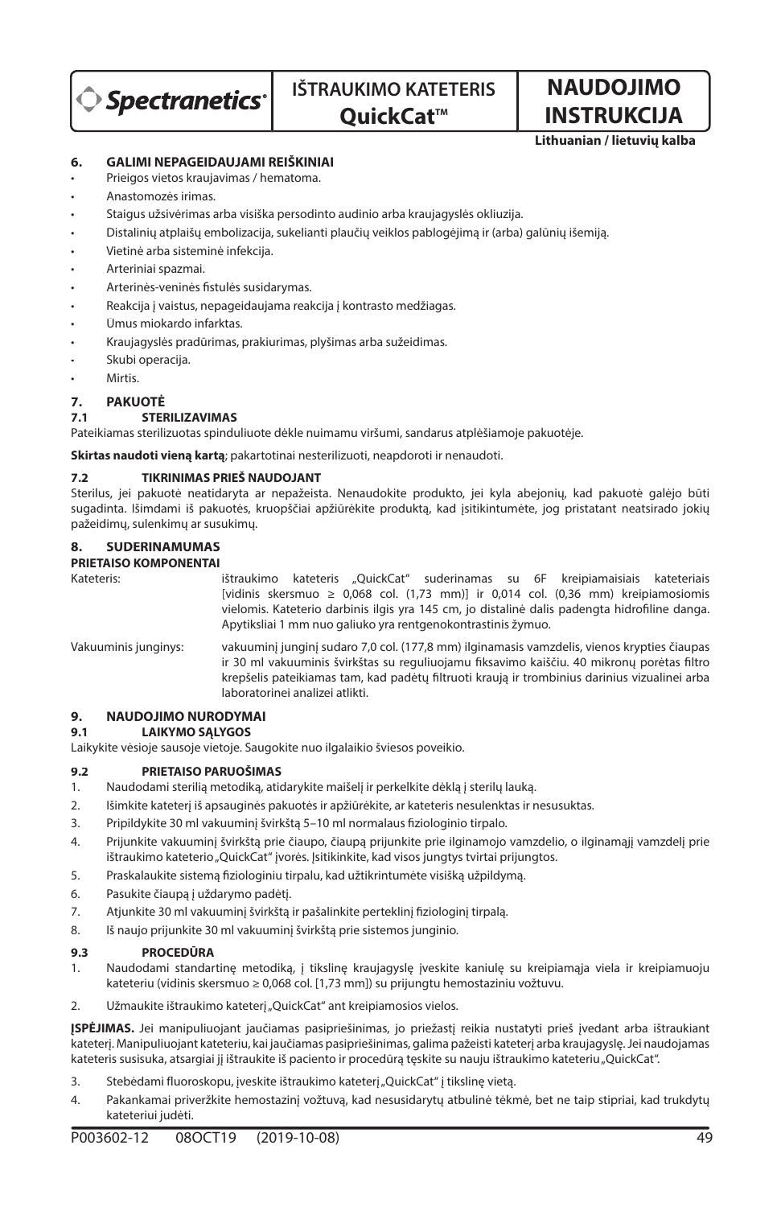## 6. GALIMI NEPAGEIDAUJAMI REIŠKINIAI

- Prieigos vietos kraujavimas / hematoma.
- Anastomozės irimas.
- Staigus užsivėrimas arba visiška persodinto audinio arba kraujagyslės okliuzija.
- Distalinių atplaišų embolizacija, sukelianti plaučių veiklos pablogėjimą ir (arba) galūnių išemiją.
- Vietinė arba sisteminė infekcija.
- Arteriniai spazmai.
- Arterinės-veninės fistulės susidarymas.
- Reakcija į vaistus, nepageidaujama reakcija į kontrasto medžiagas.
- Ūmus miokardo infarktas.
- Kraujagyslės pradūrimas, prakiurimas, plyšimas arba sužeidimas.
- Skubi operacija.
- Mirtis.

## 7. PAKUOTĖ

### 7.1 STERILIZAVIMAS

Pateikiamas sterilizuotas spinduliuote dėkle nuimamu viršumi, sandarus atplėšiamoje pakuotėje.

**Skirtas naudoti vieną kartą**; pakartotinai nesterilizuoti, neapdoroti ir nenaudoti.

### 7.2 TIKRINIMAS PRIEŠ NAUDOJANT

Sterilus, jei pakuotė neatidaryta ar nepažeista. Nenaudokite produkto, jei kyla abejonių, kad pakuotė galėjo būti sugadinta. Išimdami iš pakuotės, kruopščiai apžiūrėkite produktą, kad įsitikintumėte, jog pristatant neatsirado jokių pažeidimų, sulenkimų ar susukimų.

## 8. SUDERINAMUMAS

**PRIETAISO KOMPONENTAI**

Kateteris: ištraukimo kateteris „QuickCat" suderinamas su 6F kreipiamaisiais kateteriais [vidinis skersmuo ≥ 0,068 col. (1,73 mm)] ir 0,014 col. (0,36 mm) kreipiamosiomis vielomis. Kateterio darbinis ilgis yra 145 cm, jo distalinė dalis padengta hidrofiline danga. Apytiksliai 1 mm nuo galiuko yra rentgenokontrastinis žymuo.

Vakuuminis junginys: vakuuminį junginį sudaro 7,0 col. (177,8 mm) ilginamasis vamzdelis, vienos krypties čiaupas ir 30 ml vakuuminis švirkštas su reguliuojamu fiksavimo kaiščiu. 40 mikronų porėtas filtro krepšelis pateikiamas tam, kad padėtų filtruoti kraują ir trombinius darinius vizualinei arba laboratorinei analizei atlikti.

## 9. NAUDOJIMO NURODYMAI

### 9.1 LAIKYMO SĄLYGOS

Laikykite vėsioje sausoje vietoje. Saugokite nuo ilgalaikio šviesos poveikio.

### 9.2 PRIETAISO PARUOŠIMAS

1. Naudodami sterilią metodiką, atidarykite maišelį ir perkelkite dėklą į sterilų lauką.
2. Išimkite kateterį iš apsauginės pakuotės ir apžiūrėkite, ar kateteris nesulenktas ir nesusuktas.
3. Pripildykite 30 ml vakuuminį švirkštą 5–10 ml normalaus fiziologinio tirpalo.
4. Prijunkite vakuuminį švirkštą prie čiaupo, čiaupą prijunkite prie ilginamojo vamzdelio, o ilginamąjį vamzdelį prie ištraukimo kateterio „QuickCat" įvorės. Įsitikinkite, kad visos jungtys tvirtai prijungtos.
5. Praskalaukite sistemą fiziologiniu tirpalu, kad užtikrintumėte visišką užpildymą.
6. Pasukite čiaupą į uždarymo padėtį.
7. Atjunkite 30 ml vakuuminį švirkštą ir pašalinkite perteklinį fiziologinį tirpalą.
8. Iš naujo prijunkite 30 ml vakuuminį švirkštą prie sistemos junginio.

### 9.3 PROCEDŪRA

1. Naudodami standartinę metodiką, į tikslinę kraujagyslę įveskite kaniulę su kreipiamąja viela ir kreipiamuoju kateteriu (vidinis skersmuo ≥ 0,068 col. [1,73 mm]) su prijungtu hemostaziniu vožtuvu.
2. Užmaukite ištraukimo kateterį „QuickCat" ant kreipiamosios vielos.

**ĮSPĖJIMAS.** Jei manipuliuojant jaučiamas pasipriešinimas, jo priežastį reikia nustatyti prieš įvedant arba ištraukiant kateterį. Manipuliuojant kateteriu, kai jaučiamas pasipriešinimas, galima pažeisti kateterį arba kraujagyslę. Jei naudojamas kateteris susisuka, atsargiai jį ištraukite iš paciento ir procedūrą tęskite su nauju ištraukimo kateteriu „QuickCat".

3. Stebėdami fluoroskopu, įveskite ištraukimo kateterį „QuickCat" į tikslinę vietą.
4. Pakankamai priveržkite hemostazinį vožtuvą, kad nesusidarytų atbulinė tėkmė, bet ne taip stipriai, kad trukdytų kateteriui judėti.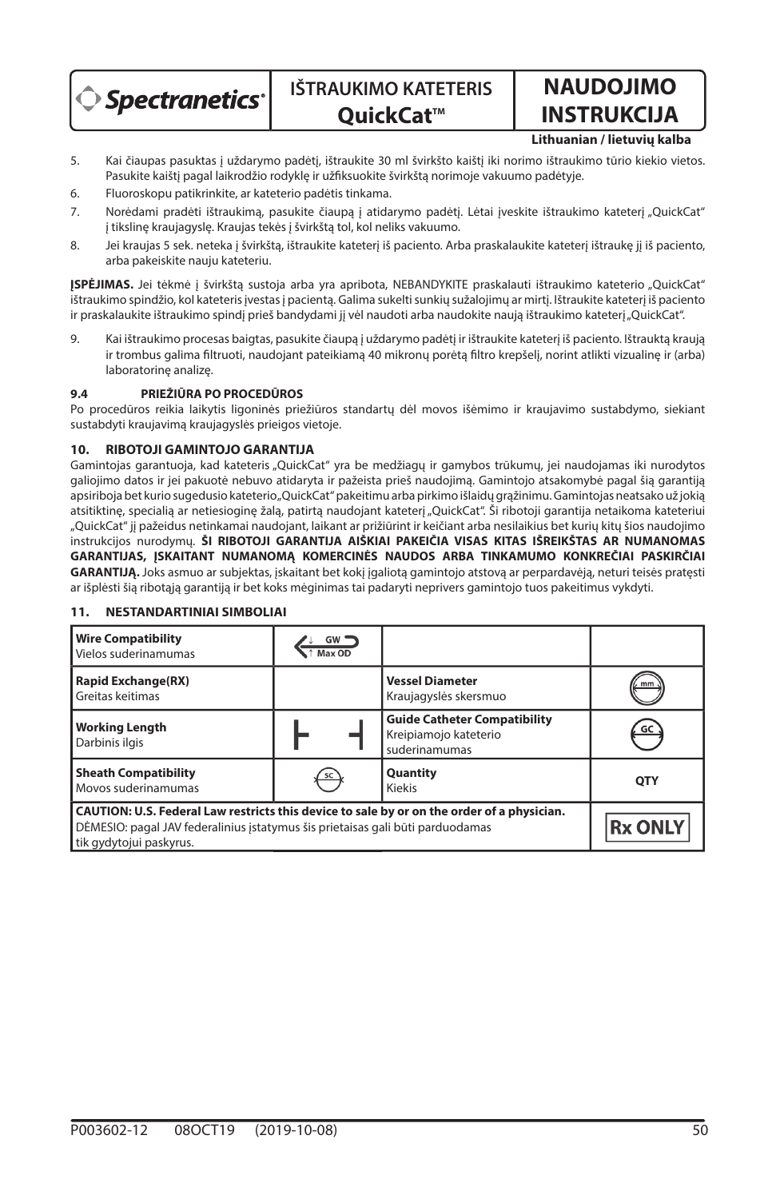5. Kai čiaupas pasuktas į uždarymo padėtį, ištraukite 30 ml švirkšto kaištį iki norimo ištraukimo tūrio kiekio vietos. Pasukite kaištį pagal laikrodžio rodyklę ir užfiksuokite švirkštą norimoje vakuumo padėtyje.
6. Fluoroskopu patikrinkite, ar kateterio padėtis tinkama.
7. Norėdami pradėti ištraukimą, pasukite čiaupą į atidarymo padėtį. Lėtai įveskite ištraukimo kateterį „QuickCat" į tikslinę kraujagyslę. Kraujas tekės į švirkštą tol, kol neliks vakuumo.
8. Jei kraujas 5 sek. neteka į švirkštą, ištraukite kateterį iš paciento. Arba praskalaukite kateterį ištraukę jį iš paciento, arba pakeiskite nauju kateteriu.

**ĮSPĖJIMAS.** Jei tėkmė į švirkštą sustoja arba yra apribota, NEBANDYKITE praskalauti ištraukimo kateterio „QuickCat" ištraukimo spindžio, kol kateteris įvestas į pacientą. Galima sukelti sunkių sužalojimų ar mirtį. Ištraukite kateterį iš paciento ir praskalaukite ištraukimo spindį prieš bandydami jį vėl naudoti arba naudokite naują ištraukimo kateterį „QuickCat".

9. Kai ištraukimo procesas baigtas, pasukite čiaupą į uždarymo padėtį ir ištraukite kateterį iš paciento. Ištrauktą kraują ir trombus galima filtruoti, naudojant pateikiamą 40 mikronų porėtą filtro krepšelį, norint atlikti vizualinę ir (arba) laboratorinę analizę.

### 9.4 PRIEŽIŪRA PO PROCEDŪROS

Po procedūros reikia laikytis ligoninės priežiūros standartų dėl movos išėmimo ir kraujavimo sustabdymo, siekiant sustabdyti kraujavimą kraujagyslės prieigos vietoje.

## 10. RIBOTOJI GAMINTOJO GARANTIJA

Gamintojas garantuoja, kad kateteris „QuickCat" yra be medžiagų ir gamybos trūkumų, jei naudojamas iki nurodytos galiojimo datos ir jei pakuotė nebuvo atidaryta ir pažeista prieš naudojimą. Gamintojo atsakomybė pagal šią garantiją apsiriboja bet kurio sugedusio kateterio „QuickCat" pakeitimu arba pirkimo išlaidų grąžinimu. Gamintojas neatsako už jokią atsitiktinę, specialią ar netiesioginę žalą, patirtą naudojant kateterį „QuickCat". Ši ribotoji garantija netaikoma kateteriui „QuickCat" jį pažeidus netinkamai naudojant, laikant ar prižiūrint ir keičiant arba nesilaikius bet kurių kitų šios naudojimo instrukcijos nurodymų. **ŠI RIBOTOJI GARANTIJA AIŠKIAI PAKEIČIA VISAS KITAS IŠREIKŠTAS AR NUMANOMAS GARANTIJAS, ĮSKAITANT NUMANOMĄ KOMERCINĖS NAUDOS ARBA TINKAMUMO KONKREČIAI PASKIRČIAI GARANTIJĄ.** Joks asmuo ar subjektas, įskaitant bet kokį įgaliotą gamintojo atstovą ar perpardavėją, neturi teisės pratęsti ar išplėsti šią ribotąją garantiją ir bet koks mėginimas tai padaryti neprivers gamintojo tuos pakeitimus vykdyti.

## 11. NESTANDARTINIAI SIMBOLIAI

| | | | |
|---|---|---|---|
| **Wire Compatibility**<br>Vielos suderinamumas | GW / Max OD | | |
| **Rapid Exchange(RX)**<br>Greitas keitimas | | **Vessel Diameter**<br>Kraujagyslės skersmuo | mm |
| **Working Length**<br>Darbinis ilgis | ⊢ ⊣ | **Guide Catheter Compatibility**<br>Kreipiamojo kateterio suderinamumas | GC |
| **Sheath Compatibility**<br>Movos suderinamumas | SC | **Quantity**<br>Kiekis | QTY |
| **CAUTION: U.S. Federal Law restricts this device to sale by or on the order of a physician.**<br>DĖMESIO: pagal JAV federalinius įstatymus šis prietaisas gali būti parduodamas tik gydytojui paskyrus. | | | Rx ONLY |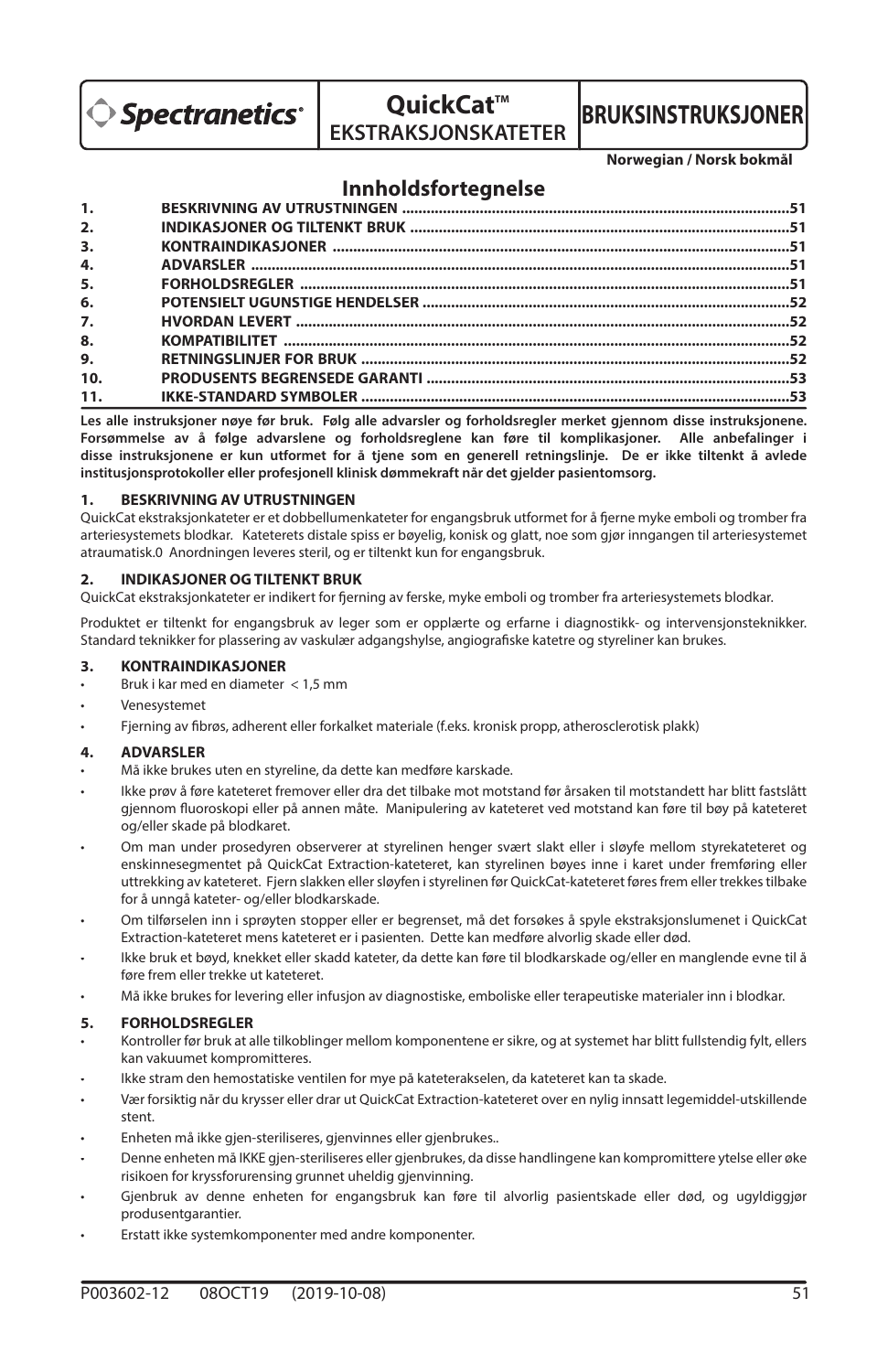Spectranetics

# QuickCat™ EKSTRAKSJONSKATETER

# BRUKSINSTRUKSJONER

**Norwegian / Norsk bokmål**

## Innholdsfortegnelse

| | | |
|---|---|---|
| **1.** | **BESKRIVNING AV UTRUSTNINGEN** | **51** |
| **2.** | **INDIKASJONER OG TILTENKT BRUK** | **51** |
| **3.** | **KONTRAINDIKASJONER** | **51** |
| **4.** | **ADVARSLER** | **51** |
| **5.** | **FORHOLDSREGLER** | **51** |
| **6.** | **POTENSIELT UGUNSTIGE HENDELSER** | **52** |
| **7.** | **HVORDAN LEVERT** | **52** |
| **8.** | **KOMPATIBILITET** | **52** |
| **9.** | **RETNINGSLINJER FOR BRUK** | **52** |
| **10.** | **PRODUSENTS BEGRENSEDE GARANTI** | **53** |
| **11.** | **IKKE-STANDARD SYMBOLER** | **53** |

**Les alle instruksjoner nøye før bruk. Følg alle advarsler og forholdsregler merket gjennom disse instruksjonene. Forsømmelse av å følge advarslene og forholdsreglene kan føre til komplikasjoner. Alle anbefalinger i disse instruksjonene er kun utformet for å tjene som en generell retningslinje. De er ikke tiltenkt å avlede institusjonsprotokoller eller profesjonell klinisk dømmekraft når det gjelder pasientomsorg.**

### 1. BESKRIVNING AV UTRUSTNINGEN

QuickCat ekstraksjonkateter er et dobbellumenkateter for engangsbruk utformet for å fjerne myke emboli og tromber fra arteriesystemets blodkar. Kateterets distale spiss er bøyelig, konisk og glatt, noe som gjør inngangen til arteriesystemet atraumatisk.0 Anordningen leveres steril, og er tiltenkt kun for engangsbruk.

### 2. INDIKASJONER OG TILTENKT BRUK

QuickCat ekstraksjonkateter er indikert for fjerning av ferske, myke emboli og tromber fra arteriesystemets blodkar.

Produktet er tiltenkt for engangsbruk av leger som er opplærte og erfarne i diagnostikk- og intervensjonsteknikker. Standard teknikker for plassering av vaskulær adgangshylse, angiografiske katetre og styreliner kan brukes.

### 3. KONTRAINDIKASJONER

- Bruk i kar med en diameter < 1,5 mm
- Venesystemet
- Fjerning av fibrøs, adherent eller forkalket materiale (f.eks. kronisk propp, atherosclerotisk plakk)

### 4. ADVARSLER

- Må ikke brukes uten en styreline, da dette kan medføre karskade.
- Ikke prøv å føre kateteret fremover eller dra det tilbake mot motstand før årsaken til motstandett har blitt fastslått gjennom fluoroskopi eller på annen måte. Manipulering av kateteret ved motstand kan føre til bøy på kateteret og/eller skade på blodkaret.
- Om man under prosedyren observerer at styrelinen henger svært slakt eller i sløyfe mellom styrekateteret og enskinnesegmentet på QuickCat Extraction-kateteret, kan styrelinen bøyes inne i karet under fremføring eller uttrekking av kateteret. Fjern slakken eller sløyfen i styrelinen før QuickCat-kateteret føres frem eller trekkes tilbake for å unngå kateter- og/eller blodkarskade.
- Om tilførselen inn i sprøyten stopper eller er begrenset, må det forsøkes å spyle ekstraksjonslumenet i QuickCat Extraction-kateteret mens kateteret er i pasienten. Dette kan medføre alvorlig skade eller død.
- Ikke bruk et bøyd, knekket eller skadd kateter, da dette kan føre til blodkarskade og/eller en manglende evne til å føre frem eller trekke ut kateteret.
- Må ikke brukes for levering eller infusjon av diagnostiske, emboliske eller terapeutiske materialer inn i blodkar.

### 5. FORHOLDSREGLER

- Kontroller før bruk at alle tilkoblinger mellom komponentene er sikre, og at systemet har blitt fullstendig fylt, ellers kan vakuumet kompromitteres.
- Ikke stram den hemostatiske ventilen for mye på kateterakselen, da kateteret kan ta skade.
- Vær forsiktig når du krysser eller drar ut QuickCat Extraction-kateteret over en nylig innsatt legemiddel-utskillende stent.
- Enheten må ikke gjen-steriliseres, gjenvinnes eller gjenbrukes..
- Denne enheten må IKKE gjen-steriliseres eller gjenbrukes, da disse handlingene kan kompromittere ytelse eller øke risikoen for kryssforurensing grunnet uheldig gjenvinning.
- Gjenbruk av denne enheten for engangsbruk kan føre til alvorlig pasientskade eller død, og ugyldiggjør produsentgarantier.
- Erstatt ikke systemkomponenter med andre komponenter.

P003602-12 08OCT19 (2019-10-08)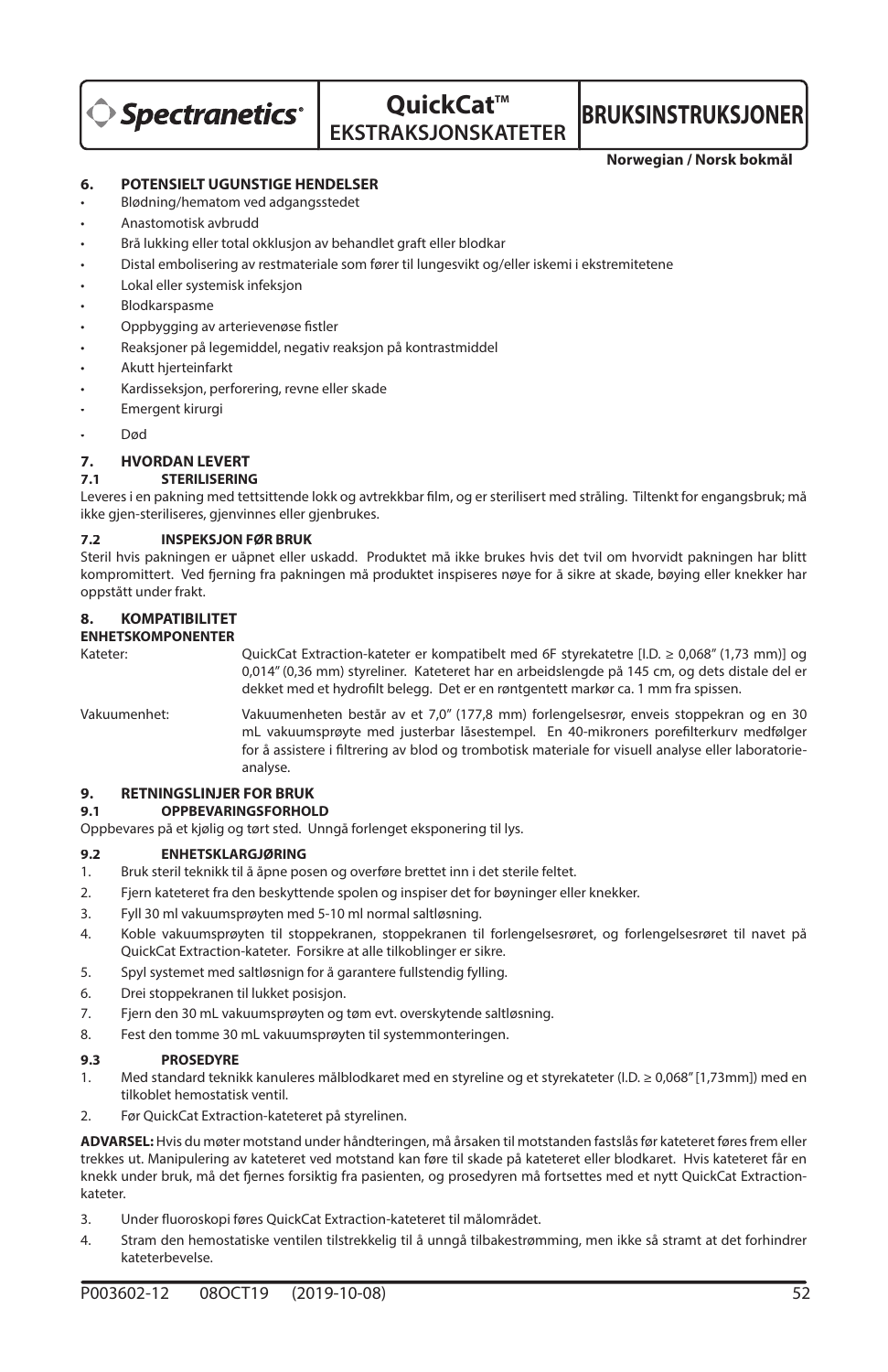## 6. POTENSIELT UGUNSTIGE HENDELSER

- Blødning/hematom ved adgangsstedet
- Anastomotisk avbrudd
- Brå lukking eller total okklusjon av behandlet graft eller blodkar
- Distal embolisering av restmateriale som fører til lungesvikt og/eller iskemi i ekstremitetene
- Lokal eller systemisk infeksjon
- Blodkarspasme
- Oppbygging av arterievenøse fistler
- Reaksjoner på legemiddel, negativ reaksjon på kontrastmiddel
- Akutt hjerteinfarkt
- Kardisseksjon, perforering, revne eller skade
- Emergent kirurgi
- Død

## 7. HVORDAN LEVERT

### 7.1 STERILISERING

Leveres i en pakning med tettsittende lokk og avtrekkbar film, og er sterilisert med stråling. Tiltenkt for engangsbruk; må ikke gjen-steriliseres, gjenvinnes eller gjenbrukes.

### 7.2 INSPEKSJON FØR BRUK

Steril hvis pakningen er uåpnet eller uskadd. Produktet må ikke brukes hvis det tvil om hvorvidt pakningen har blitt kompromittert. Ved fjerning fra pakningen må produktet inspiseres nøye for å sikre at skade, bøying eller knekker har oppstått under frakt.

## 8. KOMPATIBILITET

**ENHETSKOMPONENTER**

Kateter: QuickCat Extraction-kateter er kompatibelt med 6F styrekatetre [I.D. ≥ 0,068" (1,73 mm)] og 0,014" (0,36 mm) styreliner. Kateteret har en arbeidslengde på 145 cm, og dets distale del er dekket med et hydrofilt belegg. Det er en røntgentett markør ca. 1 mm fra spissen.

Vakuumenhet: Vakuumenheten består av et 7,0" (177,8 mm) forlengelsesrør, enveis stoppekran og en 30 mL vakuumsprøyte med justerbar låsestempel. En 40-mikroners porefilterkurv medfølger for å assistere i filtrering av blod og trombotisk materiale for visuell analyse eller laboratorie-analyse.

## 9. RETNINGSLINJER FOR BRUK

### 9.1 OPPBEVARINGSFORHOLD

Oppbevares på et kjølig og tørt sted. Unngå forlenget eksponering til lys.

### 9.2 ENHETSKLARGJØRING

1. Bruk steril teknikk til å åpne posen og overføre brettet inn i det sterile feltet.
2. Fjern kateteret fra den beskyttende spolen og inspiser det for bøyninger eller knekker.
3. Fyll 30 ml vakuumsprøyten med 5-10 ml normal saltløsning.
4. Koble vakuumsprøyten til stoppekranen, stoppekranen til forlengelsesrøret, og forlengelsesrøret til navet på QuickCat Extraction-kateter. Forsikre at alle tilkoblinger er sikre.
5. Spyl systemet med saltløsnign for å garantere fullstendig fylling.
6. Drei stoppekranen til lukket posisjon.
7. Fjern den 30 mL vakuumsprøyten og tøm evt. overskytende saltløsning.
8. Fest den tomme 30 mL vakuumsprøyten til systemmonteringen.

### 9.3 PROSEDYRE

1. Med standard teknikk kanuleres målblodkaret med en styreline og et styrekateter (I.D. ≥ 0,068" [1,73mm]) med en tilkoblet hemostatisk ventil.
2. Før QuickCat Extraction-kateteret på styrelinen.

**ADVARSEL:** Hvis du møter motstand under håndteringen, må årsaken til motstanden fastslås før kateteret føres frem eller trekkes ut. Manipulering av kateteret ved motstand kan føre til skade på kateteret eller blodkaret. Hvis kateteret får en knekk under bruk, må det fjernes forsiktig fra pasienten, og prosedyren må fortsettes med et nytt QuickCat Extraction-kateter.

3. Under fluoroskopi føres QuickCat Extraction-kateteret til målområdet.
4. Stram den hemostatiske ventilen tilstrekkelig til å unngå tilbakestrømming, men ikke så stramt at det forhindrer kateterbevelse.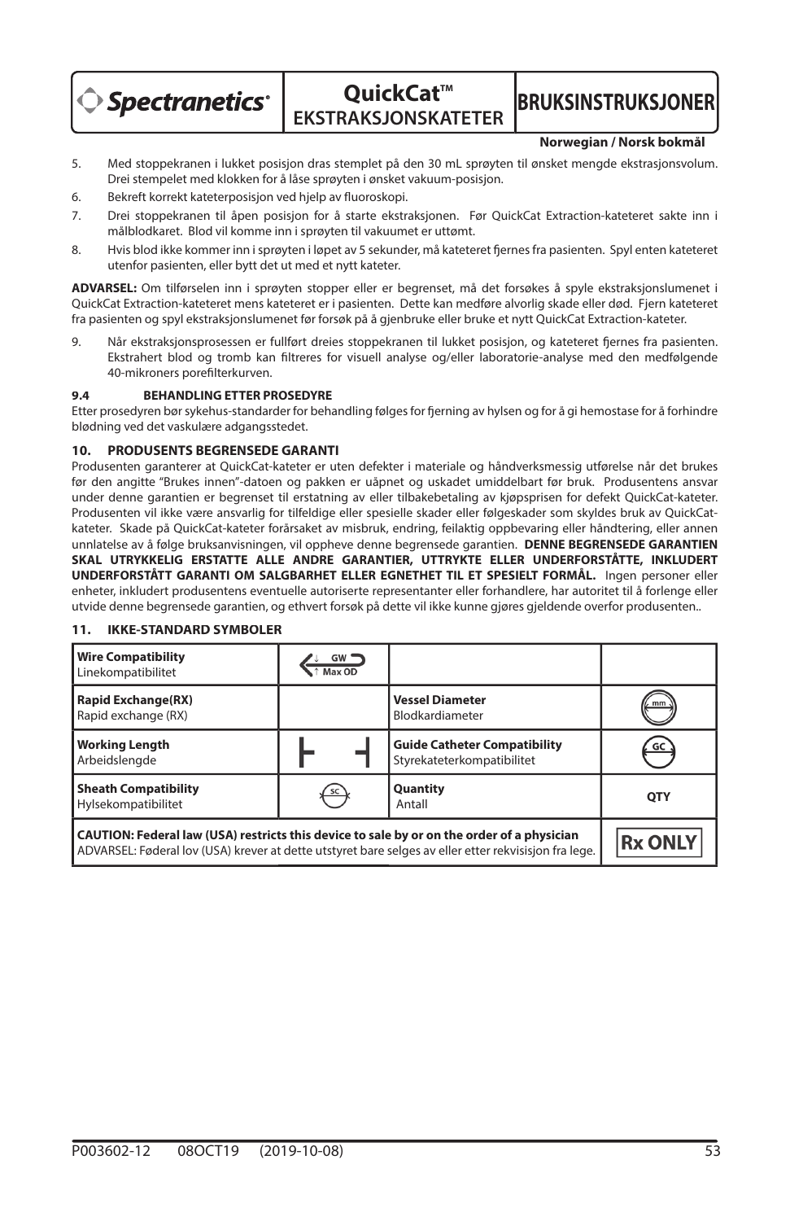5. Med stoppekranen i lukket posisjon dras stemplet på den 30 mL sprøyten til ønsket mengde ekstrasjonsvolum. Drei stempelet med klokken for å låse sprøyten i ønsket vakuum-posisjon.
6. Bekreft korrekt kateterposisjon ved hjelp av fluoroskopi.
7. Drei stoppekranen til åpen posisjon for å starte ekstraksjonen. Før QuickCat Extraction-kateteret sakte inn i målblodkaret. Blod vil komme inn i sprøyten til vakuumet er uttømt.
8. Hvis blod ikke kommer inn i sprøyten i løpet av 5 sekunder, må kateteret fjernes fra pasienten. Spyl enten kateteret utenfor pasienten, eller bytt det ut med et nytt kateter.

**ADVARSEL:** Om tilførselen inn i sprøyten stopper eller er begrenset, må det forsøkes å spyle ekstraksjonslumenet i QuickCat Extraction-kateteret mens kateteret er i pasienten. Dette kan medføre alvorlig skade eller død. Fjern kateteret fra pasienten og spyl ekstraksjonslumenet før forsøk på å gjenbruke eller bruke et nytt QuickCat Extraction-kateter.

9. Når ekstraksjonsprosessen er fullført dreies stoppekranen til lukket posisjon, og kateteret fjernes fra pasienten. Ekstrahert blod og tromb kan filtreres for visuell analyse og/eller laboratorie-analyse med den medfølgende 40-mikroners porefilterkurven.

#### 9.4 BEHANDLING ETTER PROSEDYRE

Etter prosedyren bør sykehus-standarder for behandling følges for fjerning av hylsen og for å gi hemostase for å forhindre blødning ved det vaskulære adgangsstedet.

### 10. PRODUSENTS BEGRENSEDE GARANTI

Produsenten garanterer at QuickCat-kateter er uten defekter i materiale og håndverksmessig utførelse når det brukes før den angitte "Brukes innen"-datoen og pakken er uåpnet og uskadet umiddelbart før bruk. Produsentens ansvar under denne garantien er begrenset til erstatning av eller tilbakebetaling av kjøpsprisen for defekt QuickCat-kateter. Produsenten vil ikke være ansvarlig for tilfeldige eller spesielle skader eller følgeskader som skyldes bruk av QuickCat-kateter. Skade på QuickCat-kateter forårsaket av misbruk, endring, feilaktig oppbevaring eller håndtering, eller annen unnlatelse av å følge bruksanvisningen, vil oppheve denne begrensede garantien. **DENNE BEGRENSEDE GARANTIEN SKAL UTRYKKELIG ERSTATTE ALLE ANDRE GARANTIER, UTTRYKTE ELLER UNDERFORSTÅTTE, INKLUDERT UNDERFORSTÅTT GARANTI OM SALGBARHET ELLER EGNETHET TIL ET SPESIELT FORMÅL.** Ingen personer eller enheter, inkludert produsentens eventuelle autoriserte representanter eller forhandlere, har autoritet til å forlenge eller utvide denne begrensede garantien, og ethvert forsøk på dette vil ikke kunne gjøres gjeldende overfor produsenten..

### 11. IKKE-STANDARD SYMBOLER

| | | | |
|---|---|---|---|
| **Wire Compatibility** Linekompatibilitet | GW / Max OD | | |
| **Rapid Exchange(RX)** Rapid exchange (RX) | | **Vessel Diameter** Blodkardiameter | mm |
| **Working Length** Arbeidslengde | ├ ┤ | **Guide Catheter Compatibility** Styrekateterkompatibilitet | GC |
| **Sheath Compatibility** Hylsekompatibilitet | SC | **Quantity** Antall | QTY |
| **CAUTION: Federal law (USA) restricts this device to sale by or on the order of a physician** ADVARSEL: Føderal lov (USA) krever at dette utstyret bare selges av eller etter rekvisisjon fra lege. | | | Rx ONLY |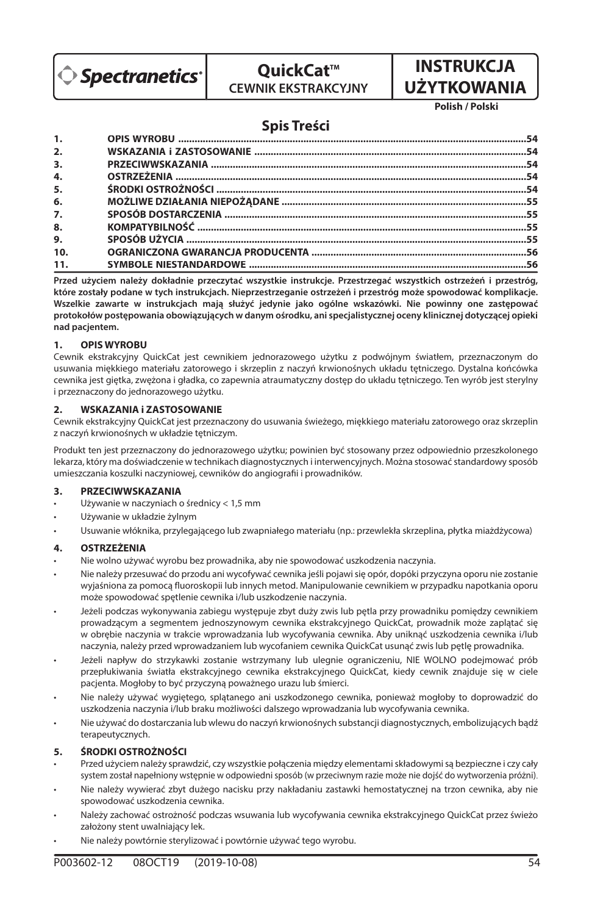Spectranetics

# QuickCat™

CEWNIK EKSTRAKCYJNY

# INSTRUKCJA UŻYTKOWANIA

**Polish / Polski**

## Spis Treści

| | | |
|---|---|---|
| 1. | OPIS WYROBU | 54 |
| 2. | WSKAZANIA i ZASTOSOWANIE | 54 |
| 3. | PRZECIWWSKAZANIA | 54 |
| 4. | OSTRZEŻENIA | 54 |
| 5. | ŚRODKI OSTROŻNOŚCI | 54 |
| 6. | MOŻLIWE DZIAŁANIA NIEPOŻĄDANE | 55 |
| 7. | SPOSÓB DOSTARCZENIA | 55 |
| 8. | KOMPATYBILNOŚĆ | 55 |
| 9. | SPOSÓB UŻYCIA | 55 |
| 10. | OGRANICZONA GWARANCJA PRODUCENTA | 56 |
| 11. | SYMBOLE NIESTANDARDOWE | 56 |

**Przed użyciem należy dokładnie przeczytać wszystkie instrukcje. Przestrzegać wszystkich ostrzeżeń i przestróg, które zostały podane w tych instrukcjach. Nieprzestrzeganie ostrzeżeń i przestróg może spowodować komplikacje. Wszelkie zawarte w instrukcjach mają służyć jedynie jako ogólne wskazówki. Nie powinny one zastępować protokołów postępowania obowiązujących w danym ośrodku, ani specjalistycznej oceny klinicznej dotyczącej opieki nad pacjentem.**

### 1. OPIS WYROBU

Cewnik ekstrakcyjny QuickCat jest cewnikiem jednorazowego użytku z podwójnym światłem, przeznaczonym do usuwania miękkiego materiału zatorowego i skrzeplin z naczyń krwionośnych układu tętniczego. Dystalna końcówka cewnika jest giętka, zwężona i gładka, co zapewnia atraumatyczny dostęp do układu tętniczego. Ten wyrób jest sterylny i przeznaczony do jednorazowego użytku.

### 2. WSKAZANIA i ZASTOSOWANIE

Cewnik ekstrakcyjny QuickCat jest przeznaczony do usuwania świeżego, miękkiego materiału zatorowego oraz skrzeplin z naczyń krwionośnych w układzie tętniczym.

Produkt ten jest przeznaczony do jednorazowego użytku; powinien być stosowany przez odpowiednio przeszkolonego lekarza, który ma doświadczenie w technikach diagnostycznych i interwencyjnych. Można stosować standardowy sposób umieszczania koszulki naczyniowej, cewników do angiografii i prowadników.

### 3. PRZECIWWSKAZANIA

- Używanie w naczyniach o średnicy < 1,5 mm
- Używanie w układzie żylnym
- Usuwanie włóknika, przylegającego lub zwapniałego materiału (np.: przewlekła skrzeplina, płytka miażdżycowa)

### 4. OSTRZEŻENIA

- Nie wolno używać wyrobu bez prowadnika, aby nie spowodować uszkodzenia naczynia.
- Nie należy przesuwać do przodu ani wycofywać cewnika jeśli pojawi się opór, dopóki przyczyna oporu nie zostanie wyjaśniona za pomocą fluoroskopii lub innych metod. Manipulowanie cewnikiem w przypadku napotkania oporu może spowodować spętlenie cewnika i/lub uszkodzenie naczynia.
- Jeżeli podczas wykonywania zabiegu występuje zbyt duży zwis lub pętla przy prowadniku pomiędzy cewnikiem prowadzącym a segmentem jednoszynowym cewnika ekstrakcyjnego QuickCat, prowadnik może zaplątać się w obrębie naczynia w trakcie wprowadzania lub wycofywania cewnika. Aby uniknąć uszkodzenia cewnika i/lub naczynia, należy przed wprowadzaniem lub wycofaniem cewnika QuickCat usunąć zwis lub pętlę prowadnika.
- Jeżeli napływ do strzykawki zostanie wstrzymany lub ulegnie ograniczeniu, NIE WOLNO podejmować prób przepłukiwania światła ekstrakcyjnego cewnika ekstrakcyjnego QuickCat, kiedy cewnik znajduje się w ciele pacjenta. Mogłoby to być przyczyną poważnego urazu lub śmierci.
- Nie należy używać wygiętego, splątanego ani uszkodzonego cewnika, ponieważ mogłoby to doprowadzić do uszkodzenia naczynia i/lub braku możliwości dalszego wprowadzania lub wycofywania cewnika.
- Nie używać do dostarczania lub wlewu do naczyń krwionośnych substancji diagnostycznych, embolizujących bądź terapeutycznych.

### 5. ŚRODKI OSTROŻNOŚCI

- Przed użyciem należy sprawdzić, czy wszystkie połączenia między elementami składowymi są bezpieczne i czy cały system został napełniony wstępnie w odpowiedni sposób (w przeciwnym razie może nie dojść do wytworzenia próżni).
- Nie należy wywierać zbyt dużego nacisku przy nakładaniu zastawki hemostatycznej na trzon cewnika, aby nie spowodować uszkodzenia cewnika.
- Należy zachować ostrożność podczas wsuwania lub wycofywania cewnika ekstrakcyjnego QuickCat przez świeżo założony stent uwalniający lek.
- Nie należy powtórnie sterylizować i powtórnie używać tego wyrobu.

P003602-12 08OCT19 (2019-10-08)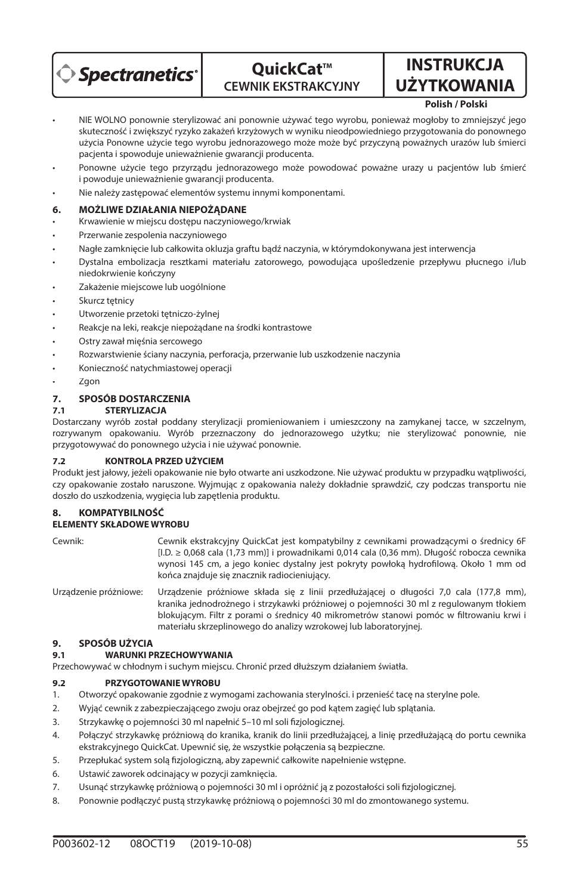- NIE WOLNO ponownie sterylizować ani ponownie używać tego wyrobu, ponieważ mogłoby to zmniejszyć jego skuteczność i zwiększyć ryzyko zakażeń krzyżowych w wyniku nieodpowiedniego przygotowania do ponownego użycia Ponowne użycie tego wyrobu jednorazowego może może być przyczyną poważnych urazów lub śmierci pacjenta i spowoduje unieważnienie gwarancji producenta.
- Ponowne użycie tego przyrządu jednorazowego może powodować poważne urazy u pacjentów lub śmierć i powoduje unieważnienie gwarancji producenta.
- Nie należy zastępować elementów systemu innymi komponentami.

## 6. MOŻLIWE DZIAŁANIA NIEPOŻĄDANE

- Krwawienie w miejscu dostępu naczyniowego/krwiak
- Przerwanie zespolenia naczyniowego
- Nagłe zamknięcie lub całkowita okluzja graftu bądź naczynia, w którymdokonywana jest interwencja
- Dystalna embolizacja resztkami materiału zatorowego, powodująca upośledzenie przepływu płucnego i/lub niedokrwienie kończyny
- Zakażenie miejscowe lub uogólnione
- Skurcz tętnicy
- Utworzenie przetoki tętniczo-żylnej
- Reakcje na leki, reakcje niepożądane na środki kontrastowe
- Ostry zawał mięśnia sercowego
- Rozwarstwienie ściany naczynia, perforacja, przerwanie lub uszkodzenie naczynia
- Konieczność natychmiastowej operacji
- Zgon

## 7. SPOSÓB DOSTARCZENIA

### 7.1 STERYLIZACJA

Dostarczany wyrób został poddany sterylizacji promieniowaniem i umieszczony na zamykanej tacce, w szczelnym, rozrywanym opakowaniu. Wyrób przeznaczony do jednorazowego użytku; nie sterylizować ponownie, nie przygotowywać do ponownego użycia i nie używać ponownie.

### 7.2 KONTROLA PRZED UŻYCIEM

Produkt jest jałowy, jeżeli opakowanie nie było otwarte ani uszkodzone. Nie używać produktu w przypadku wątpliwości, czy opakowanie zostało naruszone. Wyjmując z opakowania należy dokładnie sprawdzić, czy podczas transportu nie doszło do uszkodzenia, wygięcia lub zapętlenia produktu.

## 8. KOMPATYBILNOŚĆ

**ELEMENTY SKŁADOWE WYROBU**

| | |
|---|---|
| Cewnik: | Cewnik ekstrakcyjny QuickCat jest kompatybilny z cewnikami prowadzącymi o średnicy 6F [I.D. ≥ 0,068 cala (1,73 mm)] i prowadnikami 0,014 cala (0,36 mm). Długość robocza cewnika wynosi 145 cm, a jego koniec dystalny jest pokryty powłoką hydrofilową. Około 1 mm od końca znajduje się znacznik radiocieniujący. |
| Urządzenie próżniowe: | Urządzenie próżniowe składa się z linii przedłużającej o długości 7,0 cala (177,8 mm), kranika jednodrożnego i strzykawki próżniowej o pojemności 30 ml z regulowanym tłokiem blokującym. Filtr z porami o średnicy 40 mikrometrów stanowi pomóc w filtrowaniu krwi i materiału skrzeplinowego do analizy wzrokowej lub laboratoryjnej. |

## 9. SPOSÓB UŻYCIA

### 9.1 WARUNKI PRZECHOWYWANIA

Przechowywać w chłodnym i suchym miejscu. Chronić przed dłuższym działaniem światła.

### 9.2 PRZYGOTOWANIE WYROBU

1. Otworzyć opakowanie zgodnie z wymogami zachowania sterylności. i przenieść tacę na sterylne pole.
2. Wyjąć cewnik z zabezpieczającego zwoju oraz obejrzeć go pod kątem zagięć lub splątania.
3. Strzykawkę o pojemności 30 ml napełnić 5–10 ml soli fizjologicznej.
4. Połączyć strzykawkę próżniową do kranika, kranik do linii przedłużającej, a linię przedłużającą do portu cewnika ekstrakcyjnego QuickCat. Upewnić się, że wszystkie połączenia są bezpieczne.
5. Przepłukać system solą fizjologiczną, aby zapewnić całkowite napełnienie wstępne.
6. Ustawić zaworek odcinający w pozycji zamknięcia.
7. Usunąć strzykawkę próżniową o pojemności 30 ml i opróżnić ją z pozostałości soli fizjologicznej.
8. Ponownie podłączyć pustą strzykawkę próżniową o pojemności 30 ml do zmontowanego systemu.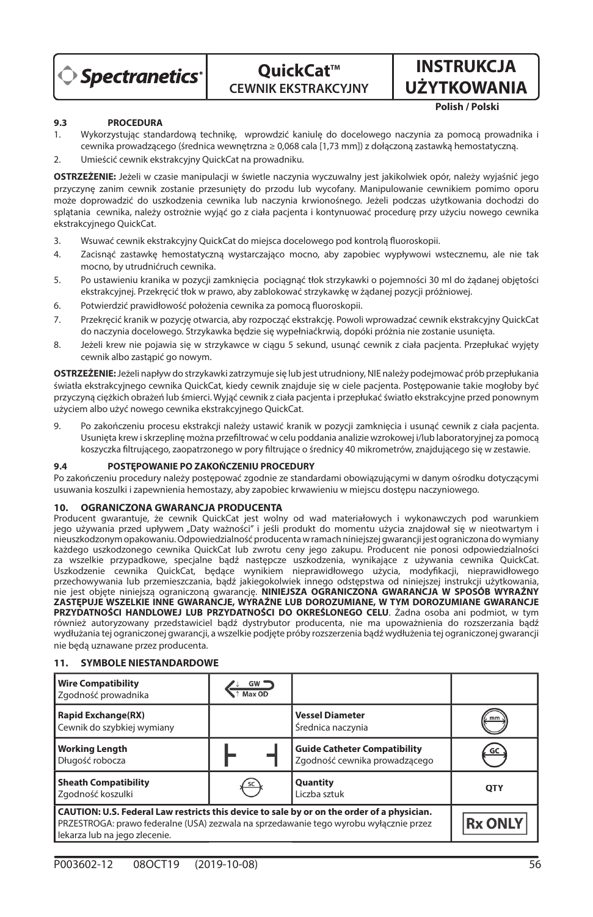# QuickCat™ CEWNIK EKSTRAKCYJNY

# INSTRUKCJA UŻYTKOWANIA

**Polish / Polski**

### 9.3 PROCEDURA

1. Wykorzystując standardową technikę, wprowdzić kaniulę do docelowego naczynia za pomocą prowadnika i cewnika prowadzącego (średnica wewnętrzna ≥ 0,068 cala [1,73 mm]) z dołączoną zastawką hemostatyczną.
2. Umieścić cewnik ekstrakcyjny QuickCat na prowadniku.

**OSTRZEŻENIE:** Jeżeli w czasie manipulacji w świetle naczynia wyczuwalny jest jakikolwiek opór, należy wyjaśnić jego przyczynę zanim cewnik zostanie przesunięty do przodu lub wycofany. Manipulowanie cewnikiem pomimo oporu może doprowadzić do uszkodzenia cewnika lub naczynia krwionośnego. Jeżeli podczas użytkowania dochodzi do splątania cewnika, należy ostrożnie wyjąć go z ciała pacjenta i kontynuować procedurę przy użyciu nowego cewnika ekstrakcyjnego QuickCat.

3. Wsuwać cewnik ekstrakcyjny QuickCat do miejsca docelowego pod kontrolą fluoroskopii.
4. Zacisnąć zastawkę hemostatyczną wystarczająco mocno, aby zapobiec wypływowi wstecznemu, ale nie tak mocno, by utrudnićruch cewnika.
5. Po ustawieniu kranika w pozycji zamknięcia pociągnąć tłok strzykawki o pojemności 30 ml do żądanej objętości ekstrakcyjnej. Przekręcić tłok w prawo, aby zablokować strzykawkę w żądanej pozycji próżniowej.
6. Potwierdzić prawidłowość położenia cewnika za pomocą fluoroskopii.
7. Przekręcić kranik w pozycję otwarcia, aby rozpocząć ekstrakcję. Powoli wprowadzać cewnik ekstrakcyjny QuickCat do naczynia docelowego. Strzykawka będzie się wypełniaćkrwią, dopóki próżnia nie zostanie usunięta.
8. Jeżeli krew nie pojawia się w strzykawce w ciągu 5 sekund, usunąć cewnik z ciała pacjenta. Przepłukać wyjęty cewnik albo zastąpić go nowym.

**OSTRZEŻENIE:** Jeżeli napływ do strzykawki zatrzymuje się lub jest utrudniony, NIE należy podejmować prób przepłukania światła ekstrakcyjnego cewnika QuickCat, kiedy cewnik znajduje się w ciele pacjenta. Postępowanie takie mogłoby być przyczyną ciężkich obrażeń lub śmierci. Wyjąć cewnik z ciała pacjenta i przepłukać światło ekstrakcyjne przed ponownym użyciem albo użyć nowego cewnika ekstrakcyjnego QuickCat.

9. Po zakończeniu procesu ekstrakcji należy ustawić kranik w pozycji zamknięcia i usunąć cewnik z ciała pacjenta. Usunięta krew i skrzeplinę można przefiltrować w celu poddania analizie wzrokowej i/lub laboratoryjnej za pomocą koszyczka filtrującego, zaopatrzonego w pory filtrujące o średnicy 40 mikrometrów, znajdującego się w zestawie.

### 9.4 POSTĘPOWANIE PO ZAKOŃCZENIU PROCEDURY

Po zakończeniu procedury należy postępować zgodnie ze standardami obowiązującymi w danym ośrodku dotyczącymi usuwania koszulki i zapewnienia hemostazy, aby zapobiec krwawieniu w miejscu dostępu naczyniowego.

## 10. OGRANICZONA GWARANCJA PRODUCENTA

Producent gwarantuje, że cewnik QuickCat jest wolny od wad materiałowych i wykonawczych pod warunkiem jego używania przed upływem „Daty ważności" i jeśli produkt do momentu użycia znajdował się w nieotwartym i nieuszkodzonym opakowaniu. Odpowiedzialność producenta w ramach niniejszej gwarancji jest ograniczona do wymiany każdego uszkodzonego cewnika QuickCat lub zwrotu ceny jego zakupu. Producent nie ponosi odpowiedzialności za wszelkie przypadkowe, specjalne bądź następcze uszkodzenia, wynikające z używania cewnika QuickCat. Uszkodzenie cewnika QuickCat, będące wynikiem nieprawidłowego użycia, modyfikacji, nieprawidłowego przechowywania lub przemieszczania, bądź jakiegokolwiek innego odstępstwa od niniejszej instrukcji użytkowania, nie jest objęte niniejszą ograniczoną gwarancją. **NINIEJSZA OGRANICZONA GWARANCJA W SPOSÓB WYRAŹNY ZASTĘPUJE WSZELKIE INNE GWARANCJE, WYRAŹNE LUB DOROZUMIANE, W TYM DOROZUMIANE GWARANCJE PRZYDATNOŚCI HANDLOWEJ LUB PRZYDATNOŚCI DO OKREŚLONEGO CELU**. Żadna osoba ani podmiot, w tym również autoryzowany przedstawiciel bądź dystrybutor producenta, nie ma upoważnienia do rozszerzania bądź wydłużania tej ograniczonej gwarancji, a wszelkie podjęte próby rozszerzenia bądź wydłużenia tej ograniczonej gwarancji nie będą uznawane przez producenta.

## 11. SYMBOLE NIESTANDARDOWE

| | | | |
|---|---|---|---|
| **Wire Compatibility**<br>Zgodność prowadnika | GW / Max OD | | |
| **Rapid Exchange(RX)**<br>Cewnik do szybkiej wymiany | | **Vessel Diameter**<br>Średnica naczynia | mm |
| **Working Length**<br>Długość robocza | ⊢ ⊣ | **Guide Catheter Compatibility**<br>Zgodność cewnika prowadzącego | GC |
| **Sheath Compatibility**<br>Zgodność koszulki | SC | **Quantity**<br>Liczba sztuk | QTY |
| **CAUTION: U.S. Federal Law restricts this device to sale by or on the order of a physician.**<br>PRZESTROGA: prawo federalne (USA) zezwala na sprzedawanie tego wyrobu wyłącznie przez lekarza lub na jego zlecenie. | | | Rx ONLY |

P003602-12 08OCT19 (2019-10-08)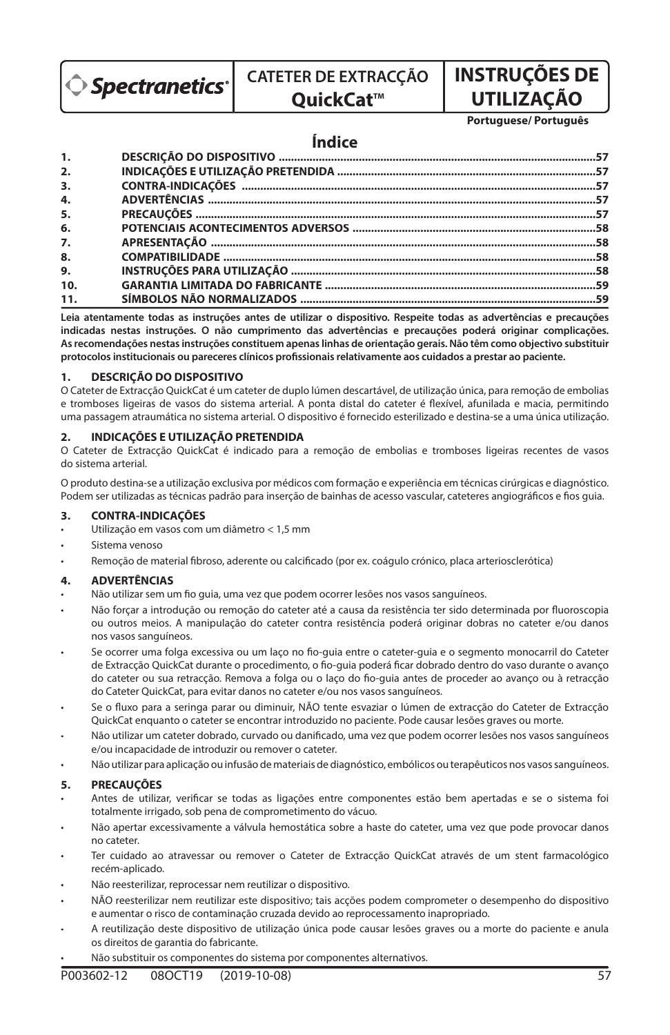Spectranetics®

# CATETER DE EXTRACÇÃO QuickCat™

# INSTRUÇÕES DE UTILIZAÇÃO

**Portuguese/ Português**

## Índice

| | | |
|---|---|---|
| **1.** | **DESCRIÇÃO DO DISPOSITIVO** | **57** |
| **2.** | **INDICAÇÕES E UTILIZAÇÃO PRETENDIDA** | **57** |
| **3.** | **CONTRA-INDICAÇÕES** | **57** |
| **4.** | **ADVERTÊNCIAS** | **57** |
| **5.** | **PRECAUÇÕES** | **57** |
| **6.** | **POTENCIAIS ACONTECIMENTOS ADVERSOS** | **58** |
| **7.** | **APRESENTAÇÃO** | **58** |
| **8.** | **COMPATIBILIDADE** | **58** |
| **9.** | **INSTRUÇÕES PARA UTILIZAÇÃO** | **58** |
| **10.** | **GARANTIA LIMITADA DO FABRICANTE** | **59** |
| **11.** | **SÍMBOLOS NÃO NORMALIZADOS** | **59** |

**Leia atentamente todas as instruções antes de utilizar o dispositivo. Respeite todas as advertências e precauções indicadas nestas instruções. O não cumprimento das advertências e precauções poderá originar complicações. As recomendações nestas instruções constituem apenas linhas de orientação gerais. Não têm como objectivo substituir protocolos institucionais ou pareceres clínicos profissionais relativamente aos cuidados a prestar ao paciente.**

### 1. DESCRIÇÃO DO DISPOSITIVO

O Cateter de Extracção QuickCat é um cateter de duplo lúmen descartável, de utilização única, para remoção de embolias e tromboses ligeiras de vasos do sistema arterial. A ponta distal do cateter é flexível, afunilada e macia, permitindo uma passagem atraumática no sistema arterial. O dispositivo é fornecido esterilizado e destina-se a uma única utilização.

### 2. INDICAÇÕES E UTILIZAÇÃO PRETENDIDA

O Cateter de Extracção QuickCat é indicado para a remoção de embolias e tromboses ligeiras recentes de vasos do sistema arterial.

O produto destina-se a utilização exclusiva por médicos com formação e experiência em técnicas cirúrgicas e diagnóstico. Podem ser utilizadas as técnicas padrão para inserção de bainhas de acesso vascular, cateteres angiográficos e fios guia.

### 3. CONTRA-INDICAÇÕES

- Utilização em vasos com um diâmetro < 1,5 mm
- Sistema venoso
- Remoção de material fibroso, aderente ou calcificado (por ex. coágulo crónico, placa arteriosclerótica)

### 4. ADVERTÊNCIAS

- Não utilizar sem um fio guia, uma vez que podem ocorrer lesões nos vasos sanguíneos.
- Não forçar a introdução ou remoção do cateter até a causa da resistência ter sido determinada por fluoroscopia ou outros meios. A manipulação do cateter contra resistência poderá originar dobras no cateter e/ou danos nos vasos sanguíneos.
- Se ocorrer uma folga excessiva ou um laço no fio-guia entre o cateter-guia e o segmento monocarril do Cateter de Extracção QuickCat durante o procedimento, o fio-guia poderá ficar dobrado dentro do vaso durante o avanço do cateter ou sua retracção. Remova a folga ou o laço do fio-guia antes de proceder ao avanço ou à retracção do Cateter QuickCat, para evitar danos no cateter e/ou nos vasos sanguíneos.
- Se o fluxo para a seringa parar ou diminuir, NÃO tente esvaziar o lúmen de extracção do Cateter de Extracção QuickCat enquanto o cateter se encontrar introduzido no paciente. Pode causar lesões graves ou morte.
- Não utilizar um cateter dobrado, curvado ou danificado, uma vez que podem ocorrer lesões nos vasos sanguíneos e/ou incapacidade de introduzir ou remover o cateter.
- Não utilizar para aplicação ou infusão de materiais de diagnóstico, embólicos ou terapêuticos nos vasos sanguíneos.

### 5. PRECAUÇÕES

- Antes de utilizar, verificar se todas as ligações entre componentes estão bem apertadas e se o sistema foi totalmente irrigado, sob pena de comprometimento do vácuo.
- Não apertar excessivamente a válvula hemostática sobre a haste do cateter, uma vez que pode provocar danos no cateter.
- Ter cuidado ao atravessar ou remover o Cateter de Extracção QuickCat através de um stent farmacológico recém-aplicado.
- Não reesterilizar, reprocessar nem reutilizar o dispositivo.
- NÃO reesterilizar nem reutilizar este dispositivo; tais acções podem comprometer o desempenho do dispositivo e aumentar o risco de contaminação cruzada devido ao reprocessamento inapropriado.
- A reutilização deste dispositivo de utilização única pode causar lesões graves ou a morte do paciente e anula os direitos de garantia do fabricante.
- Não substituir os componentes do sistema por componentes alternativos.

P003602-12 08OCT19 (2019-10-08)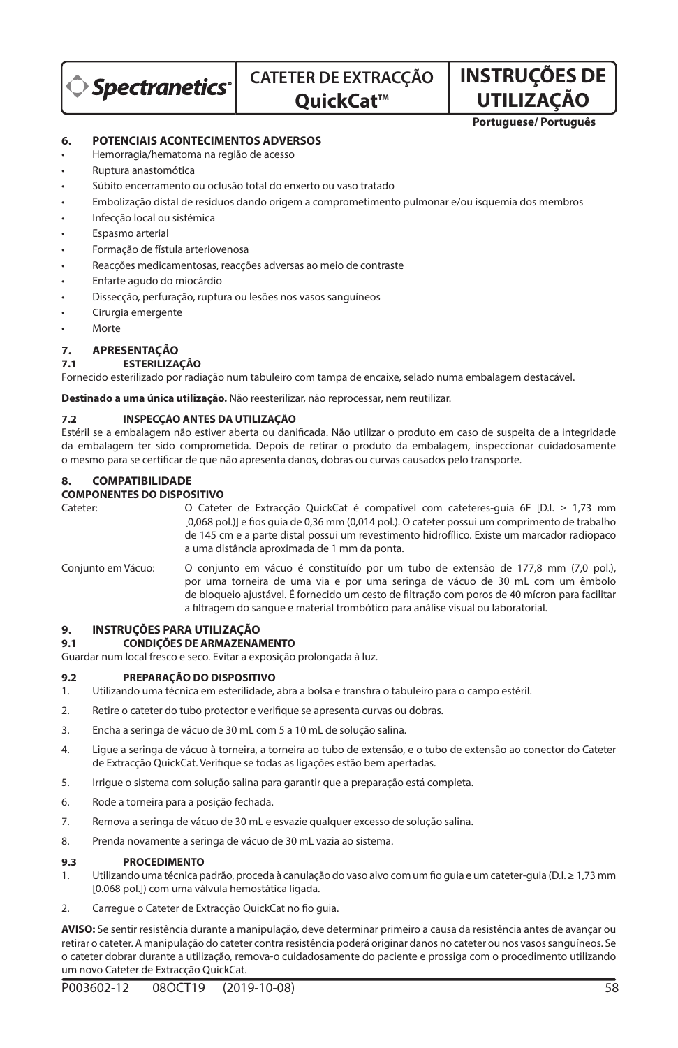# CATETER DE EXTRACÇÃO QuickCat™

# INSTRUÇÕES DE UTILIZAÇÃO

**Portuguese/ Português**

## 6. POTENCIAIS ACONTECIMENTOS ADVERSOS

- Hemorragia/hematoma na região de acesso
- Ruptura anastomótica
- Súbito encerramento ou oclusão total do enxerto ou vaso tratado
- Embolização distal de resíduos dando origem a comprometimento pulmonar e/ou isquemia dos membros
- Infecção local ou sistémica
- Espasmo arterial
- Formação de fístula arteriovenosa
- Reacções medicamentosas, reacções adversas ao meio de contraste
- Enfarte agudo do miocárdio
- Dissecção, perfuração, ruptura ou lesões nos vasos sanguíneos
- Cirurgia emergente
- Morte

## 7. APRESENTAÇÃO

### 7.1 ESTERILIZAÇÃO

Fornecido esterilizado por radiação num tabuleiro com tampa de encaixe, selado numa embalagem destacável.

**Destinado a uma única utilização.** Não reesterilizar, não reprocessar, nem reutilizar.

### 7.2 INSPECÇÃO ANTES DA UTILIZAÇÃO

Estéril se a embalagem não estiver aberta ou danificada. Não utilizar o produto em caso de suspeita de a integridade da embalagem ter sido comprometida. Depois de retirar o produto da embalagem, inspeccionar cuidadosamente o mesmo para se certificar de que não apresenta danos, dobras ou curvas causados pelo transporte.

## 8. COMPATIBILIDADE

**COMPONENTES DO DISPOSITIVO**

Cateter: O Cateter de Extracção QuickCat é compatível com cateteres-guia 6F [D.I. ≥ 1,73 mm [0,068 pol.)] e fios guia de 0,36 mm (0,014 pol.). O cateter possui um comprimento de trabalho de 145 cm e a parte distal possui um revestimento hidrofílico. Existe um marcador radiopaco a uma distância aproximada de 1 mm da ponta.

Conjunto em Vácuo: O conjunto em vácuo é constituído por um tubo de extensão de 177,8 mm (7,0 pol.), por uma torneira de uma via e por uma seringa de vácuo de 30 mL com um êmbolo de bloqueio ajustável. É fornecido um cesto de filtração com poros de 40 mícron para facilitar a filtragem do sangue e material trombótico para análise visual ou laboratorial.

## 9. INSTRUÇÕES PARA UTILIZAÇÃO

### 9.1 CONDIÇÕES DE ARMAZENAMENTO

Guardar num local fresco e seco. Evitar a exposição prolongada à luz.

### 9.2 PREPARAÇÃO DO DISPOSITIVO

1. Utilizando uma técnica em esterilidade, abra a bolsa e transfira o tabuleiro para o campo estéril.
2. Retire o cateter do tubo protector e verifique se apresenta curvas ou dobras.
3. Encha a seringa de vácuo de 30 mL com 5 a 10 mL de solução salina.
4. Ligue a seringa de vácuo à torneira, a torneira ao tubo de extensão, e o tubo de extensão ao conector do Cateter de Extracção QuickCat. Verifique se todas as ligações estão bem apertadas.
5. Irrigue o sistema com solução salina para garantir que a preparação está completa.
6. Rode a torneira para a posição fechada.
7. Remova a seringa de vácuo de 30 mL e esvazie qualquer excesso de solução salina.
8. Prenda novamente a seringa de vácuo de 30 mL vazia ao sistema.

### 9.3 PROCEDIMENTO

1. Utilizando uma técnica padrão, proceda à canulação do vaso alvo com um fio guia e um cateter-guia (D.I. ≥ 1,73 mm [0.068 pol.]) com uma válvula hemostática ligada.
2. Carregue o Cateter de Extracção QuickCat no fio guia.

**AVISO:** Se sentir resistência durante a manipulação, deve determinar primeiro a causa da resistência antes de avançar ou retirar o cateter. A manipulação do cateter contra resistência poderá originar danos no cateter ou nos vasos sanguíneos. Se o cateter dobrar durante a utilização, remova-o cuidadosamente do paciente e prossiga com o procedimento utilizando um novo Cateter de Extracção QuickCat.

P003602-12 08OCT19 (2019-10-08)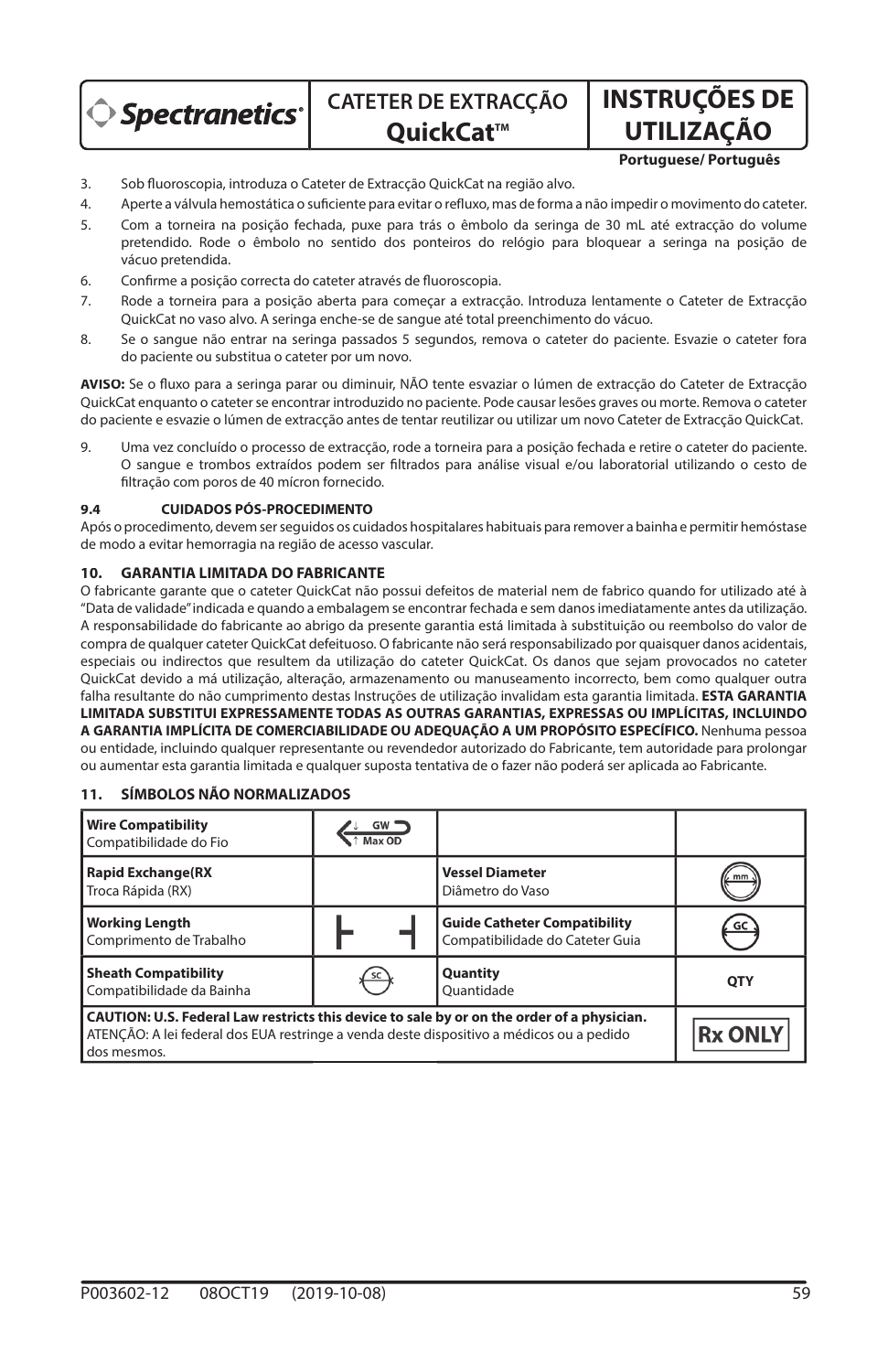3. Sob fluoroscopia, introduza o Cateter de Extracção QuickCat na região alvo.
4. Aperte a válvula hemostática o suficiente para evitar o refluxo, mas de forma a não impedir o movimento do cateter.
5. Com a torneira na posição fechada, puxe para trás o êmbolo da seringa de 30 mL até extracção do volume pretendido. Rode o êmbolo no sentido dos ponteiros do relógio para bloquear a seringa na posição de vácuo pretendida.
6. Confirme a posição correcta do cateter através de fluoroscopia.
7. Rode a torneira para a posição aberta para começar a extracção. Introduza lentamente o Cateter de Extracção QuickCat no vaso alvo. A seringa enche-se de sangue até total preenchimento do vácuo.
8. Se o sangue não entrar na seringa passados 5 segundos, remova o cateter do paciente. Esvazie o cateter fora do paciente ou substitua o cateter por um novo.

**AVISO:** Se o fluxo para a seringa parar ou diminuir, NÃO tente esvaziar o lúmen de extracção do Cateter de Extracção QuickCat enquanto o cateter se encontrar introduzido no paciente. Pode causar lesões graves ou morte. Remova o cateter do paciente e esvazie o lúmen de extracção antes de tentar reutilizar ou utilizar um novo Cateter de Extracção QuickCat.

9. Uma vez concluído o processo de extracção, rode a torneira para a posição fechada e retire o cateter do paciente. O sangue e trombos extraídos podem ser filtrados para análise visual e/ou laboratorial utilizando o cesto de filtração com poros de 40 mícron fornecido.

### 9.4 CUIDADOS PÓS-PROCEDIMENTO

Após o procedimento, devem ser seguidos os cuidados hospitalares habituais para remover a bainha e permitir hemóstase de modo a evitar hemorragia na região de acesso vascular.

## 10. GARANTIA LIMITADA DO FABRICANTE

O fabricante garante que o cateter QuickCat não possui defeitos de material nem de fabrico quando for utilizado até à "Data de validade" indicada e quando a embalagem se encontrar fechada e sem danos imediatamente antes da utilização. A responsabilidade do fabricante ao abrigo da presente garantia está limitada à substituição ou reembolso do valor de compra de qualquer cateter QuickCat defeituoso. O fabricante não será responsabilizado por quaisquer danos acidentais, especiais ou indirectos que resultem da utilização do cateter QuickCat. Os danos que sejam provocados no cateter QuickCat devido a má utilização, alteração, armazenamento ou manuseamento incorrecto, bem como qualquer outra falha resultante do não cumprimento destas Instruções de utilização invalidam esta garantia limitada. **ESTA GARANTIA LIMITADA SUBSTITUI EXPRESSAMENTE TODAS AS OUTRAS GARANTIAS, EXPRESSAS OU IMPLÍCITAS, INCLUINDO A GARANTIA IMPLÍCITA DE COMERCIABILIDADE OU ADEQUAÇÃO A UM PROPÓSITO ESPECÍFICO.** Nenhuma pessoa ou entidade, incluindo qualquer representante ou revendedor autorizado do Fabricante, tem autoridade para prolongar ou aumentar esta garantia limitada e qualquer suposta tentativa de o fazer não poderá ser aplicada ao Fabricante.

## 11. SÍMBOLOS NÃO NORMALIZADOS

| | | | |
|---|---|---|---|
| **Wire Compatibility**<br>Compatibilidade do Fio | GW / Max OD | | |
| **Rapid Exchange(RX**<br>Troca Rápida (RX) | | **Vessel Diameter**<br>Diâmetro do Vaso | mm |
| **Working Length**<br>Comprimento de Trabalho | ⊢ ⊣ | **Guide Catheter Compatibility**<br>Compatibilidade do Cateter Guia | GC |
| **Sheath Compatibility**<br>Compatibilidade da Bainha | SC | **Quantity**<br>Quantidade | QTY |
| **CAUTION: U.S. Federal Law restricts this device to sale by or on the order of a physician.**<br>ATENÇÃO: A lei federal dos EUA restringe a venda deste dispositivo a médicos ou a pedido dos mesmos. | | | Rx ONLY |

P003602-12 08OCT19 (2019-10-08)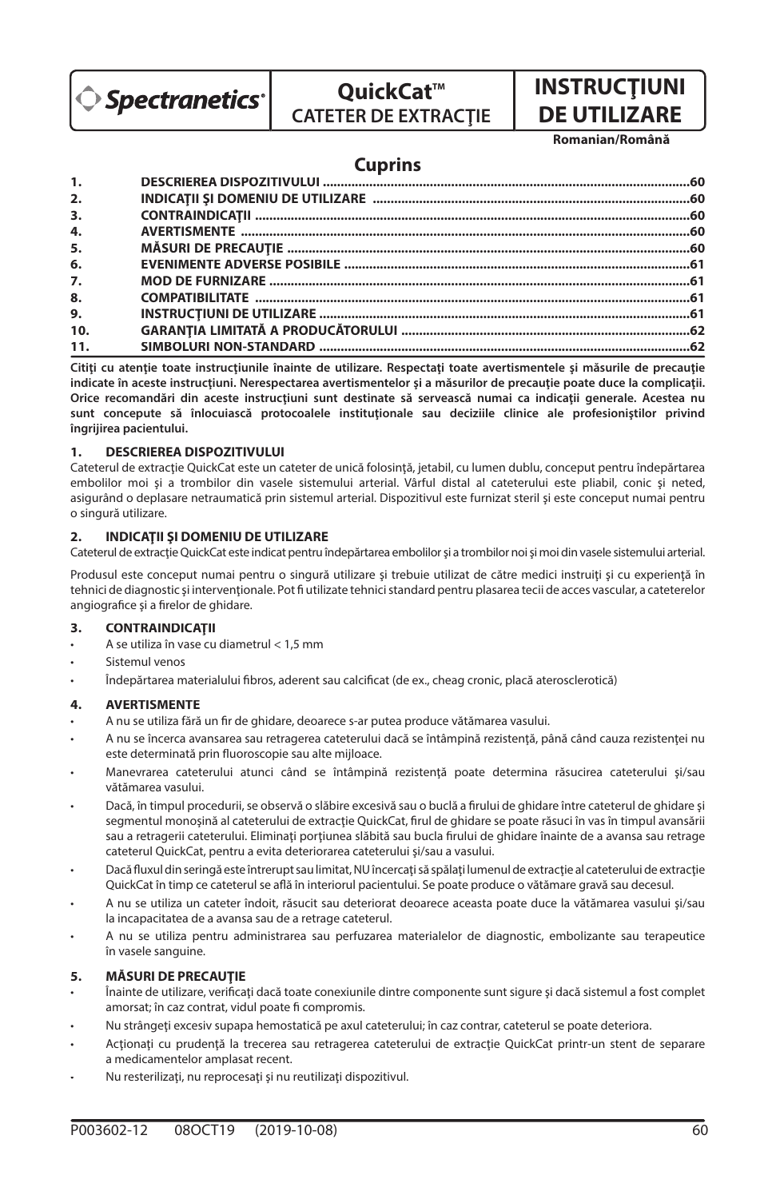**Spectranetics®** | **QuickCat™** CATETER DE EXTRACŢIE | **INSTRUCŢIUNI DE UTILIZARE**

**Romanian/Română**

## Cuprins

| | | |
|---|---|---|
| 1. | DESCRIEREA DISPOZITIVULUI | 60 |
| 2. | INDICAŢII ŞI DOMENIU DE UTILIZARE | 60 |
| 3. | CONTRAINDICAŢII | 60 |
| 4. | AVERTISMENTE | 60 |
| 5. | MĂSURI DE PRECAUŢIE | 60 |
| 6. | EVENIMENTE ADVERSE POSIBILE | 61 |
| 7. | MOD DE FURNIZARE | 61 |
| 8. | COMPATIBILITATE | 61 |
| 9. | INSTRUCŢIUNI DE UTILIZARE | 61 |
| 10. | GARANŢIA LIMITATĂ A PRODUCĂTORULUI | 62 |
| 11. | SIMBOLURI NON-STANDARD | 62 |

**Citiţi cu atenţie toate instrucţiunile înainte de utilizare. Respectaţi toate avertismentele şi măsurile de precauţie indicate în aceste instrucţiuni. Nerespectarea avertismentelor şi a măsurilor de precauţie poate duce la complicaţii. Orice recomandări din aceste instrucţiuni sunt destinate să servească numai ca indicaţii generale. Acestea nu sunt concepute să înlocuiască protocoalele instituţionale sau deciziile clinice ale profesioniştilor privind îngrijirea pacientului.**

### 1. DESCRIEREA DISPOZITIVULUI

Cateterul de extracţie QuickCat este un cateter de unică folosinţă, jetabil, cu lumen dublu, conceput pentru îndepărtarea embolilor moi şi a trombilor din vasele sistemului arterial. Vârful distal al cateterului este pliabil, conic şi neted, asigurând o deplasare netraumatică prin sistemul arterial. Dispozitivul este furnizat steril şi este conceput numai pentru o singură utilizare.

### 2. INDICAŢII ŞI DOMENIU DE UTILIZARE

Cateterul de extracţie QuickCat este indicat pentru îndepărtarea embolilor şi a trombilor noi şi moi din vasele sistemului arterial.

Produsul este conceput numai pentru o singură utilizare şi trebuie utilizat de către medici instruiţi şi cu experienţă în tehnici de diagnostic şi intervenţionale. Pot fi utilizate tehnici standard pentru plasarea tecii de acces vascular, a cateterelor angiografice şi a firelor de ghidare.

### 3. CONTRAINDICAŢII

- A se utiliza în vase cu diametrul < 1,5 mm
- Sistemul venos
- Îndepărtarea materialului fibros, aderent sau calcificat (de ex., cheag cronic, placă aterosclerotică)

### 4. AVERTISMENTE

- A nu se utiliza fără un fir de ghidare, deoarece s-ar putea produce vătămarea vasului.
- A nu se încerca avansarea sau retragerea cateterului dacă se întâmpină rezistenţă, până când cauza rezistenţei nu este determinată prin fluoroscopie sau alte mijloace.
- Manevrarea cateterului atunci când se întâmpină rezistenţă poate determina răsucirea cateterului şi/sau vătămarea vasului.
- Dacă, în timpul procedurii, se observă o slăbire excesivă sau o buclă a firului de ghidare între cateterul de ghidare şi segmentul monoşină al cateterului de extracţie QuickCat, firul de ghidare se poate răsuci în vas în timpul avansării sau a retragerii cateterului. Eliminaţi porţiunea slăbită sau bucla firului de ghidare înainte de a avansa sau retrage cateterul QuickCat, pentru a evita deteriorarea cateterului şi/sau a vasului.
- Dacă fluxul din seringă este întrerupt sau limitat, NU încercaţi să spălaţi lumenul de extracţie al cateterului de extracţie QuickCat în timp ce cateterul se află în interiorul pacientului. Se poate produce o vătămare gravă sau decesul.
- A nu se utiliza un cateter îndoit, răsucit sau deteriorat deoarece aceasta poate duce la vătămarea vasului şi/sau la incapacitatea de a avansa sau de a retrage cateterul.
- A nu se utiliza pentru administrarea sau perfuzarea materialelor de diagnostic, embolizante sau terapeutice în vasele sanguine.

### 5. MĂSURI DE PRECAUŢIE

- Înainte de utilizare, verificaţi dacă toate conexiunile dintre componente sunt sigure şi dacă sistemul a fost complet amorsat; în caz contrat, vidul poate fi compromis.
- Nu strângeţi excesiv supapa hemostatică pe axul cateterului; în caz contrar, cateterul se poate deteriora.
- Acţionaţi cu prudenţă la trecerea sau retragerea cateterului de extracţie QuickCat printr-un stent de separare a medicamentelor amplasat recent.
- Nu resterilizaţi, nu reprocesaţi şi nu reutilizaţi dispozitivul.

P003602-12 08OCT19 (2019-10-08)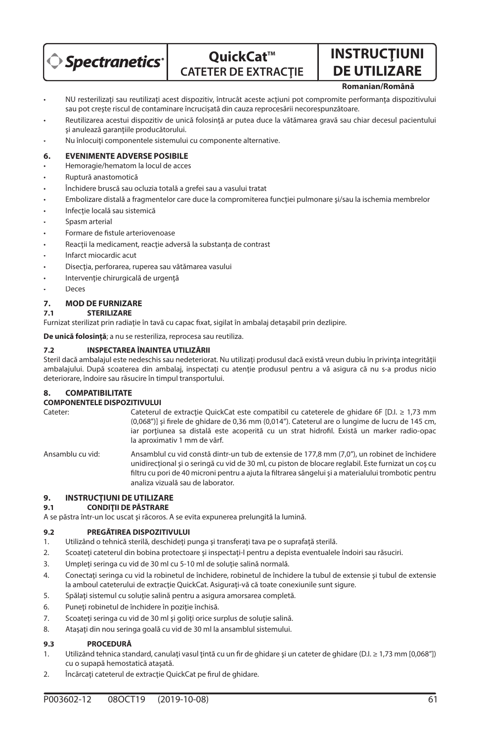- NU resterilizaţi sau reutilizaţi acest dispozitiv, întrucât aceste acţiuni pot compromite performanţa dispozitivului sau pot creşte riscul de contaminare încrucişată din cauza reprocesării necorespunzătoare.
- Reutilizarea acestui dispozitiv de unică folosinţă ar putea duce la vătămarea gravă sau chiar decesul pacientului şi anulează garanţiile producătorului.
- Nu înlocuiţi componentele sistemului cu componente alternative.

## 6. EVENIMENTE ADVERSE POSIBILE

- Hemoragie/hematom la locul de acces
- Ruptură anastomotică
- Închidere bruscă sau ocluzia totală a grefei sau a vasului tratat
- Embolizare distală a fragmentelor care duce la compromiterea funcţiei pulmonare şi/sau la ischemia membrelor
- Infecţie locală sau sistemică
- Spasm arterial
- Formare de fistule arteriovenoase
- Reacţii la medicament, reacţie adversă la substanţa de contrast
- Infarct miocardic acut
- Disecţia, perforarea, ruperea sau vătămarea vasului
- Intervenţie chirurgicală de urgenţă
- Deces

## 7. MOD DE FURNIZARE

### 7.1 STERILIZARE

Furnizat sterilizat prin radiaţie în tavă cu capac fixat, sigilat în ambalaj detaşabil prin dezlipire.

**De unică folosinţă**; a nu se resteriliza, reprocesa sau reutiliza.

### 7.2 INSPECTAREA ÎNAINTEA UTILIZĂRII

Steril dacă ambalajul este nedeschis sau nedeteriorat. Nu utilizaţi produsul dacă există vreun dubiu în privinţa integrităţii ambalajului. După scoaterea din ambalaj, inspectaţi cu atenţie produsul pentru a vă asigura că nu s-a produs nicio deteriorare, îndoire sau răsucire în timpul transportului.

## 8. COMPATIBILITATE

**COMPONENTELE DISPOZITIVULUI**

Cateter: Cateterul de extracţie QuickCat este compatibil cu cateterele de ghidare 6F [D.I. ≥ 1,73 mm (0,068")] şi firele de ghidare de 0,36 mm (0,014"). Cateterul are o lungime de lucru de 145 cm, iar porţiunea sa distală este acoperită cu un strat hidrofil. Există un marker radio-opac la aproximativ 1 mm de vârf.

Ansamblu cu vid: Ansamblul cu vid constă dintr-un tub de extensie de 177,8 mm (7,0"), un robinet de închidere unidirecţional şi o seringă cu vid de 30 ml, cu piston de blocare reglabil. Este furnizat un coş cu filtru cu pori de 40 microni pentru a ajuta la filtrarea sângelui şi a materialului trombotic pentru analiza vizuală sau de laborator.

## 9. INSTRUCŢIUNI DE UTILIZARE

### 9.1 CONDIŢII DE PĂSTRARE

A se păstra într-un loc uscat şi răcoros. A se evita expunerea prelungită la lumină.

### 9.2 PREGĂTIREA DISPOZITIVULUI

1. Utilizând o tehnică sterilă, deschideţi punga şi transferaţi tava pe o suprafaţă sterilă.
2. Scoateţi cateterul din bobina protectoare şi inspectaţi-l pentru a depista eventualele îndoiri sau răsuciri.
3. Umpleţi seringa cu vid de 30 ml cu 5-10 ml de soluţie salină normală.
4. Conectaţi seringa cu vid la robinetul de închidere, robinetul de închidere la tubul de extensie şi tubul de extensie la amboul cateterului de extracţie QuickCat. Asiguraţi-vă că toate conexiunile sunt sigure.
5. Spălaţi sistemul cu soluţie salină pentru a asigura amorsarea completă.
6. Puneţi robinetul de închidere în poziţie închisă.
7. Scoateţi seringa cu vid de 30 ml şi goliţi orice surplus de soluţie salină.
8. Ataşaţi din nou seringa goală cu vid de 30 ml la ansamblul sistemului.

### 9.3 PROCEDURĂ

1. Utilizând tehnica standard, canulaţi vasul ţintă cu un fir de ghidare şi un cateter de ghidare (D.I. ≥ 1,73 mm [0,068"]) cu o supapă hemostatică ataşată.
2. Încărcaţi cateterul de extracţie QuickCat pe firul de ghidare.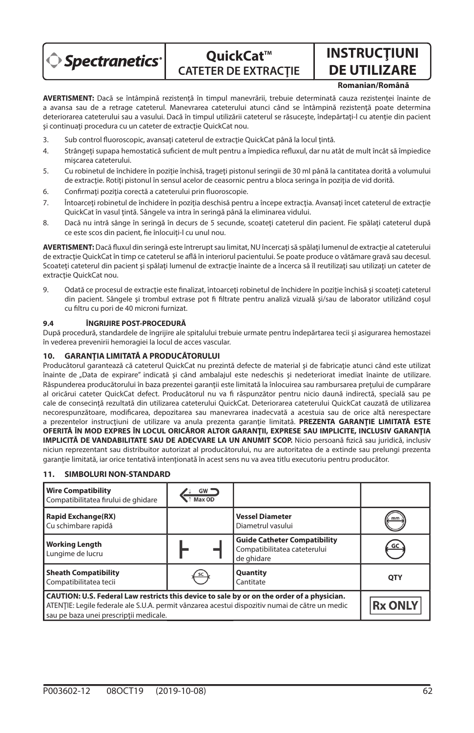**AVERTISMENT:** Dacă se întâmpină rezistenţă în timpul manevrării, trebuie determinată cauza rezistenţei înainte de a avansa sau de a retrage cateterul. Manevrarea cateterului atunci când se întâmpină rezistenţă poate determina deteriorarea cateterului sau a vasului. Dacă în timpul utilizării cateterul se răsuceşte, îndepărtaţi-l cu atenţie din pacient şi continuaţi procedura cu un cateter de extracţie QuickCat nou.

3. Sub control fluoroscopic, avansaţi cateterul de extracţie QuickCat până la locul ţintă.
4. Strângeţi supapa hemostatică suficient de mult pentru a împiedica refluxul, dar nu atât de mult încât să împiedice mişcarea cateterului.
5. Cu robinetul de închidere în poziţie închisă, trageţi pistonul seringii de 30 ml până la cantitatea dorită a volumului de extracţie. Rotiţi pistonul în sensul acelor de ceasornic pentru a bloca seringa în poziţia de vid dorită.
6. Confirmaţi poziţia corectă a cateterului prin fluoroscopie.
7. Întoarceţi robinetul de închidere în poziţia deschisă pentru a începe extracţia. Avansaţi încet cateterul de extracţie QuickCat în vasul ţintă. Sângele va intra în seringă până la eliminarea vidului.
8. Dacă nu intră sânge în seringă în decurs de 5 secunde, scoateţi cateterul din pacient. Fie spălaţi cateterul după ce este scos din pacient, fie înlocuiţi-l cu unul nou.

**AVERTISMENT:** Dacă fluxul din seringă este întrerupt sau limitat, NU încercaţi să spălaţi lumenul de extracţie al cateterului de extracţie QuickCat în timp ce cateterul se află în interiorul pacientului. Se poate produce o vătămare gravă sau decesul. Scoateţi cateterul din pacient şi spălaţi lumenul de extracţie înainte de a încerca să îl reutilizaţi sau utilizaţi un cateter de extracţie QuickCat nou.

9. Odată ce procesul de extracţie este finalizat, întoarceţi robinetul de închidere în poziţie închisă şi scoateţi cateterul din pacient. Sângele şi trombul extrase pot fi filtrate pentru analiză vizuală şi/sau de laborator utilizând coşul cu filtru cu pori de 40 microni furnizat.

### 9.4 ÎNGRIJIRE POST-PROCEDURĂ

După procedură, standardele de îngrijire ale spitalului trebuie urmate pentru îndepărtarea tecii şi asigurarea hemostazei în vederea prevenirii hemoragiei la locul de acces vascular.

## 10. GARANŢIA LIMITATĂ A PRODUCĂTORULUI

Producătorul garantează că cateterul QuickCat nu prezintă defecte de material şi de fabricaţie atunci când este utilizat înainte de „Data de expirare" indicată şi când ambalajul este nedeschis şi nedeteriorat imediat înainte de utilizare. Răspunderea producătorului în baza prezentei garanţii este limitată la înlocuirea sau rambursarea preţului de cumpărare al oricărui cateter QuickCat defect. Producătorul nu va fi răspunzător pentru nicio daună indirectă, specială sau pe cale de consecinţă rezultată din utilizarea cateterului QuickCat. Deteriorarea cateterului QuickCat cauzată de utilizarea necorespunzătoare, modificarea, depozitarea sau manevrarea inadecvată a acestuia sau de orice altă nerespectare a prezentelor instrucţiuni de utilizare va anula prezenta garanţie limitată. **PREZENTA GARANŢIE LIMITATĂ ESTE OFERITĂ ÎN MOD EXPRES ÎN LOCUL ORICĂROR ALTOR GARANŢII, EXPRESE SAU IMPLICITE, INCLUSIV GARANŢIA IMPLICITĂ DE VANDABILITATE SAU DE ADECVARE LA UN ANUMIT SCOP.** Nicio persoană fizică sau juridică, inclusiv niciun reprezentant sau distribuitor autorizat al producătorului, nu are autoritatea de a extinde sau prelungi prezenta garanţie limitată, iar orice tentativă intenţionată în acest sens nu va avea titlu executoriu pentru producător.

## 11. SIMBOLURI NON-STANDARD

| | | | |
|---|---|---|---|
| **Wire Compatibility** Compatibilitatea firului de ghidare | GW Max OD | | |
| **Rapid Exchange(RX)** Cu schimbare rapidă | | **Vessel Diameter** Diametrul vasului | mm |
| **Working Length** Lungime de lucru | ⊢ ⊣ | **Guide Catheter Compatibility** Compatibilitatea cateterului de ghidare | GC |
| **Sheath Compatibility** Compatibilitatea tecii | SC | **Quantity** Cantitate | QTY |
| **CAUTION: U.S. Federal Law restricts this device to sale by or on the order of a physician.** ATENŢIE: Legile federale ale S.U.A. permit vânzarea acestui dispozitiv numai de către un medic sau pe baza unei prescripţii medicale. | | | Rx ONLY |

P003602-12 08OCT19 (2019-10-08)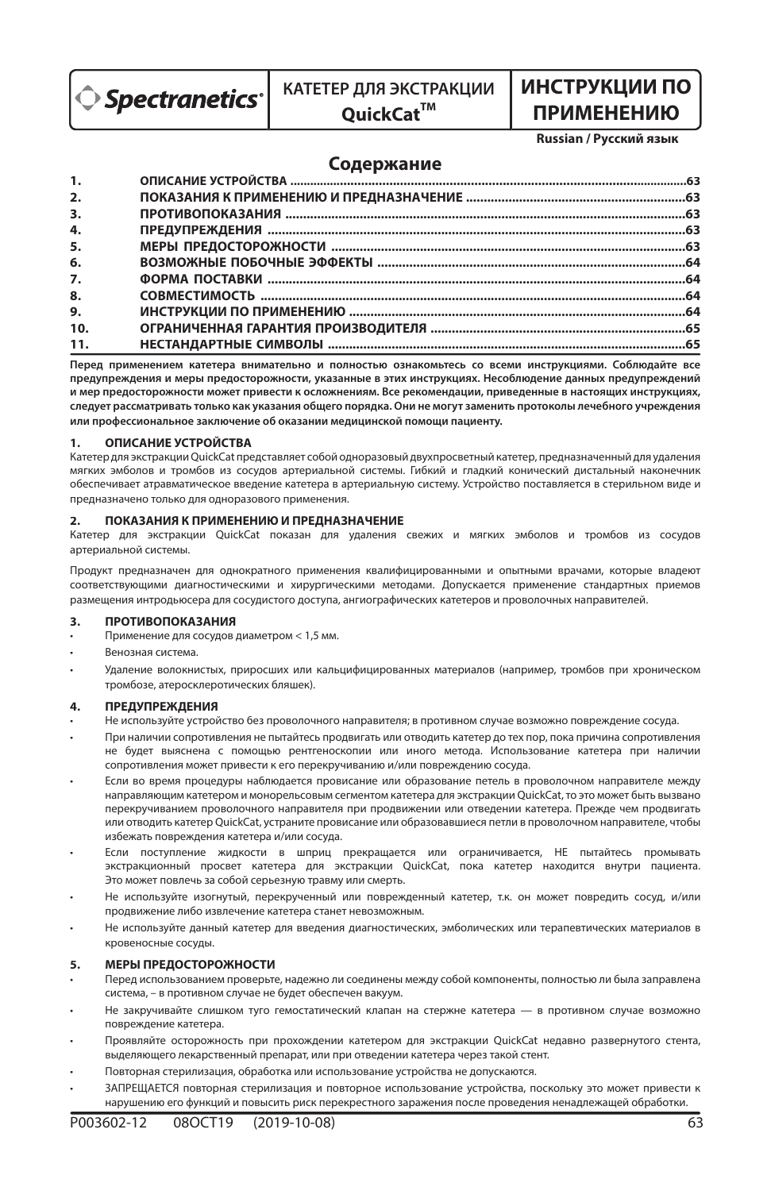**Spectranetics** | **КАТЕТЕР ДЛЯ ЭКСТРАКЦИИ QuickCat™** | **ИНСТРУКЦИИ ПО ПРИМЕНЕНИЮ**

**Russian / Русский язык**

## Содержание

| | | |
|---|---|---|
| 1. | ОПИСАНИЕ УСТРОЙСТВА | 63 |
| 2. | ПОКАЗАНИЯ К ПРИМЕНЕНИЮ И ПРЕДНАЗНАЧЕНИЕ | 63 |
| 3. | ПРОТИВОПОКАЗАНИЯ | 63 |
| 4. | ПРЕДУПРЕЖДЕНИЯ | 63 |
| 5. | МЕРЫ ПРЕДОСТОРОЖНОСТИ | 63 |
| 6. | ВОЗМОЖНЫЕ ПОБОЧНЫЕ ЭФФЕКТЫ | 64 |
| 7. | ФОРМА ПОСТАВКИ | 64 |
| 8. | СОВМЕСТИМОСТЬ | 64 |
| 9. | ИНСТРУКЦИИ ПО ПРИМЕНЕНИЮ | 64 |
| 10. | ОГРАНИЧЕННАЯ ГАРАНТИЯ ПРОИЗВОДИТЕЛЯ | 65 |
| 11. | НЕСТАНДАРТНЫЕ СИМВОЛЫ | 65 |

**Перед применением катетера внимательно и полностью ознакомьтесь со всеми инструкциями. Соблюдайте все предупреждения и меры предосторожности, указанные в этих инструкциях. Несоблюдение данных предупреждений и мер предосторожности может привести к осложнениям. Все рекомендации, приведенные в настоящих инструкциях, следует рассматривать только как указания общего порядка. Они не могут заменить протоколы лечебного учреждения или профессиональное заключение об оказании медицинской помощи пациенту.**

### 1. ОПИСАНИЕ УСТРОЙСТВА

Катетер для экстракции QuickCat представляет собой одноразовый двухпросветный катетер, предназначенный для удаления мягких эмболов и тромбов из сосудов артериальной системы. Гибкий и гладкий конический дистальный наконечник обеспечивает атравматическое введение катетера в артериальную систему. Устройство поставляется в стерильном виде и предназначено только для одноразового применения.

### 2. ПОКАЗАНИЯ К ПРИМЕНЕНИЮ И ПРЕДНАЗНАЧЕНИЕ

Катетер для экстракции QuickCat показан для удаления свежих и мягких эмболов и тромбов из сосудов артериальной системы.

Продукт предназначен для однократного применения квалифицированными и опытными врачами, которые владеют соответствующими диагностическими и хирургическими методами. Допускается применение стандартных приемов размещения интродьюсера для сосудистого доступа, ангиографических катетеров и проволочных направителей.

### 3. ПРОТИВОПОКАЗАНИЯ

- Применение для сосудов диаметром < 1,5 мм.
- Венозная система.
- Удаление волокнистых, приросших или кальцифицированных материалов (например, тромбов при хроническом тромбозе, атеросклеротических бляшек).

### 4. ПРЕДУПРЕЖДЕНИЯ

- Не используйте устройство без проволочного направителя; в противном случае возможно повреждение сосуда.
- При наличии сопротивления не пытайтесь продвигать или отводить катетер до тех пор, пока причина сопротивления не будет выяснена с помощью рентгеноскопии или иного метода. Использование катетера при наличии сопротивления может привести к его перекручиванию и/или повреждению сосуда.
- Если во время процедуры наблюдается провисание или образование петель в проволочном направителе между направляющим катетером и монорельсовым сегментом катетера для экстракции QuickCat, то это может быть вызвано перекручиванием проволочного направителя при продвижении или отведении катетера. Прежде чем продвигать или отводить катетер QuickCat, устраните провисание или образовавшиеся петли в проволочном направителе, чтобы избежать повреждения катетера и/или сосуда.
- Если поступление жидкости в шприц прекращается или ограничивается, НЕ пытайтесь промывать экстракционный просвет катетера для экстракции QuickCat, пока катетер находится внутри пациента. Это может повлечь за собой серьезную травму или смерть.
- Не используйте изогнутый, перекрученный или поврежденный катетер, т.к. он может повредить сосуд, и/или продвижение либо извлечение катетера станет невозможным.
- Не используйте данный катетер для введения диагностических, эмболических или терапевтических материалов в кровеносные сосуды.

### 5. МЕРЫ ПРЕДОСТОРОЖНОСТИ

- Перед использованием проверьте, надежно ли соединены между собой компоненты, полностью ли была заправлена система, – в противном случае не будет обеспечен вакуум.
- Не закручивайте слишком туго гемостатический клапан на стержне катетера — в противном случае возможно повреждение катетера.
- Проявляйте осторожность при прохождении катетером для экстракции QuickCat недавно развернутого стента, выделяющего лекарственный препарат, или при отведении катетера через такой стент.
- Повторная стерилизация, обработка или использование устройства не допускаются.
- ЗАПРЕЩАЕТСЯ повторная стерилизация и повторное использование устройства, поскольку это может привести к нарушению его функций и повысить риск перекрестного заражения после проведения ненадлежащей обработки.

P003602-12 08OCT19 (2019-10-08)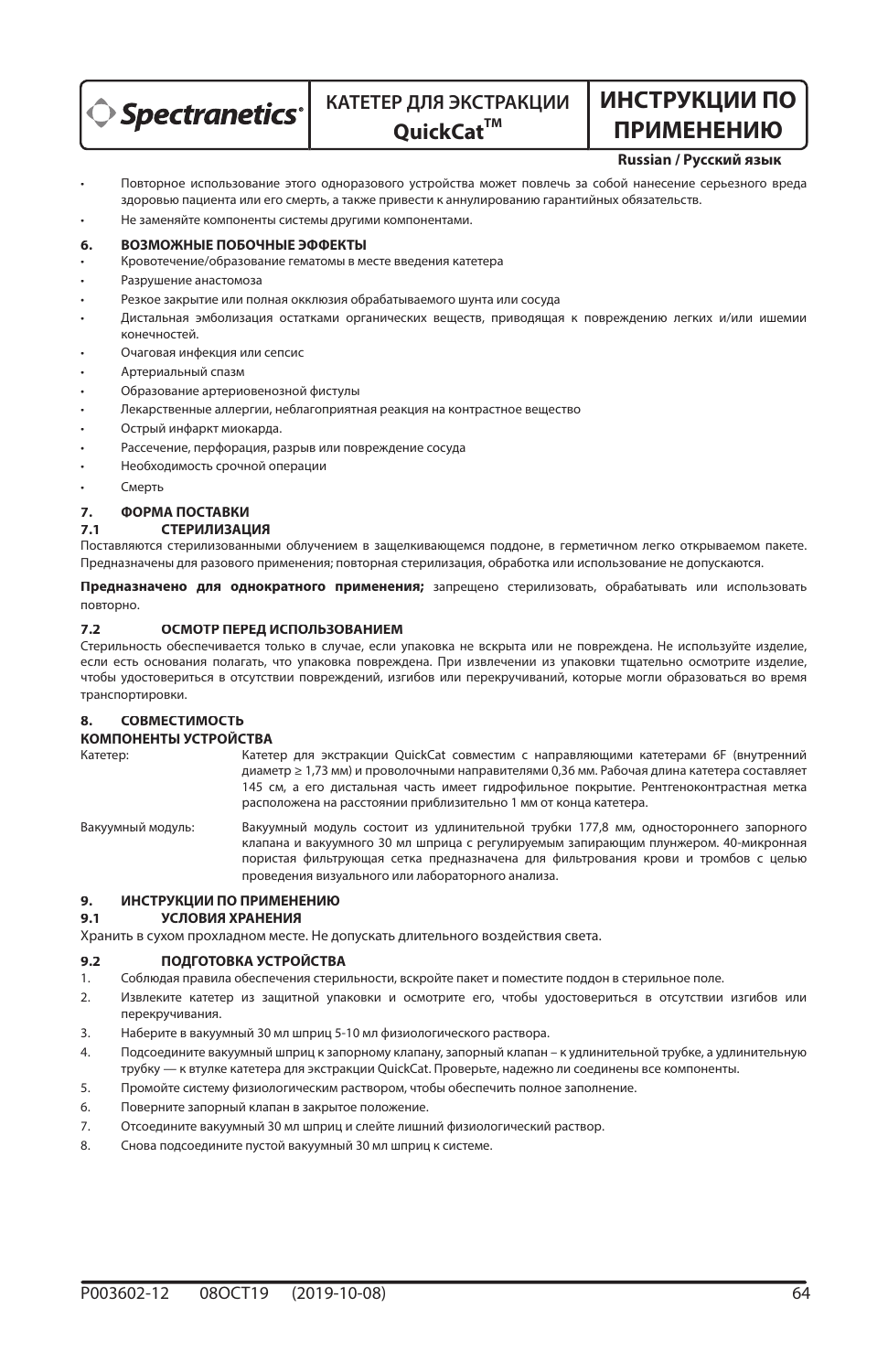- Повторное использование этого одноразового устройства может повлечь за собой нанесение серьезного вреда здоровью пациента или его смерть, а также привести к аннулированию гарантийных обязательств.
- Не заменяйте компоненты системы другими компонентами.

## 6. ВОЗМОЖНЫЕ ПОБОЧНЫЕ ЭФФЕКТЫ

- Кровотечение/образование гематомы в месте введения катетера
- Разрушение анастомоза
- Резкое закрытие или полная окклюзия обрабатываемого шунта или сосуда
- Дистальная эмболизация остатками органических веществ, приводящая к повреждению легких и/или ишемии конечностей.
- Очаговая инфекция или сепсис
- Артериальный спазм
- Образование артериовенозной фистулы
- Лекарственные аллергии, неблагоприятная реакция на контрастное вещество
- Острый инфаркт миокарда.
- Рассечение, перфорация, разрыв или повреждение сосуда
- Необходимость срочной операции
- Смерть

## 7. ФОРМА ПОСТАВКИ

### 7.1 СТЕРИЛИЗАЦИЯ

Поставляются стерилизованными облучением в защелкивающемся поддоне, в герметичном легко открываемом пакете. Предназначены для разового применения; повторная стерилизация, обработка или использование не допускаются.

**Предназначено для однократного применения;** запрещено стерилизовать, обрабатывать или использовать повторно.

### 7.2 ОСМОТР ПЕРЕД ИСПОЛЬЗОВАНИЕМ

Стерильность обеспечивается только в случае, если упаковка не вскрыта или не повреждена. Не используйте изделие, если есть основания полагать, что упаковка повреждена. При извлечении из упаковки тщательно осмотрите изделие, чтобы удостовериться в отсутствии повреждений, изгибов или перекручиваний, которые могли образоваться во время транспортировки.

## 8. СОВМЕСТИМОСТЬ

**КОМПОНЕНТЫ УСТРОЙСТВА**

Катетер: Катетер для экстракции QuickCat совместим с направляющими катетерами 6F (внутренний диаметр ≥ 1,73 мм) и проволочными направителями 0,36 мм. Рабочая длина катетера составляет 145 см, а его дистальная часть имеет гидрофильное покрытие. Рентгеноконтрастная метка расположена на расстоянии приблизительно 1 мм от конца катетера.

Вакуумный модуль: Вакуумный модуль состоит из удлинительной трубки 177,8 мм, одностороннего запорного клапана и вакуумного 30 мл шприца с регулируемым запирающим плунжером. 40-микронная пористая фильтрующая сетка предназначена для фильтрования крови и тромбов с целью проведения визуального или лабораторного анализа.

## 9. ИНСТРУКЦИИ ПО ПРИМЕНЕНИЮ

### 9.1 УСЛОВИЯ ХРАНЕНИЯ

Хранить в сухом прохладном месте. Не допускать длительного воздействия света.

### 9.2 ПОДГОТОВКА УСТРОЙСТВА

1. Соблюдая правила обеспечения стерильности, вскройте пакет и поместите поддон в стерильное поле.
2. Извлеките катетер из защитной упаковки и осмотрите его, чтобы удостовериться в отсутствии изгибов или перекручивания.
3. Наберите в вакуумный 30 мл шприц 5-10 мл физиологического раствора.
4. Подсоедините вакуумный шприц к запорному клапану, запорный клапан – к удлинительной трубке, а удлинительную трубку — к втулке катетера для экстракции QuickCat. Проверьте, надежно ли соединены все компоненты.
5. Промойте систему физиологическим раствором, чтобы обеспечить полное заполнение.
6. Поверните запорный клапан в закрытое положение.
7. Отсоедините вакуумный 30 мл шприц и слейте лишний физиологический раствор.
8. Снова подсоедините пустой вакуумный 30 мл шприц к системе.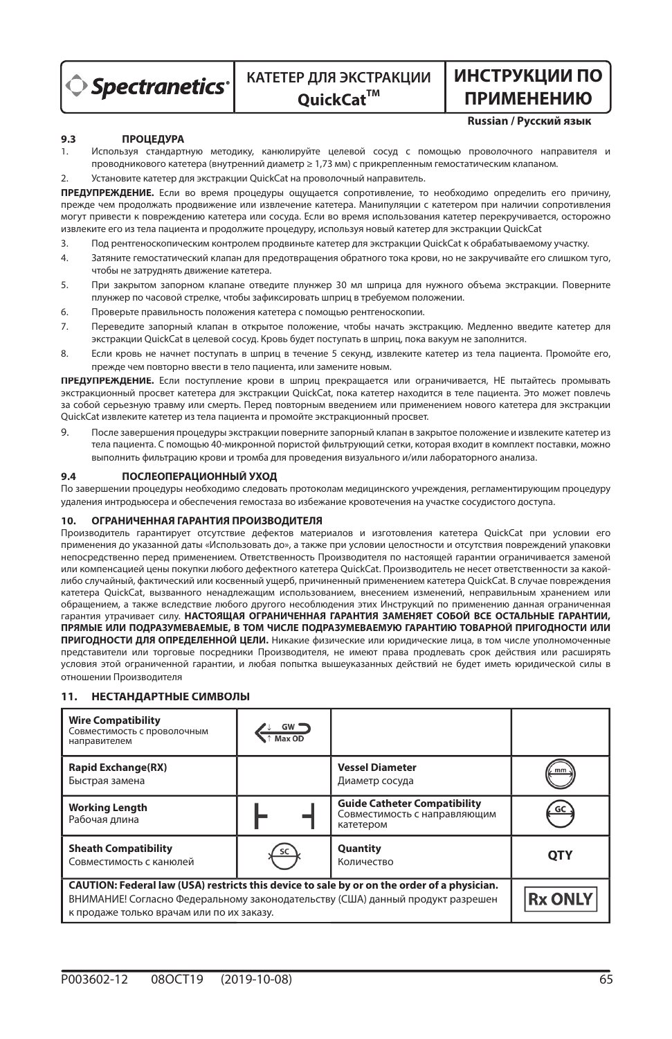### 9.3 ПРОЦЕДУРА

1. Используя стандартную методику, канюлируйте целевой сосуд с помощью проволочного направителя и проводникового катетера (внутренний диаметр ≥ 1,73 мм) с прикрепленным гемостатическим клапаном.
2. Установите катетер для экстракции QuickCat на проволочный направитель.

**ПРЕДУПРЕЖДЕНИЕ.** Если во время процедуры ощущается сопротивление, то необходимо определить его причину, прежде чем продолжать продвижение или извлечение катетера. Манипуляции с катетером при наличии сопротивления могут привести к повреждению катетера или сосуда. Если во время использования катетер перекручивается, осторожно извлеките его из тела пациента и продолжите процедуру, используя новый катетер для экстракции QuickCat

3. Под рентгеноскопическим контролем продвиньте катетер для экстракции QuickCat к обрабатываемому участку.
4. Затяните гемостатический клапан для предотвращения обратного тока крови, но не закручивайте его слишком туго, чтобы не затруднять движение катетера.
5. При закрытом запорном клапане отведите плунжер 30 мл шприца для нужного объема экстракции. Поверните плунжер по часовой стрелке, чтобы зафиксировать шприц в требуемом положении.
6. Проверьте правильность положения катетера с помощью рентгеноскопии.
7. Переведите запорный клапан в открытое положение, чтобы начать экстракцию. Медленно введите катетер для экстракции QuickCat в целевой сосуд. Кровь будет поступать в шприц, пока вакуум не заполнится.
8. Если кровь не начнет поступать в шприц в течение 5 секунд, извлеките катетер из тела пациента. Промойте его, прежде чем повторно ввести в тело пациента, или замените новым.

**ПРЕДУПРЕЖДЕНИЕ.** Если поступление крови в шприц прекращается или ограничивается, НЕ пытайтесь промывать экстракционный просвет катетера для экстракции QuickCat, пока катетер находится в теле пациента. Это может повлечь за собой серьезную травму или смерть. Перед повторным введением или применением нового катетера для экстракции QuickCat извлеките катетер из тела пациента и промойте экстракционный просвет.

9. После завершения процедуры экстракции поверните запорный клапан в закрытое положение и извлеките катетер из тела пациента. С помощью 40-микронной пористой фильтрующий сетки, которая входит в комплект поставки, можно выполнить фильтрацию крови и тромба для проведения визуального и/или лабораторного анализа.

### 9.4 ПОСЛЕОПЕРАЦИОННЫЙ УХОД

По завершении процедуры необходимо следовать протоколам медицинского учреждения, регламентирующим процедуру удаления интродьюсера и обеспечения гемостаза во избежание кровотечения на участке сосудистого доступа.

## 10. ОГРАНИЧЕННАЯ ГАРАНТИЯ ПРОИЗВОДИТЕЛЯ

Производитель гарантирует отсутствие дефектов материалов и изготовления катетера QuickCat при условии его применения до указанной даты «Использовать до», а также при условии целостности и отсутствия повреждений упаковки непосредственно перед применением. Ответственность Производителя по настоящей гарантии ограничивается заменой или компенсацией цены покупки любого дефектного катетера QuickCat. Производитель не несет ответственности за какой-либо случайный, фактический или косвенный ущерб, причиненный применением катетера QuickCat. В случае повреждения катетера QuickCat, вызванного ненадлежащим использованием, внесением изменений, неправильным хранением или обращением, а также вследствие любого другого несоблюдения этих Инструкций по применению данная ограниченная гарантия утрачивает силу. **НАСТОЯЩАЯ ОГРАНИЧЕННАЯ ГАРАНТИЯ ЗАМЕНЯЕТ СОБОЙ ВСЕ ОСТАЛЬНЫЕ ГАРАНТИИ, ПРЯМЫЕ ИЛИ ПОДРАЗУМЕВАЕМЫЕ, В ТОМ ЧИСЛЕ ПОДРАЗУМЕВАЕМУЮ ГАРАНТИЮ ТОВАРНОЙ ПРИГОДНОСТИ ИЛИ ПРИГОДНОСТИ ДЛЯ ОПРЕДЕЛЕННОЙ ЦЕЛИ.** Никакие физические или юридические лица, в том числе уполномоченные представители или торговые посредники Производителя, не имеют права продлевать срок действия или расширять условия этой ограниченной гарантии, и любая попытка вышеуказанных действий не будет иметь юридической силы в отношении Производителя

## 11. НЕСТАНДАРТНЫЕ СИМВОЛЫ

| | | | |
|---|---|---|---|
| **Wire Compatibility**<br>Совместимость с проволочным направителем | GW ↓ ↑ Max OD | | |
| **Rapid Exchange(RX)**<br>Быстрая замена | | **Vessel Diameter**<br>Диаметр сосуда | mm |
| **Working Length**<br>Рабочая длина | ⊢ ⊣ | **Guide Catheter Compatibility**<br>Совместимость с направляющим катетером | GC |
| **Sheath Compatibility**<br>Совместимость с канюлей | SC | **Quantity**<br>Количество | **QTY** |
| **CAUTION: Federal law (USA) restricts this device to sale by or on the order of a physician.**<br>ВНИМАНИЕ! Согласно Федеральному законодательству (США) данный продукт разрешен к продаже только врачам или по их заказу. | | | **Rx ONLY** |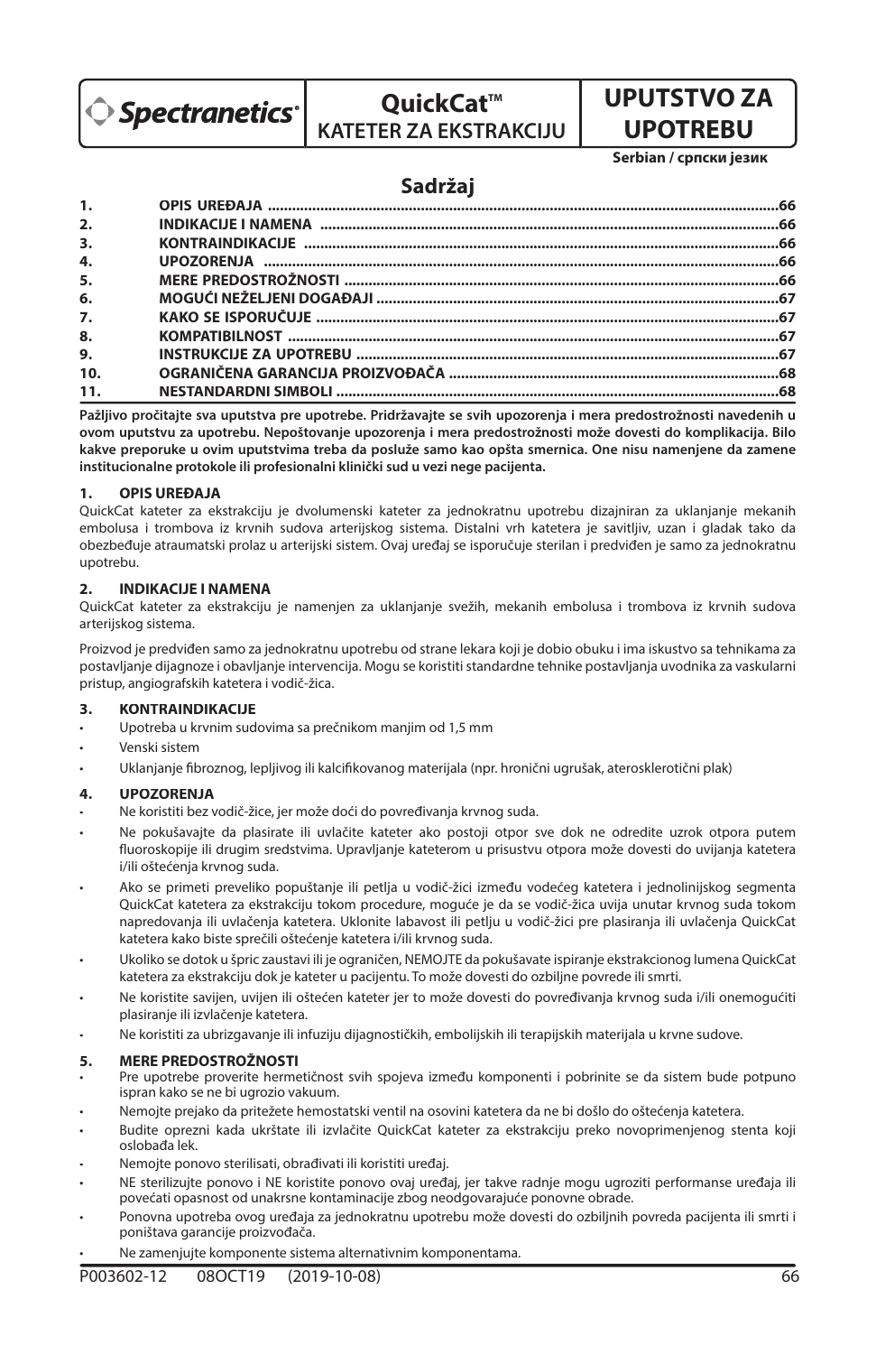Spectranetics®

# QuickCat™ KATETER ZA EKSTRAKCIJU

# UPUTSTVO ZA UPOTREBU

**Serbian / српски језик**

## Sadržaj

| | | |
|---|---|---|
| 1. | OPIS UREĐAJA | 66 |
| 2. | INDIKACIJE I NAMENA | 66 |
| 3. | KONTRAINDIKACIJE | 66 |
| 4. | UPOZORENJA | 66 |
| 5. | MERE PREDOSTROŽNOSTI | 66 |
| 6. | MOGUĆI NEŽELJENI DOGAĐAJI | 67 |
| 7. | KAKO SE ISPORUČUJE | 67 |
| 8. | KOMPATIBILNOST | 67 |
| 9. | INSTRUKCIJE ZA UPOTREBU | 67 |
| 10. | OGRANIČENA GARANCIJA PROIZVOĐAČA | 68 |
| 11. | NESTANDARDNI SIMBOLI | 68 |

**Pažljivo pročitajte sva uputstva pre upotrebe. Pridržavajte se svih upozorenja i mera predostrožnosti navedenih u ovom uputstvu za upotrebu. Nepoštovanje upozorenja i mera predostrožnosti može dovesti do komplikacija. Bilo kakve preporuke u ovim uputstvima treba da posluže samo kao opšta smernica. One nisu namenjene da zamene institucionalne protokole ili profesionalni klinički sud u vezi nege pacijenta.**

### 1. OPIS UREĐAJA

QuickCat kateter za ekstrakciju je dvolumenski kateter za jednokratnu upotrebu dizajniran za uklanjanje mekanih embolusa i trombova iz krvnih sudova arterijskog sistema. Distalni vrh katetera je savitljiv, uzan i gladak tako da obezbeđuje atraumatski prolaz u arterijski sistem. Ovaj uređaj se isporučuje sterilan i predviđen je samo za jednokratnu upotrebu.

### 2. INDIKACIJE I NAMENA

QuickCat kateter za ekstrakciju je namenjen za uklanjanje svežih, mekanih embolusa i trombova iz krvnih sudova arterijskog sistema.

Proizvod je predviđen samo za jednokratnu upotrebu od strane lekara koji je dobio obuku i ima iskustvo sa tehnikama za postavljanje dijagnoze i obavljanje intervencija. Mogu se koristiti standardne tehnike postavljanja uvodnika za vaskularni pristup, angiografskih katetera i vodič-žica.

### 3. KONTRAINDIKACIJE

- Upotreba u krvnim sudovima sa prečnikom manjim od 1,5 mm
- Venski sistem
- Uklanjanje fibroznog, lepljivog ili kalcifikovanog materijala (npr. hronični ugrušak, aterosklerotični plak)

### 4. UPOZORENJA

- Ne koristiti bez vodič-žice, jer može doći do povređivanja krvnog suda.
- Ne pokušavajte da plasirate ili uvlačite kateter ako postoji otpor sve dok ne odredite uzrok otpora putem fluoroskopije ili drugim sredstvima. Upravljanje kateterom u prisustvu otpora može dovesti do uvijanja katetera i/ili oštećenja krvnog suda.
- Ako se primeti preveliko popuštanje ili petlja u vodič-žici između vodećeg katetera i jednolinijskog segmenta QuickCat katetera za ekstrakciju tokom procedure, moguće je da se vodič-žica uvija unutar krvnog suda tokom napredovanja ili uvlačenja katetera. Uklonite labavost ili petlju u vodič-žici pre plasiranja ili uvlačenja QuickCat katetera kako biste sprečili oštećenje katetera i/ili krvnog suda.
- Ukoliko se dotok u špric zaustavi ili je ograničen, NEMOJTE da pokušavate ispiranje ekstrakcionog lumena QuickCat katetera za ekstrakciju dok je kateter u pacijentu. To može dovesti do ozbiljne povrede ili smrti.
- Ne koristite savijen, uvijen ili oštećen kateter jer to može dovesti do povređivanja krvnog suda i/ili onemogućiti plasiranje ili izvlačenje katetera.
- Ne koristiti za ubrizgavanje ili infuziju dijagnostičkih, embolijskih ili terapijskih materijala u krvne sudove.

### 5. MERE PREDOSTROŽNOSTI

- Pre upotrebe proverite hermetičnost svih spojeva između komponenti i pobrinite se da sistem bude potpuno ispran kako se ne bi ugrozio vakuum.
- Nemojte prejako da pritežete hemostatski ventil na osovini katetera da ne bi došlo do oštećenja katetera.
- Budite oprezni kada ukrštate ili izvlačite QuickCat kateter za ekstrakciju preko novoprimenjenog stenta koji oslobađa lek.
- Nemojte ponovo sterilisati, obrađivati ili koristiti uređaj.
- NE sterilizujte ponovo i NE koristite ponovo ovaj uređaj, jer takve radnje mogu ugroziti performanse uređaja ili povećati opasnost od unakrsne kontaminacije zbog neodgovarajuće ponovne obrade.
- Ponovna upotreba ovog uređaja za jednokratnu upotrebu može dovesti do ozbiljnih povreda pacijenta ili smrti i poništava garancije proizvođača.
- Ne zamenjujte komponente sistema alternativnim komponentama.

P003602-12 08OCT19 (2019-10-08)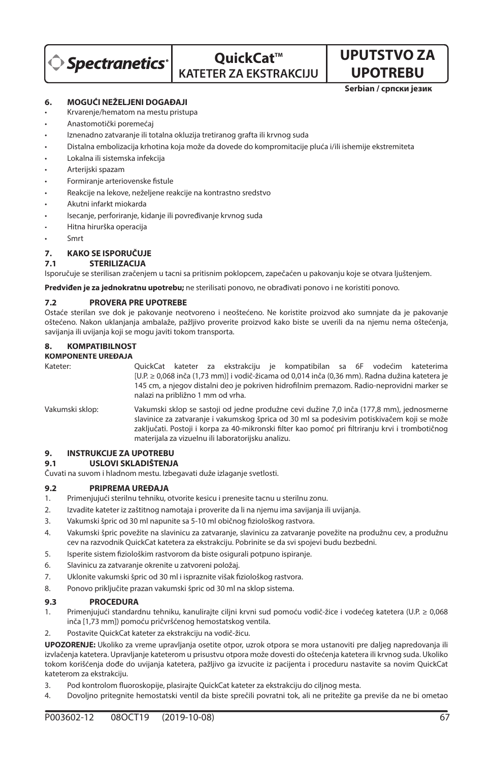## 6. MOGUĆI NEŽELJENI DOGAĐAJI

- Krvarenje/hematom na mestu pristupa
- Anastomotički poremećaj
- Iznenadno zatvaranje ili totalna okluzija tretiranog grafta ili krvnog suda
- Distalna embolizacija krhotina koja može da dovede do kompromitacije pluća i/ili ishemije ekstremiteta
- Lokalna ili sistemska infekcija
- Arterijski spazam
- Formiranje arteriovenske fistule
- Reakcije na lekove, neželjene reakcije na kontrastno sredstvo
- Akutni infarkt miokarda
- Isecanje, perforiranje, kidanje ili povređivanje krvnog suda
- Hitna hirurška operacija
- Smrt

## 7. KAKO SE ISPORUČUJE

### 7.1 STERILIZACIJA

Isporučuje se sterilisan zračenjem u tacni sa pritisnim poklopcem, zapečaćen u pakovanju koje se otvara ljuštenjem.

**Predviđen je za jednokratnu upotrebu;** ne sterilisati ponovo, ne obrađivati ponovo i ne koristiti ponovo.

### 7.2 PROVERA PRE UPOTREBE

Ostaće sterilan sve dok je pakovanje neotvoreno i neoštećeno. Ne koristite proizvod ako sumnjate da je pakovanje oštećeno. Nakon uklanjanja ambalaže, pažljivo proverite proizvod kako biste se uverili da na njemu nema oštećenja, savijanja ili uvijanja koji se mogu javiti tokom transporta.

## 8. KOMPATIBILNOST

**KOMPONENTE UREĐAJA**

Kateter: QuickCat kateter za ekstrakciju je kompatibilan sa 6F vodećim kateterima [U.P. ≥ 0,068 inča (1,73 mm)] i vodič-žicama od 0,014 inča (0,36 mm). Radna dužina katetera je 145 cm, a njegov distalni deo je pokriven hidrofilnim premazom. Radio-neprovidni marker se nalazi na približno 1 mm od vrha.

Vakumski sklop: Vakumski sklop se sastoji od jedne produžne cevi dužine 7,0 inča (177,8 mm), jednosmerne slavinice za zatvaranje i vakumskog šprica od 30 ml sa podesivim potiskivačem koji se može zaključati. Postoji i korpa za 40-mikronski filter kao pomoć pri filtriranju krvi i trombotičnog materijala za vizuelnu ili laboratorijsku analizu.

## 9. INSTRUKCIJE ZA UPOTREBU

### 9.1 USLOVI SKLADIŠTENJA

Čuvati na suvom i hladnom mestu. Izbegavati duže izlaganje svetlosti.

### 9.2 PRIPREMA UREĐAJA

1. Primenjujući sterilnu tehniku, otvorite kesicu i prenesite tacnu u sterilnu zonu.
2. Izvadite kateter iz zaštitnog namotaja i proverite da li na njemu ima savijanja ili uvijanja.
3. Vakumski špric od 30 ml napunite sa 5-10 ml običnog fiziološkog rastvora.
4. Vakumski špric povežite na slavinicu za zatvaranje, slavinicu za zatvaranje povežite na produžnu cev, a produžnu cev na razvodnik QuickCat katetera za ekstrakciju. Pobrinite se da svi spojevi budu bezbedni.
5. Isperite sistem fiziološkim rastvorom da biste osigurali potpuno ispiranje.
6. Slavinicu za zatvaranje okrenite u zatvoreni položaj.
7. Uklonite vakumski špric od 30 ml i ispraznite višak fiziološkog rastvora.
8. Ponovo priključite prazan vakumski špric od 30 ml na sklop sistema.

### 9.3 PROCEDURA

1. Primenjujući standardnu tehniku, kanulirajte ciljni krvni sud pomoću vodič-žice i vodećeg katetera (U.P. ≥ 0,068 inča [1,73 mm]) pomoću pričvršćenog hemostatskog ventila.
2. Postavite QuickCat kateter za ekstrakciju na vodič-žicu.

**UPOZORENJE:** Ukoliko za vreme upravljanja osetite otpor, uzrok otpora se mora ustanoviti pre daljeg napredovanja ili izvlačenja katetera. Upravljanje kateterom u prisustvu otpora može dovesti do oštećenja katetera ili krvnog suda. Ukoliko tokom korišćenja dođe do uvijanja katetera, pažljivo ga izvucite iz pacijenta i proceduru nastavite sa novim QuickCat kateterom za ekstrakciju.

3. Pod kontrolom fluoroskopije, plasirajte QuickCat kateter za ekstrakciju do ciljnog mesta.
4. Dovoljno pritegnite hemostatski ventil da biste sprečili povratni tok, ali ne pritežite ga previše da ne bi ometao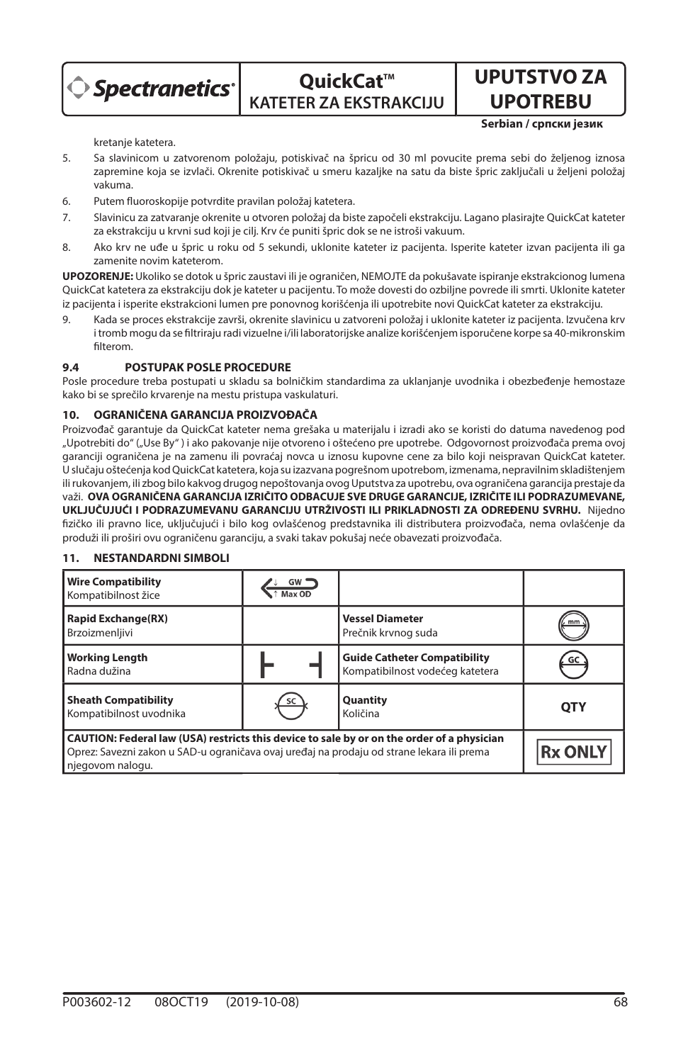kretanje katetera.

5. Sa slavinicom u zatvorenom položaju, potiskivač na špricu od 30 ml povucite prema sebi do željenog iznosa zapremine koja se izvlači. Okrenite potiskivač u smeru kazaljke na satu da biste špric zaključali u željeni položaj vakuma.
6. Putem fluoroskopije potvrdite pravilan položaj katetera.
7. Slavinicu za zatvaranje okrenite u otvoren položaj da biste započeli ekstrakciju. Lagano plasirajte QuickCat kateter za ekstrakciju u krvni sud koji je cilj. Krv će puniti špric dok se ne istroši vakuum.
8. Ako krv ne uđe u špric u roku od 5 sekundi, uklonite kateter iz pacijenta. Isperite kateter izvan pacijenta ili ga zamenite novim kateterom.

**UPOZORENJE:** Ukoliko se dotok u špric zaustavi ili je ograničen, NEMOJTE da pokušavate ispiranje ekstrakcionog lumena QuickCat katetera za ekstrakciju dok je kateter u pacijentu. To može dovesti do ozbiljne povrede ili smrti. Uklonite kateter iz pacijenta i isperite ekstrakcioni lumen pre ponovnog korišćenja ili upotrebite novi QuickCat kateter za ekstrakciju.

9. Kada se proces ekstrakcije završi, okrenite slavinicu u zatvoreni položaj i uklonite kateter iz pacijenta. Izvučena krv i tromb mogu da se filtriraju radi vizuelne i/ili laboratorijske analize korišćenjem isporučene korpe sa 40-mikronskim filterom.

### 9.4 POSTUPAK POSLE PROCEDURE

Posle procedure treba postupati u skladu sa bolničkim standardima za uklanjanje uvodnika i obezbeđenje hemostaze kako bi se sprečilo krvarenje na mestu pristupa vaskulaturi.

## 10. OGRANIČENA GARANCIJA PROIZVOĐAČA

Proizvođač garantuje da QuickCat kateter nema grešaka u materijalu i izradi ako se koristi do datuma navedenog pod „Upotrebiti do" („Use By" ) i ako pakovanje nije otvoreno i oštećeno pre upotrebe. Odgovornost proizvođača prema ovoj garanciji ograničena je na zamenu ili povraćaj novca u iznosu kupovne cene za bilo koji neispravan QuickCat kateter. U slučaju oštećenja kod QuickCat katetera, koja su izazvana pogrešnom upotrebom, izmenama, nepravilnim skladištenjem ili rukovanjem, ili zbog bilo kakvog drugog nepoštovanja ovog Uputstva za upotrebu, ova ograničena garancija prestaje da važi. **OVA OGRANIČENA GARANCIJA IZRIČITO ODBACUJE SVE DRUGE GARANCIJE, IZRIČITE ILI PODRAZUMEVANE, UKLJUČUJUĆI I PODRAZUMEVANU GARANCIJU UTRŽIVOSTI ILI PRIKLADNOSTI ZA ODREĐENU SVRHU.** Nijedno fizičko ili pravno lice, uključujući i bilo kog ovlašćenog predstavnika ili distributera proizvođača, nema ovlašćenje da produži ili proširi ovu ograničenu garanciju, a svaki takav pokušaj neće obavezati proizvođača.

## 11. NESTANDARDNI SIMBOLI

| | | | |
|---|---|---|---|
| **Wire Compatibility** Kompatibilnost žice | GW Max OD | | |
| **Rapid Exchange(RX)** Brzoizmenljivi | | **Vessel Diameter** Prečnik krvnog suda | mm |
| **Working Length** Radna dužina | ⊢ ⊣ | **Guide Catheter Compatibility** Kompatibilnost vodećeg katetera | GC |
| **Sheath Compatibility** Kompatibilnost uvodnika | SC | **Quantity** Količina | QTY |
| **CAUTION: Federal law (USA) restricts this device to sale by or on the order of a physician** Oprez: Savezni zakon u SAD-u ograničava ovaj uređaj na prodaju od strane lekara ili prema njegovom nalogu. | | | Rx ONLY |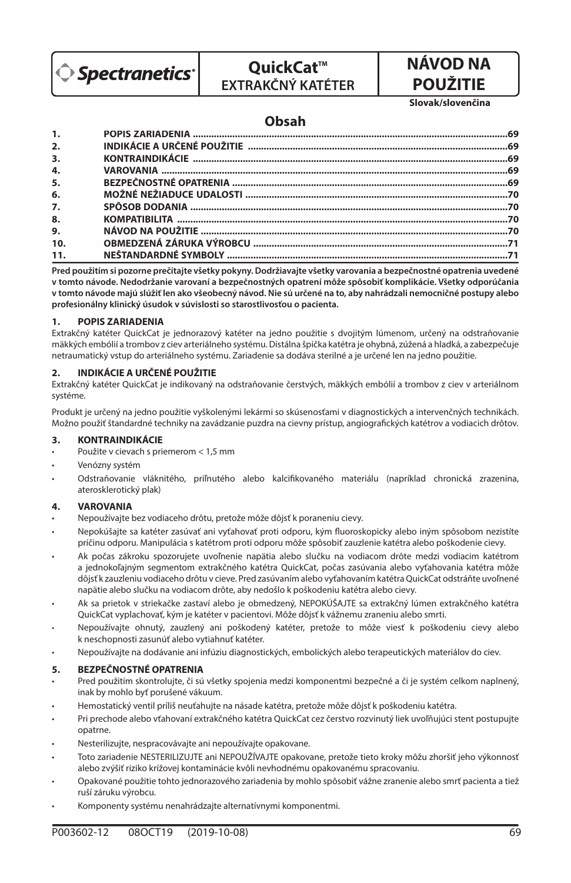Spectranetics

# QuickCat™ EXTRAKČNÝ KATÉTER

# NÁVOD NA POUŽITIE

Slovak/slovenčina

## Obsah

| | | |
|---|---|---|
| 1. | POPIS ZARIADENIA | 69 |
| 2. | INDIKÁCIE A URČENÉ POUŽITIE | 69 |
| 3. | KONTRAINDIKÁCIE | 69 |
| 4. | VAROVANIA | 69 |
| 5. | BEZPEČNOSTNÉ OPATRENIA | 69 |
| 6. | MOŽNÉ NEŽIADUCE UDALOSTI | 70 |
| 7. | SPÔSOB DODANIA | 70 |
| 8. | KOMPATIBILITA | 70 |
| 9. | NÁVOD NA POUŽITIE | 70 |
| 10. | OBMEDZENÁ ZÁRUKA VÝROBCU | 71 |
| 11. | NEŠTANDARDNÉ SYMBOLY | 71 |

**Pred použitím si pozorne prečítajte všetky pokyny. Dodržiavajte všetky varovania a bezpečnostné opatrenia uvedené v tomto návode. Nedodržanie varovaní a bezpečnostných opatrení môže spôsobiť komplikácie. Všetky odporúčania v tomto návode majú slúžiť len ako všeobecný návod. Nie sú určené na to, aby nahrádzali nemocničné postupy alebo profesionálny klinický úsudok v súvislosti so starostlivosťou o pacienta.**

### 1. POPIS ZARIADENIA

Extrakčný katéter QuickCat je jednorazový katéter na jedno použitie s dvojitým lúmenom, určený na odstraňovanie mäkkých embólií a trombov z ciev arteriálneho systému. Distálna špička katétra je ohybná, zúžená a hladká, a zabezpečuje netraumatický vstup do arteriálneho systému. Zariadenie sa dodáva sterilné a je určené len na jedno použitie.

### 2. INDIKÁCIE A URČENÉ POUŽITIE

Extrakčný katéter QuickCat je indikovaný na odstraňovanie čerstvých, mäkkých embólií a trombov z ciev v arteriálnom systéme.

Produkt je určený na jedno použitie vyškolenými lekármi so skúsenosťami v diagnostických a intervenčných technikách. Možno použiť štandardné techniky na zavádzanie puzdra na cievny prístup, angiografických katétrov a vodiacich drôtov.

### 3. KONTRAINDIKÁCIE

- Použite v cievach s priemerom < 1,5 mm
- Venózny systém
- Odstraňovanie vláknitého, priľnutého alebo kalcifikovaného materiálu (napríklad chronická zrazenina, aterosklerotický plak)

### 4. VAROVANIA

- Nepoužívajte bez vodiaceho drôtu, pretože môže dôjsť k poraneniu cievy.
- Nepokúšajte sa katéter zasúvať ani vyťahovať proti odporu, kým fluoroskopicky alebo iným spôsobom nezistíte príčinu odporu. Manipulácia s katétrom proti odporu môže spôsobiť zauzlenie katétra alebo poškodenie cievy.
- Ak počas zákroku spozorujete uvoľnenie napätia alebo slučku na vodiacom drôte medzi vodiacim katétrom a jednokoľajným segmentom extrakčného katétra QuickCat, počas zasúvania alebo vyťahovania katétra môže dôjsť k zauzleniu vodiaceho drôtu v cieve. Pred zasúvaním alebo vyťahovaním katétra QuickCat odstráňte uvoľnené napätie alebo slučku na vodiacom drôte, aby nedošlo k poškodeniu katétra alebo cievy.
- Ak sa prietok v striekačke zastaví alebo je obmedzený, NEPOKÚŠAJTE sa extrakčný lúmen extrakčného katétra QuickCat vyplachovať, kým je katéter v pacientovi. Môže dôjsť k vážnemu zraneniu alebo smrti.
- Nepoužívajte ohnutý, zauzlený ani poškodený katéter, pretože to môže viesť k poškodeniu cievy alebo k neschopnosti zasunúť alebo vytiahnuť katéter.
- Nepoužívajte na dodávanie ani infúziu diagnostických, embolických alebo terapeutických materiálov do ciev.

### 5. BEZPEČNOSTNÉ OPATRENIA

- Pred použitím skontrolujte, či sú všetky spojenia medzi komponentmi bezpečné a či je systém celkom naplnený, inak by mohlo byť porušené vákuum.
- Hemostatický ventil príliš neuťahujte na násade katétra, pretože môže dôjsť k poškodeniu katétra.
- Pri prechode alebo vťahovaní extrakčného katétra QuickCat cez čerstvo rozvinutý liek uvoľňujúci stent postupujte opatrne.
- Nesterilizujte, nespracovávajte ani nepoužívajte opakovane.
- Toto zariadenie NESTERILIZUJTE ani NEPOUŽÍVAJTE opakovane, pretože tieto kroky môžu zhoršiť jeho výkonnosť alebo zvýšiť riziko krížovej kontaminácie kvôli nevhodnému opakovanému spracovaniu.
- Opakované použitie tohto jednorazového zariadenia by mohlo spôsobiť vážne zranenie alebo smrť pacienta a tiež ruší záruku výrobcu.
- Komponenty systému nenahrádzajte alternatívnymi komponentmi.

P003602-12 08OCT19 (2019-10-08)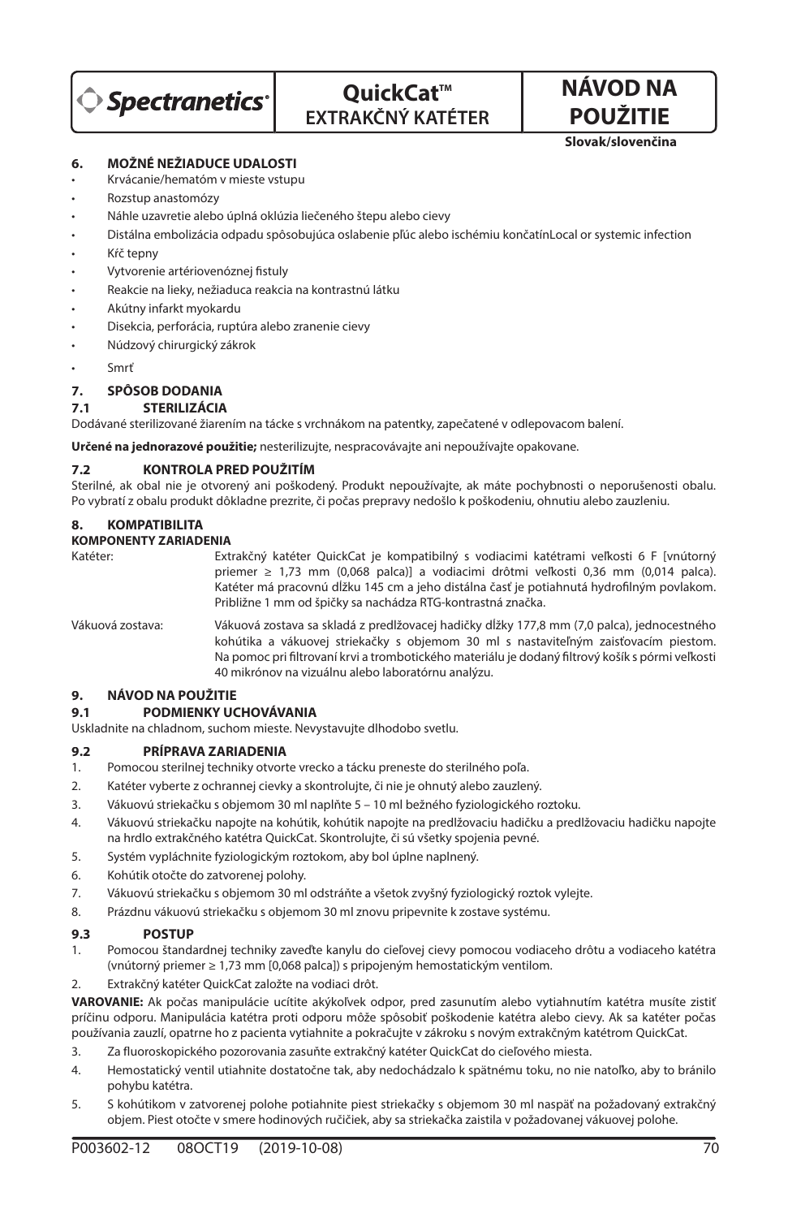Spectranetics

# QuickCat™ EXTRAKČNÝ KATÉTER

# NÁVOD NA POUŽITIE

**Slovak/slovenčina**

## 6. MOŽNÉ NEŽIADUCE UDALOSTI

- Krvácanie/hematóm v mieste vstupu
- Rozstup anastomózy
- Náhle uzavretie alebo úplná oklúzia liečeného štepu alebo cievy
- Distálna embolizácia odpadu spôsobujúca oslabenie pľúc alebo ischémiu končatínLocal or systemic infection
- Kŕč tepny
- Vytvorenie artériovenóznej fistuly
- Reakcie na lieky, nežiaduca reakcia na kontrastnú látku
- Akútny infarkt myokardu
- Disekcia, perforácia, ruptúra alebo zranenie cievy
- Núdzový chirurgický zákrok
- Smrť

## 7. SPÔSOB DODANIA

### 7.1 STERILIZÁCIA

Dodávané sterilizované žiarením na tácke s vrchnákom na patentky, zapečatené v odlepovacom balení.

**Určené na jednorazové použitie;** nesterilizujte, nespracovávajte ani nepoužívajte opakovane.

### 7.2 KONTROLA PRED POUŽITÍM

Sterilné, ak obal nie je otvorený ani poškodený. Produkt nepoužívajte, ak máte pochybnosti o neporušenosti obalu. Po vybratí z obalu produkt dôkladne prezrite, či počas prepravy nedošlo k poškodeniu, ohnutiu alebo zauzleniu.

## 8. KOMPATIBILITA

**KOMPONENTY ZARIADENIA**

Katéter: Extrakčný katéter QuickCat je kompatibilný s vodiacimi katétrami veľkosti 6 F [vnútorný priemer ≥ 1,73 mm (0,068 palca)] a vodiacimi drôtmi veľkosti 0,36 mm (0,014 palca). Katéter má pracovnú dĺžku 145 cm a jeho distálna časť je potiahnutá hydrofilným povlakom. Približne 1 mm od špičky sa nachádza RTG-kontrastná značka.

Vákuová zostava: Vákuová zostava sa skladá z predlžovacej hadičky dĺžky 177,8 mm (7,0 palca), jednocestného kohútika a vákuovej striekačky s objemom 30 ml s nastaviteľným zaisťovacím piestom. Na pomoc pri filtrovaní krvi a trombotického materiálu je dodaný filtrový košík s pórmi veľkosti 40 mikrónov na vizuálnu alebo laboratórnu analýzu.

## 9. NÁVOD NA POUŽITIE

### 9.1 PODMIENKY UCHOVÁVANIA

Uskladnite na chladnom, suchom mieste. Nevystavujte dlhodobo svetlu.

### 9.2 PRÍPRAVA ZARIADENIA

1. Pomocou sterilnej techniky otvorte vrecko a tácku preneste do sterilného poľa.
2. Katéter vyberte z ochrannej cievky a skontrolujte, či nie je ohnutý alebo zauzlený.
3. Vákuovú striekačku s objemom 30 ml naplňte 5 – 10 ml bežného fyziologického roztoku.
4. Vákuovú striekačku napojte na kohútik, kohútik napojte na predlžovaciu hadičku a predlžovaciu hadičku napojte na hrdlo extrakčného katétra QuickCat. Skontrolujte, či sú všetky spojenia pevné.
5. Systém vypláchnite fyziologickým roztokom, aby bol úplne naplnený.
6. Kohútik otočte do zatvorenej polohy.
7. Vákuovú striekačku s objemom 30 ml odstráňte a všetok zvyšný fyziologický roztok vylejte.
8. Prázdnu vákuovú striekačku s objemom 30 ml znovu pripevnite k zostave systému.

### 9.3 POSTUP

1. Pomocou štandardnej techniky zaveďte kanylu do cieľovej cievy pomocou vodiaceho drôtu a vodiaceho katétra (vnútorný priemer ≥ 1,73 mm [0,068 palca]) s pripojeným hemostatickým ventilom.
2. Extrakčný katéter QuickCat založte na vodiaci drôt.

**VAROVANIE:** Ak počas manipulácie ucítite akýkoľvek odpor, pred zasunutím alebo vytiahnutím katétra musíte zistiť príčinu odporu. Manipulácia katétra proti odporu môže spôsobiť poškodenie katétra alebo cievy. Ak sa katéter počas používania zauzlí, opatrne ho z pacienta vytiahnite a pokračujte v zákroku s novým extrakčným katétrom QuickCat.

3. Za fluoroskopického pozorovania zasuňte extrakčný katéter QuickCat do cieľového miesta.
4. Hemostatický ventil utiahnite dostatočne tak, aby nedochádzalo k spätnému toku, no nie natoľko, aby to bránilo pohybu katétra.
5. S kohútikom v zatvorenej polohe potiahnite piest striekačky s objemom 30 ml naspäť na požadovaný extrakčný objem. Piest otočte v smere hodinových ručičiek, aby sa striekačka zaistila v požadovanej vákuovej polohe.

P003602-12 08OCT19 (2019-10-08)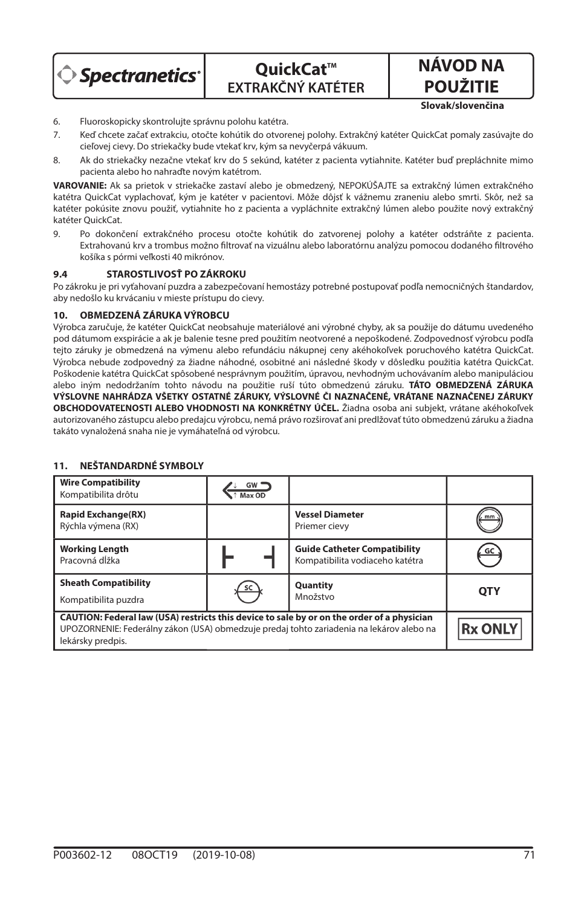6. Fluoroskopicky skontrolujte správnu polohu katétra.
7. Keď chcete začať extrakciu, otočte kohútik do otvorenej polohy. Extrakčný katéter QuickCat pomaly zasúvajte do cieľovej cievy. Do striekačky bude vtekať krv, kým sa nevyčerpá vákuum.
8. Ak do striekačky nezačne vtekať krv do 5 sekúnd, katéter z pacienta vytiahnite. Katéter buď prepláchnite mimo pacienta alebo ho nahraďte novým katétrom.

**VAROVANIE:** Ak sa prietok v striekačke zastaví alebo je obmedzený, NEPOKÚŠAJTE sa extrakčný lúmen extrakčného katétra QuickCat vyplachovať, kým je katéter v pacientovi. Môže dôjsť k vážnemu zraneniu alebo smrti. Skôr, než sa katéter pokúsite znovu použiť, vytiahnite ho z pacienta a vypláchnite extrakčný lúmen alebo použite nový extrakčný katéter QuickCat.

9. Po dokončení extrakčného procesu otočte kohútik do zatvorenej polohy a katéter odstráňte z pacienta. Extrahovanú krv a trombus možno filtrovať na vizuálnu alebo laboratórnu analýzu pomocou dodaného filtrového košíka s pórmi veľkosti 40 mikrónov.

### 9.4 STAROSTLIVOSŤ PO ZÁKROKU

Po zákroku je pri vyťahovaní puzdra a zabezpečovaní hemostázy potrebné postupovať podľa nemocničných štandardov, aby nedošlo ku krvácaniu v mieste prístupu do cievy.

## 10. OBMEDZENÁ ZÁRUKA VÝROBCU

Výrobca zaručuje, že katéter QuickCat neobsahuje materiálové ani výrobné chyby, ak sa použije do dátumu uvedeného pod dátumom exspirácie a ak je balenie tesne pred použitím neotvorené a nepoškodené. Zodpovednosť výrobcu podľa tejto záruky je obmedzená na výmenu alebo refundáciu nákupnej ceny akéhokoľvek poruchového katétra QuickCat. Výrobca nebude zodpovedný za žiadne náhodné, osobitné ani následné škody v dôsledku použitia katétra QuickCat. Poškodenie katétra QuickCat spôsobené nesprávnym použitím, úpravou, nevhodným uchovávaním alebo manipuláciou alebo iným nedodržaním tohto návodu na použitie ruší túto obmedzenú záruku. **TÁTO OBMEDZENÁ ZÁRUKA VÝSLOVNE NAHRÁDZA VŠETKY OSTATNÉ ZÁRUKY, VÝSLOVNÉ ČI NAZNAČENÉ, VRÁTANE NAZNAČENEJ ZÁRUKY OBCHODOVATEĽNOSTI ALEBO VHODNOSTI NA KONKRÉTNY ÚČEL.** Žiadna osoba ani subjekt, vrátane akéhokoľvek autorizovaného zástupcu alebo predajcu výrobcu, nemá právo rozširovať ani predlžovať túto obmedzenú záruku a žiadna takáto vynaložená snaha nie je vymáhateľná od výrobcu.

## 11. NEŠTANDARDNÉ SYMBOLY

| | | | |
|---|---|---|---|
| **Wire Compatibility**<br>Kompatibilita drôtu | GW / Max OD | | |
| **Rapid Exchange(RX)**<br>Rýchla výmena (RX) | | **Vessel Diameter**<br>Priemer cievy | mm |
| **Working Length**<br>Pracovná dĺžka | | **Guide Catheter Compatibility**<br>Kompatibilita vodiaceho katétra | GC |
| **Sheath Compatibility**<br>Kompatibilita puzdra | SC | **Quantity**<br>Množstvo | **QTY** |
| **CAUTION: Federal law (USA) restricts this device to sale by or on the order of a physician**<br>UPOZORNENIE: Federálny zákon (USA) obmedzuje predaj tohto zariadenia na lekárov alebo na lekársky predpis. | | | **Rx ONLY** |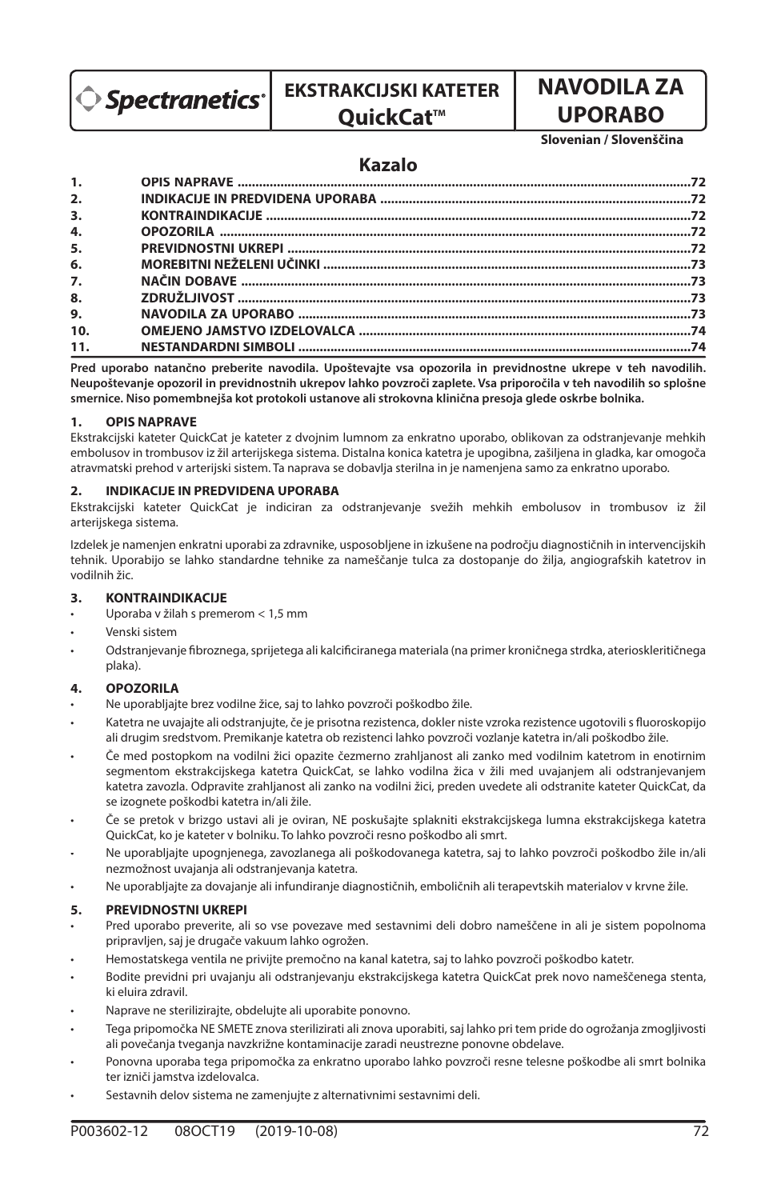Spectranetics

**EKSTRAKCIJSKI KATETER QuickCat™**

# NAVODILA ZA UPORABO

**Slovenian / Slovenščina**

## Kazalo

| | | |
|---|---|---|
| **1.** | **OPIS NAPRAVE** | **72** |
| **2.** | **INDIKACIJE IN PREDVIDENA UPORABA** | **72** |
| **3.** | **KONTRAINDIKACIJE** | **72** |
| **4.** | **OPOZORILA** | **72** |
| **5.** | **PREVIDNOSTNI UKREPI** | **72** |
| **6.** | **MOREBITNI NEŽELENI UČINKI** | **73** |
| **7.** | **NAČIN DOBAVE** | **73** |
| **8.** | **ZDRUŽLJIVOST** | **73** |
| **9.** | **NAVODILA ZA UPORABO** | **73** |
| **10.** | **OMEJENO JAMSTVO IZDELOVALCA** | **74** |
| **11.** | **NESTANDARDNI SIMBOLI** | **74** |

**Pred uporabo natančno preberite navodila. Upoštevajte vsa opozorila in previdnostne ukrepe v teh navodilih. Neupoštevanje opozoril in previdnostnih ukrepov lahko povzroči zaplete. Vsa priporočila v teh navodilih so splošne smernice. Niso pomembnejša kot protokoli ustanove ali strokovna klinična presoja glede oskrbe bolnika.**

### 1. OPIS NAPRAVE

Ekstrakcijski kateter QuickCat je kateter z dvojnim lumnom za enkratno uporabo, oblikovan za odstranjevanje mehkih embolusov in trombusov iz žil arterijskega sistema. Distalna konica katetra je upogibna, zašiljena in gladka, kar omogoča atravmatski prehod v arterijski sistem. Ta naprava se dobavlja sterilna in je namenjena samo za enkratno uporabo.

### 2. INDIKACIJE IN PREDVIDENA UPORABA

Ekstrakcijski kateter QuickCat je indiciran za odstranjevanje svežih mehkih embolusov in trombusov iz žil arterijskega sistema.

Izdelek je namenjen enkratni uporabi za zdravnike, usposobljene in izkušene na področju diagnostičnih in intervencijskih tehnik. Uporabijo se lahko standardne tehnike za nameščanje tulca za dostopanje do žilja, angiografskih katetrov in vodilnih žic.

### 3. KONTRAINDIKACIJE

- Uporaba v žilah s premerom < 1,5 mm
- Venski sistem
- Odstranjevanje fibroznega, sprijetega ali kalcificiranega materiala (na primer kroničnega strdka, aterioskleritičnega plaka).

### 4. OPOZORILA

- Ne uporabljajte brez vodilne žice, saj to lahko povzroči poškodbo žile.
- Katetra ne uvajajte ali odstranjujte, če je prisotna rezistenca, dokler niste vzroka rezistence ugotovili s fluoroskopijo ali drugim sredstvom. Premikanje katetra ob rezistenci lahko povzroči vozlanje katetra in/ali poškodbo žile.
- Če med postopkom na vodilni žici opazite čezmerno zrahljanost ali zanko med vodilnim katetrom in enotirnim segmentom ekstrakcijskega katetra QuickCat, se lahko vodilna žica v žili med uvajanjem ali odstranjevanjem katetra zavozla. Odpravite zrahljanost ali zanko na vodilni žici, preden uvedete ali odstranite kateter QuickCat, da se izognete poškodbi katetra in/ali žile.
- Če se pretok v brizgo ustavi ali je oviran, NE poskušajte splakniti ekstrakcijskega lumna ekstrakcijskega katetra QuickCat, ko je kateter v bolniku. To lahko povzroči resno poškodbo ali smrt.
- Ne uporabljajte upognjenega, zavozlanega ali poškodovanega katetra, saj to lahko povzroči poškodbo žile in/ali nezmožnost uvajanja ali odstranjevanja katetra.
- Ne uporabljajte za dovajanje ali infundiranje diagnostičnih, emboličnih ali terapevtskih materialov v krvne žile.

### 5. PREVIDNOSTNI UKREPI

- Pred uporabo preverite, ali so vse povezave med sestavnimi deli dobro nameščene in ali je sistem popolnoma pripravljen, saj je drugače vakuum lahko ogrožen.
- Hemostatskega ventila ne privijte premočno na kanal katetra, saj to lahko povzroči poškodbo katetr.
- Bodite previdni pri uvajanju ali odstranjevanju ekstrakcijskega katetra QuickCat prek novo nameščenega stenta, ki eluira zdravil.
- Naprave ne sterilizirajte, obdelujte ali uporabite ponovno.
- Tega pripomočka NE SMETE znova sterilizirati ali znova uporabiti, saj lahko pri tem pride do ogrožanja zmogljivosti ali povečanja tveganja navzkrižne kontaminacije zaradi neustrezne ponovne obdelave.
- Ponovna uporaba tega pripomočka za enkratno uporabo lahko povzroči resne telesne poškodbe ali smrt bolnika ter izniči jamstva izdelovalca.
- Sestavnih delov sistema ne zamenjujte z alternativnimi sestavnimi deli.

P003602-12 08OCT19 (2019-10-08)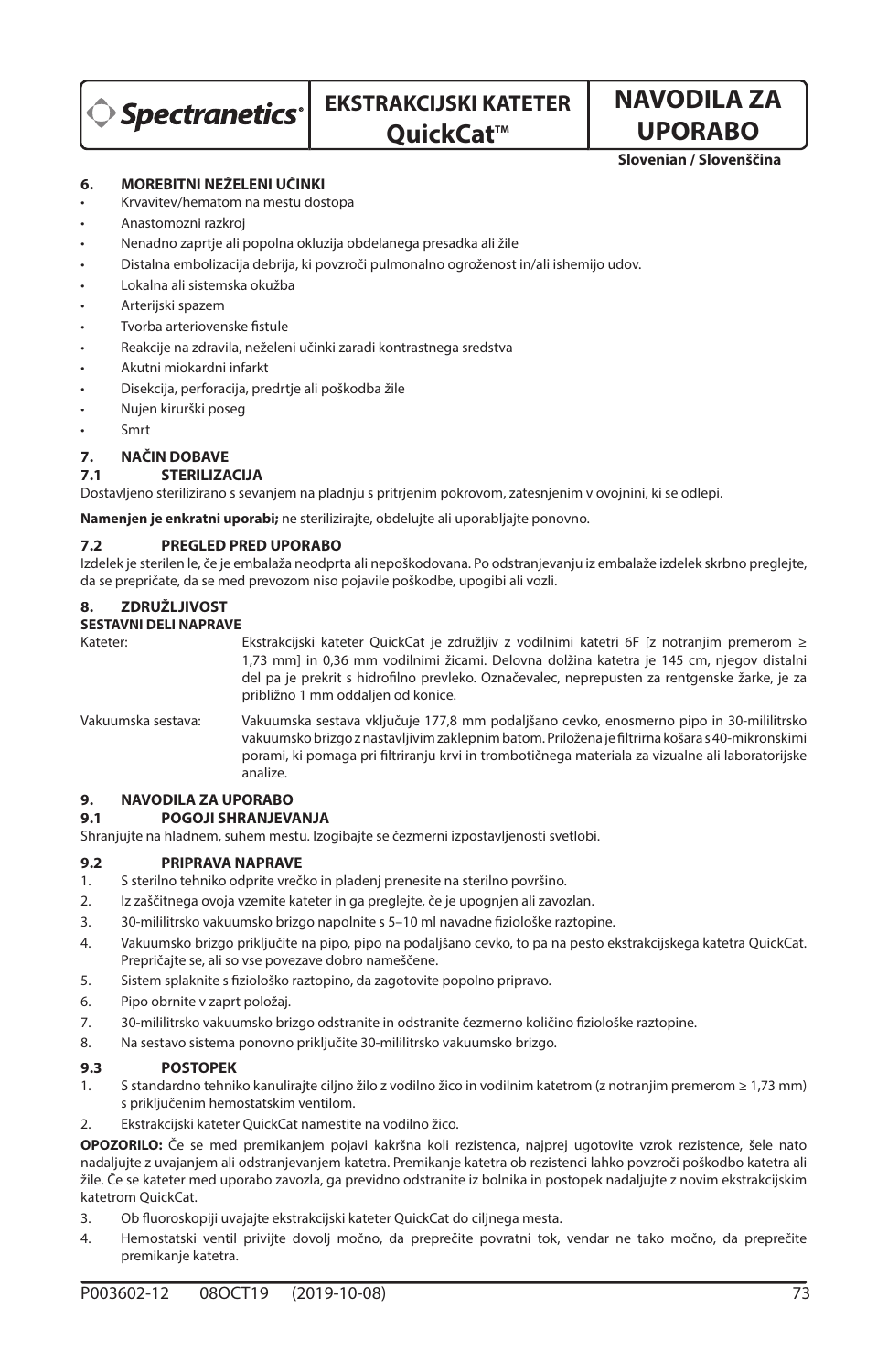# EKSTRAKCIJSKI KATETER QuickCat™

# NAVODILA ZA UPORABO

**Slovenian / Slovenščina**

## 6. MOREBITNI NEŽELENI UČINKI

- Krvavitev/hematom na mestu dostopa
- Anastomozni razkroj
- Nenadno zaprtje ali popolna okluzija obdelanega presadka ali žile
- Distalna embolizacija debrija, ki povzroči pulmonalno ogroženost in/ali ishemijo udov.
- Lokalna ali sistemska okužba
- Arterijski spazem
- Tvorba arteriovenske fistule
- Reakcije na zdravila, neželeni učinki zaradi kontrastnega sredstva
- Akutni miokardni infarkt
- Disekcija, perforacija, predrtje ali poškodba žile
- Nujen kirurški poseg
- Smrt

## 7. NAČIN DOBAVE

### 7.1 STERILIZACIJA

Dostavljeno sterilizirano s sevanjem na pladnju s pritrjenim pokrovom, zatesnjenim v ovojnini, ki se odlepi.

**Namenjen je enkratni uporabi;** ne sterilizirajte, obdelujte ali uporabljajte ponovno.

### 7.2 PREGLED PRED UPORABO

Izdelek je sterilen le, če je embalaža neodprta ali nepoškodovana. Po odstranjevanju iz embalaže izdelek skrbno preglejte, da se prepričate, da se med prevozom niso pojavile poškodbe, upogibi ali vozli.

## 8. ZDRUŽLJIVOST

**SESTAVNI DELI NAPRAVE**

| | |
|---|---|
| Kateter: | Ekstrakcijski kateter QuickCat je združljiv z vodilnimi katetri 6F [z notranjim premerom ≥ 1,73 mm] in 0,36 mm vodilnimi žicami. Delovna dolžina katetra je 145 cm, njegov distalni del pa je prekrit s hidrofilno prevleko. Označevalec, neprepusten za rentgenske žarke, je za približno 1 mm oddaljen od konice. |
| Vakuumska sestava: | Vakuumska sestava vključuje 177,8 mm podaljšano cevko, enosmerno pipo in 30-mililitrsko vakuumsko brizgo z nastavljivim zaklepnim batom. Priložena je filtrirna košara s 40-mikronskimi porami, ki pomaga pri filtriranju krvi in trombotičnega materiala za vizualne ali laboratorijske analize. |

## 9. NAVODILA ZA UPORABO

### 9.1 POGOJI SHRANJEVANJA

Shranjujte na hladnem, suhem mestu. Izogibajte se čezmerni izpostavljenosti svetlobi.

### 9.2 PRIPRAVA NAPRAVE

1. S sterilno tehniko odprite vrečko in pladenj prenesite na sterilno površino.
2. Iz zaščitnega ovoja vzemite kateter in ga preglejte, če je upognjen ali zavozlan.
3. 30-mililitrsko vakuumsko brizgo napolnite s 5–10 ml navadne fiziološke raztopine.
4. Vakuumsko brizgo priključite na pipo, pipo na podaljšano cevko, to pa na pesto ekstrakcijskega katetra QuickCat. Prepričajte se, ali so vse povezave dobro nameščene.
5. Sistem splaknite s fiziološko raztopino, da zagotovite popolno pripravo.
6. Pipo obrnite v zaprt položaj.
7. 30-mililitrsko vakuumsko brizgo odstranite in odstranite čezmerno količino fiziološke raztopine.
8. Na sestavo sistema ponovno priključite 30-mililitrsko vakuumsko brizgo.

### 9.3 POSTOPEK

1. S standardno tehniko kanulirajte ciljno žilo z vodilno žico in vodilnim katetrom (z notranjim premerom ≥ 1,73 mm) s priključenim hemostatskim ventilom.
2. Ekstrakcijski kateter QuickCat namestite na vodilno žico.

**OPOZORILO:** Če se med premikanjem pojavi kakršna koli rezistenca, najprej ugotovite vzrok rezistence, šele nato nadaljujte z uvajanjem ali odstranjevanjem katetra. Premikanje katetra ob rezistenci lahko povzroči poškodbo katetra ali žile. Če se kateter med uporabo zavozla, ga previdno odstranite iz bolnika in postopek nadaljujte z novim ekstrakcijskim katetrom QuickCat.

3. Ob fluoroskopiji uvajajte ekstrakcijski kateter QuickCat do ciljnega mesta.
4. Hemostatski ventil privijte dovolj močno, da preprečite povratni tok, vendar ne tako močno, da preprečite premikanje katetra.

P003602-12 08OCT19 (2019-10-08)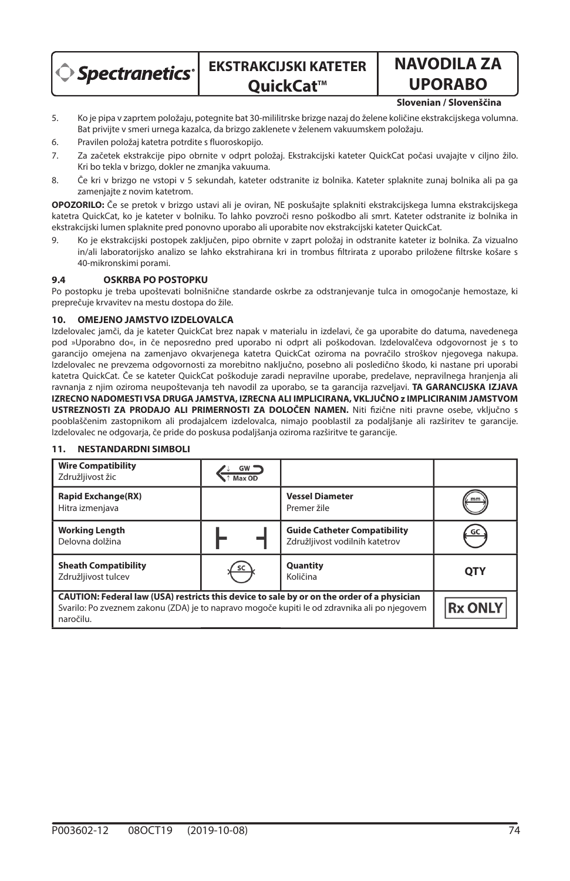5. Ko je pipa v zaprtem položaju, potegnite bat 30-mililitrske brizge nazaj do želene količine ekstrakcijskega volumna. Bat privijte v smeri urnega kazalca, da brizgo zaklenete v želenem vakuumskem položaju.
6. Pravilen položaj katetra potrdite s fluoroskopijo.
7. Za začetek ekstrakcije pipo obrnite v odprt položaj. Ekstrakcijski kateter QuickCat počasi uvajajte v ciljno žilo. Kri bo tekla v brizgo, dokler ne zmanjka vakuuma.
8. Če kri v brizgo ne vstopi v 5 sekundah, kateter odstranite iz bolnika. Kateter splaknite zunaj bolnika ali pa ga zamenjajte z novim katetrom.

**OPOZORILO:** Če se pretok v brizgo ustavi ali je oviran, NE poskušajte splakniti ekstrakcijskega lumna ekstrakcijskega katetra QuickCat, ko je kateter v bolniku. To lahko povzroči resno poškodbo ali smrt. Kateter odstranite iz bolnika in ekstrakcijski lumen splaknite pred ponovno uporabo ali uporabite nov ekstrakcijski kateter QuickCat.

9. Ko je ekstrakcijski postopek zaključen, pipo obrnite v zaprt položaj in odstranite kateter iz bolnika. Za vizualno in/ali laboratorijsko analizo se lahko ekstrahirana kri in trombus filtrirata z uporabo priložene filtrske košare s 40-mikronskimi porami.

### 9.4 OSKRBA PO POSTOPKU

Po postopku je treba upoštevati bolnišnične standarde oskrbe za odstranjevanje tulca in omogočanje hemostaze, ki preprečuje krvavitev na mestu dostopa do žile.

## 10. OMEJENO JAMSTVO IZDELOVALCA

Izdelovalec jamči, da je kateter QuickCat brez napak v materialu in izdelavi, če ga uporabite do datuma, navedenega pod »Uporabno do«, in če neposredno pred uporabo ni odprt ali poškodovan. Izdelovalčeva odgovornost je s to garancijo omejena na zamenjavo okvarjenega katetra QuickCat oziroma na povračilo stroškov njegovega nakupa. Izdelovalec ne prevzema odgovornosti za morebitno naključno, posebno ali posledično škodo, ki nastane pri uporabi katetra QuickCat. Če se kateter QuickCat poškoduje zaradi nepravilne uporabe, predelave, nepravilnega hranjenja ali ravnanja z njim oziroma neupoštevanja teh navodil za uporabo, se ta garancija razveljavi. **TA GARANCIJSKA IZJAVA IZRECNO NADOMESTI VSA DRUGA JAMSTVA, IZRECNA ALI IMPLICIRANA, VKLJUČNO z IMPLICIRANIM JAMSTVOM USTREZNOSTI ZA PRODAJO ALI PRIMERNOSTI ZA DOLOČEN NAMEN.** Niti fizične niti pravne osebe, vključno s pooblaščenim zastopnikom ali prodajalcem izdelovalca, nimajo pooblastil za podaljšanje ali razširitev te garancije. Izdelovalec ne odgovarja, če pride do poskusa podaljšanja oziroma razširitve te garancije.

## 11. NESTANDARDNI SIMBOLI

| **Wire Compatibility**<br>Združljivost žic | GW ↓ ↑ Max OD | | |
|---|---|---|---|
| **Rapid Exchange(RX)**<br>Hitra izmenjava | | **Vessel Diameter**<br>Premer žile | mm |
| **Working Length**<br>Delovna dolžina | ├ ┤ | **Guide Catheter Compatibility**<br>Združljivost vodilnih katetrov | GC |
| **Sheath Compatibility**<br>Združljivost tulcev | SC | **Quantity**<br>Količina | **QTY** |
| **CAUTION: Federal law (USA) restricts this device to sale by or on the order of a physician**<br>Svarilo: Po zveznem zakonu (ZDA) je to napravo mogoče kupiti le od zdravnika ali po njegovem naročilu. | | | **Rx ONLY** |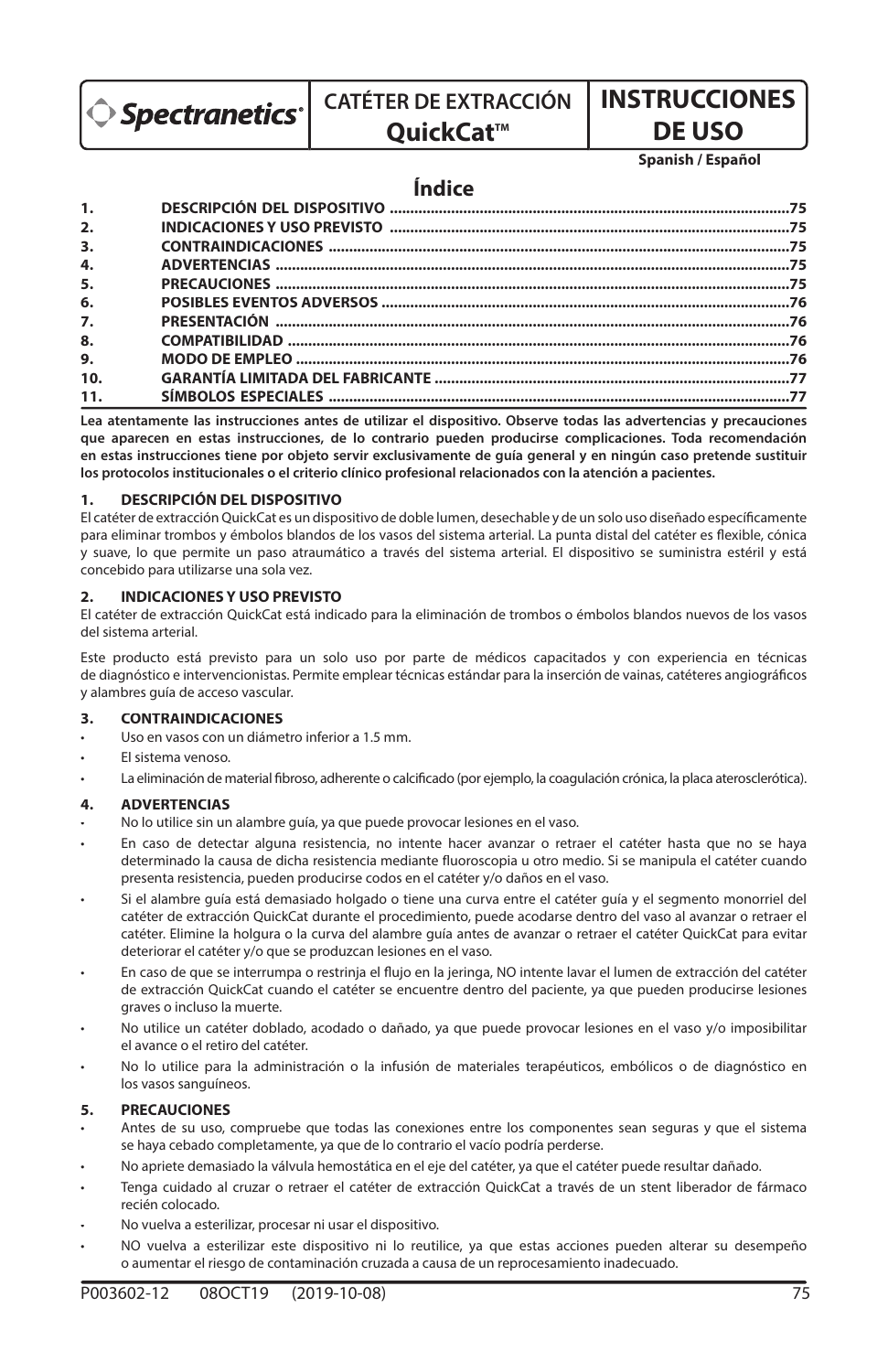Spectranetics

# CATÉTER DE EXTRACCIÓN QuickCat™

# INSTRUCCIONES DE USO

**Spanish / Español**

## Índice

| | | |
|---|---|---|
| 1. | DESCRIPCIÓN DEL DISPOSITIVO | 75 |
| 2. | INDICACIONES Y USO PREVISTO | 75 |
| 3. | CONTRAINDICACIONES | 75 |
| 4. | ADVERTENCIAS | 75 |
| 5. | PRECAUCIONES | 75 |
| 6. | POSIBLES EVENTOS ADVERSOS | 76 |
| 7. | PRESENTACIÓN | 76 |
| 8. | COMPATIBILIDAD | 76 |
| 9. | MODO DE EMPLEO | 76 |
| 10. | GARANTÍA LIMITADA DEL FABRICANTE | 77 |
| 11. | SÍMBOLOS ESPECIALES | 77 |

**Lea atentamente las instrucciones antes de utilizar el dispositivo. Observe todas las advertencias y precauciones que aparecen en estas instrucciones, de lo contrario pueden producirse complicaciones. Toda recomendación en estas instrucciones tiene por objeto servir exclusivamente de guía general y en ningún caso pretende sustituir los protocolos institucionales o el criterio clínico profesional relacionados con la atención a pacientes.**

### 1. DESCRIPCIÓN DEL DISPOSITIVO

El catéter de extracción QuickCat es un dispositivo de doble lumen, desechable y de un solo uso diseñado específicamente para eliminar trombos y émbolos blandos de los vasos del sistema arterial. La punta distal del catéter es flexible, cónica y suave, lo que permite un paso atraumático a través del sistema arterial. El dispositivo se suministra estéril y está concebido para utilizarse una sola vez.

### 2. INDICACIONES Y USO PREVISTO

El catéter de extracción QuickCat está indicado para la eliminación de trombos o émbolos blandos nuevos de los vasos del sistema arterial.

Este producto está previsto para un solo uso por parte de médicos capacitados y con experiencia en técnicas de diagnóstico e intervencionistas. Permite emplear técnicas estándar para la inserción de vainas, catéteres angiográficos y alambres guía de acceso vascular.

### 3. CONTRAINDICACIONES

- Uso en vasos con un diámetro inferior a 1.5 mm.
- El sistema venoso.
- La eliminación de material fibroso, adherente o calcificado (por ejemplo, la coagulación crónica, la placa aterosclerótica).

### 4. ADVERTENCIAS

- No lo utilice sin un alambre guía, ya que puede provocar lesiones en el vaso.
- En caso de detectar alguna resistencia, no intente hacer avanzar o retraer el catéter hasta que no se haya determinado la causa de dicha resistencia mediante fluoroscopia u otro medio. Si se manipula el catéter cuando presenta resistencia, pueden producirse codos en el catéter y/o daños en el vaso.
- Si el alambre guía está demasiado holgado o tiene una curva entre el catéter guía y el segmento monorriel del catéter de extracción QuickCat durante el procedimiento, puede acodarse dentro del vaso al avanzar o retraer el catéter. Elimine la holgura o la curva del alambre guía antes de avanzar o retraer el catéter QuickCat para evitar deteriorar el catéter y/o que se produzcan lesiones en el vaso.
- En caso de que se interrumpa o restrinja el flujo en la jeringa, NO intente lavar el lumen de extracción del catéter de extracción QuickCat cuando el catéter se encuentre dentro del paciente, ya que pueden producirse lesiones graves o incluso la muerte.
- No utilice un catéter doblado, acodado o dañado, ya que puede provocar lesiones en el vaso y/o imposibilitar el avance o el retiro del catéter.
- No lo utilice para la administración o la infusión de materiales terapéuticos, embólicos o de diagnóstico en los vasos sanguíneos.

### 5. PRECAUCIONES

- Antes de su uso, compruebe que todas las conexiones entre los componentes sean seguras y que el sistema se haya cebado completamente, ya que de lo contrario el vacío podría perderse.
- No apriete demasiado la válvula hemostática en el eje del catéter, ya que el catéter puede resultar dañado.
- Tenga cuidado al cruzar o retraer el catéter de extracción QuickCat a través de un stent liberador de fármaco recién colocado.
- No vuelva a esterilizar, procesar ni usar el dispositivo.
- NO vuelva a esterilizar este dispositivo ni lo reutilice, ya que estas acciones pueden alterar su desempeño o aumentar el riesgo de contaminación cruzada a causa de un reprocesamiento inadecuado.

P003602-12 08OCT19 (2019-10-08)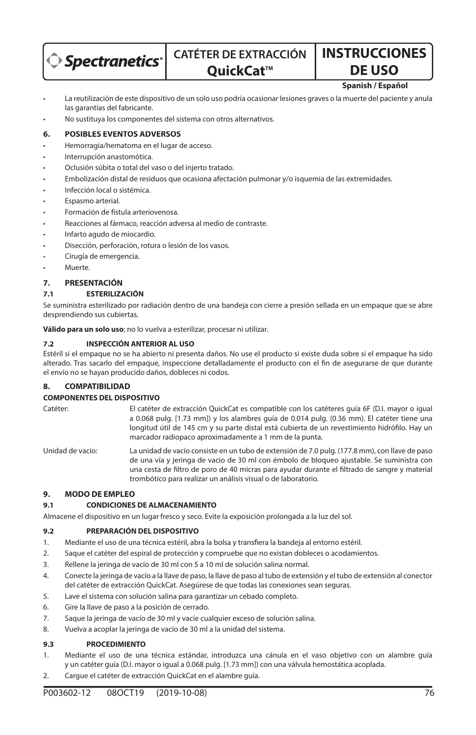- La reutilización de este dispositivo de un solo uso podría ocasionar lesiones graves o la muerte del paciente y anula las garantías del fabricante.
- No sustituya los componentes del sistema con otros alternativos.

## 6. POSIBLES EVENTOS ADVERSOS

- Hemorragia/hematoma en el lugar de acceso.
- Interrupción anastomótica.
- Oclusión súbita o total del vaso o del injerto tratado.
- Embolización distal de residuos que ocasiona afectación pulmonar y/o isquemia de las extremidades.
- Infección local o sistémica.
- Espasmo arterial.
- Formación de fístula arteriovenosa.
- Reacciones al fármaco, reacción adversa al medio de contraste.
- Infarto agudo de miocardio.
- Disección, perforación, rotura o lesión de los vasos.
- Cirugía de emergencia.
- Muerte.

## 7. PRESENTACIÓN

### 7.1 ESTERILIZACIÓN

Se suministra esterilizado por radiación dentro de una bandeja con cierre a presión sellada en un empaque que se abre desprendiendo sus cubiertas.

**Válido para un solo uso**; no lo vuelva a esterilizar, procesar ni utilizar.

### 7.2 INSPECCIÓN ANTERIOR AL USO

Estéril si el empaque no se ha abierto ni presenta daños. No use el producto si existe duda sobre si el empaque ha sido alterado. Tras sacarlo del empaque, inspeccione detalladamente el producto con el fin de asegurarse de que durante el envío no se hayan producido daños, dobleces ni codos.

## 8. COMPATIBILIDAD

**COMPONENTES DEL DISPOSITIVO**

Catéter: El catéter de extracción QuickCat es compatible con los catéteres guía 6F (D.I. mayor o igual a 0.068 pulg. [1.73 mm]) y los alambres guía de 0.014 pulg. (0.36 mm). El catéter tiene una longitud útil de 145 cm y su parte distal está cubierta de un revestimiento hidrófilo. Hay un marcador radiopaco aproximadamente a 1 mm de la punta.

Unidad de vacío: La unidad de vacío consiste en un tubo de extensión de 7.0 pulg. (177.8 mm), con llave de paso de una vía y jeringa de vacío de 30 ml con émbolo de bloqueo ajustable. Se suministra con una cesta de filtro de poro de 40 micras para ayudar durante el filtrado de sangre y material trombótico para realizar un análisis visual o de laboratorio.

## 9. MODO DE EMPLEO

### 9.1 CONDICIONES DE ALMACENAMIENTO

Almacene el dispositivo en un lugar fresco y seco. Evite la exposición prolongada a la luz del sol.

### 9.2 PREPARACIÓN DEL DISPOSITIVO

1. Mediante el uso de una técnica estéril, abra la bolsa y transfiera la bandeja al entorno estéril.
2. Saque el catéter del espiral de protección y compruebe que no existan dobleces o acodamientos.
3. Rellene la jeringa de vacío de 30 ml con 5 a 10 ml de solución salina normal.
4. Conecte la jeringa de vacío a la llave de paso, la llave de paso al tubo de extensión y el tubo de extensión al conector del catéter de extracción QuickCat. Asegúrese de que todas las conexiones sean seguras.
5. Lave el sistema con solución salina para garantizar un cebado completo.
6. Gire la llave de paso a la posición de cerrado.
7. Saque la jeringa de vacío de 30 ml y vacíe cualquier exceso de solución salina.
8. Vuelva a acoplar la jeringa de vacío de 30 ml a la unidad del sistema.

### 9.3 PROCEDIMIENTO

1. Mediante el uso de una técnica estándar, introduzca una cánula en el vaso objetivo con un alambre guía y un catéter guía (D.I. mayor o igual a 0.068 pulg. [1.73 mm]) con una válvula hemostática acoplada.
2. Cargue el catéter de extracción QuickCat en el alambre guía.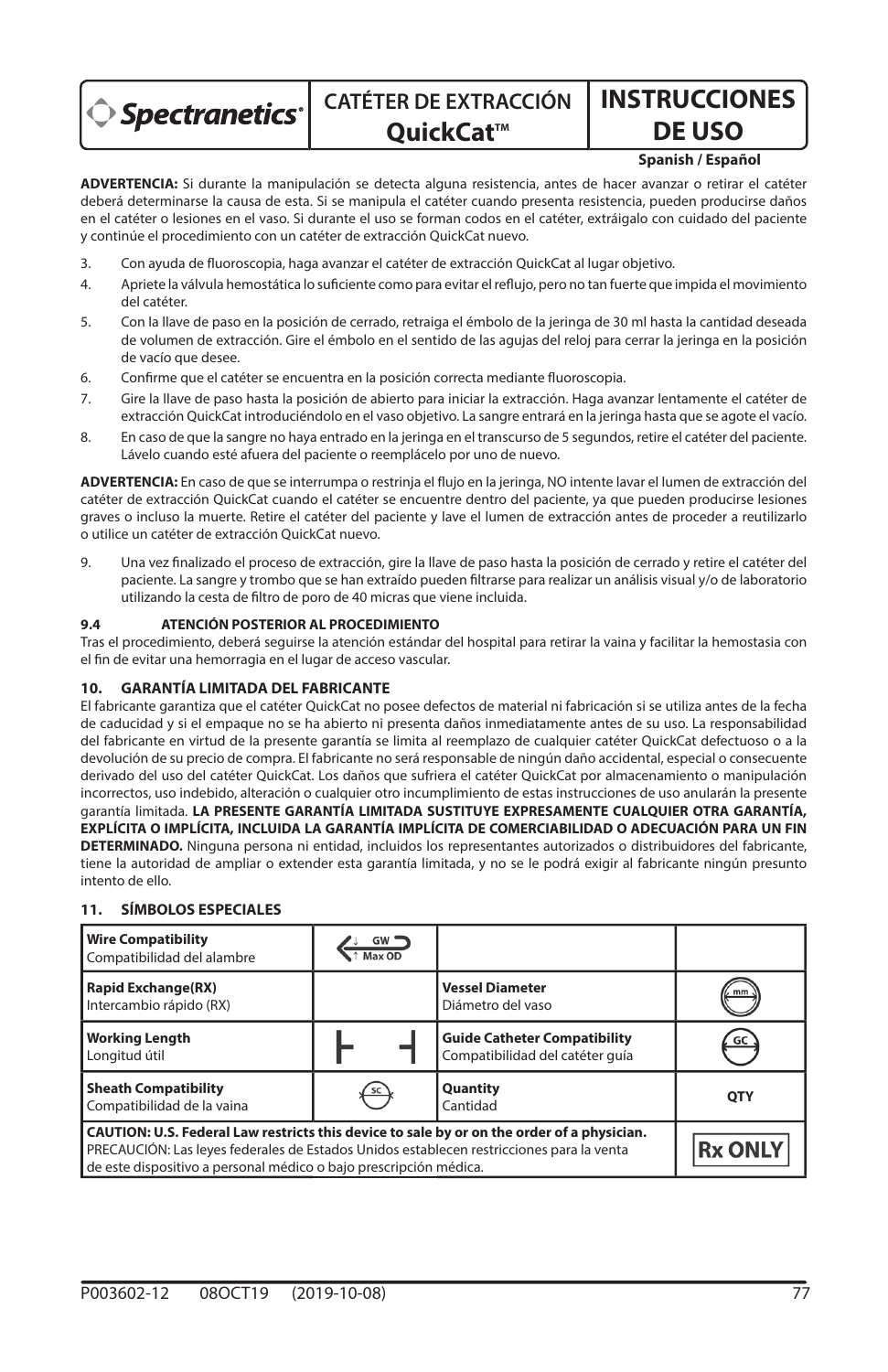**ADVERTENCIA:** Si durante la manipulación se detecta alguna resistencia, antes de hacer avanzar o retirar el catéter deberá determinarse la causa de esta. Si se manipula el catéter cuando presenta resistencia, pueden producirse daños en el catéter o lesiones en el vaso. Si durante el uso se forman codos en el catéter, extráigalo con cuidado del paciente y continúe el procedimiento con un catéter de extracción QuickCat nuevo.

3. Con ayuda de fluoroscopia, haga avanzar el catéter de extracción QuickCat al lugar objetivo.
4. Apriete la válvula hemostática lo suficiente como para evitar el reflujo, pero no tan fuerte que impida el movimiento del catéter.
5. Con la llave de paso en la posición de cerrado, retraiga el émbolo de la jeringa de 30 ml hasta la cantidad deseada de volumen de extracción. Gire el émbolo en el sentido de las agujas del reloj para cerrar la jeringa en la posición de vacío que desee.
6. Confirme que el catéter se encuentra en la posición correcta mediante fluoroscopia.
7. Gire la llave de paso hasta la posición de abierto para iniciar la extracción. Haga avanzar lentamente el catéter de extracción QuickCat introduciéndolo en el vaso objetivo. La sangre entrará en la jeringa hasta que se agote el vacío.
8. En caso de que la sangre no haya entrado en la jeringa en el transcurso de 5 segundos, retire el catéter del paciente. Lávelo cuando esté afuera del paciente o reemplácelo por uno de nuevo.

**ADVERTENCIA:** En caso de que se interrumpa o restrinja el flujo en la jeringa, NO intente lavar el lumen de extracción del catéter de extracción QuickCat cuando el catéter se encuentre dentro del paciente, ya que pueden producirse lesiones graves o incluso la muerte. Retire el catéter del paciente y lave el lumen de extracción antes de proceder a reutilizarlo o utilice un catéter de extracción QuickCat nuevo.

9. Una vez finalizado el proceso de extracción, gire la llave de paso hasta la posición de cerrado y retire el catéter del paciente. La sangre y trombo que se han extraído pueden filtrarse para realizar un análisis visual y/o de laboratorio utilizando la cesta de filtro de poro de 40 micras que viene incluida.

### 9.4 ATENCIÓN POSTERIOR AL PROCEDIMIENTO

Tras el procedimiento, deberá seguirse la atención estándar del hospital para retirar la vaina y facilitar la hemostasia con el fin de evitar una hemorragia en el lugar de acceso vascular.

## 10. GARANTÍA LIMITADA DEL FABRICANTE

El fabricante garantiza que el catéter QuickCat no posee defectos de material ni fabricación si se utiliza antes de la fecha de caducidad y si el empaque no se ha abierto ni presenta daños inmediatamente antes de su uso. La responsabilidad del fabricante en virtud de la presente garantía se limita al reemplazo de cualquier catéter QuickCat defectuoso o a la devolución de su precio de compra. El fabricante no será responsable de ningún daño accidental, especial o consecuente derivado del uso del catéter QuickCat. Los daños que sufriera el catéter QuickCat por almacenamiento o manipulación incorrectos, uso indebido, alteración o cualquier otro incumplimiento de estas instrucciones de uso anularán la presente garantía limitada. **LA PRESENTE GARANTÍA LIMITADA SUSTITUYE EXPRESAMENTE CUALQUIER OTRA GARANTÍA, EXPLÍCITA O IMPLÍCITA, INCLUIDA LA GARANTÍA IMPLÍCITA DE COMERCIABILIDAD O ADECUACIÓN PARA UN FIN DETERMINADO.** Ninguna persona ni entidad, incluidos los representantes autorizados o distribuidores del fabricante, tiene la autoridad de ampliar o extender esta garantía limitada, y no se le podrá exigir al fabricante ningún presunto intento de ello.

## 11. SÍMBOLOS ESPECIALES

| | | | |
|---|---|---|---|
| **Wire Compatibility**<br>Compatibilidad del alambre | GW ↑ Max OD | | |
| **Rapid Exchange(RX)**<br>Intercambio rápido (RX) | | **Vessel Diameter**<br>Diámetro del vaso | mm |
| **Working Length**<br>Longitud útil | ├ ┤ | **Guide Catheter Compatibility**<br>Compatibilidad del catéter guía | GC |
| **Sheath Compatibility**<br>Compatibilidad de la vaina | SC | **Quantity**<br>Cantidad | QTY |
| **CAUTION: U.S. Federal Law restricts this device to sale by or on the order of a physician.**<br>PRECAUCIÓN: Las leyes federales de Estados Unidos establecen restricciones para la venta de este dispositivo a personal médico o bajo prescripción médica. | | | Rx ONLY |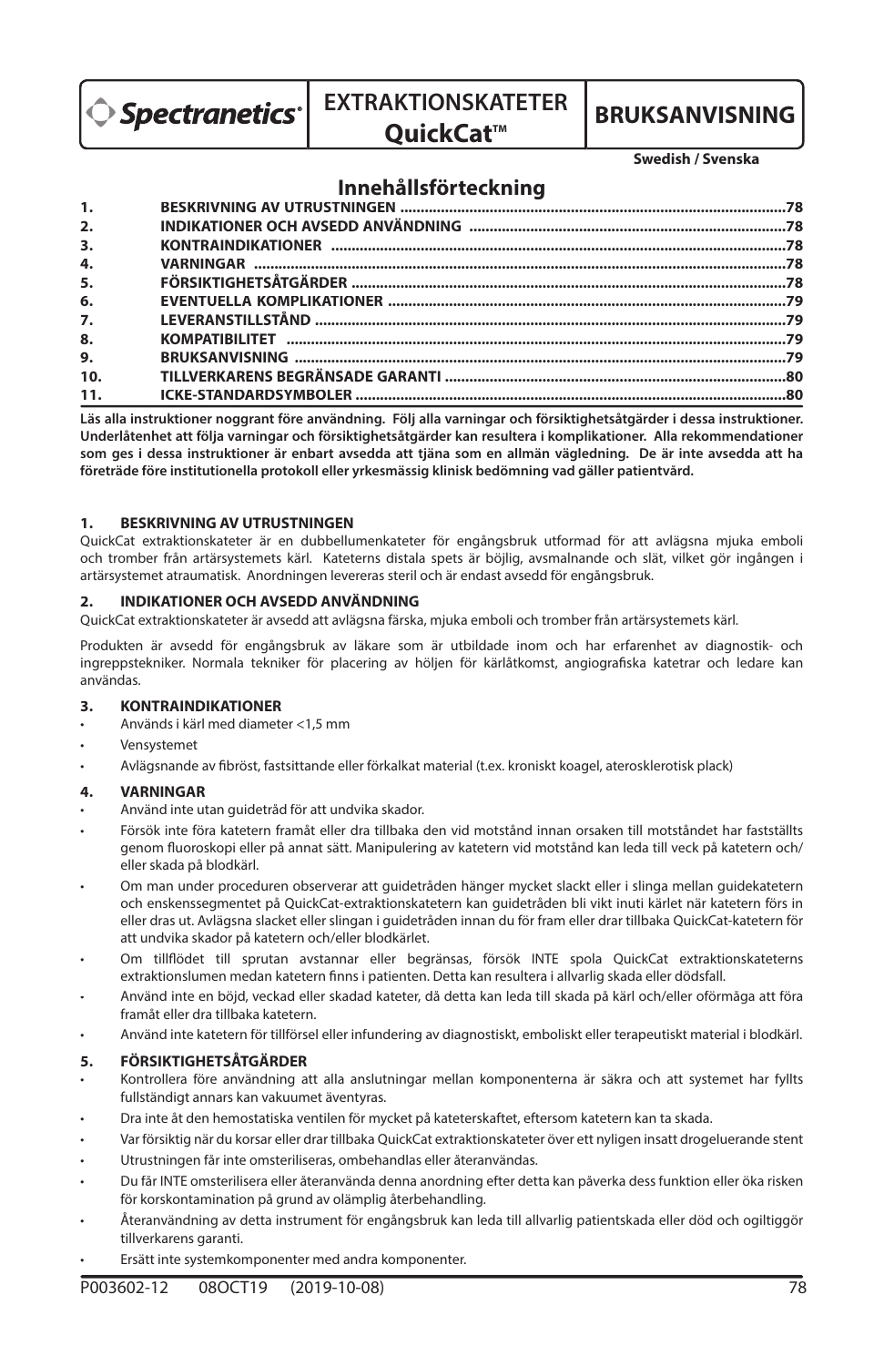# Spectranetics — EXTRAKTIONSKATETER QuickCat™ — BRUKSANVISNING

**Swedish / Svenska**

## Innehållsförteckning

| | | |
|---|---|---|
| 1. | BESKRIVNING AV UTRUSTNINGEN | 78 |
| 2. | INDIKATIONER OCH AVSEDD ANVÄNDNING | 78 |
| 3. | KONTRAINDIKATIONER | 78 |
| 4. | VARNINGAR | 78 |
| 5. | FÖRSIKTIGHETSÅTGÄRDER | 78 |
| 6. | EVENTUELLA KOMPLIKATIONER | 79 |
| 7. | LEVERANSTILLSTÅND | 79 |
| 8. | KOMPATIBILITET | 79 |
| 9. | BRUKSANVISNING | 79 |
| 10. | TILLVERKARENS BEGRÄNSADE GARANTI | 80 |
| 11. | ICKE-STANDARDSYMBOLER | 80 |

**Läs alla instruktioner noggrant före användning. Följ alla varningar och försiktighetsåtgärder i dessa instruktioner. Underlåtenhet att följa varningar och försiktighetsåtgärder kan resultera i komplikationer. Alla rekommendationer som ges i dessa instruktioner är enbart avsedda att tjäna som en allmän vägledning. De är inte avsedda att ha företräde före institutionella protokoll eller yrkesmässig klinisk bedömning vad gäller patientvård.**

### 1. BESKRIVNING AV UTRUSTNINGEN

QuickCat extraktionskateter är en dubbellumenkateter för engångsbruk utformad för att avlägsna mjuka emboli och tromber från artärsystemets kärl. Kateterns distala spets är böjlig, avsmalnande och slät, vilket gör ingången i artärsystemet atraumatisk. Anordningen levereras steril och är endast avsedd för engångsbruk.

### 2. INDIKATIONER OCH AVSEDD ANVÄNDNING

QuickCat extraktionskateter är avsedd att avlägsna färska, mjuka emboli och tromber från artärsystemets kärl.

Produkten är avsedd för engångsbruk av läkare som är utbildade inom och har erfarenhet av diagnostik- och ingreppstekniker. Normala tekniker för placering av höljen för kärlåtkomst, angiografiska katetrar och ledare kan användas.

### 3. KONTRAINDIKATIONER

- Används i kärl med diameter <1,5 mm
- Vensystemet
- Avlägsnande av fibröst, fastsittande eller förkalkat material (t.ex. kroniskt koagel, aterosklerotisk plack)

### 4. VARNINGAR

- Använd inte utan guidetråd för att undvika skador.
- Försök inte föra katetern framåt eller dra tillbaka den vid motstånd innan orsaken till motståndet har fastställts genom fluoroskopi eller på annat sätt. Manipulering av katetern vid motstånd kan leda till veck på katetern och/eller skada på blodkärl.
- Om man under proceduren observerar att guidetråden hänger mycket slackt eller i slinga mellan guidekatetern och enskenssegmentet på QuickCat-extraktionskatetern kan guidetråden bli vikt inuti kärlet när katetern förs in eller dras ut. Avlägsna slacket eller slingan i guidetråden innan du för fram eller drar tillbaka QuickCat-katetern för att undvika skador på katetern och/eller blodkärlet.
- Om tillflödet till sprutan avstannar eller begränsas, försök INTE spola QuickCat extraktionskateterns extraktionslumen medan katetern finns i patienten. Detta kan resultera i allvarlig skada eller dödsfall.
- Använd inte en böjd, veckad eller skadad kateter, då detta kan leda till skada på kärl och/eller oförmåga att föra framåt eller dra tillbaka katetern.
- Använd inte katetern för tillförsel eller infundering av diagnostiskt, emboliskt eller terapeutiskt material i blodkärl.

### 5. FÖRSIKTIGHETSÅTGÄRDER

- Kontrollera före användning att alla anslutningar mellan komponenterna är säkra och att systemet har fyllts fullständigt annars kan vakuumet äventyras.
- Dra inte åt den hemostatiska ventilen för mycket på kateterskaftet, eftersom katetern kan ta skada.
- Var försiktig när du korsar eller drar tillbaka QuickCat extraktionskateter över ett nyligen insatt drogeluerande stent
- Utrustningen får inte omsteriliseras, ombehandlas eller återanvändas.
- Du får INTE omsterilisera eller återanvända denna anordning efter detta kan påverka dess funktion eller öka risken för korskontamination på grund av olämplig återbehandling.
- Återanvändning av detta instrument för engångsbruk kan leda till allvarlig patientskada eller död och ogiltiggör tillverkarens garanti.
- Ersätt inte systemkomponenter med andra komponenter.

P003602-12 08OCT19 (2019-10-08)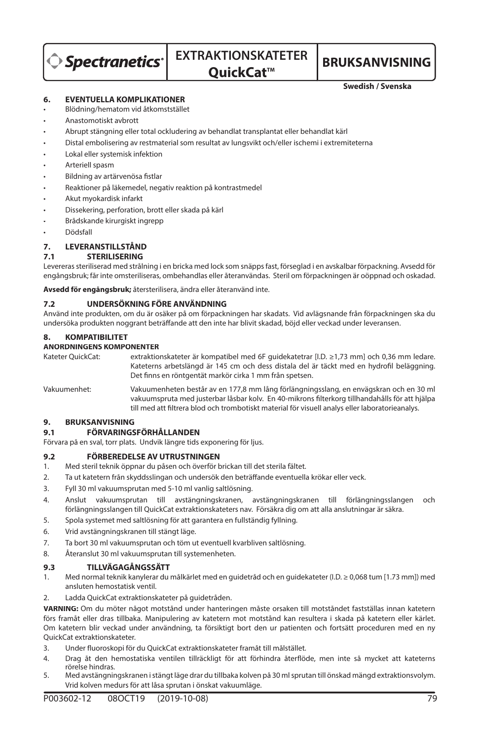| Spectranetics | EXTRAKTIONSKATETER QuickCat™ | BRUKSANVISNING |
|---|---|---|

**Swedish / Svenska**

## 6. EVENTUELLA KOMPLIKATIONER

- Blödning/hematom vid åtkomststället
- Anastomotiskt avbrott
- Abrupt stängning eller total ockludering av behandlat transplantat eller behandlat kärl
- Distal embolisering av restmaterial som resultat av lungsvikt och/eller ischemi i extremiteterna
- Lokal eller systemisk infektion
- Arteriell spasm
- Bildning av artärvenösa fistlar
- Reaktioner på läkemedel, negativ reaktion på kontrastmedel
- Akut myokardisk infarkt
- Dissekering, perforation, brott eller skada på kärl
- Brådskande kirurgiskt ingrepp
- Dödsfall

## 7. LEVERANSTILLSTÅND

### 7.1 STERILISERING

Levereras steriliserad med strålning i en bricka med lock som snäpps fast, förseglad i en avskalbar förpackning. Avsedd för engångsbruk; får inte omsteriliseras, ombehandlas eller återanvändas. Steril om förpackningen är oöppnad och oskadad.

**Avsedd för engångsbruk;** återsterilisera, ändra eller återanvänd inte.

### 7.2 UNDERSÖKNING FÖRE ANVÄNDNING

Använd inte produkten, om du är osäker på om förpackningen har skadats. Vid avlägsnande från förpackningen ska du undersöka produkten noggrant beträffande att den inte har blivit skadad, böjd eller veckad under leveransen.

## 8. KOMPATIBILITET

**ANORDNINGENS KOMPONENTER**

Kateter QuickCat: extraktionskateter är kompatibel med 6F guidekatetrar [I.D. ≥1,73 mm] och 0,36 mm ledare. Kateterns arbetslängd är 145 cm och dess distala del är täckt med en hydrofil beläggning. Det finns en röntgentät markör cirka 1 mm från spetsen.

Vakuumenhet: Vakuumenheten består av en 177,8 mm lång förlängningsslang, en envägskran och en 30 ml vakuumspruta med justerbar låsbar kolv. En 40-mikrons filterkorg tillhandahålls för att hjälpa till med att filtrera blod och trombotiskt material för visuell analys eller laboratorieanalys.

## 9. BRUKSANVISNING

### 9.1 FÖRVARINGSFÖRHÅLLANDEN

Förvara på en sval, torr plats. Undvik längre tids exponering för ljus.

### 9.2 FÖRBEREDELSE AV UTRUSTNINGEN

1. Med steril teknik öppnar du påsen och överför brickan till det sterila fältet.
2. Ta ut katetern från skyddsslingan och undersök den beträffande eventuella krökar eller veck.
3. Fyll 30 ml vakuumsprutan med 5-10 ml vanlig saltlösning.
4. Anslut vakuumsprutan till avstängningskranen, avstängningskranen till förlängningsslangen och förlängningsslangen till QuickCat extraktionskateterns nav. Försäkra dig om att alla anslutningar är säkra.
5. Spola systemet med saltlösning för att garantera en fullständig fyllning.
6. Vrid avstängningskranen till stängt läge.
7. Ta bort 30 ml vakuumsprutan och töm ut eventuell kvarbliven saltlösning.
8. Återanslut 30 ml vakuumsprutan till systemenheten.

### 9.3 TILLVÄGAGÅNGSSÄTT

1. Med normal teknik kanylerar du målkärlet med en guidetråd och en guidekateter (I.D. ≥ 0,068 tum [1.73 mm]) med ansluten hemostatisk ventil.
2. Ladda QuickCat extraktionskateter på guidetråden.

**VARNING:** Om du möter något motstånd under hanteringen måste orsaken till motståndet fastställas innan katetern förs framåt eller dras tillbaka. Manipulering av katetern mot motstånd kan resultera i skada på katetern eller kärlet. Om katetern blir veckad under användning, ta försiktigt bort den ur patienten och fortsätt proceduren med en ny QuickCat extraktionskateter.

3. Under fluoroskopi för du QuickCat extraktionskateter framåt till målstället.
4. Drag åt den hemostatiska ventilen tillräckligt för att förhindra återflöde, men inte så mycket att kateterns rörelse hindras.
5. Med avstängningskranen i stängt läge drar du tillbaka kolven på 30 ml sprutan till önskad mängd extraktionsvolym. Vrid kolven medurs för att låsa sprutan i önskat vakuumläge.

P003602-12 08OCT19 (2019-10-08)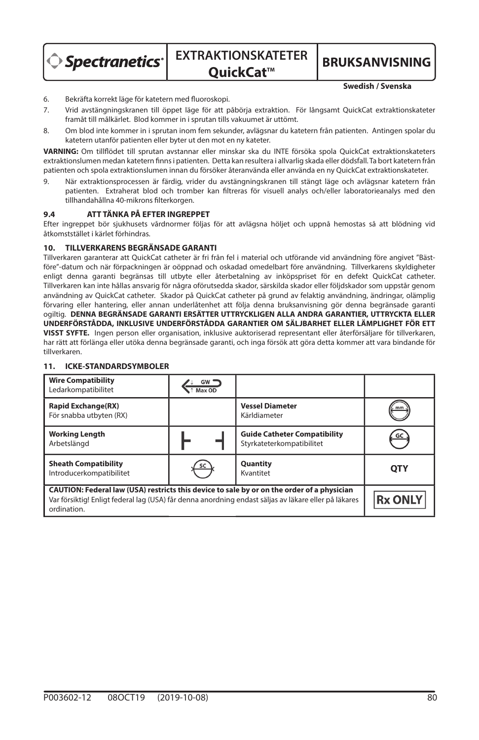6. Bekräfta korrekt läge för katetern med fluoroskopi.
7. Vrid avstängningskranen till öppet läge för att påbörja extraktion. För långsamt QuickCat extraktionskateter framåt till målkärlet. Blod kommer in i sprutan tills vakuumet är uttömt.
8. Om blod inte kommer in i sprutan inom fem sekunder, avlägsnar du katetern från patienten. Antingen spolar du katetern utanför patienten eller byter ut den mot en ny kateter.

**VARNING:** Om tillflödet till sprutan avstannar eller minskar ska du INTE försöka spola QuickCat extraktionskateterns extraktionslumen medan katetern finns i patienten. Detta kan resultera i allvarlig skada eller dödsfall. Ta bort katetern från patienten och spola extraktionslumen innan du försöker återanvända eller använda en ny QuickCat extraktionskateter.

9. När extraktionsprocessen är färdig, vrider du avstängningskranen till stängt läge och avlägsnar katetern från patienten. Extraherat blod och tromber kan filtreras för visuell analys och/eller laboratorieanalys med den tillhandahållna 40-mikrons filterkorgen.

### 9.4 ATT TÄNKA PÅ EFTER INGREPPET

Efter ingreppet bör sjukhusets vårdnormer följas för att avlägsna höljet och uppnå hemostas så att blödning vid åtkomststället i kärlet förhindras.

## 10. TILLVERKARENS BEGRÄNSADE GARANTI

Tillverkaren garanterar att QuickCat catheter är fri från fel i material och utförande vid användning före angivet "Bäst-före"-datum och när förpackningen är oöppnad och oskadad omedelbart före användning. Tillverkarens skyldigheter enligt denna garanti begränsas till utbyte eller återbetalning av inköpspriset för en defekt QuickCat catheter. Tillverkaren kan inte hållas ansvarig för några oförutsedda skador, särskilda skador eller följdskador som uppstår genom användning av QuickCat catheter. Skador på QuickCat catheter på grund av felaktig användning, ändringar, olämplig förvaring eller hantering, eller annan underlåtenhet att följa denna bruksanvisning gör denna begränsade garanti ogiltig. **DENNA BEGRÄNSADE GARANTI ERSÄTTER UTTRYCKLIGEN ALLA ANDRA GARANTIER, UTTRYCKTA ELLER UNDERFÖRSTÅDDA, INKLUSIVE UNDERFÖRSTÅDDA GARANTIER OM SÄLJBARHET ELLER LÄMPLIGHET FÖR ETT VISST SYFTE.** Ingen person eller organisation, inklusive auktoriserad representant eller återförsäljare för tillverkaren, har rätt att förlänga eller utöka denna begränsade garanti, och inga försök att göra detta kommer att vara bindande för tillverkaren.

## 11. ICKE-STANDARDSYMBOLER

| Symbol | | Symbol | |
|---|---|---|---|
| **Wire Compatibility** Ledarkompatibilitet | GW Max OD | | |
| **Rapid Exchange(RX)** För snabba utbyten (RX) | | **Vessel Diameter** Kärldiameter | mm |
| **Working Length** Arbetslängd | | **Guide Catheter Compatibility** Styrkateterkompatibilitet | GC |
| **Sheath Compatibility** Introducerkompatibilitet | SC | **Quantity** Kvantitet | QTY |
| **CAUTION: Federal law (USA) restricts this device to sale by or on the order of a physician** Var försiktig! Enligt federal lag (USA) får denna anordning endast säljas av läkare eller på läkares ordination. | | | Rx ONLY |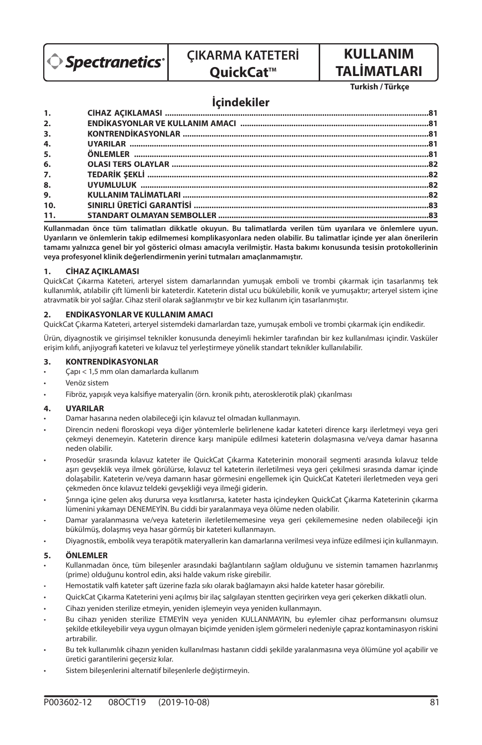Spectranetics

# ÇIKARMA KATETERİ QuickCat™

# KULLANIM TALİMATLARI

**Turkish / Türkçe**

## İçindekiler

| | | |
|---|---|---|
| 1. | CİHAZ AÇIKLAMASI | 81 |
| 2. | ENDİKASYONLAR VE KULLANIM AMACI | 81 |
| 3. | KONTRENDİKASYONLAR | 81 |
| 4. | UYARILAR | 81 |
| 5. | ÖNLEMLER | 81 |
| 6. | OLASI TERS OLAYLAR | 82 |
| 7. | TEDARİK ŞEKLİ | 82 |
| 8. | UYUMLULUK | 82 |
| 9. | KULLANIM TALİMATLARI | 82 |
| 10. | SINIRLI ÜRETİCİ GARANTİSİ | 83 |
| 11. | STANDART OLMAYAN SEMBOLLER | 83 |

**Kullanmadan önce tüm talimatları dikkatle okuyun. Bu talimatlarda verilen tüm uyarılara ve önlemlere uyun. Uyarıların ve önlemlerin takip edilmemesi komplikasyonlara neden olabilir. Bu talimatlar içinde yer alan önerilerin tamamı yalnızca genel bir yol gösterici olması amacıyla verilmiştir. Hasta bakımı konusunda tesisin protokollerinin veya profesyonel klinik değerlendirmenin yerini tutmaları amaçlanmamıştır.**

### 1. CİHAZ AÇIKLAMASI

QuickCat Çıkarma Kateteri, arteryel sistem damarlarından yumuşak emboli ve trombi çıkarmak için tasarlanmış tek kullanımlık, atılabilir çift lümenli bir kateterdir. Kateterin distal ucu bükülebilir, konik ve yumuşaktır; arteryel sistem içine atravmatik bir yol sağlar. Cihaz steril olarak sağlanmıştır ve bir kez kullanım için tasarlanmıştır.

### 2. ENDİKASYONLAR VE KULLANIM AMACI

QuickCat Çıkarma Kateteri, arteryel sistemdeki damarlardan taze, yumuşak emboli ve trombi çıkarmak için endikedir.

Ürün, diyagnostik ve girişimsel teknikler konusunda deneyimli hekimler tarafından bir kez kullanılması içindir. Vasküler erişim kılıfı, anjiyografi kateteri ve kılavuz tel yerleştirmeye yönelik standart teknikler kullanılabilir.

### 3. KONTRENDİKASYONLAR

- Çapı < 1,5 mm olan damarlarda kullanım
- Venöz sistem
- Fibröz, yapışık veya kalsifiye materyalin (örn. kronik pıhtı, aterosklerotik plak) çıkarılması

### 4. UYARILAR

- Damar hasarına neden olabileceği için kılavuz tel olmadan kullanmayın.
- Direncin nedeni floroskopi veya diğer yöntemlerle belirlenene kadar kateteri dirence karşı ilerletmeyi veya geri çekmeyi denemeyin. Kateterin dirence karşı manipüle edilmesi kateterin dolaşmasına ve/veya damar hasarına neden olabilir.
- Prosedür sırasında kılavuz kateter ile QuickCat Çıkarma Kateterinin monorail segmenti arasında kılavuz telde aşırı gevşeklik veya ilmek görülürse, kılavuz tel kateterin ilerletilmesi veya geri çekilmesi sırasında damar içinde dolaşabilir. Kateterin ve/veya damarın hasar görmesini engellemek için QuickCat Kateteri ilerletmeden veya geri çekmeden önce kılavuz teldeki gevşekliği veya ilmeği giderin.
- Şırınga içine gelen akış durursa veya kısıtlanırsa, kateter hasta içindeyken QuickCat Çıkarma Kateterinin çıkarma lümenini yıkamayı DENEMEYİN. Bu ciddi bir yaralanmaya veya ölüme neden olabilir.
- Damar yaralanmasına ve/veya kateterin ilerletilememesine veya geri çekilememesine neden olabileceği için bükülmüş, dolaşmış veya hasar görmüş bir kateteri kullanmayın.
- Diyagnostik, embolik veya terapötik materyallerin kan damarlarına verilmesi veya infüze edilmesi için kullanmayın.

### 5. ÖNLEMLER

- Kullanmadan önce, tüm bileşenler arasındaki bağlantıların sağlam olduğunu ve sistemin tamamen hazırlanmış (prime) olduğunu kontrol edin, aksi halde vakum riske girebilir.
- Hemostatik valfi kateter şaft üzerine fazla sıkı olarak bağlamayın aksi halde kateter hasar görebilir.
- QuickCat Çıkarma Kateterini yeni açılmış bir ilaç salgılayan stentten geçirirken veya geri çekerken dikkatli olun.
- Cihazı yeniden sterilize etmeyin, yeniden işlemeyin veya yeniden kullanmayın.
- Bu cihazı yeniden sterilize ETMEYİN veya yeniden KULLANMAYIN, bu eylemler cihaz performansını olumsuz şekilde etkileyebilir veya uygun olmayan biçimde yeniden işlem görmeleri nedeniyle çapraz kontaminasyon riskini artırabilir.
- Bu tek kullanımlık cihazın yeniden kullanılması hastanın ciddi şekilde yaralanmasına veya ölümüne yol açabilir ve üretici garantilerini geçersiz kılar.
- Sistem bileşenlerini alternatif bileşenlerle değiştirmeyin.

P003602-12 08OCT19 (2019-10-08)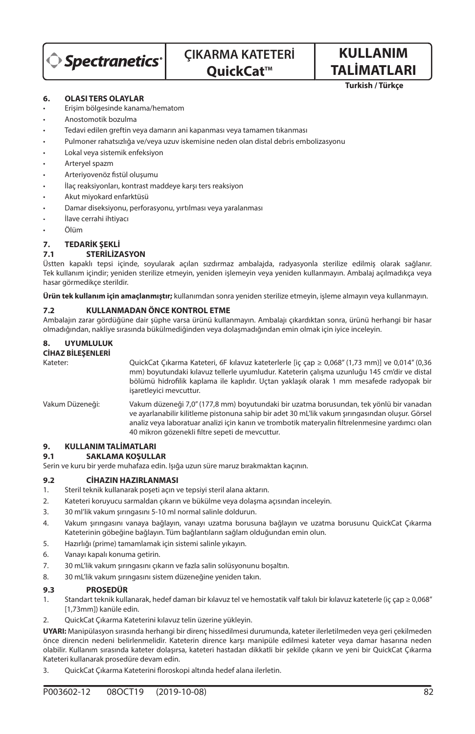## 6. OLASI TERS OLAYLAR

- Erişim bölgesinde kanama/hematom
- Anostomotik bozulma
- Tedavi edilen greftin veya damarın ani kapanması veya tamamen tıkanması
- Pulmoner rahatsızlığa ve/veya uzuv iskemisine neden olan distal debris embolizasyonu
- Lokal veya sistemik enfeksiyon
- Arteryel spazm
- Arteriyovenöz fistül oluşumu
- İlaç reaksiyonları, kontrast maddeye karşı ters reaksiyon
- Akut miyokard enfarktüsü
- Damar diseksiyonu, perforasyonu, yırtılması veya yaralanması
- İlave cerrahi ihtiyacı
- Ölüm

## 7. TEDARİK ŞEKLİ

### 7.1 STERİLİZASYON

Üstten kapaklı tepsi içinde, soyularak açılan sızdırmaz ambalajda, radyasyonla sterilize edilmiş olarak sağlanır. Tek kullanım içindir; yeniden sterilize etmeyin, yeniden işlemeyin veya yeniden kullanmayın. Ambalaj açılmadıkça veya hasar görmedikçe sterildir.

**Ürün tek kullanım için amaçlanmıştır;** kullanımdan sonra yeniden sterilize etmeyin, işleme almayın veya kullanmayın.

### 7.2 KULLANMADAN ÖNCE KONTROL ETME

Ambalajın zarar gördüğüne dair şüphe varsa ürünü kullanmayın. Ambalajı çıkardıktan sonra, ürünü herhangi bir hasar olmadığından, nakliye sırasında bükülmediğinden veya dolaşmadığından emin olmak için iyice inceleyin.

## 8. UYUMLULUK

**CİHAZ BİLEŞENLERİ**

| | |
|---|---|
| Kateter: | QuickCat Çıkarma Kateteri, 6F kılavuz kateterlerle [iç çap ≥ 0,068" (1,73 mm)] ve 0,014" (0,36 mm) boyutundaki kılavuz tellerle uyumludur. Kateterin çalışma uzunluğu 145 cm'dir ve distal bölümü hidrofilik kaplama ile kaplıdır. Uçtan yaklaşık olarak 1 mm mesafede radyopak bir işaretleyici mevcuttur. |
| Vakum Düzeneği: | Vakum düzeneği 7,0" (177,8 mm) boyutundaki bir uzatma borusundan, tek yönlü bir vanadan ve ayarlanabilir kilitleme pistonuna sahip bir adet 30 mL'lik vakum şırıngasından oluşur. Görsel analiz veya laboratuar analizi için kanın ve trombotik materyalin filtrelenmesine yardımcı olan 40 mikron gözenekli filtre sepeti de mevcuttur. |

## 9. KULLANIM TALİMATLARI

### 9.1 SAKLAMA KOŞULLAR

Serin ve kuru bir yerde muhafaza edin. Işığa uzun süre maruz bırakmaktan kaçının.

### 9.2 CİHAZIN HAZIRLANMASI

1. Steril teknik kullanarak poşeti açın ve tepsiyi steril alana aktarın.
2. Kateteri koruyucu sarmaldan çıkarın ve bükülme veya dolaşma açısından inceleyin.
3. 30 ml'lik vakum şırıngasını 5-10 ml normal salinle doldurun.
4. Vakum şırıngasını vanaya bağlayın, vanayı uzatma borusuna bağlayın ve uzatma borusunu QuickCat Çıkarma Kateterinin göbeğine bağlayın. Tüm bağlantıların sağlam olduğundan emin olun.
5. Hazırlığı (prime) tamamlamak için sistemi salinle yıkayın.
6. Vanayı kapalı konuma getirin.
7. 30 mL'lik vakum şırıngasını çıkarın ve fazla salin solüsyonunu boşaltın.
8. 30 mL'lik vakum şırıngasını sistem düzeneğine yeniden takın.

### 9.3 PROSEDÜR

1. Standart teknik kullanarak, hedef damarı bir kılavuz tel ve hemostatik valf takılı bir kılavuz kateterle (iç çap ≥ 0,068" [1,73mm]) kanüle edin.
2. QuickCat Çıkarma Kateterini kılavuz telin üzerine yükleyin.

**UYARI:** Manipülasyon sırasında herhangi bir direnç hissedilmesi durumunda, kateter ilerletilmeden veya geri çekilmeden önce direncin nedeni belirlenmelidir. Kateterin dirence karşı manipüle edilmesi kateter veya damar hasarına neden olabilir. Kullanım sırasında kateter dolaşırsa, kateteri hastadan dikkatli bir şekilde çıkarın ve yeni bir QuickCat Çıkarma Kateteri kullanarak prosedüre devam edin.

3. QuickCat Çıkarma Kateterini floroskopi altında hedef alana ilerletin.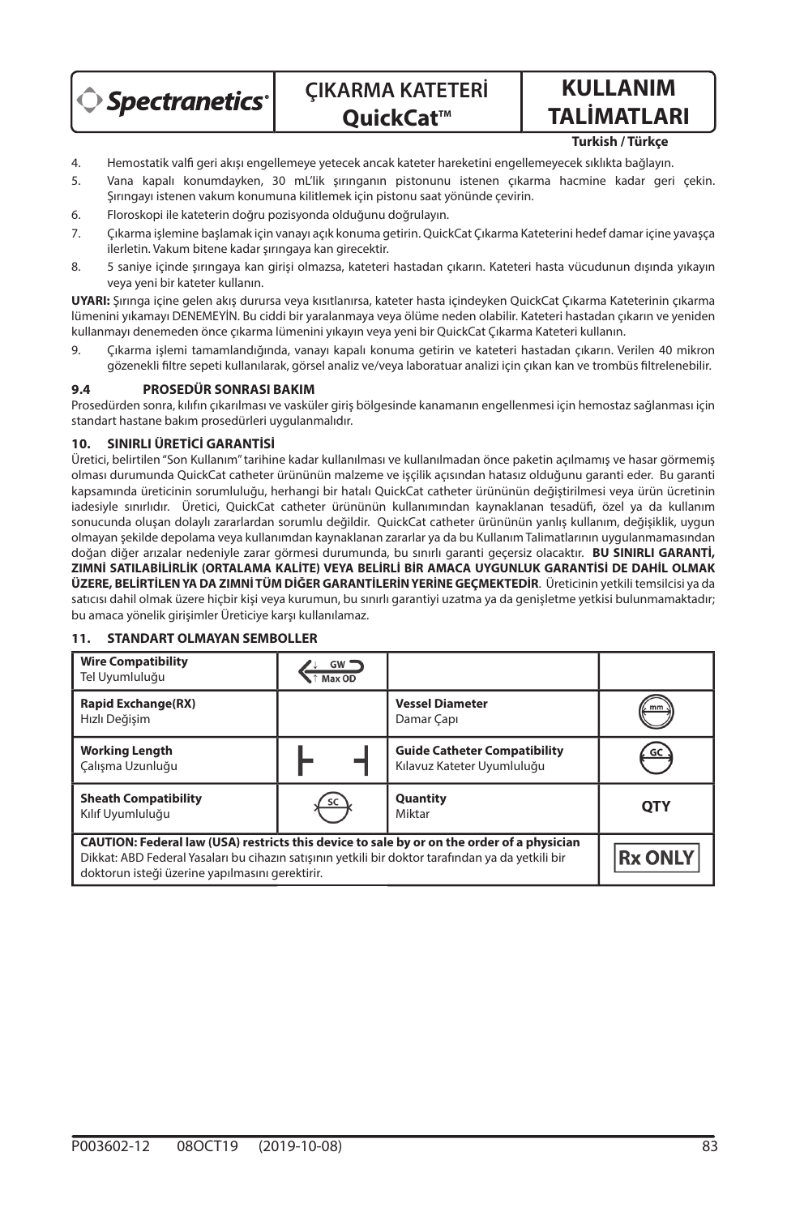4. Hemostatik valfi geri akışı engellemeye yetecek ancak kateter hareketini engellemeyecek sıklıkta bağlayın.
5. Vana kapalı konumdayken, 30 mL'lik şırınganın pistonunu istenen çıkarma hacmine kadar geri çekin. Şırıngayı istenen vakum konumuna kilitlemek için pistonu saat yönünde çevirin.
6. Floroskopi ile kateterin doğru pozisyonda olduğunu doğrulayın.
7. Çıkarma işlemine başlamak için vanayı açık konuma getirin. QuickCat Çıkarma Kateterini hedef damar içine yavaşça ilerletin. Vakum bitene kadar şırıngaya kan girecektir.
8. 5 saniye içinde şırıngaya kan girişi olmazsa, kateteri hastadan çıkarın. Kateteri hasta vücudunun dışında yıkayın veya yeni bir kateter kullanın.

**UYARI:** Şırınga içine gelen akış durursa veya kısıtlanırsa, kateter hasta içindeyken QuickCat Çıkarma Kateterinin çıkarma lümenini yıkamayı DENEMEYİN. Bu ciddi bir yaralanmaya veya ölüme neden olabilir. Kateteri hastadan çıkarın ve yeniden kullanmayı denemeden önce çıkarma lümenini yıkayın veya yeni bir QuickCat Çıkarma Kateteri kullanın.

9. Çıkarma işlemi tamamlandığında, vanayı kapalı konuma getirin ve kateteri hastadan çıkarın. Verilen 40 mikron gözenekli filtre sepeti kullanılarak, görsel analiz ve/veya laboratuar analizi için çıkan kan ve trombüs filtrelenebilir.

### 9.4 PROSEDÜR SONRASI BAKIM

Prosedürden sonra, kılıfın çıkarılması ve vasküler giriş bölgesinde kanamanın engellenmesi için hemostaz sağlanması için standart hastane bakım prosedürleri uygulanmalıdır.

## 10. SINIRLI ÜRETİCİ GARANTİSİ

Üretici, belirtilen "Son Kullanım" tarihine kadar kullanılması ve kullanılmadan önce paketin açılmamış ve hasar görmemiş olması durumunda QuickCat catheter ürününün malzeme ve işçilik açısından hatasız olduğunu garanti eder. Bu garanti kapsamında üreticinin sorumluluğu, herhangi bir hatalı QuickCat catheter ürününün değiştirilmesi veya ürün ücretinin iadesiyle sınırlıdır. Üretici, QuickCat catheter ürününün kullanımından kaynaklanan tesadüfi, özel ya da kullanım sonucunda oluşan dolaylı zararlardan sorumlu değildir. QuickCat catheter ürününün yanlış kullanım, değişiklik, uygun olmayan şekilde depolama veya kullanımdan kaynaklanan zararlar ya da bu Kullanım Talimatlarının uygulanmamasından doğan diğer arızalar nedeniyle zarar görmesi durumunda, bu sınırlı garanti geçersiz olacaktır. **BU SINIRLI GARANTİ, ZIMNİ SATILABİLİRLİK (ORTALAMA KALİTE) VEYA BELİRLİ BİR AMACA UYGUNLUK GARANTİSİ DE DAHİL OLMAK ÜZERE, BELİRTİLEN YA DA ZIMNİ TÜM DİĞER GARANTİLERİN YERİNE GEÇMEKTEDİR**. Üreticinin yetkili temsilcisi ya da satıcısı dahil olmak üzere hiçbir kişi veya kurumun, bu sınırlı garantiyi uzatma ya da genişletme yetkisi bulunmamaktadır; bu amaca yönelik girişimler Üreticiye karşı kullanılamaz.

## 11. STANDART OLMAYAN SEMBOLLER

| Symbol | | Symbol | |
|---|---|---|---|
| **Wire Compatibility**<br>Tel Uyumluluğu | GW ↓ ↑ Max OD | | |
| **Rapid Exchange(RX)**<br>Hızlı Değişim | | **Vessel Diameter**<br>Damar Çapı | mm |
| **Working Length**<br>Çalışma Uzunluğu | ⊢ ⊣ | **Guide Catheter Compatibility**<br>Kılavuz Kateter Uyumluluğu | GC |
| **Sheath Compatibility**<br>Kılıf Uyumluluğu | SC | **Quantity**<br>Miktar | QTY |
| **CAUTION: Federal law (USA) restricts this device to sale by or on the order of a physician**<br>Dikkat: ABD Federal Yasaları bu cihazın satışının yetkili bir doktor tarafından ya da yetkili bir doktorun isteği üzerine yapılmasını gerektirir. | | | Rx ONLY |

P003602-12 08OCT19 (2019-10-08)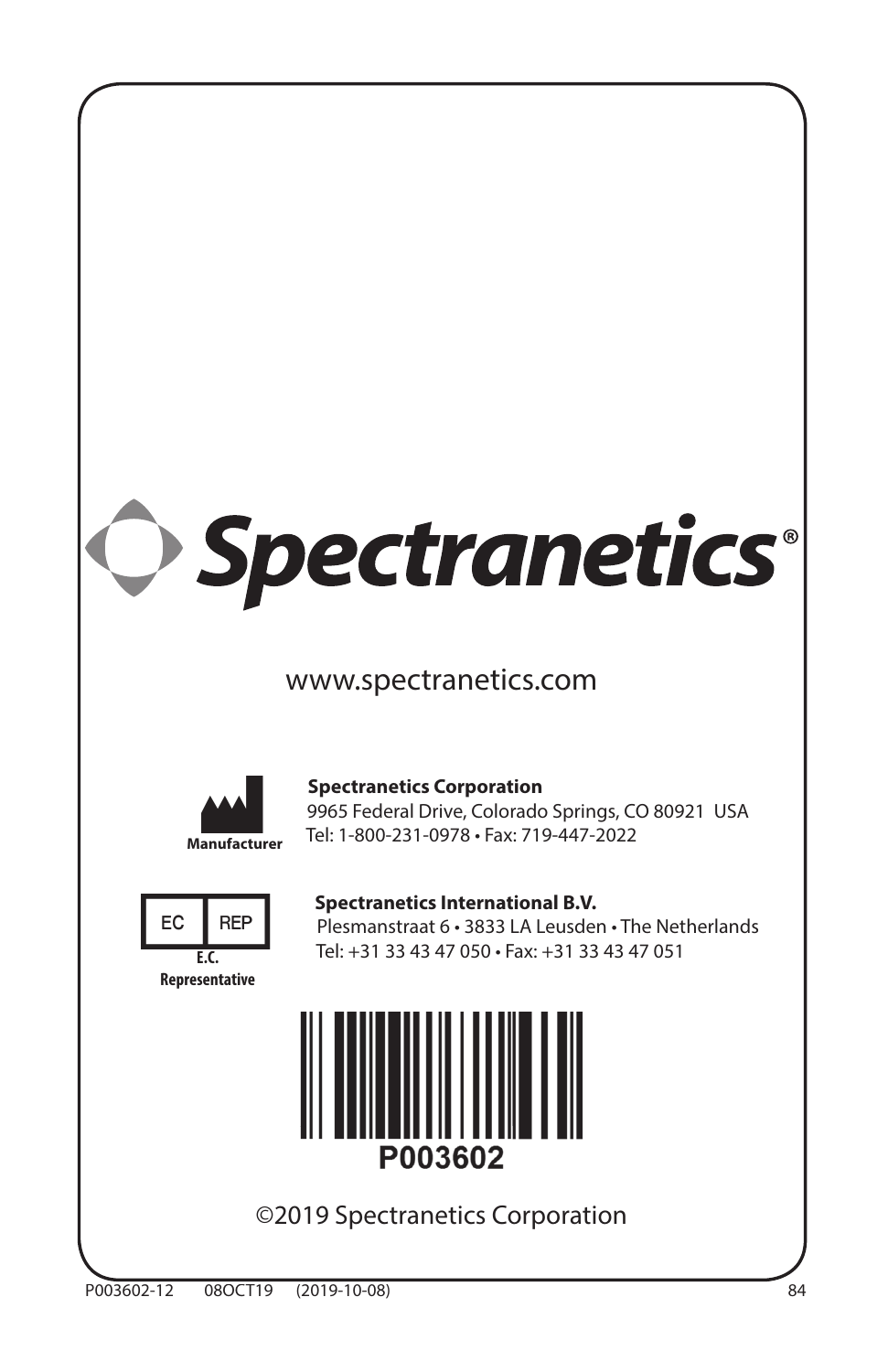Spectranetics®

www.spectranetics.com

Manufacturer

**Spectranetics Corporation**
9965 Federal Drive, Colorado Springs, CO 80921 USA
Tel: 1-800-231-0978 • Fax: 719-447-2022

EC REP
E.C. Representative

**Spectranetics International B.V.**
Plesmanstraat 6 • 3833 LA Leusden • The Netherlands
Tel: +31 33 43 47 050 • Fax: +31 33 43 47 051

P003602

©2019 Spectranetics Corporation

P003602-12 08OCT19 (2019-10-08)